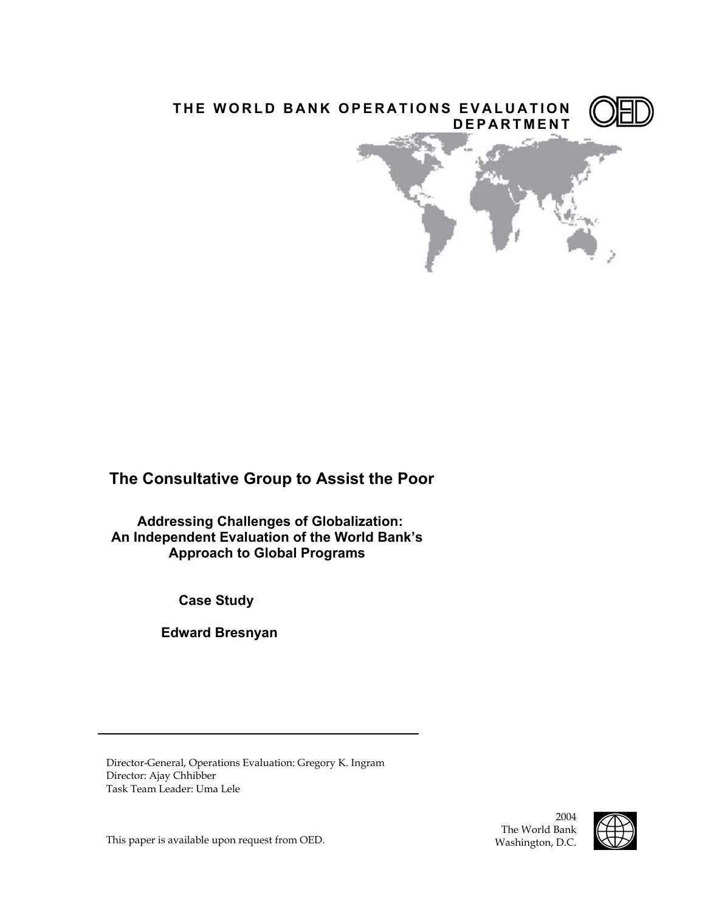THE WORLD BANK OPERATIONS EVALUATION DEPARTMENT

# The Consultative Group to Assist the Poor

## Addressing Challenges of Globalization: An Independent Evaluation of the World Bank's Approach to Global Programs

**Case Study**

**Edward Bresnyan**

---

Director-General, Operations Evaluation: Gregory K. Ingram
Director: Ajay Chhibber
Task Team Leader: Uma Lele

This paper is available upon request from OED.

2004
The World Bank
Washington, D.C.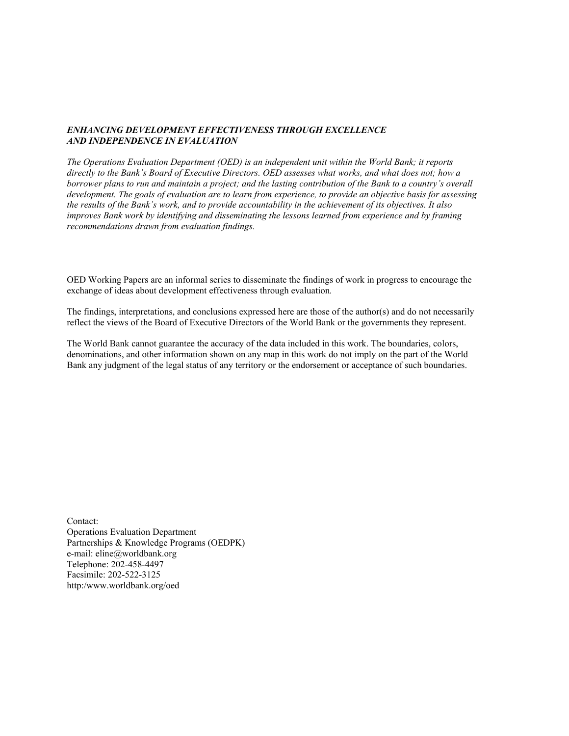***ENHANCING DEVELOPMENT EFFECTIVENESS THROUGH EXCELLENCE AND INDEPENDENCE IN EVALUATION***

*The Operations Evaluation Department (OED) is an independent unit within the World Bank; it reports directly to the Bank's Board of Executive Directors. OED assesses what works, and what does not; how a borrower plans to run and maintain a project; and the lasting contribution of the Bank to a country's overall development. The goals of evaluation are to learn from experience, to provide an objective basis for assessing the results of the Bank's work, and to provide accountability in the achievement of its objectives. It also improves Bank work by identifying and disseminating the lessons learned from experience and by framing recommendations drawn from evaluation findings.*

OED Working Papers are an informal series to disseminate the findings of work in progress to encourage the exchange of ideas about development effectiveness through evaluation.

The findings, interpretations, and conclusions expressed here are those of the author(s) and do not necessarily reflect the views of the Board of Executive Directors of the World Bank or the governments they represent.

The World Bank cannot guarantee the accuracy of the data included in this work. The boundaries, colors, denominations, and other information shown on any map in this work do not imply on the part of the World Bank any judgment of the legal status of any territory or the endorsement or acceptance of such boundaries.

Contact:
Operations Evaluation Department
Partnerships & Knowledge Programs (OEDPK)
e-mail: eline@worldbank.org
Telephone: 202-458-4497
Facsimile: 202-522-3125
http:/www.worldbank.org/oed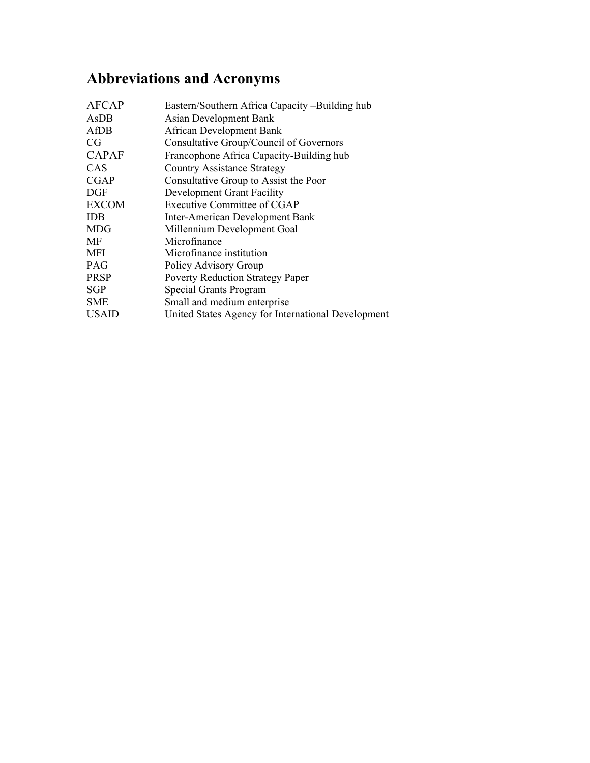## Abbreviations and Acronyms

| | |
|---|---|
| AFCAP | Eastern/Southern Africa Capacity –Building hub |
| AsDB | Asian Development Bank |
| AfDB | African Development Bank |
| CG | Consultative Group/Council of Governors |
| CAPAF | Francophone Africa Capacity-Building hub |
| CAS | Country Assistance Strategy |
| CGAP | Consultative Group to Assist the Poor |
| DGF | Development Grant Facility |
| EXCOM | Executive Committee of CGAP |
| IDB | Inter-American Development Bank |
| MDG | Millennium Development Goal |
| MF | Microfinance |
| MFI | Microfinance institution |
| PAG | Policy Advisory Group |
| PRSP | Poverty Reduction Strategy Paper |
| SGP | Special Grants Program |
| SME | Small and medium enterprise |
| USAID | United States Agency for International Development |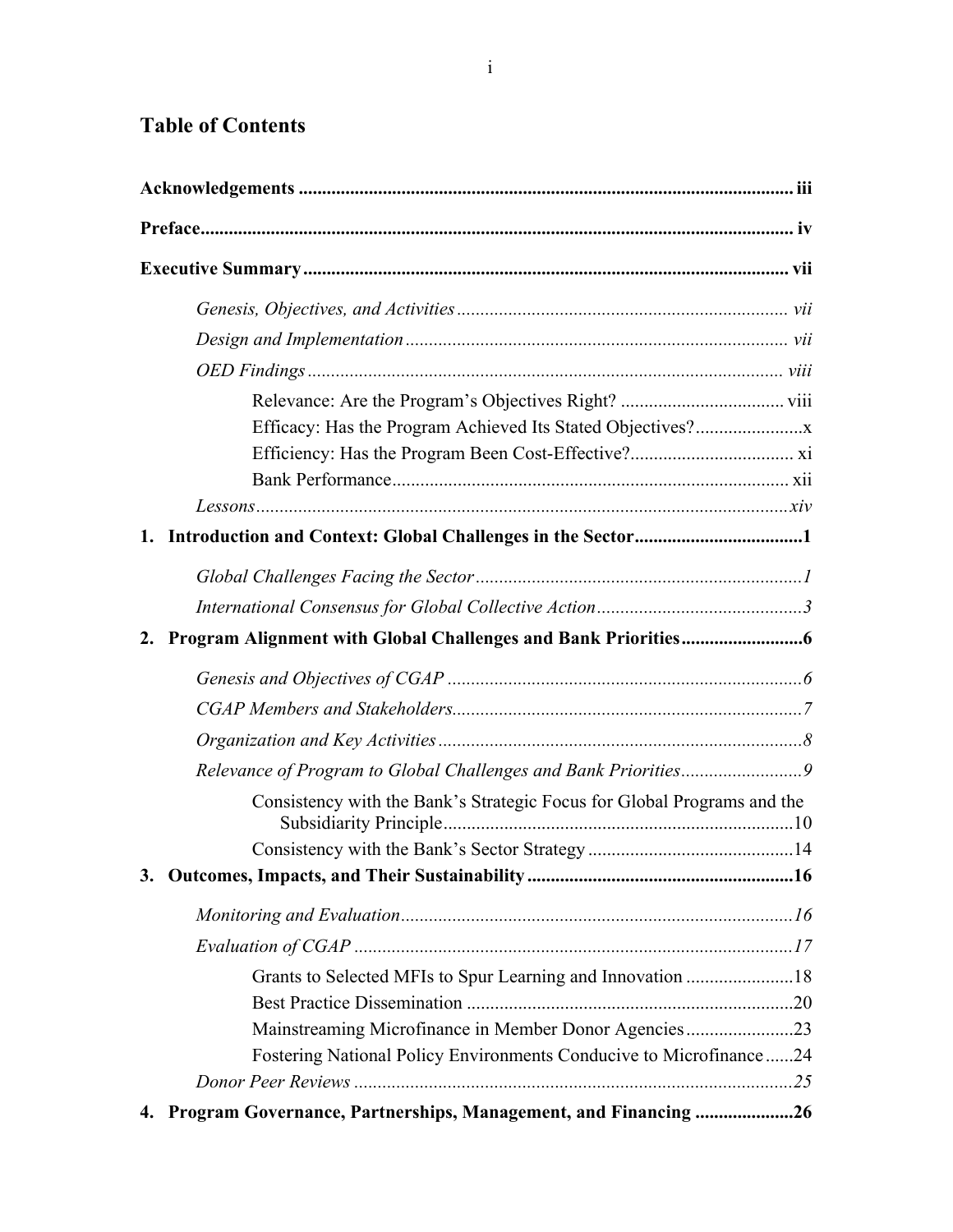## Table of Contents

**Acknowledgements** ... iii

**Preface** ... iv

**Executive Summary** ... vii

- *Genesis, Objectives, and Activities* ... vii
- *Design and Implementation* ... vii
- *OED Findings* ... viii
  - Relevance: Are the Program's Objectives Right? ... viii
  - Efficacy: Has the Program Achieved Its Stated Objectives? ... x
  - Efficiency: Has the Program Been Cost-Effective? ... xi
  - Bank Performance ... xii
- *Lessons* ... xiv

**1. Introduction and Context: Global Challenges in the Sector** ... 1

- *Global Challenges Facing the Sector* ... 1
- *International Consensus for Global Collective Action* ... 3

**2. Program Alignment with Global Challenges and Bank Priorities** ... 6

- *Genesis and Objectives of CGAP* ... 6
- *CGAP Members and Stakeholders* ... 7
- *Organization and Key Activities* ... 8
- *Relevance of Program to Global Challenges and Bank Priorities* ... 9
  - Consistency with the Bank's Strategic Focus for Global Programs and the Subsidiarity Principle ... 10
  - Consistency with the Bank's Sector Strategy ... 14

**3. Outcomes, Impacts, and Their Sustainability** ... 16

- *Monitoring and Evaluation* ... 16
- *Evaluation of CGAP* ... 17
  - Grants to Selected MFIs to Spur Learning and Innovation ... 18
  - Best Practice Dissemination ... 20
  - Mainstreaming Microfinance in Member Donor Agencies ... 23
  - Fostering National Policy Environments Conducive to Microfinance ... 24
- *Donor Peer Reviews* ... 25

**4. Program Governance, Partnerships, Management, and Financing** ... 26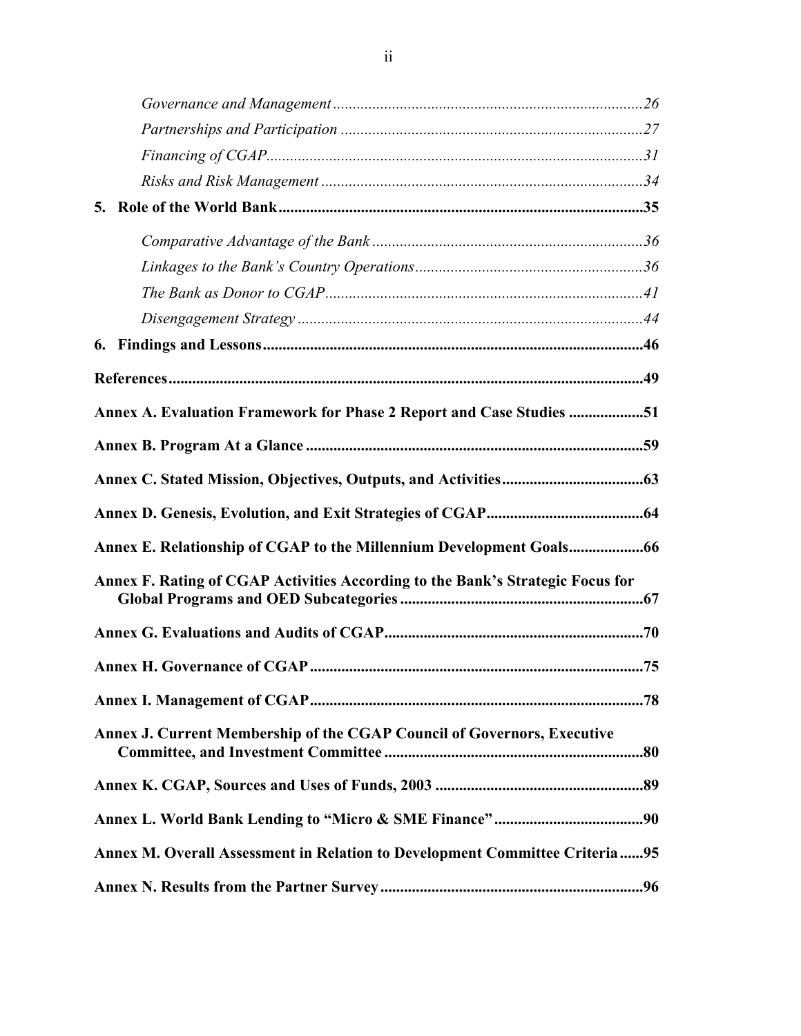*Governance and Management* ........ 26
*Partnerships and Participation* ........ 27
*Financing of CGAP* ........ 31
*Risks and Risk Management* ........ 34

**5. Role of the World Bank** ........ **35**

*Comparative Advantage of the Bank* ........ 36
*Linkages to the Bank's Country Operations* ........ 36
*The Bank as Donor to CGAP* ........ 41
*Disengagement Strategy* ........ 44

**6. Findings and Lessons** ........ **46**

**References** ........ **49**

**Annex A. Evaluation Framework for Phase 2 Report and Case Studies** ........ **51**

**Annex B. Program At a Glance** ........ **59**

**Annex C. Stated Mission, Objectives, Outputs, and Activities** ........ **63**

**Annex D. Genesis, Evolution, and Exit Strategies of CGAP** ........ **64**

**Annex E. Relationship of CGAP to the Millennium Development Goals** ........ **66**

**Annex F. Rating of CGAP Activities According to the Bank's Strategic Focus for Global Programs and OED Subcategories** ........ **67**

**Annex G. Evaluations and Audits of CGAP** ........ **70**

**Annex H. Governance of CGAP** ........ **75**

**Annex I. Management of CGAP** ........ **78**

**Annex J. Current Membership of the CGAP Council of Governors, Executive Committee, and Investment Committee** ........ **80**

**Annex K. CGAP, Sources and Uses of Funds, 2003** ........ **89**

**Annex L. World Bank Lending to "Micro & SME Finance"** ........ **90**

**Annex M. Overall Assessment in Relation to Development Committee Criteria** ........ **95**

**Annex N. Results from the Partner Survey** ........ **96**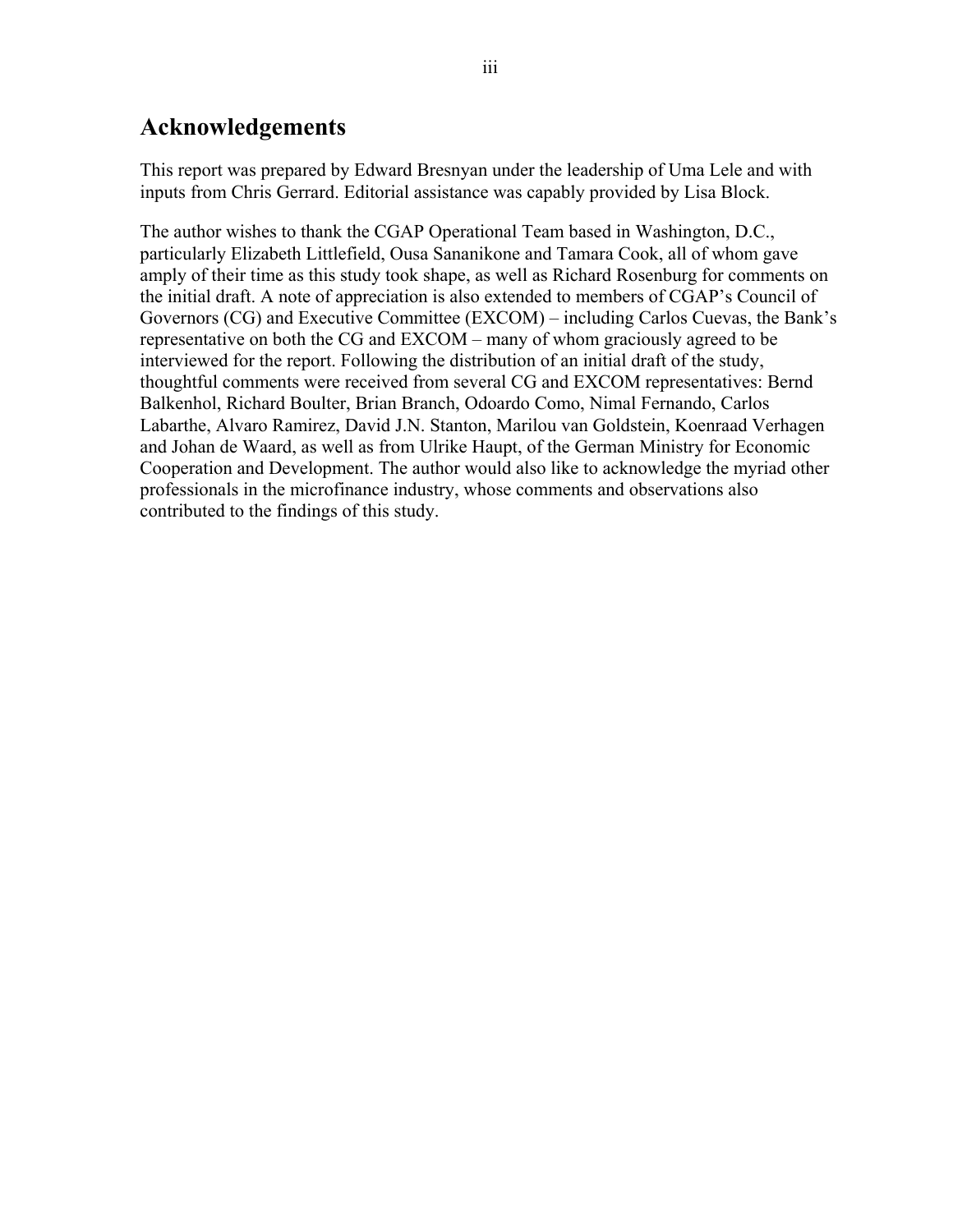## Acknowledgements

This report was prepared by Edward Bresnyan under the leadership of Uma Lele and with inputs from Chris Gerrard. Editorial assistance was capably provided by Lisa Block.

The author wishes to thank the CGAP Operational Team based in Washington, D.C., particularly Elizabeth Littlefield, Ousa Sananikone and Tamara Cook, all of whom gave amply of their time as this study took shape, as well as Richard Rosenburg for comments on the initial draft. A note of appreciation is also extended to members of CGAP's Council of Governors (CG) and Executive Committee (EXCOM) – including Carlos Cuevas, the Bank's representative on both the CG and EXCOM – many of whom graciously agreed to be interviewed for the report. Following the distribution of an initial draft of the study, thoughtful comments were received from several CG and EXCOM representatives: Bernd Balkenhol, Richard Boulter, Brian Branch, Odoardo Como, Nimal Fernando, Carlos Labarthe, Alvaro Ramirez, David J.N. Stanton, Marilou van Goldstein, Koenraad Verhagen and Johan de Waard, as well as from Ulrike Haupt, of the German Ministry for Economic Cooperation and Development. The author would also like to acknowledge the myriad other professionals in the microfinance industry, whose comments and observations also contributed to the findings of this study.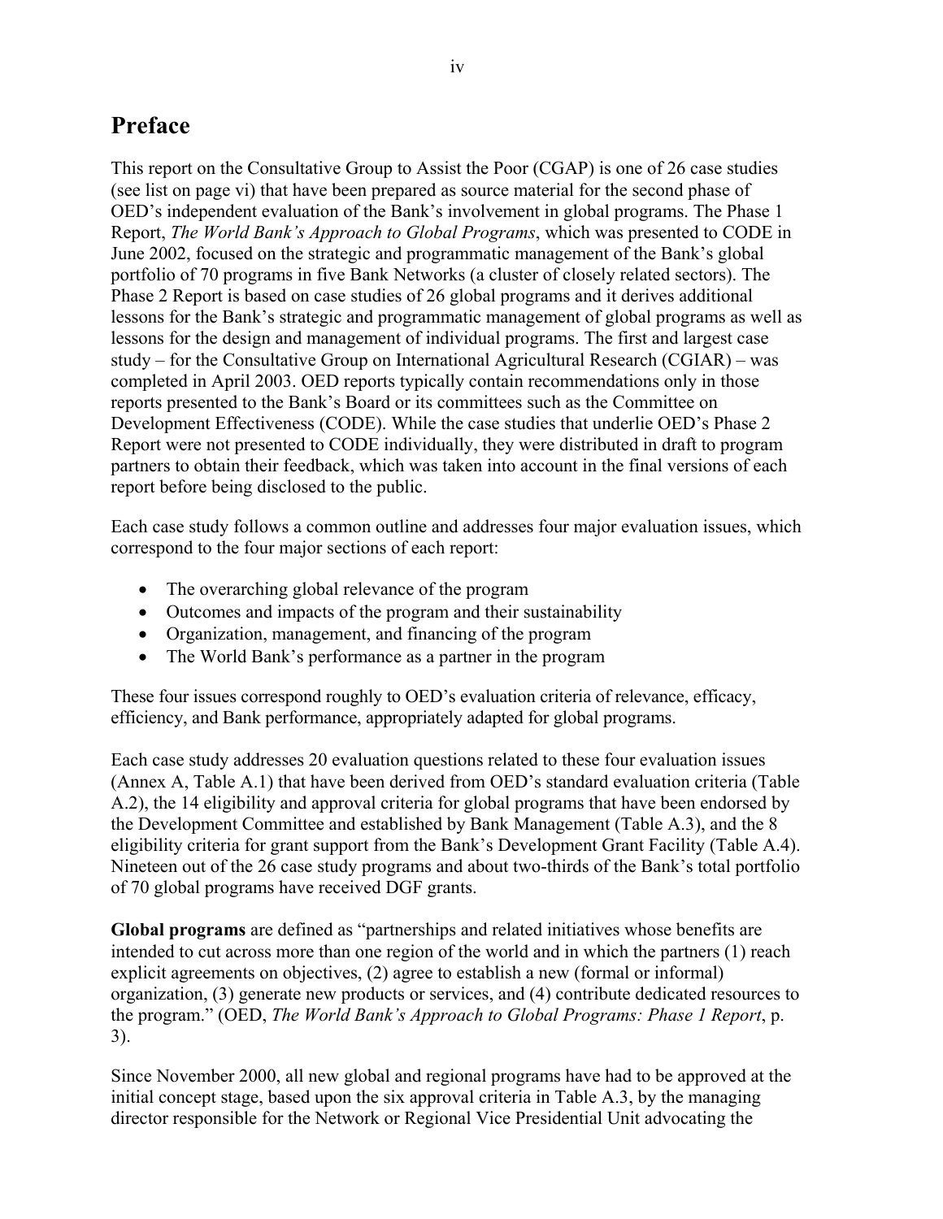# Preface

This report on the Consultative Group to Assist the Poor (CGAP) is one of 26 case studies (see list on page vi) that have been prepared as source material for the second phase of OED's independent evaluation of the Bank's involvement in global programs. The Phase 1 Report, *The World Bank's Approach to Global Programs*, which was presented to CODE in June 2002, focused on the strategic and programmatic management of the Bank's global portfolio of 70 programs in five Bank Networks (a cluster of closely related sectors). The Phase 2 Report is based on case studies of 26 global programs and it derives additional lessons for the Bank's strategic and programmatic management of global programs as well as lessons for the design and management of individual programs. The first and largest case study – for the Consultative Group on International Agricultural Research (CGIAR) – was completed in April 2003. OED reports typically contain recommendations only in those reports presented to the Bank's Board or its committees such as the Committee on Development Effectiveness (CODE). While the case studies that underlie OED's Phase 2 Report were not presented to CODE individually, they were distributed in draft to program partners to obtain their feedback, which was taken into account in the final versions of each report before being disclosed to the public.

Each case study follows a common outline and addresses four major evaluation issues, which correspond to the four major sections of each report:

- The overarching global relevance of the program
- Outcomes and impacts of the program and their sustainability
- Organization, management, and financing of the program
- The World Bank's performance as a partner in the program

These four issues correspond roughly to OED's evaluation criteria of relevance, efficacy, efficiency, and Bank performance, appropriately adapted for global programs.

Each case study addresses 20 evaluation questions related to these four evaluation issues (Annex A, Table A.1) that have been derived from OED's standard evaluation criteria (Table A.2), the 14 eligibility and approval criteria for global programs that have been endorsed by the Development Committee and established by Bank Management (Table A.3), and the 8 eligibility criteria for grant support from the Bank's Development Grant Facility (Table A.4). Nineteen out of the 26 case study programs and about two-thirds of the Bank's total portfolio of 70 global programs have received DGF grants.

**Global programs** are defined as "partnerships and related initiatives whose benefits are intended to cut across more than one region of the world and in which the partners (1) reach explicit agreements on objectives, (2) agree to establish a new (formal or informal) organization, (3) generate new products or services, and (4) contribute dedicated resources to the program." (OED, *The World Bank's Approach to Global Programs: Phase 1 Report*, p. 3).

Since November 2000, all new global and regional programs have had to be approved at the initial concept stage, based upon the six approval criteria in Table A.3, by the managing director responsible for the Network or Regional Vice Presidential Unit advocating the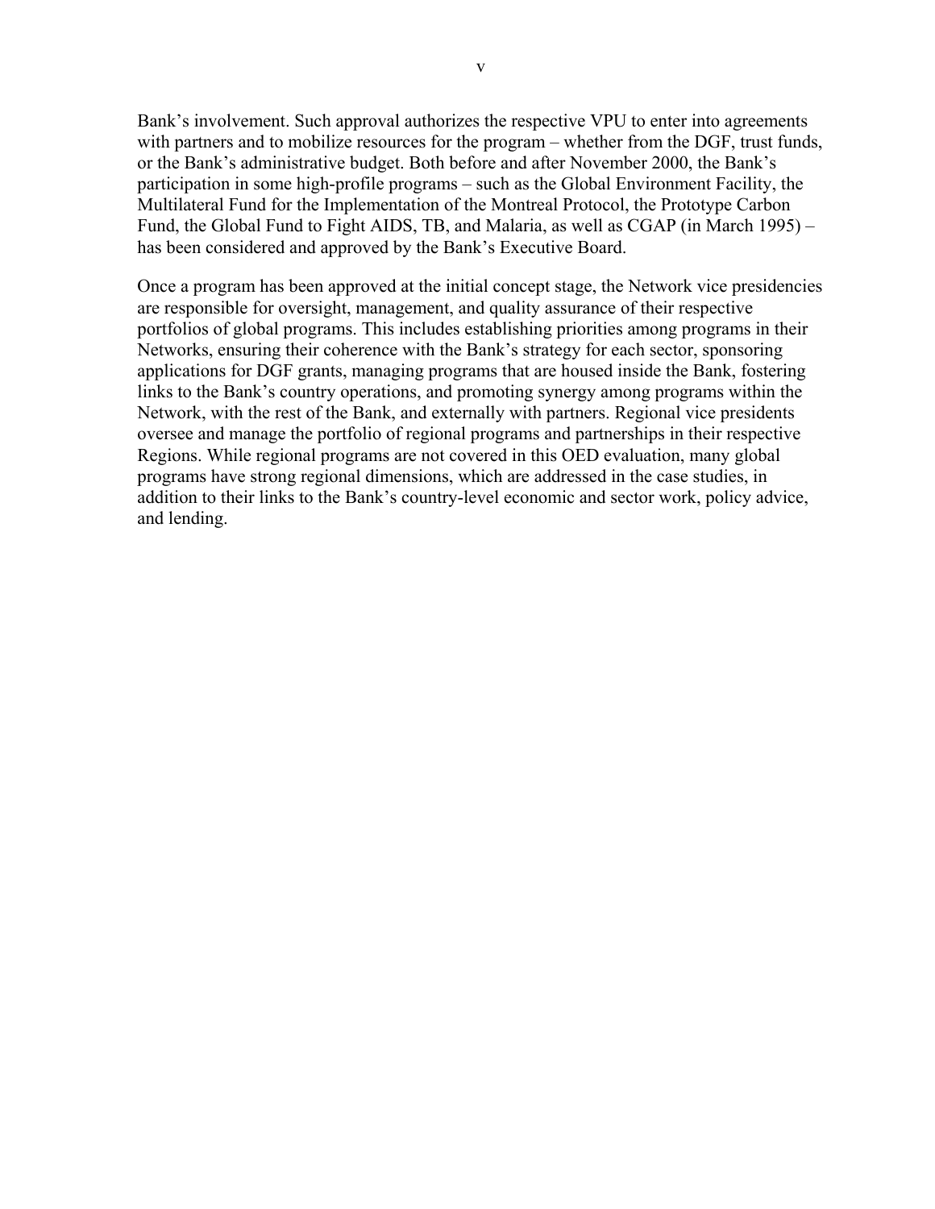Bank's involvement. Such approval authorizes the respective VPU to enter into agreements with partners and to mobilize resources for the program – whether from the DGF, trust funds, or the Bank's administrative budget. Both before and after November 2000, the Bank's participation in some high-profile programs – such as the Global Environment Facility, the Multilateral Fund for the Implementation of the Montreal Protocol, the Prototype Carbon Fund, the Global Fund to Fight AIDS, TB, and Malaria, as well as CGAP (in March 1995) – has been considered and approved by the Bank's Executive Board.

Once a program has been approved at the initial concept stage, the Network vice presidencies are responsible for oversight, management, and quality assurance of their respective portfolios of global programs. This includes establishing priorities among programs in their Networks, ensuring their coherence with the Bank's strategy for each sector, sponsoring applications for DGF grants, managing programs that are housed inside the Bank, fostering links to the Bank's country operations, and promoting synergy among programs within the Network, with the rest of the Bank, and externally with partners. Regional vice presidents oversee and manage the portfolio of regional programs and partnerships in their respective Regions. While regional programs are not covered in this OED evaluation, many global programs have strong regional dimensions, which are addressed in the case studies, in addition to their links to the Bank's country-level economic and sector work, policy advice, and lending.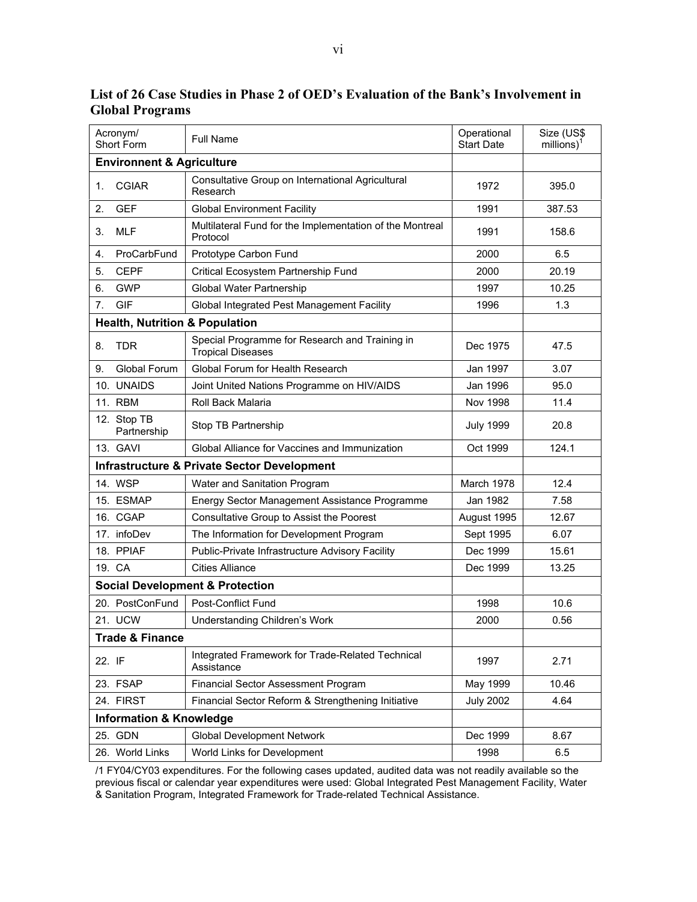## List of 26 Case Studies in Phase 2 of OED's Evaluation of the Bank's Involvement in Global Programs

| Acronym/ Short Form | Full Name | Operational Start Date | Size (US$ millions)[1] |
|---|---|---|---|
| **Environnent & Agriculture** | | | |
| 1. CGIAR | Consultative Group on International Agricultural Research | 1972 | 395.0 |
| 2. GEF | Global Environment Facility | 1991 | 387.53 |
| 3. MLF | Multilateral Fund for the Implementation of the Montreal Protocol | 1991 | 158.6 |
| 4. ProCarbFund | Prototype Carbon Fund | 2000 | 6.5 |
| 5. CEPF | Critical Ecosystem Partnership Fund | 2000 | 20.19 |
| 6. GWP | Global Water Partnership | 1997 | 10.25 |
| 7. GIF | Global Integrated Pest Management Facility | 1996 | 1.3 |
| **Health, Nutrition & Population** | | | |
| 8. TDR | Special Programme for Research and Training in Tropical Diseases | Dec 1975 | 47.5 |
| 9. Global Forum | Global Forum for Health Research | Jan 1997 | 3.07 |
| 10. UNAIDS | Joint United Nations Programme on HIV/AIDS | Jan 1996 | 95.0 |
| 11. RBM | Roll Back Malaria | Nov 1998 | 11.4 |
| 12. Stop TB Partnership | Stop TB Partnership | July 1999 | 20.8 |
| 13. GAVI | Global Alliance for Vaccines and Immunization | Oct 1999 | 124.1 |
| **Infrastructure & Private Sector Development** | | | |
| 14. WSP | Water and Sanitation Program | March 1978 | 12.4 |
| 15. ESMAP | Energy Sector Management Assistance Programme | Jan 1982 | 7.58 |
| 16. CGAP | Consultative Group to Assist the Poorest | August 1995 | 12.67 |
| 17. infoDev | The Information for Development Program | Sept 1995 | 6.07 |
| 18. PPIAF | Public-Private Infrastructure Advisory Facility | Dec 1999 | 15.61 |
| 19. CA | Cities Alliance | Dec 1999 | 13.25 |
| **Social Development & Protection** | | | |
| 20. PostConFund | Post-Conflict Fund | 1998 | 10.6 |
| 21. UCW | Understanding Children's Work | 2000 | 0.56 |
| **Trade & Finance** | | | |
| 22. IF | Integrated Framework for Trade-Related Technical Assistance | 1997 | 2.71 |
| 23. FSAP | Financial Sector Assessment Program | May 1999 | 10.46 |
| 24. FIRST | Financial Sector Reform & Strengthening Initiative | July 2002 | 4.64 |
| **Information & Knowledge** | | | |
| 25. GDN | Global Development Network | Dec 1999 | 8.67 |
| 26. World Links | World Links for Development | 1998 | 6.5 |

/1 FY04/CY03 expenditures. For the following cases updated, audited data was not readily available so the previous fiscal or calendar year expenditures were used: Global Integrated Pest Management Facility, Water & Sanitation Program, Integrated Framework for Trade-related Technical Assistance.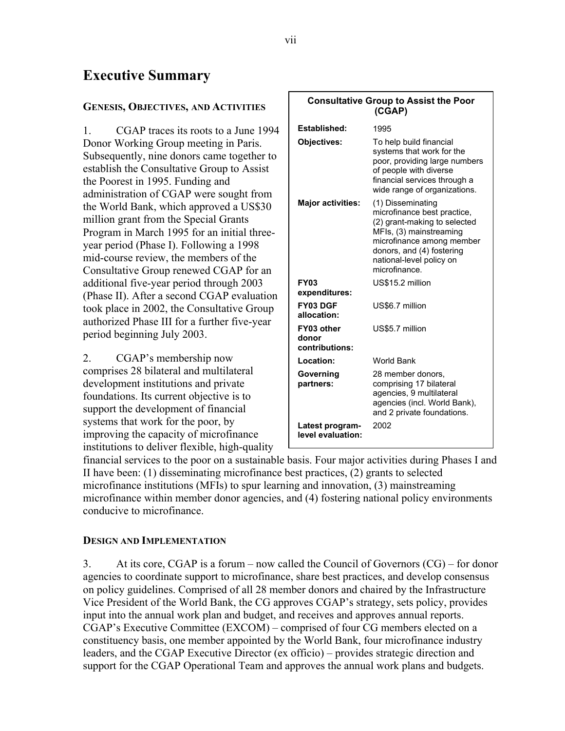# Executive Summary

## Genesis, Objectives, and Activities

1. CGAP traces its roots to a June 1994 Donor Working Group meeting in Paris. Subsequently, nine donors came together to establish the Consultative Group to Assist the Poorest in 1995. Funding and administration of CGAP were sought from the World Bank, which approved a US$30 million grant from the Special Grants Program in March 1995 for an initial three-year period (Phase I). Following a 1998 mid-course review, the members of the Consultative Group renewed CGAP for an additional five-year period through 2003 (Phase II). After a second CGAP evaluation took place in 2002, the Consultative Group authorized Phase III for a further five-year period beginning July 2003.

2. CGAP's membership now comprises 28 bilateral and multilateral development institutions and private foundations. Its current objective is to support the development of financial systems that work for the poor, by improving the capacity of microfinance institutions to deliver flexible, high-quality financial services to the poor on a sustainable basis. Four major activities during Phases I and II have been: (1) disseminating microfinance best practices, (2) grants to selected microfinance institutions (MFIs) to spur learning and innovation, (3) mainstreaming microfinance within member donor agencies, and (4) fostering national policy environments conducive to microfinance.

| Consultative Group to Assist the Poor (CGAP) | |
|---|---|
| **Established:** | 1995 |
| **Objectives:** | To help build financial systems that work for the poor, providing large numbers of people with diverse financial services through a wide range of organizations. |
| **Major activities:** | (1) Disseminating microfinance best practice, (2) grant-making to selected MFIs, (3) mainstreaming microfinance among member donors, and (4) fostering national-level policy on microfinance. |
| **FY03 expenditures:** | US$15.2 million |
| **FY03 DGF allocation:** | US$6.7 million |
| **FY03 other donor contributions:** | US$5.7 million |
| **Location:** | World Bank |
| **Governing partners:** | 28 member donors, comprising 17 bilateral agencies, 9 multilateral agencies (incl. World Bank), and 2 private foundations. |
| **Latest program-level evaluation:** | 2002 |

## Design and Implementation

3. At its core, CGAP is a forum – now called the Council of Governors (CG) – for donor agencies to coordinate support to microfinance, share best practices, and develop consensus on policy guidelines. Comprised of all 28 member donors and chaired by the Infrastructure Vice President of the World Bank, the CG approves CGAP's strategy, sets policy, provides input into the annual work plan and budget, and receives and approves annual reports. CGAP's Executive Committee (EXCOM) – comprised of four CG members elected on a constituency basis, one member appointed by the World Bank, four microfinance industry leaders, and the CGAP Executive Director (ex officio) – provides strategic direction and support for the CGAP Operational Team and approves the annual work plans and budgets.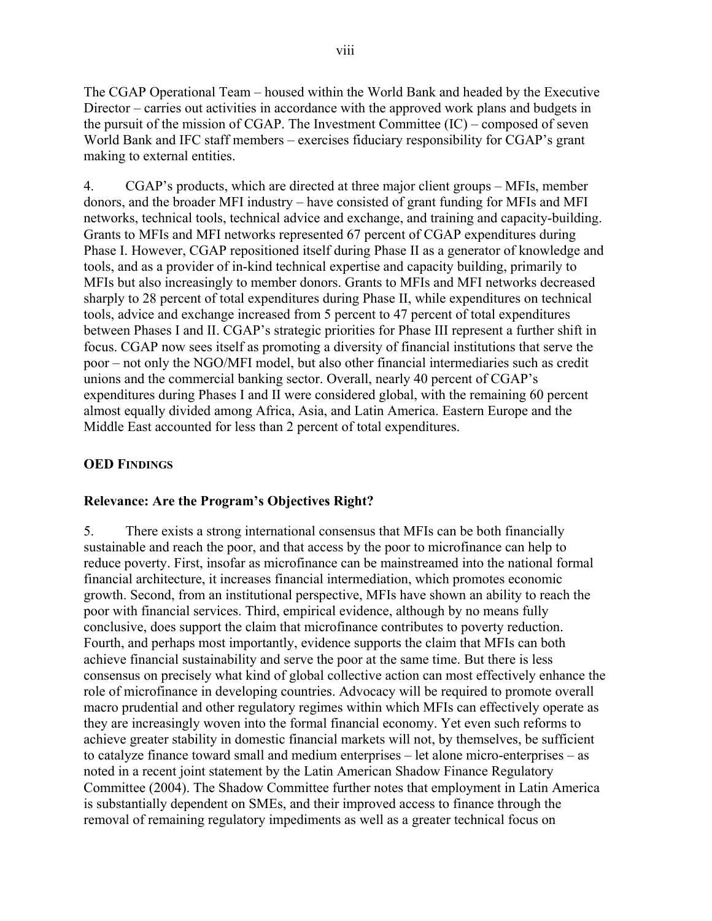The CGAP Operational Team – housed within the World Bank and headed by the Executive Director – carries out activities in accordance with the approved work plans and budgets in the pursuit of the mission of CGAP. The Investment Committee (IC) – composed of seven World Bank and IFC staff members – exercises fiduciary responsibility for CGAP's grant making to external entities.

4. CGAP's products, which are directed at three major client groups – MFIs, member donors, and the broader MFI industry – have consisted of grant funding for MFIs and MFI networks, technical tools, technical advice and exchange, and training and capacity-building. Grants to MFIs and MFI networks represented 67 percent of CGAP expenditures during Phase I. However, CGAP repositioned itself during Phase II as a generator of knowledge and tools, and as a provider of in-kind technical expertise and capacity building, primarily to MFIs but also increasingly to member donors. Grants to MFIs and MFI networks decreased sharply to 28 percent of total expenditures during Phase II, while expenditures on technical tools, advice and exchange increased from 5 percent to 47 percent of total expenditures between Phases I and II. CGAP's strategic priorities for Phase III represent a further shift in focus. CGAP now sees itself as promoting a diversity of financial institutions that serve the poor – not only the NGO/MFI model, but also other financial intermediaries such as credit unions and the commercial banking sector. Overall, nearly 40 percent of CGAP's expenditures during Phases I and II were considered global, with the remaining 60 percent almost equally divided among Africa, Asia, and Latin America. Eastern Europe and the Middle East accounted for less than 2 percent of total expenditures.

## OED FINDINGS

### Relevance: Are the Program's Objectives Right?

5. There exists a strong international consensus that MFIs can be both financially sustainable and reach the poor, and that access by the poor to microfinance can help to reduce poverty. First, insofar as microfinance can be mainstreamed into the national formal financial architecture, it increases financial intermediation, which promotes economic growth. Second, from an institutional perspective, MFIs have shown an ability to reach the poor with financial services. Third, empirical evidence, although by no means fully conclusive, does support the claim that microfinance contributes to poverty reduction. Fourth, and perhaps most importantly, evidence supports the claim that MFIs can both achieve financial sustainability and serve the poor at the same time. But there is less consensus on precisely what kind of global collective action can most effectively enhance the role of microfinance in developing countries. Advocacy will be required to promote overall macro prudential and other regulatory regimes within which MFIs can effectively operate as they are increasingly woven into the formal financial economy. Yet even such reforms to achieve greater stability in domestic financial markets will not, by themselves, be sufficient to catalyze finance toward small and medium enterprises – let alone micro-enterprises – as noted in a recent joint statement by the Latin American Shadow Finance Regulatory Committee (2004). The Shadow Committee further notes that employment in Latin America is substantially dependent on SMEs, and their improved access to finance through the removal of remaining regulatory impediments as well as a greater technical focus on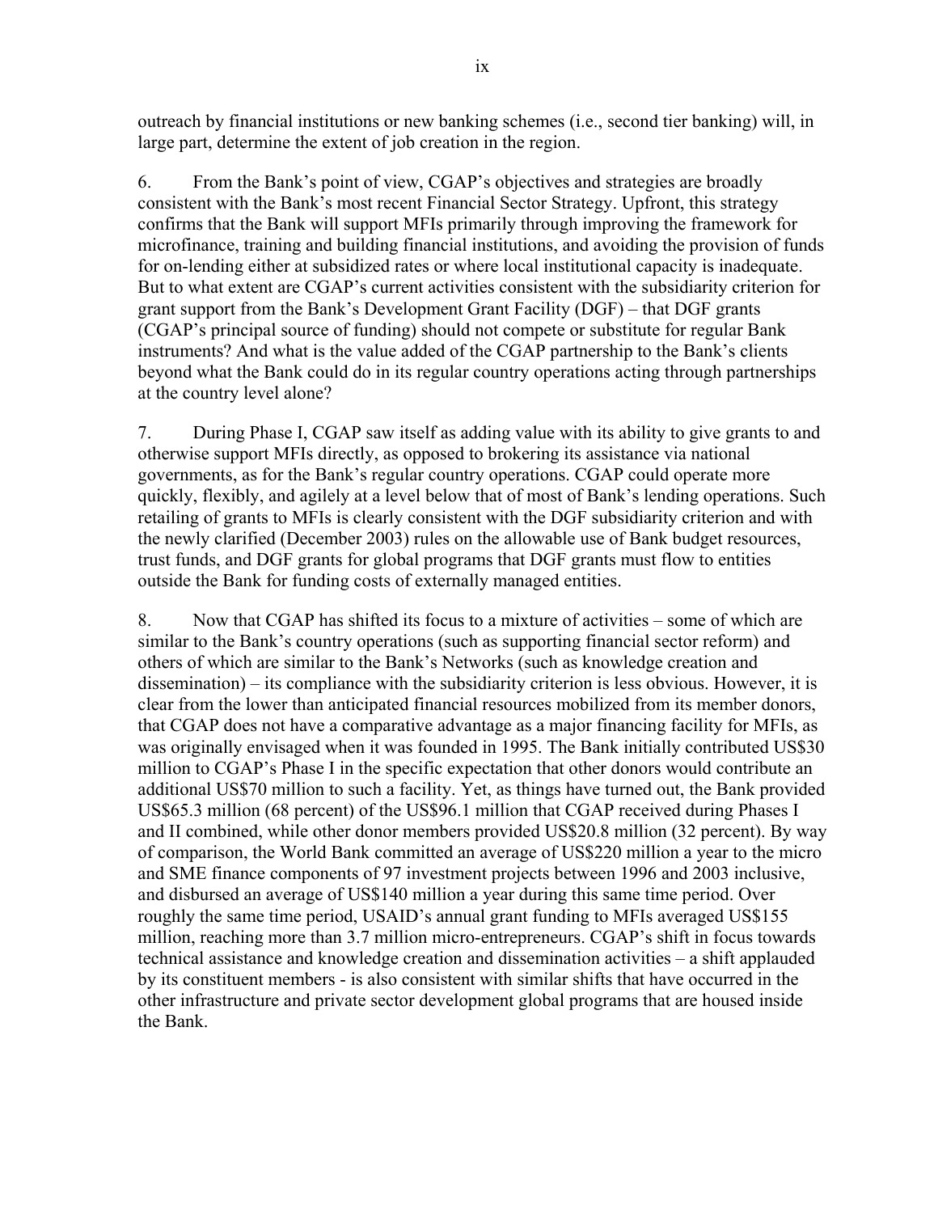outreach by financial institutions or new banking schemes (i.e., second tier banking) will, in large part, determine the extent of job creation in the region.

6. From the Bank's point of view, CGAP's objectives and strategies are broadly consistent with the Bank's most recent Financial Sector Strategy. Upfront, this strategy confirms that the Bank will support MFIs primarily through improving the framework for microfinance, training and building financial institutions, and avoiding the provision of funds for on-lending either at subsidized rates or where local institutional capacity is inadequate. But to what extent are CGAP's current activities consistent with the subsidiarity criterion for grant support from the Bank's Development Grant Facility (DGF) – that DGF grants (CGAP's principal source of funding) should not compete or substitute for regular Bank instruments? And what is the value added of the CGAP partnership to the Bank's clients beyond what the Bank could do in its regular country operations acting through partnerships at the country level alone?

7. During Phase I, CGAP saw itself as adding value with its ability to give grants to and otherwise support MFIs directly, as opposed to brokering its assistance via national governments, as for the Bank's regular country operations. CGAP could operate more quickly, flexibly, and agilely at a level below that of most of Bank's lending operations. Such retailing of grants to MFIs is clearly consistent with the DGF subsidiarity criterion and with the newly clarified (December 2003) rules on the allowable use of Bank budget resources, trust funds, and DGF grants for global programs that DGF grants must flow to entities outside the Bank for funding costs of externally managed entities.

8. Now that CGAP has shifted its focus to a mixture of activities – some of which are similar to the Bank's country operations (such as supporting financial sector reform) and others of which are similar to the Bank's Networks (such as knowledge creation and dissemination) – its compliance with the subsidiarity criterion is less obvious. However, it is clear from the lower than anticipated financial resources mobilized from its member donors, that CGAP does not have a comparative advantage as a major financing facility for MFIs, as was originally envisaged when it was founded in 1995. The Bank initially contributed US$30 million to CGAP's Phase I in the specific expectation that other donors would contribute an additional US$70 million to such a facility. Yet, as things have turned out, the Bank provided US$65.3 million (68 percent) of the US$96.1 million that CGAP received during Phases I and II combined, while other donor members provided US$20.8 million (32 percent). By way of comparison, the World Bank committed an average of US$220 million a year to the micro and SME finance components of 97 investment projects between 1996 and 2003 inclusive, and disbursed an average of US$140 million a year during this same time period. Over roughly the same time period, USAID's annual grant funding to MFIs averaged US$155 million, reaching more than 3.7 million micro-entrepreneurs. CGAP's shift in focus towards technical assistance and knowledge creation and dissemination activities – a shift applauded by its constituent members - is also consistent with similar shifts that have occurred in the other infrastructure and private sector development global programs that are housed inside the Bank.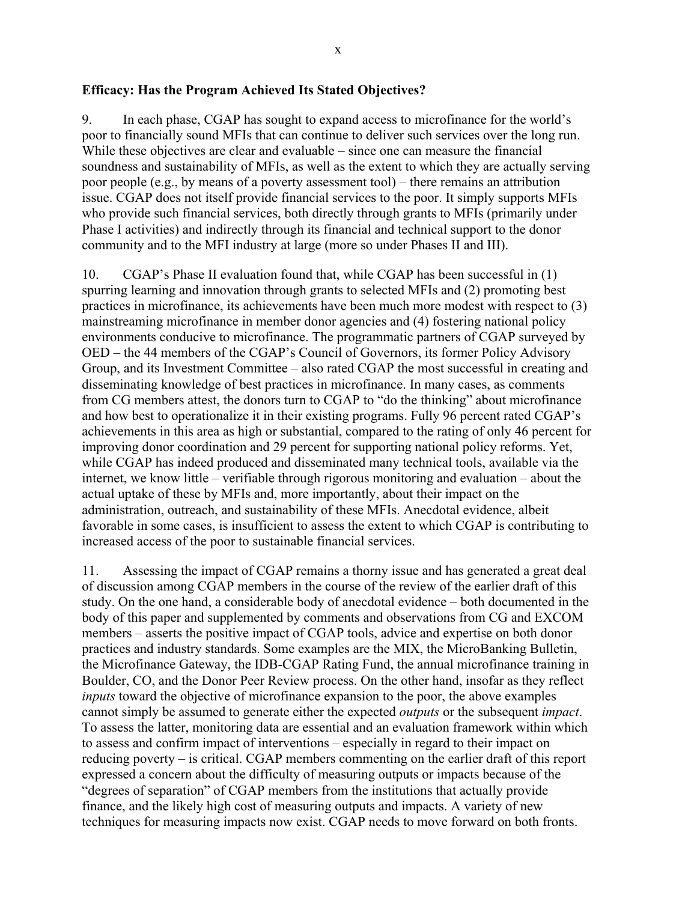**Efficacy: Has the Program Achieved Its Stated Objectives?**

9. In each phase, CGAP has sought to expand access to microfinance for the world's poor to financially sound MFIs that can continue to deliver such services over the long run. While these objectives are clear and evaluable – since one can measure the financial soundness and sustainability of MFIs, as well as the extent to which they are actually serving poor people (e.g., by means of a poverty assessment tool) – there remains an attribution issue. CGAP does not itself provide financial services to the poor. It simply supports MFIs who provide such financial services, both directly through grants to MFIs (primarily under Phase I activities) and indirectly through its financial and technical support to the donor community and to the MFI industry at large (more so under Phases II and III).

10. CGAP's Phase II evaluation found that, while CGAP has been successful in (1) spurring learning and innovation through grants to selected MFIs and (2) promoting best practices in microfinance, its achievements have been much more modest with respect to (3) mainstreaming microfinance in member donor agencies and (4) fostering national policy environments conducive to microfinance. The programmatic partners of CGAP surveyed by OED – the 44 members of the CGAP's Council of Governors, its former Policy Advisory Group, and its Investment Committee – also rated CGAP the most successful in creating and disseminating knowledge of best practices in microfinance. In many cases, as comments from CG members attest, the donors turn to CGAP to "do the thinking" about microfinance and how best to operationalize it in their existing programs. Fully 96 percent rated CGAP's achievements in this area as high or substantial, compared to the rating of only 46 percent for improving donor coordination and 29 percent for supporting national policy reforms. Yet, while CGAP has indeed produced and disseminated many technical tools, available via the internet, we know little – verifiable through rigorous monitoring and evaluation – about the actual uptake of these by MFIs and, more importantly, about their impact on the administration, outreach, and sustainability of these MFIs. Anecdotal evidence, albeit favorable in some cases, is insufficient to assess the extent to which CGAP is contributing to increased access of the poor to sustainable financial services.

11. Assessing the impact of CGAP remains a thorny issue and has generated a great deal of discussion among CGAP members in the course of the review of the earlier draft of this study. On the one hand, a considerable body of anecdotal evidence – both documented in the body of this paper and supplemented by comments and observations from CG and EXCOM members – asserts the positive impact of CGAP tools, advice and expertise on both donor practices and industry standards. Some examples are the MIX, the MicroBanking Bulletin, the Microfinance Gateway, the IDB-CGAP Rating Fund, the annual microfinance training in Boulder, CO, and the Donor Peer Review process. On the other hand, insofar as they reflect *inputs* toward the objective of microfinance expansion to the poor, the above examples cannot simply be assumed to generate either the expected *outputs* or the subsequent *impact*. To assess the latter, monitoring data are essential and an evaluation framework within which to assess and confirm impact of interventions – especially in regard to their impact on reducing poverty – is critical. CGAP members commenting on the earlier draft of this report expressed a concern about the difficulty of measuring outputs or impacts because of the "degrees of separation" of CGAP members from the institutions that actually provide finance, and the likely high cost of measuring outputs and impacts. A variety of new techniques for measuring impacts now exist. CGAP needs to move forward on both fronts.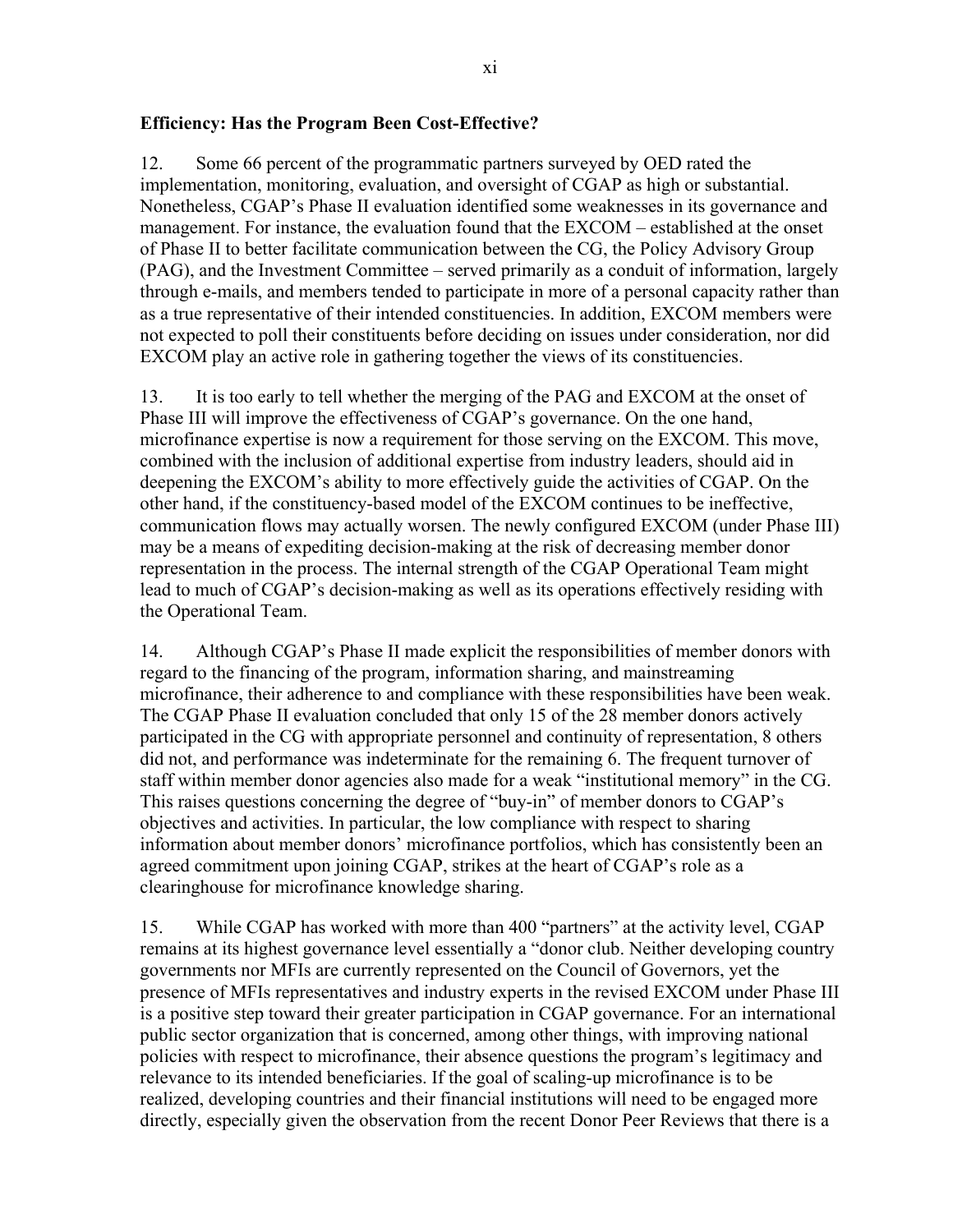### Efficiency: Has the Program Been Cost-Effective?

12. Some 66 percent of the programmatic partners surveyed by OED rated the implementation, monitoring, evaluation, and oversight of CGAP as high or substantial. Nonetheless, CGAP's Phase II evaluation identified some weaknesses in its governance and management. For instance, the evaluation found that the EXCOM – established at the onset of Phase II to better facilitate communication between the CG, the Policy Advisory Group (PAG), and the Investment Committee – served primarily as a conduit of information, largely through e-mails, and members tended to participate in more of a personal capacity rather than as a true representative of their intended constituencies. In addition, EXCOM members were not expected to poll their constituents before deciding on issues under consideration, nor did EXCOM play an active role in gathering together the views of its constituencies.

13. It is too early to tell whether the merging of the PAG and EXCOM at the onset of Phase III will improve the effectiveness of CGAP's governance. On the one hand, microfinance expertise is now a requirement for those serving on the EXCOM. This move, combined with the inclusion of additional expertise from industry leaders, should aid in deepening the EXCOM's ability to more effectively guide the activities of CGAP. On the other hand, if the constituency-based model of the EXCOM continues to be ineffective, communication flows may actually worsen. The newly configured EXCOM (under Phase III) may be a means of expediting decision-making at the risk of decreasing member donor representation in the process. The internal strength of the CGAP Operational Team might lead to much of CGAP's decision-making as well as its operations effectively residing with the Operational Team.

14. Although CGAP's Phase II made explicit the responsibilities of member donors with regard to the financing of the program, information sharing, and mainstreaming microfinance, their adherence to and compliance with these responsibilities have been weak. The CGAP Phase II evaluation concluded that only 15 of the 28 member donors actively participated in the CG with appropriate personnel and continuity of representation, 8 others did not, and performance was indeterminate for the remaining 6. The frequent turnover of staff within member donor agencies also made for a weak "institutional memory" in the CG. This raises questions concerning the degree of "buy-in" of member donors to CGAP's objectives and activities. In particular, the low compliance with respect to sharing information about member donors' microfinance portfolios, which has consistently been an agreed commitment upon joining CGAP, strikes at the heart of CGAP's role as a clearinghouse for microfinance knowledge sharing.

15. While CGAP has worked with more than 400 "partners" at the activity level, CGAP remains at its highest governance level essentially a "donor club. Neither developing country governments nor MFIs are currently represented on the Council of Governors, yet the presence of MFIs representatives and industry experts in the revised EXCOM under Phase III is a positive step toward their greater participation in CGAP governance. For an international public sector organization that is concerned, among other things, with improving national policies with respect to microfinance, their absence questions the program's legitimacy and relevance to its intended beneficiaries. If the goal of scaling-up microfinance is to be realized, developing countries and their financial institutions will need to be engaged more directly, especially given the observation from the recent Donor Peer Reviews that there is a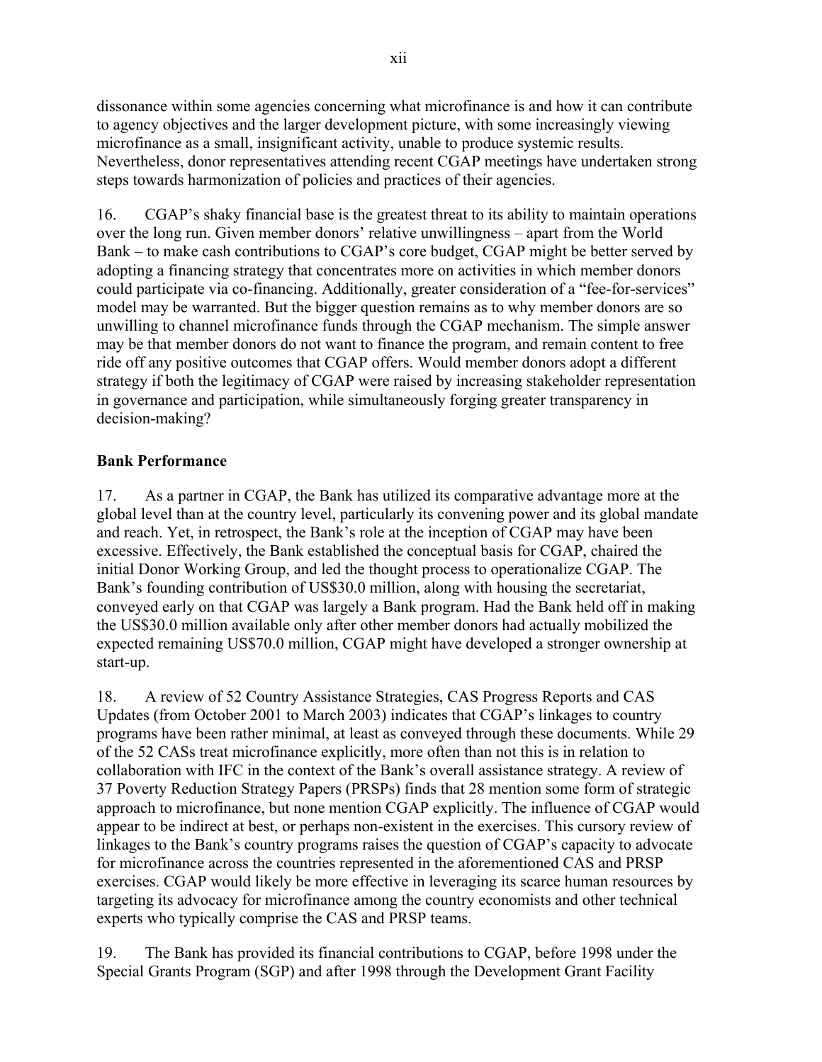dissonance within some agencies concerning what microfinance is and how it can contribute to agency objectives and the larger development picture, with some increasingly viewing microfinance as a small, insignificant activity, unable to produce systemic results. Nevertheless, donor representatives attending recent CGAP meetings have undertaken strong steps towards harmonization of policies and practices of their agencies.

16. CGAP's shaky financial base is the greatest threat to its ability to maintain operations over the long run. Given member donors' relative unwillingness – apart from the World Bank – to make cash contributions to CGAP's core budget, CGAP might be better served by adopting a financing strategy that concentrates more on activities in which member donors could participate via co-financing. Additionally, greater consideration of a "fee-for-services" model may be warranted. But the bigger question remains as to why member donors are so unwilling to channel microfinance funds through the CGAP mechanism. The simple answer may be that member donors do not want to finance the program, and remain content to free ride off any positive outcomes that CGAP offers. Would member donors adopt a different strategy if both the legitimacy of CGAP were raised by increasing stakeholder representation in governance and participation, while simultaneously forging greater transparency in decision-making?

## Bank Performance

17. As a partner in CGAP, the Bank has utilized its comparative advantage more at the global level than at the country level, particularly its convening power and its global mandate and reach. Yet, in retrospect, the Bank's role at the inception of CGAP may have been excessive. Effectively, the Bank established the conceptual basis for CGAP, chaired the initial Donor Working Group, and led the thought process to operationalize CGAP. The Bank's founding contribution of US$30.0 million, along with housing the secretariat, conveyed early on that CGAP was largely a Bank program. Had the Bank held off in making the US$30.0 million available only after other member donors had actually mobilized the expected remaining US$70.0 million, CGAP might have developed a stronger ownership at start-up.

18. A review of 52 Country Assistance Strategies, CAS Progress Reports and CAS Updates (from October 2001 to March 2003) indicates that CGAP's linkages to country programs have been rather minimal, at least as conveyed through these documents. While 29 of the 52 CASs treat microfinance explicitly, more often than not this is in relation to collaboration with IFC in the context of the Bank's overall assistance strategy. A review of 37 Poverty Reduction Strategy Papers (PRSPs) finds that 28 mention some form of strategic approach to microfinance, but none mention CGAP explicitly. The influence of CGAP would appear to be indirect at best, or perhaps non-existent in the exercises. This cursory review of linkages to the Bank's country programs raises the question of CGAP's capacity to advocate for microfinance across the countries represented in the aforementioned CAS and PRSP exercises. CGAP would likely be more effective in leveraging its scarce human resources by targeting its advocacy for microfinance among the country economists and other technical experts who typically comprise the CAS and PRSP teams.

19. The Bank has provided its financial contributions to CGAP, before 1998 under the Special Grants Program (SGP) and after 1998 through the Development Grant Facility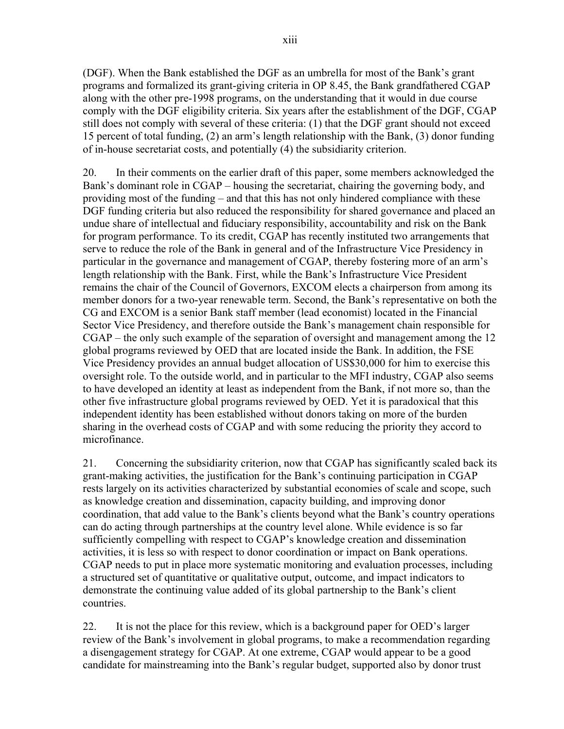(DGF). When the Bank established the DGF as an umbrella for most of the Bank's grant programs and formalized its grant-giving criteria in OP 8.45, the Bank grandfathered CGAP along with the other pre-1998 programs, on the understanding that it would in due course comply with the DGF eligibility criteria. Six years after the establishment of the DGF, CGAP still does not comply with several of these criteria: (1) that the DGF grant should not exceed 15 percent of total funding, (2) an arm's length relationship with the Bank, (3) donor funding of in-house secretariat costs, and potentially (4) the subsidiarity criterion.

20. In their comments on the earlier draft of this paper, some members acknowledged the Bank's dominant role in CGAP – housing the secretariat, chairing the governing body, and providing most of the funding – and that this has not only hindered compliance with these DGF funding criteria but also reduced the responsibility for shared governance and placed an undue share of intellectual and fiduciary responsibility, accountability and risk on the Bank for program performance. To its credit, CGAP has recently instituted two arrangements that serve to reduce the role of the Bank in general and of the Infrastructure Vice Presidency in particular in the governance and management of CGAP, thereby fostering more of an arm's length relationship with the Bank. First, while the Bank's Infrastructure Vice President remains the chair of the Council of Governors, EXCOM elects a chairperson from among its member donors for a two-year renewable term. Second, the Bank's representative on both the CG and EXCOM is a senior Bank staff member (lead economist) located in the Financial Sector Vice Presidency, and therefore outside the Bank's management chain responsible for CGAP – the only such example of the separation of oversight and management among the 12 global programs reviewed by OED that are located inside the Bank. In addition, the FSE Vice Presidency provides an annual budget allocation of US$30,000 for him to exercise this oversight role. To the outside world, and in particular to the MFI industry, CGAP also seems to have developed an identity at least as independent from the Bank, if not more so, than the other five infrastructure global programs reviewed by OED. Yet it is paradoxical that this independent identity has been established without donors taking on more of the burden sharing in the overhead costs of CGAP and with some reducing the priority they accord to microfinance.

21. Concerning the subsidiarity criterion, now that CGAP has significantly scaled back its grant-making activities, the justification for the Bank's continuing participation in CGAP rests largely on its activities characterized by substantial economies of scale and scope, such as knowledge creation and dissemination, capacity building, and improving donor coordination, that add value to the Bank's clients beyond what the Bank's country operations can do acting through partnerships at the country level alone. While evidence is so far sufficiently compelling with respect to CGAP's knowledge creation and dissemination activities, it is less so with respect to donor coordination or impact on Bank operations. CGAP needs to put in place more systematic monitoring and evaluation processes, including a structured set of quantitative or qualitative output, outcome, and impact indicators to demonstrate the continuing value added of its global partnership to the Bank's client countries.

22. It is not the place for this review, which is a background paper for OED's larger review of the Bank's involvement in global programs, to make a recommendation regarding a disengagement strategy for CGAP. At one extreme, CGAP would appear to be a good candidate for mainstreaming into the Bank's regular budget, supported also by donor trust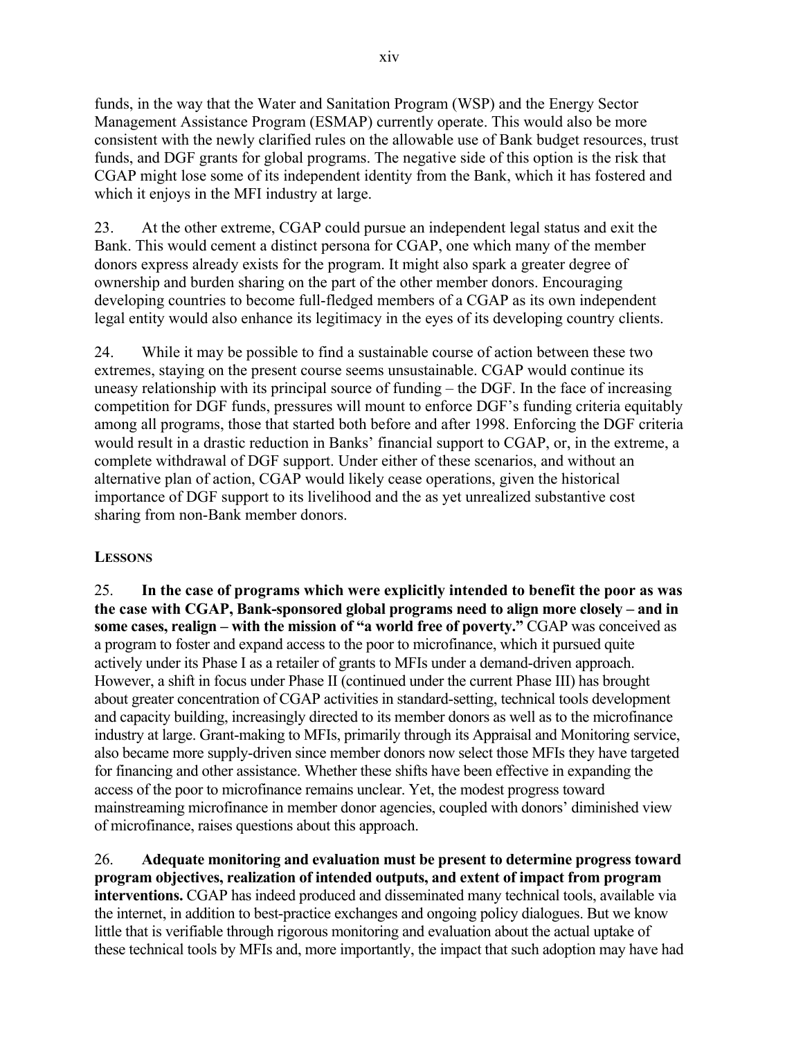funds, in the way that the Water and Sanitation Program (WSP) and the Energy Sector Management Assistance Program (ESMAP) currently operate. This would also be more consistent with the newly clarified rules on the allowable use of Bank budget resources, trust funds, and DGF grants for global programs. The negative side of this option is the risk that CGAP might lose some of its independent identity from the Bank, which it has fostered and which it enjoys in the MFI industry at large.

23. At the other extreme, CGAP could pursue an independent legal status and exit the Bank. This would cement a distinct persona for CGAP, one which many of the member donors express already exists for the program. It might also spark a greater degree of ownership and burden sharing on the part of the other member donors. Encouraging developing countries to become full-fledged members of a CGAP as its own independent legal entity would also enhance its legitimacy in the eyes of its developing country clients.

24. While it may be possible to find a sustainable course of action between these two extremes, staying on the present course seems unsustainable. CGAP would continue its uneasy relationship with its principal source of funding – the DGF. In the face of increasing competition for DGF funds, pressures will mount to enforce DGF's funding criteria equitably among all programs, those that started both before and after 1998. Enforcing the DGF criteria would result in a drastic reduction in Banks' financial support to CGAP, or, in the extreme, a complete withdrawal of DGF support. Under either of these scenarios, and without an alternative plan of action, CGAP would likely cease operations, given the historical importance of DGF support to its livelihood and the as yet unrealized substantive cost sharing from non-Bank member donors.

## LESSONS

25. **In the case of programs which were explicitly intended to benefit the poor as was the case with CGAP, Bank-sponsored global programs need to align more closely – and in some cases, realign – with the mission of "a world free of poverty."** CGAP was conceived as a program to foster and expand access to the poor to microfinance, which it pursued quite actively under its Phase I as a retailer of grants to MFIs under a demand-driven approach. However, a shift in focus under Phase II (continued under the current Phase III) has brought about greater concentration of CGAP activities in standard-setting, technical tools development and capacity building, increasingly directed to its member donors as well as to the microfinance industry at large. Grant-making to MFIs, primarily through its Appraisal and Monitoring service, also became more supply-driven since member donors now select those MFIs they have targeted for financing and other assistance. Whether these shifts have been effective in expanding the access of the poor to microfinance remains unclear. Yet, the modest progress toward mainstreaming microfinance in member donor agencies, coupled with donors' diminished view of microfinance, raises questions about this approach.

26. **Adequate monitoring and evaluation must be present to determine progress toward program objectives, realization of intended outputs, and extent of impact from program interventions.** CGAP has indeed produced and disseminated many technical tools, available via the internet, in addition to best-practice exchanges and ongoing policy dialogues. But we know little that is verifiable through rigorous monitoring and evaluation about the actual uptake of these technical tools by MFIs and, more importantly, the impact that such adoption may have had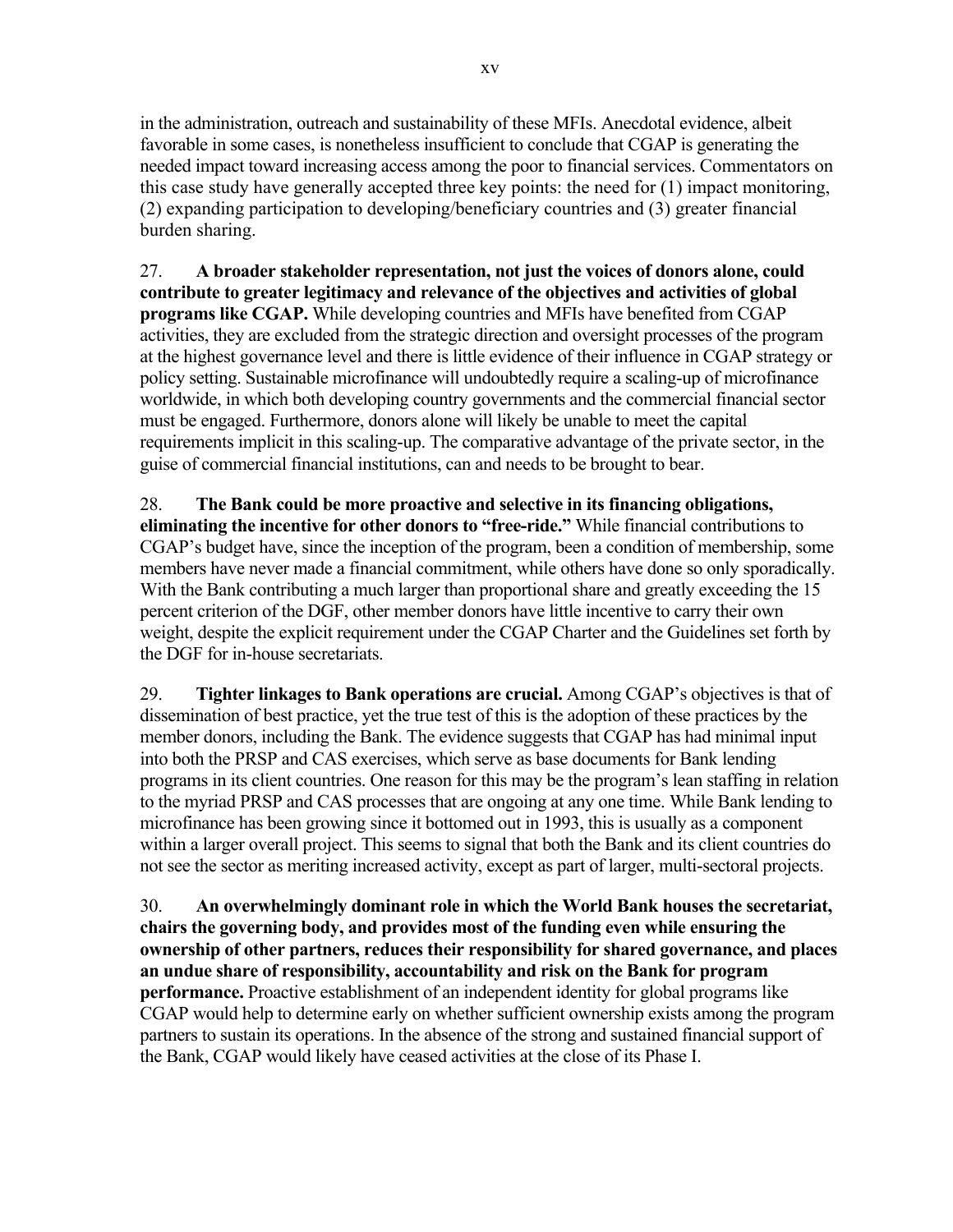in the administration, outreach and sustainability of these MFIs. Anecdotal evidence, albeit favorable in some cases, is nonetheless insufficient to conclude that CGAP is generating the needed impact toward increasing access among the poor to financial services. Commentators on this case study have generally accepted three key points: the need for (1) impact monitoring, (2) expanding participation to developing/beneficiary countries and (3) greater financial burden sharing.

27. **A broader stakeholder representation, not just the voices of donors alone, could contribute to greater legitimacy and relevance of the objectives and activities of global programs like CGAP.** While developing countries and MFIs have benefited from CGAP activities, they are excluded from the strategic direction and oversight processes of the program at the highest governance level and there is little evidence of their influence in CGAP strategy or policy setting. Sustainable microfinance will undoubtedly require a scaling-up of microfinance worldwide, in which both developing country governments and the commercial financial sector must be engaged. Furthermore, donors alone will likely be unable to meet the capital requirements implicit in this scaling-up. The comparative advantage of the private sector, in the guise of commercial financial institutions, can and needs to be brought to bear.

28. **The Bank could be more proactive and selective in its financing obligations, eliminating the incentive for other donors to "free-ride."** While financial contributions to CGAP's budget have, since the inception of the program, been a condition of membership, some members have never made a financial commitment, while others have done so only sporadically. With the Bank contributing a much larger than proportional share and greatly exceeding the 15 percent criterion of the DGF, other member donors have little incentive to carry their own weight, despite the explicit requirement under the CGAP Charter and the Guidelines set forth by the DGF for in-house secretariats.

29. **Tighter linkages to Bank operations are crucial.** Among CGAP's objectives is that of dissemination of best practice, yet the true test of this is the adoption of these practices by the member donors, including the Bank. The evidence suggests that CGAP has had minimal input into both the PRSP and CAS exercises, which serve as base documents for Bank lending programs in its client countries. One reason for this may be the program's lean staffing in relation to the myriad PRSP and CAS processes that are ongoing at any one time. While Bank lending to microfinance has been growing since it bottomed out in 1993, this is usually as a component within a larger overall project. This seems to signal that both the Bank and its client countries do not see the sector as meriting increased activity, except as part of larger, multi-sectoral projects.

30. **An overwhelmingly dominant role in which the World Bank houses the secretariat, chairs the governing body, and provides most of the funding even while ensuring the ownership of other partners, reduces their responsibility for shared governance, and places an undue share of responsibility, accountability and risk on the Bank for program performance.** Proactive establishment of an independent identity for global programs like CGAP would help to determine early on whether sufficient ownership exists among the program partners to sustain its operations. In the absence of the strong and sustained financial support of the Bank, CGAP would likely have ceased activities at the close of its Phase I.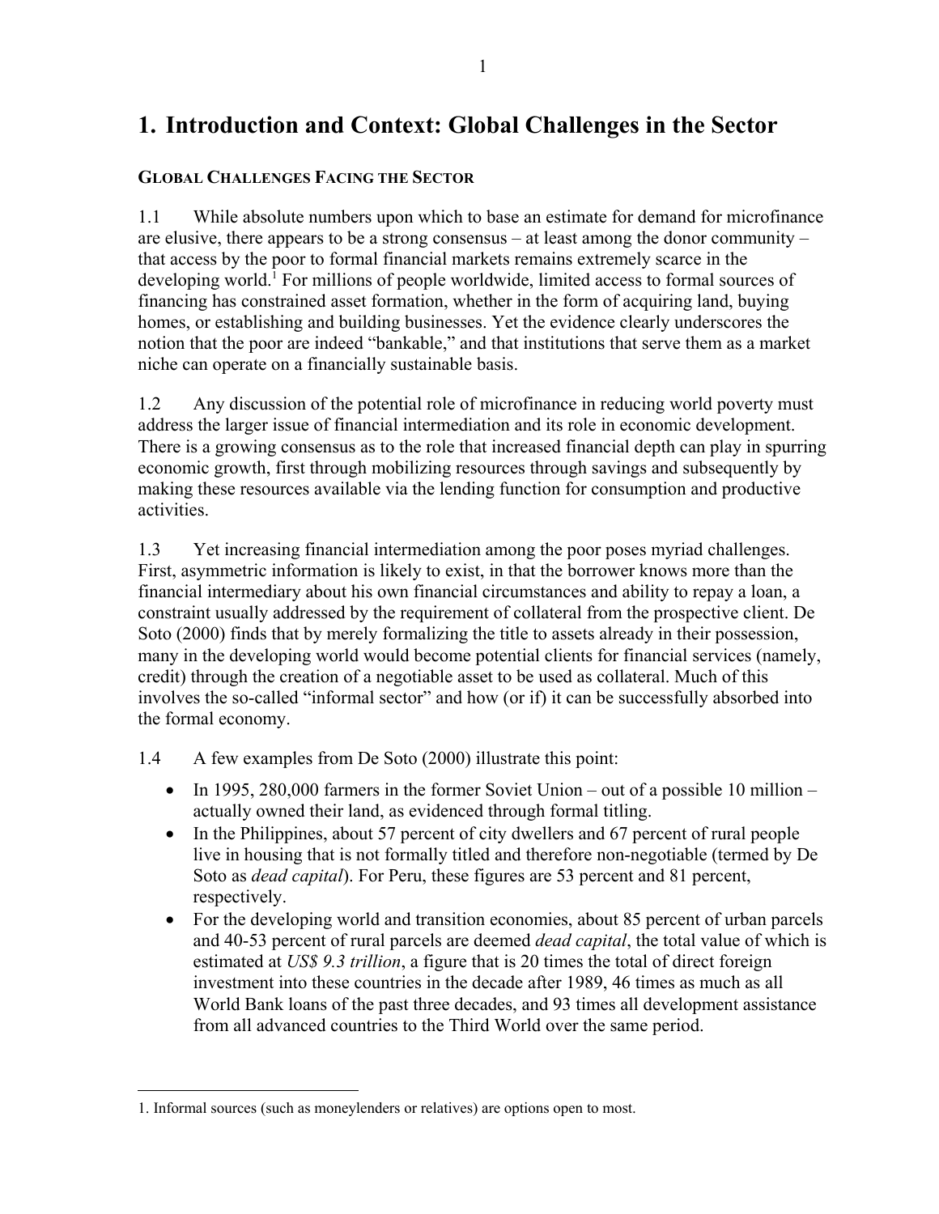# 1. Introduction and Context: Global Challenges in the Sector

## GLOBAL CHALLENGES FACING THE SECTOR

1.1 While absolute numbers upon which to base an estimate for demand for microfinance are elusive, there appears to be a strong consensus – at least among the donor community – that access by the poor to formal financial markets remains extremely scarce in the developing world.[1] For millions of people worldwide, limited access to formal sources of financing has constrained asset formation, whether in the form of acquiring land, buying homes, or establishing and building businesses. Yet the evidence clearly underscores the notion that the poor are indeed "bankable," and that institutions that serve them as a market niche can operate on a financially sustainable basis.

1.2 Any discussion of the potential role of microfinance in reducing world poverty must address the larger issue of financial intermediation and its role in economic development. There is a growing consensus as to the role that increased financial depth can play in spurring economic growth, first through mobilizing resources through savings and subsequently by making these resources available via the lending function for consumption and productive activities.

1.3 Yet increasing financial intermediation among the poor poses myriad challenges. First, asymmetric information is likely to exist, in that the borrower knows more than the financial intermediary about his own financial circumstances and ability to repay a loan, a constraint usually addressed by the requirement of collateral from the prospective client. De Soto (2000) finds that by merely formalizing the title to assets already in their possession, many in the developing world would become potential clients for financial services (namely, credit) through the creation of a negotiable asset to be used as collateral. Much of this involves the so-called "informal sector" and how (or if) it can be successfully absorbed into the formal economy.

1.4 A few examples from De Soto (2000) illustrate this point:

- In 1995, 280,000 farmers in the former Soviet Union – out of a possible 10 million – actually owned their land, as evidenced through formal titling.
- In the Philippines, about 57 percent of city dwellers and 67 percent of rural people live in housing that is not formally titled and therefore non-negotiable (termed by De Soto as *dead capital*). For Peru, these figures are 53 percent and 81 percent, respectively.
- For the developing world and transition economies, about 85 percent of urban parcels and 40-53 percent of rural parcels are deemed *dead capital*, the total value of which is estimated at *US$ 9.3 trillion*, a figure that is 20 times the total of direct foreign investment into these countries in the decade after 1989, 46 times as much as all World Bank loans of the past three decades, and 93 times all development assistance from all advanced countries to the Third World over the same period.

---

1. Informal sources (such as moneylenders or relatives) are options open to most.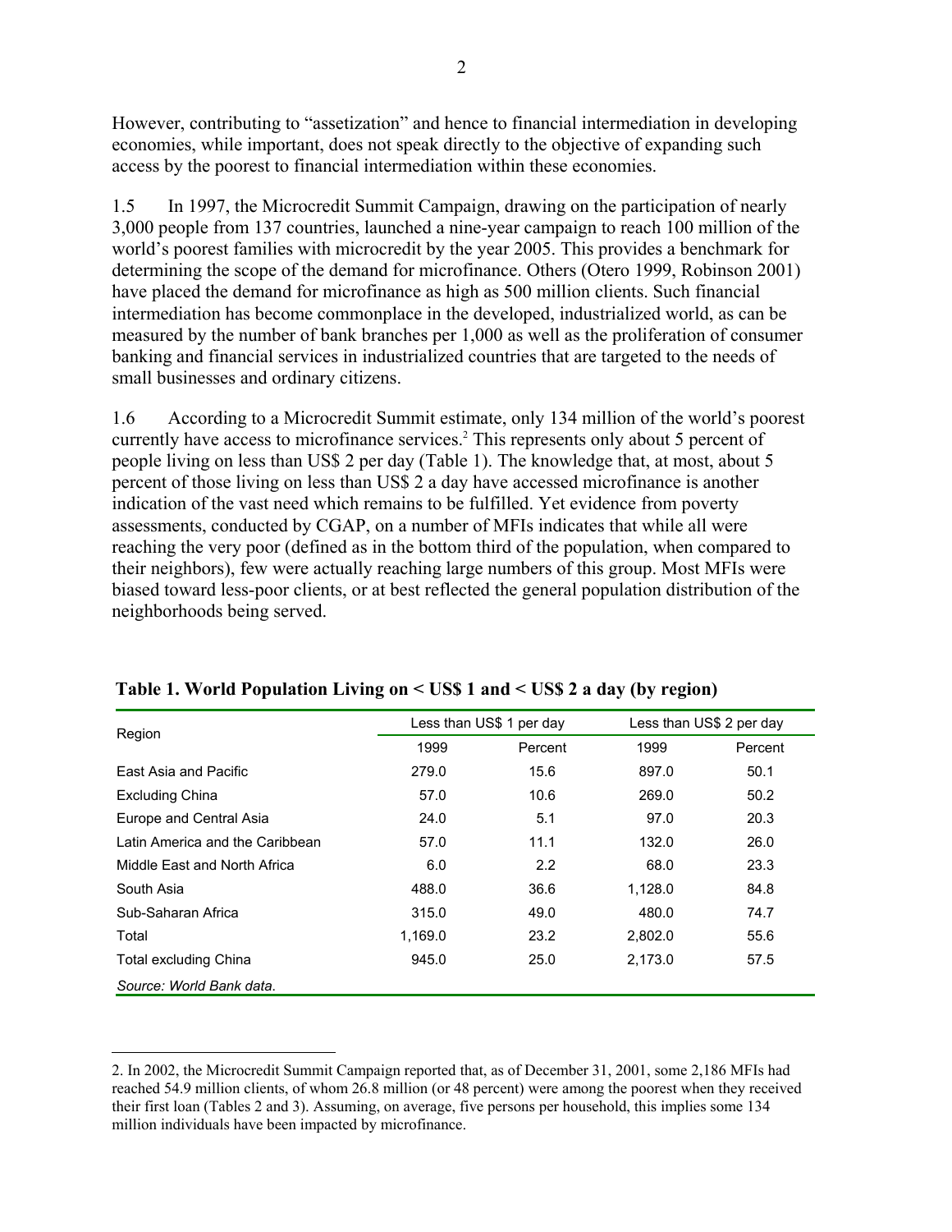However, contributing to "assetization" and hence to financial intermediation in developing economies, while important, does not speak directly to the objective of expanding such access by the poorest to financial intermediation within these economies.

1.5 In 1997, the Microcredit Summit Campaign, drawing on the participation of nearly 3,000 people from 137 countries, launched a nine-year campaign to reach 100 million of the world's poorest families with microcredit by the year 2005. This provides a benchmark for determining the scope of the demand for microfinance. Others (Otero 1999, Robinson 2001) have placed the demand for microfinance as high as 500 million clients. Such financial intermediation has become commonplace in the developed, industrialized world, as can be measured by the number of bank branches per 1,000 as well as the proliferation of consumer banking and financial services in industrialized countries that are targeted to the needs of small businesses and ordinary citizens.

1.6 According to a Microcredit Summit estimate, only 134 million of the world's poorest currently have access to microfinance services.[2] This represents only about 5 percent of people living on less than US$ 2 per day (Table 1). The knowledge that, at most, about 5 percent of those living on less than US$ 2 a day have accessed microfinance is another indication of the vast need which remains to be fulfilled. Yet evidence from poverty assessments, conducted by CGAP, on a number of MFIs indicates that while all were reaching the very poor (defined as in the bottom third of the population, when compared to their neighbors), few were actually reaching large numbers of this group. Most MFIs were biased toward less-poor clients, or at best reflected the general population distribution of the neighborhoods being served.

**Table 1. World Population Living on < US$ 1 and < US$ 2 a day (by region)**

| Region | Less than US$ 1 per day | | Less than US$ 2 per day | |
|---|---|---|---|---|
| | 1999 | Percent | 1999 | Percent |
| East Asia and Pacific | 279.0 | 15.6 | 897.0 | 50.1 |
| Excluding China | 57.0 | 10.6 | 269.0 | 50.2 |
| Europe and Central Asia | 24.0 | 5.1 | 97.0 | 20.3 |
| Latin America and the Caribbean | 57.0 | 11.1 | 132.0 | 26.0 |
| Middle East and North Africa | 6.0 | 2.2 | 68.0 | 23.3 |
| South Asia | 488.0 | 36.6 | 1,128.0 | 84.8 |
| Sub-Saharan Africa | 315.0 | 49.0 | 480.0 | 74.7 |
| Total | 1,169.0 | 23.2 | 2,802.0 | 55.6 |
| Total excluding China | 945.0 | 25.0 | 2,173.0 | 57.5 |

*Source: World Bank data.*

2. In 2002, the Microcredit Summit Campaign reported that, as of December 31, 2001, some 2,186 MFIs had reached 54.9 million clients, of whom 26.8 million (or 48 percent) were among the poorest when they received their first loan (Tables 2 and 3). Assuming, on average, five persons per household, this implies some 134 million individuals have been impacted by microfinance.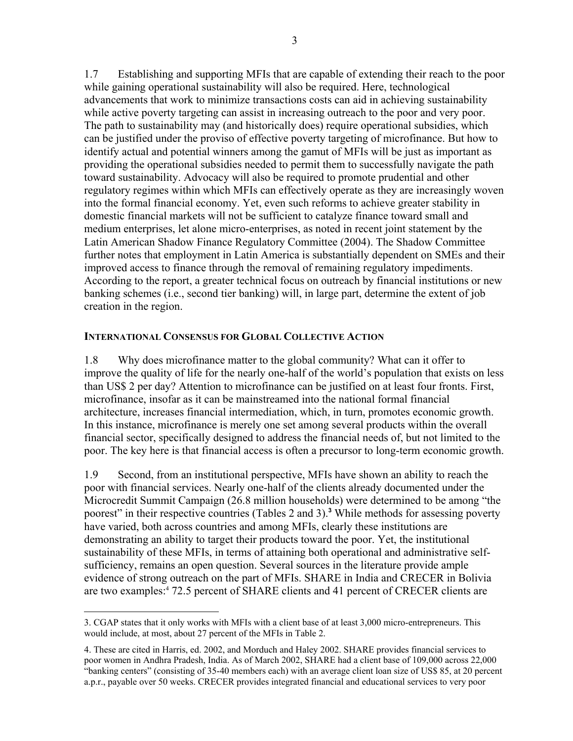1.7 Establishing and supporting MFIs that are capable of extending their reach to the poor while gaining operational sustainability will also be required. Here, technological advancements that work to minimize transactions costs can aid in achieving sustainability while active poverty targeting can assist in increasing outreach to the poor and very poor. The path to sustainability may (and historically does) require operational subsidies, which can be justified under the proviso of effective poverty targeting of microfinance. But how to identify actual and potential winners among the gamut of MFIs will be just as important as providing the operational subsidies needed to permit them to successfully navigate the path toward sustainability. Advocacy will also be required to promote prudential and other regulatory regimes within which MFIs can effectively operate as they are increasingly woven into the formal financial economy. Yet, even such reforms to achieve greater stability in domestic financial markets will not be sufficient to catalyze finance toward small and medium enterprises, let alone micro-enterprises, as noted in recent joint statement by the Latin American Shadow Finance Regulatory Committee (2004). The Shadow Committee further notes that employment in Latin America is substantially dependent on SMEs and their improved access to finance through the removal of remaining regulatory impediments. According to the report, a greater technical focus on outreach by financial institutions or new banking schemes (i.e., second tier banking) will, in large part, determine the extent of job creation in the region.

## INTERNATIONAL CONSENSUS FOR GLOBAL COLLECTIVE ACTION

1.8 Why does microfinance matter to the global community? What can it offer to improve the quality of life for the nearly one-half of the world's population that exists on less than US$ 2 per day? Attention to microfinance can be justified on at least four fronts. First, microfinance, insofar as it can be mainstreamed into the national formal financial architecture, increases financial intermediation, which, in turn, promotes economic growth. In this instance, microfinance is merely one set among several products within the overall financial sector, specifically designed to address the financial needs of, but not limited to the poor. The key here is that financial access is often a precursor to long-term economic growth.

1.9 Second, from an institutional perspective, MFIs have shown an ability to reach the poor with financial services. Nearly one-half of the clients already documented under the Microcredit Summit Campaign (26.8 million households) were determined to be among "the poorest" in their respective countries (Tables 2 and 3).[3] While methods for assessing poverty have varied, both across countries and among MFIs, clearly these institutions are demonstrating an ability to target their products toward the poor. Yet, the institutional sustainability of these MFIs, in terms of attaining both operational and administrative self-sufficiency, remains an open question. Several sources in the literature provide ample evidence of strong outreach on the part of MFIs. SHARE in India and CRECER in Bolivia are two examples:[4] 72.5 percent of SHARE clients and 41 percent of CRECER clients are

---

3. CGAP states that it only works with MFIs with a client base of at least 3,000 micro-entrepreneurs. This would include, at most, about 27 percent of the MFIs in Table 2.

4. These are cited in Harris, ed. 2002, and Morduch and Haley 2002. SHARE provides financial services to poor women in Andhra Pradesh, India. As of March 2002, SHARE had a client base of 109,000 across 22,000 "banking centers" (consisting of 35-40 members each) with an average client loan size of US$ 85, at 20 percent a.p.r., payable over 50 weeks. CRECER provides integrated financial and educational services to very poor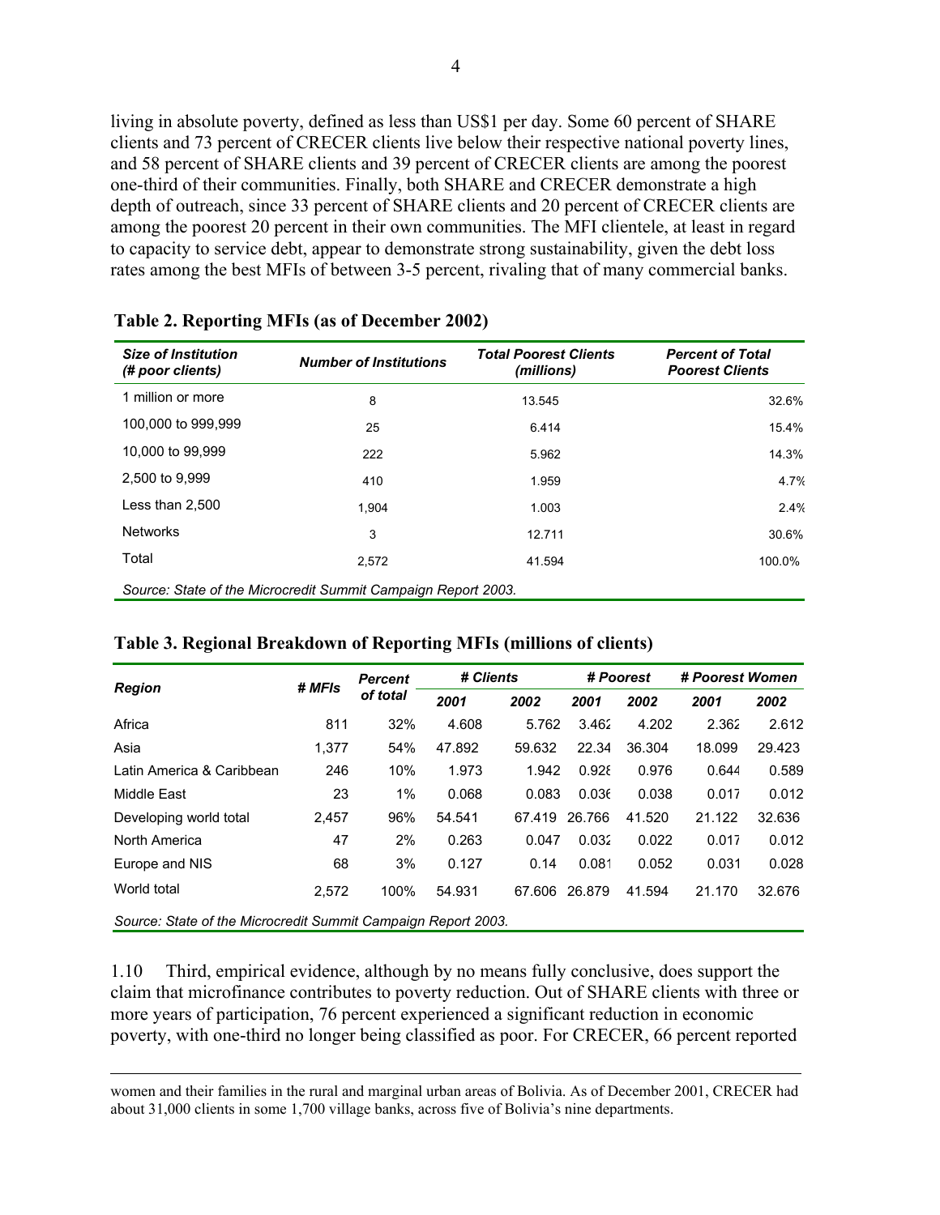living in absolute poverty, defined as less than US$1 per day. Some 60 percent of SHARE clients and 73 percent of CRECER clients live below their respective national poverty lines, and 58 percent of SHARE clients and 39 percent of CRECER clients are among the poorest one-third of their communities. Finally, both SHARE and CRECER demonstrate a high depth of outreach, since 33 percent of SHARE clients and 20 percent of CRECER clients are among the poorest 20 percent in their own communities. The MFI clientele, at least in regard to capacity to service debt, appear to demonstrate strong sustainability, given the debt loss rates among the best MFIs of between 3-5 percent, rivaling that of many commercial banks.

**Table 2. Reporting MFIs (as of December 2002)**

| *Size of Institution (# poor clients)* | *Number of Institutions* | *Total Poorest Clients (millions)* | *Percent of Total Poorest Clients* |
|---|---|---|---|
| 1 million or more | 8 | 13.545 | 32.6% |
| 100,000 to 999,999 | 25 | 6.414 | 15.4% |
| 10,000 to 99,999 | 222 | 5.962 | 14.3% |
| 2,500 to 9,999 | 410 | 1.959 | 4.7% |
| Less than 2,500 | 1,904 | 1.003 | 2.4% |
| Networks | 3 | 12.711 | 30.6% |
| Total | 2,572 | 41.594 | 100.0% |

*Source: State of the Microcredit Summit Campaign Report 2003.*

**Table 3. Regional Breakdown of Reporting MFIs (millions of clients)**

| *Region* | *# MFIs* | *Percent of total* | *# Clients* | | *# Poorest* | | *# Poorest Women* | |
|---|---|---|---|---|---|---|---|---|
| | | | *2001* | *2002* | *2001* | *2002* | *2001* | *2002* |
| Africa | 811 | 32% | 4.608 | 5.762 | 3.462 | 4.202 | 2.362 | 2.612 |
| Asia | 1,377 | 54% | 47.892 | 59.632 | 22.34 | 36.304 | 18.099 | 29.423 |
| Latin America & Caribbean | 246 | 10% | 1.973 | 1.942 | 0.928 | 0.976 | 0.644 | 0.589 |
| Middle East | 23 | 1% | 0.068 | 0.083 | 0.036 | 0.038 | 0.017 | 0.012 |
| Developing world total | 2,457 | 96% | 54.541 | 67.419 | 26.766 | 41.520 | 21.122 | 32.636 |
| North America | 47 | 2% | 0.263 | 0.047 | 0.032 | 0.022 | 0.017 | 0.012 |
| Europe and NIS | 68 | 3% | 0.127 | 0.14 | 0.081 | 0.052 | 0.031 | 0.028 |
| World total | 2,572 | 100% | 54.931 | 67.606 | 26.879 | 41.594 | 21.170 | 32.676 |

*Source: State of the Microcredit Summit Campaign Report 2003.*

1.10 Third, empirical evidence, although by no means fully conclusive, does support the claim that microfinance contributes to poverty reduction. Out of SHARE clients with three or more years of participation, 76 percent experienced a significant reduction in economic poverty, with one-third no longer being classified as poor. For CRECER, 66 percent reported

---

women and their families in the rural and marginal urban areas of Bolivia. As of December 2001, CRECER had about 31,000 clients in some 1,700 village banks, across five of Bolivia's nine departments.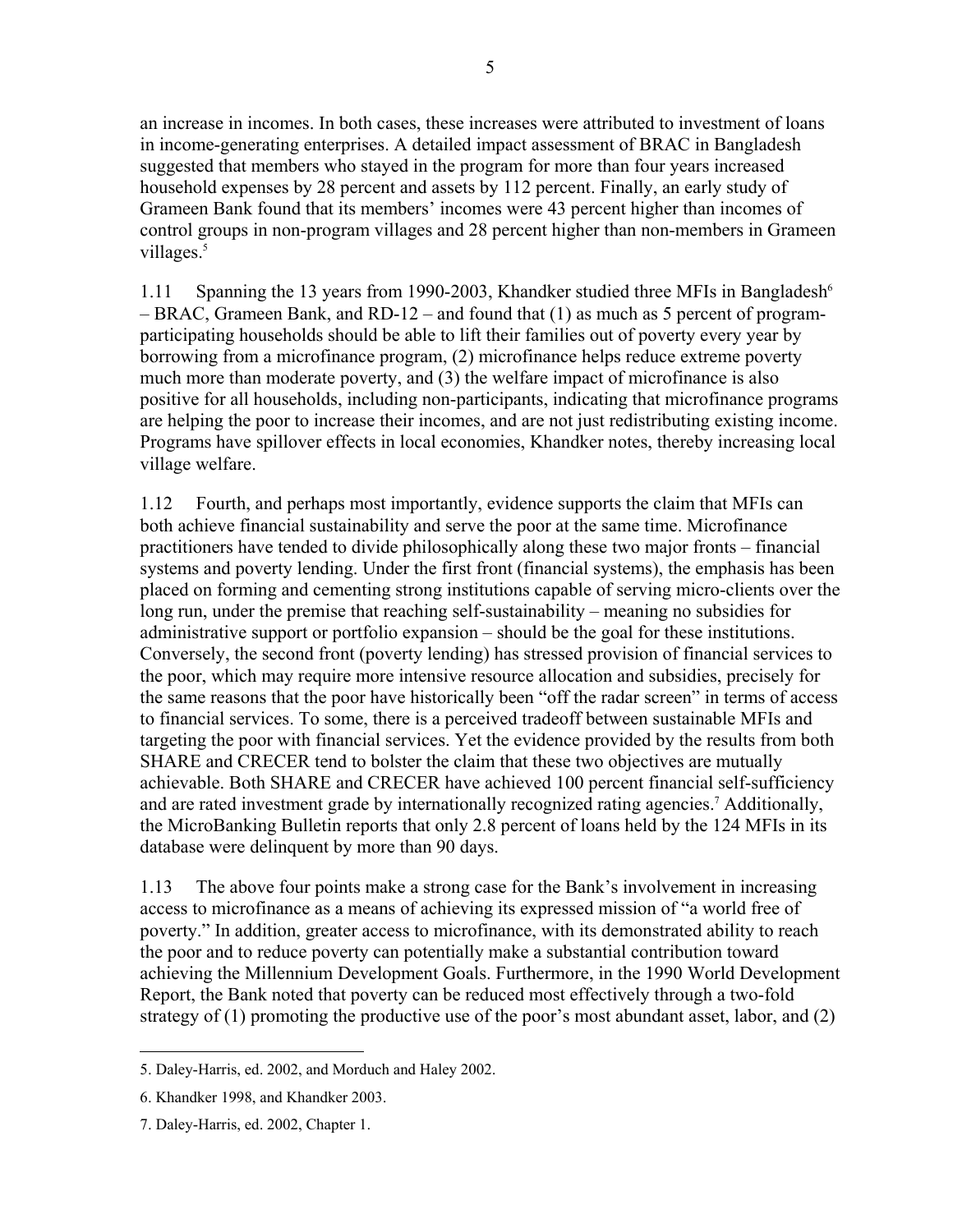an increase in incomes. In both cases, these increases were attributed to investment of loans in income-generating enterprises. A detailed impact assessment of BRAC in Bangladesh suggested that members who stayed in the program for more than four years increased household expenses by 28 percent and assets by 112 percent. Finally, an early study of Grameen Bank found that its members' incomes were 43 percent higher than incomes of control groups in non-program villages and 28 percent higher than non-members in Grameen villages.[5]

1.11 Spanning the 13 years from 1990-2003, Khandker studied three MFIs in Bangladesh[6] – BRAC, Grameen Bank, and RD-12 – and found that (1) as much as 5 percent of program-participating households should be able to lift their families out of poverty every year by borrowing from a microfinance program, (2) microfinance helps reduce extreme poverty much more than moderate poverty, and (3) the welfare impact of microfinance is also positive for all households, including non-participants, indicating that microfinance programs are helping the poor to increase their incomes, and are not just redistributing existing income. Programs have spillover effects in local economies, Khandker notes, thereby increasing local village welfare.

1.12 Fourth, and perhaps most importantly, evidence supports the claim that MFIs can both achieve financial sustainability and serve the poor at the same time. Microfinance practitioners have tended to divide philosophically along these two major fronts – financial systems and poverty lending. Under the first front (financial systems), the emphasis has been placed on forming and cementing strong institutions capable of serving micro-clients over the long run, under the premise that reaching self-sustainability – meaning no subsidies for administrative support or portfolio expansion – should be the goal for these institutions. Conversely, the second front (poverty lending) has stressed provision of financial services to the poor, which may require more intensive resource allocation and subsidies, precisely for the same reasons that the poor have historically been "off the radar screen" in terms of access to financial services. To some, there is a perceived tradeoff between sustainable MFIs and targeting the poor with financial services. Yet the evidence provided by the results from both SHARE and CRECER tend to bolster the claim that these two objectives are mutually achievable. Both SHARE and CRECER have achieved 100 percent financial self-sufficiency and are rated investment grade by internationally recognized rating agencies.[7] Additionally, the MicroBanking Bulletin reports that only 2.8 percent of loans held by the 124 MFIs in its database were delinquent by more than 90 days.

1.13 The above four points make a strong case for the Bank's involvement in increasing access to microfinance as a means of achieving its expressed mission of "a world free of poverty." In addition, greater access to microfinance, with its demonstrated ability to reach the poor and to reduce poverty can potentially make a substantial contribution toward achieving the Millennium Development Goals. Furthermore, in the 1990 World Development Report, the Bank noted that poverty can be reduced most effectively through a two-fold strategy of (1) promoting the productive use of the poor's most abundant asset, labor, and (2)

---

5. Daley-Harris, ed. 2002, and Morduch and Haley 2002.

6. Khandker 1998, and Khandker 2003.

7. Daley-Harris, ed. 2002, Chapter 1.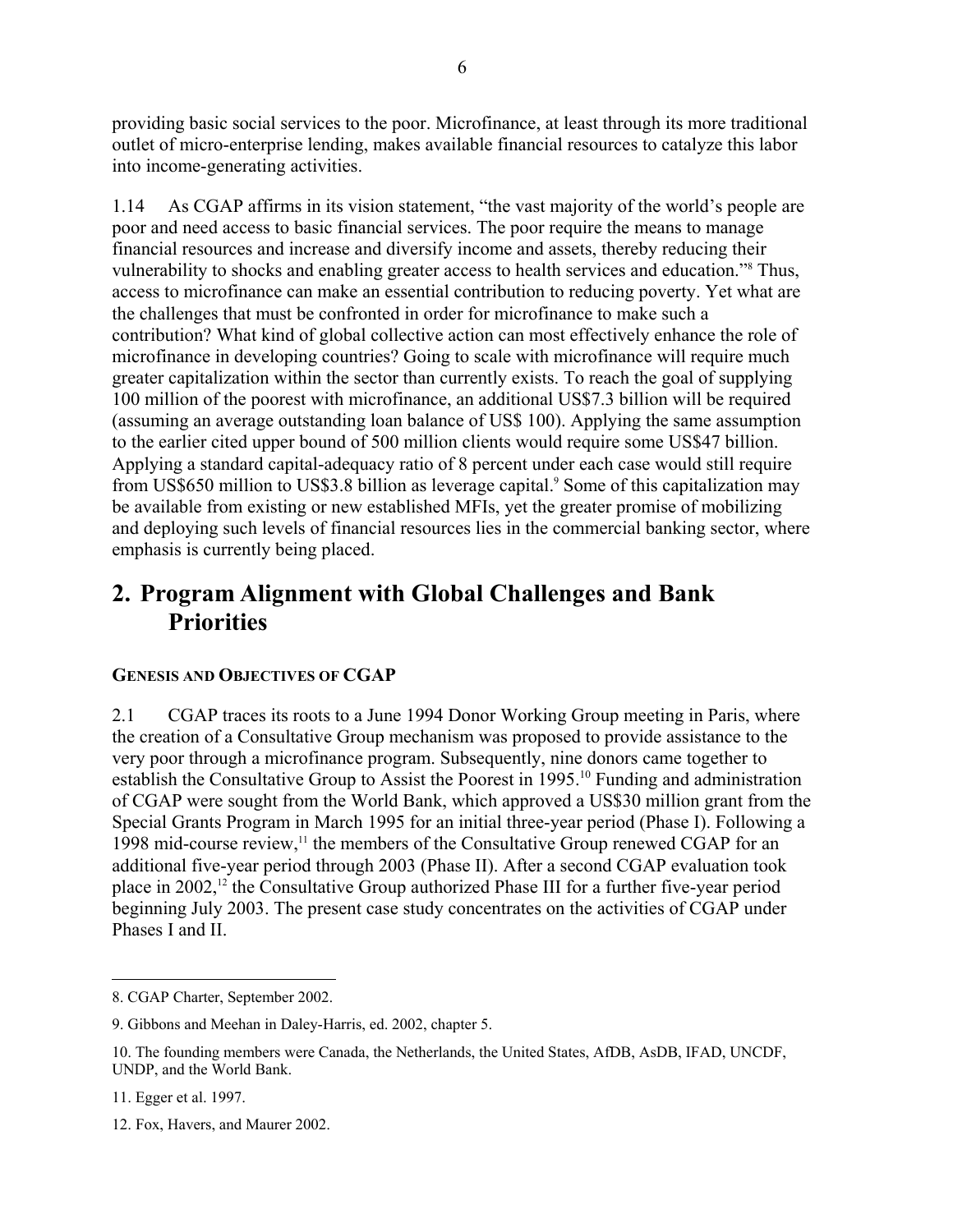providing basic social services to the poor. Microfinance, at least through its more traditional outlet of micro-enterprise lending, makes available financial resources to catalyze this labor into income-generating activities.

1.14 As CGAP affirms in its vision statement, "the vast majority of the world's people are poor and need access to basic financial services. The poor require the means to manage financial resources and increase and diversify income and assets, thereby reducing their vulnerability to shocks and enabling greater access to health services and education."[8] Thus, access to microfinance can make an essential contribution to reducing poverty. Yet what are the challenges that must be confronted in order for microfinance to make such a contribution? What kind of global collective action can most effectively enhance the role of microfinance in developing countries? Going to scale with microfinance will require much greater capitalization within the sector than currently exists. To reach the goal of supplying 100 million of the poorest with microfinance, an additional US$7.3 billion will be required (assuming an average outstanding loan balance of US$ 100). Applying the same assumption to the earlier cited upper bound of 500 million clients would require some US$47 billion. Applying a standard capital-adequacy ratio of 8 percent under each case would still require from US$650 million to US$3.8 billion as leverage capital.[9] Some of this capitalization may be available from existing or new established MFIs, yet the greater promise of mobilizing and deploying such levels of financial resources lies in the commercial banking sector, where emphasis is currently being placed.

# 2. Program Alignment with Global Challenges and Bank Priorities

### GENESIS AND OBJECTIVES OF CGAP

2.1 CGAP traces its roots to a June 1994 Donor Working Group meeting in Paris, where the creation of a Consultative Group mechanism was proposed to provide assistance to the very poor through a microfinance program. Subsequently, nine donors came together to establish the Consultative Group to Assist the Poorest in 1995.[10] Funding and administration of CGAP were sought from the World Bank, which approved a US$30 million grant from the Special Grants Program in March 1995 for an initial three-year period (Phase I). Following a 1998 mid-course review,[11] the members of the Consultative Group renewed CGAP for an additional five-year period through 2003 (Phase II). After a second CGAP evaluation took place in 2002,[12] the Consultative Group authorized Phase III for a further five-year period beginning July 2003. The present case study concentrates on the activities of CGAP under Phases I and II.

---

8. CGAP Charter, September 2002.

9. Gibbons and Meehan in Daley-Harris, ed. 2002, chapter 5.

10. The founding members were Canada, the Netherlands, the United States, AfDB, AsDB, IFAD, UNCDF, UNDP, and the World Bank.

11. Egger et al. 1997.

12. Fox, Havers, and Maurer 2002.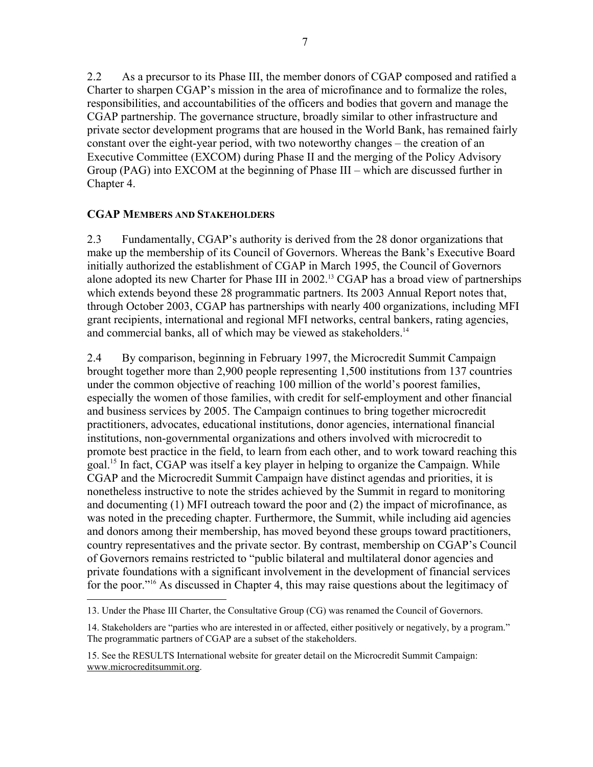2.2 As a precursor to its Phase III, the member donors of CGAP composed and ratified a Charter to sharpen CGAP's mission in the area of microfinance and to formalize the roles, responsibilities, and accountabilities of the officers and bodies that govern and manage the CGAP partnership. The governance structure, broadly similar to other infrastructure and private sector development programs that are housed in the World Bank, has remained fairly constant over the eight-year period, with two noteworthy changes – the creation of an Executive Committee (EXCOM) during Phase II and the merging of the Policy Advisory Group (PAG) into EXCOM at the beginning of Phase III – which are discussed further in Chapter 4.

### CGAP MEMBERS AND STAKEHOLDERS

2.3 Fundamentally, CGAP's authority is derived from the 28 donor organizations that make up the membership of its Council of Governors. Whereas the Bank's Executive Board initially authorized the establishment of CGAP in March 1995, the Council of Governors alone adopted its new Charter for Phase III in 2002.[13] CGAP has a broad view of partnerships which extends beyond these 28 programmatic partners. Its 2003 Annual Report notes that, through October 2003, CGAP has partnerships with nearly 400 organizations, including MFI grant recipients, international and regional MFI networks, central bankers, rating agencies, and commercial banks, all of which may be viewed as stakeholders.[14]

2.4 By comparison, beginning in February 1997, the Microcredit Summit Campaign brought together more than 2,900 people representing 1,500 institutions from 137 countries under the common objective of reaching 100 million of the world's poorest families, especially the women of those families, with credit for self-employment and other financial and business services by 2005. The Campaign continues to bring together microcredit practitioners, advocates, educational institutions, donor agencies, international financial institutions, non-governmental organizations and others involved with microcredit to promote best practice in the field, to learn from each other, and to work toward reaching this goal.[15] In fact, CGAP was itself a key player in helping to organize the Campaign. While CGAP and the Microcredit Summit Campaign have distinct agendas and priorities, it is nonetheless instructive to note the strides achieved by the Summit in regard to monitoring and documenting (1) MFI outreach toward the poor and (2) the impact of microfinance, as was noted in the preceding chapter. Furthermore, the Summit, while including aid agencies and donors among their membership, has moved beyond these groups toward practitioners, country representatives and the private sector. By contrast, membership on CGAP's Council of Governors remains restricted to "public bilateral and multilateral donor agencies and private foundations with a significant involvement in the development of financial services for the poor."[16] As discussed in Chapter 4, this may raise questions about the legitimacy of

---

13. Under the Phase III Charter, the Consultative Group (CG) was renamed the Council of Governors.

14. Stakeholders are "parties who are interested in or affected, either positively or negatively, by a program." The programmatic partners of CGAP are a subset of the stakeholders.

15. See the RESULTS International website for greater detail on the Microcredit Summit Campaign: www.microcreditsummit.org.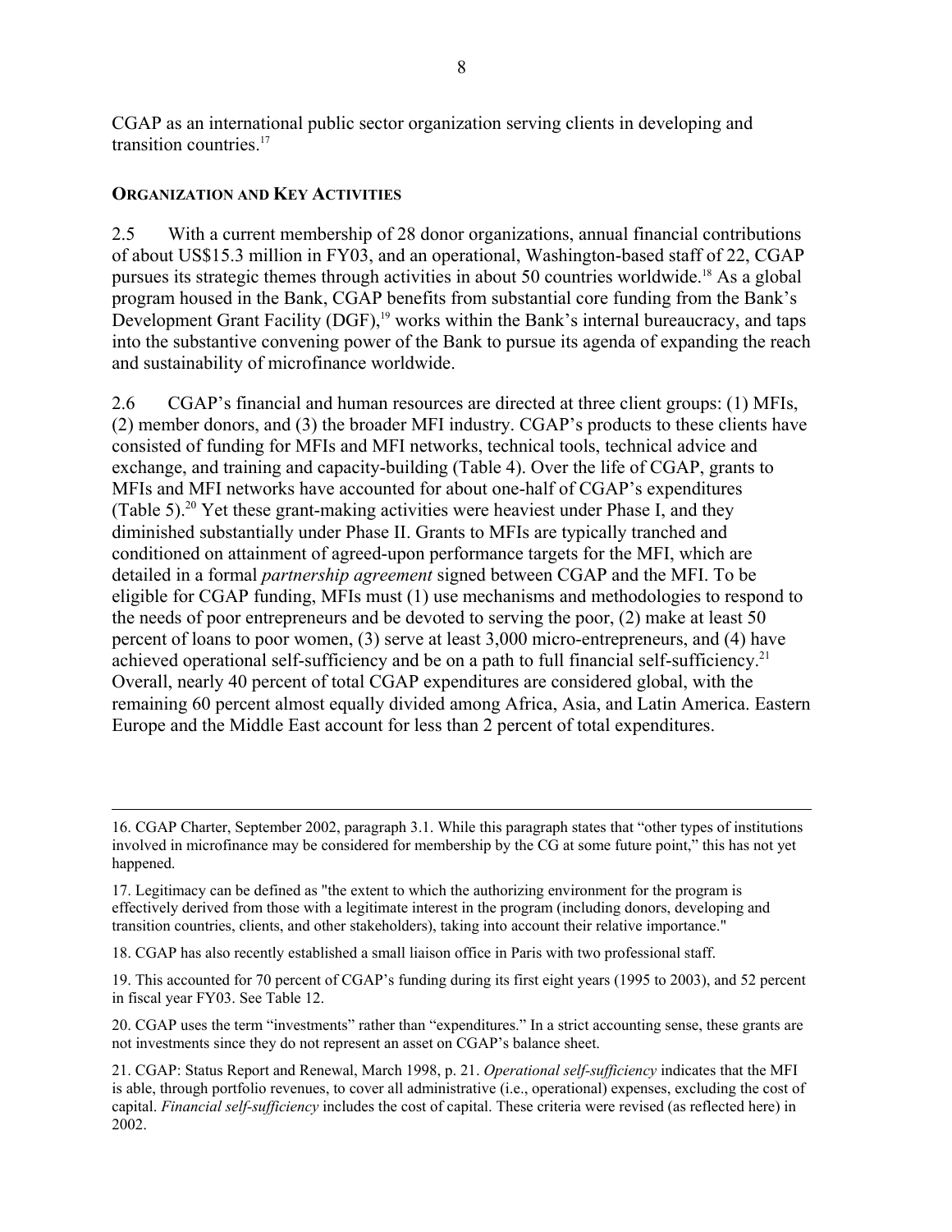CGAP as an international public sector organization serving clients in developing and transition countries.[17]

## ORGANIZATION AND KEY ACTIVITIES

2.5 With a current membership of 28 donor organizations, annual financial contributions of about US$15.3 million in FY03, and an operational, Washington-based staff of 22, CGAP pursues its strategic themes through activities in about 50 countries worldwide.[18] As a global program housed in the Bank, CGAP benefits from substantial core funding from the Bank's Development Grant Facility (DGF),[19] works within the Bank's internal bureaucracy, and taps into the substantive convening power of the Bank to pursue its agenda of expanding the reach and sustainability of microfinance worldwide.

2.6 CGAP's financial and human resources are directed at three client groups: (1) MFIs, (2) member donors, and (3) the broader MFI industry. CGAP's products to these clients have consisted of funding for MFIs and MFI networks, technical tools, technical advice and exchange, and training and capacity-building (Table 4). Over the life of CGAP, grants to MFIs and MFI networks have accounted for about one-half of CGAP's expenditures (Table 5).[20] Yet these grant-making activities were heaviest under Phase I, and they diminished substantially under Phase II. Grants to MFIs are typically tranched and conditioned on attainment of agreed-upon performance targets for the MFI, which are detailed in a formal *partnership agreement* signed between CGAP and the MFI. To be eligible for CGAP funding, MFIs must (1) use mechanisms and methodologies to respond to the needs of poor entrepreneurs and be devoted to serving the poor, (2) make at least 50 percent of loans to poor women, (3) serve at least 3,000 micro-entrepreneurs, and (4) have achieved operational self-sufficiency and be on a path to full financial self-sufficiency.[21] Overall, nearly 40 percent of total CGAP expenditures are considered global, with the remaining 60 percent almost equally divided among Africa, Asia, and Latin America. Eastern Europe and the Middle East account for less than 2 percent of total expenditures.

---

16. CGAP Charter, September 2002, paragraph 3.1. While this paragraph states that "other types of institutions involved in microfinance may be considered for membership by the CG at some future point," this has not yet happened.

17. Legitimacy can be defined as "the extent to which the authorizing environment for the program is effectively derived from those with a legitimate interest in the program (including donors, developing and transition countries, clients, and other stakeholders), taking into account their relative importance."

18. CGAP has also recently established a small liaison office in Paris with two professional staff.

19. This accounted for 70 percent of CGAP's funding during its first eight years (1995 to 2003), and 52 percent in fiscal year FY03. See Table 12.

20. CGAP uses the term "investments" rather than "expenditures." In a strict accounting sense, these grants are not investments since they do not represent an asset on CGAP's balance sheet.

21. CGAP: Status Report and Renewal, March 1998, p. 21. *Operational self-sufficiency* indicates that the MFI is able, through portfolio revenues, to cover all administrative (i.e., operational) expenses, excluding the cost of capital. *Financial self-sufficiency* includes the cost of capital. These criteria were revised (as reflected here) in 2002.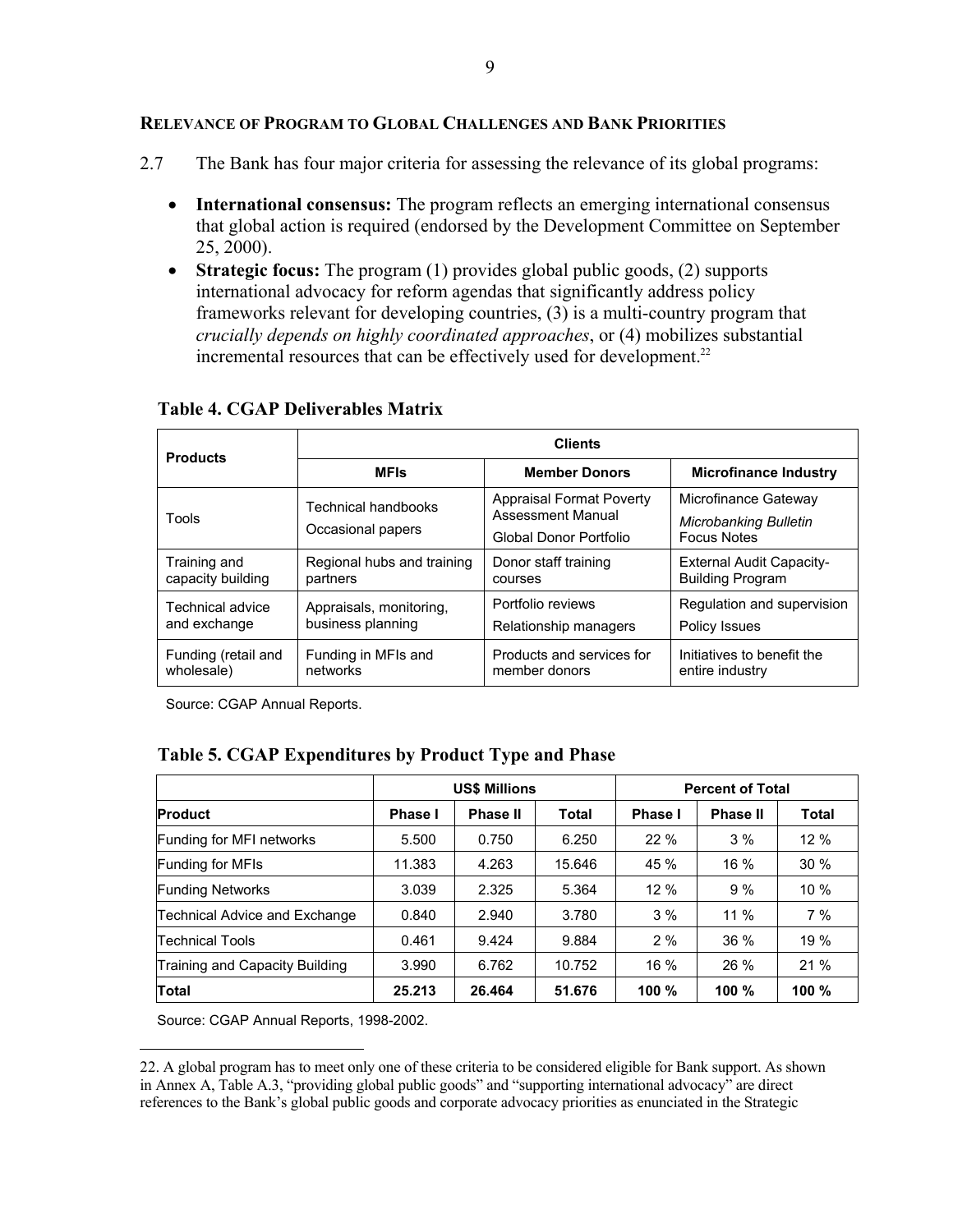### RELEVANCE OF PROGRAM TO GLOBAL CHALLENGES AND BANK PRIORITIES

2.7 The Bank has four major criteria for assessing the relevance of its global programs:

- **International consensus:** The program reflects an emerging international consensus that global action is required (endorsed by the Development Committee on September 25, 2000).
- **Strategic focus:** The program (1) provides global public goods, (2) supports international advocacy for reform agendas that significantly address policy frameworks relevant for developing countries, (3) is a multi-country program that *crucially depends on highly coordinated approaches*, or (4) mobilizes substantial incremental resources that can be effectively used for development.[22]

**Table 4. CGAP Deliverables Matrix**

| Products | Clients | | |
|---|---|---|---|
| | **MFIs** | **Member Donors** | **Microfinance Industry** |
| Tools | Technical handbooks<br>Occasional papers | Appraisal Format Poverty Assessment Manual<br>Global Donor Portfolio | Microfinance Gateway<br>*Microbanking Bulletin*<br>Focus Notes |
| Training and capacity building | Regional hubs and training partners | Donor staff training courses | External Audit Capacity-Building Program |
| Technical advice and exchange | Appraisals, monitoring, business planning | Portfolio reviews<br>Relationship managers | Regulation and supervision<br>Policy Issues |
| Funding (retail and wholesale) | Funding in MFIs and networks | Products and services for member donors | Initiatives to benefit the entire industry |

Source: CGAP Annual Reports.

**Table 5. CGAP Expenditures by Product Type and Phase**

| | US$ Millions | | | Percent of Total | | |
|---|---|---|---|---|---|---|
| **Product** | **Phase I** | **Phase II** | **Total** | **Phase I** | **Phase II** | **Total** |
| Funding for MFI networks | 5.500 | 0.750 | 6.250 | 22 % | 3 % | 12 % |
| Funding for MFIs | 11.383 | 4.263 | 15.646 | 45 % | 16 % | 30 % |
| Funding Networks | 3.039 | 2.325 | 5.364 | 12 % | 9 % | 10 % |
| Technical Advice and Exchange | 0.840 | 2.940 | 3.780 | 3 % | 11 % | 7 % |
| Technical Tools | 0.461 | 9.424 | 9.884 | 2 % | 36 % | 19 % |
| Training and Capacity Building | 3.990 | 6.762 | 10.752 | 16 % | 26 % | 21 % |
| **Total** | **25.213** | **26.464** | **51.676** | **100 %** | **100 %** | **100 %** |

Source: CGAP Annual Reports, 1998-2002.

22. A global program has to meet only one of these criteria to be considered eligible for Bank support. As shown in Annex A, Table A.3, "providing global public goods" and "supporting international advocacy" are direct references to the Bank's global public goods and corporate advocacy priorities as enunciated in the Strategic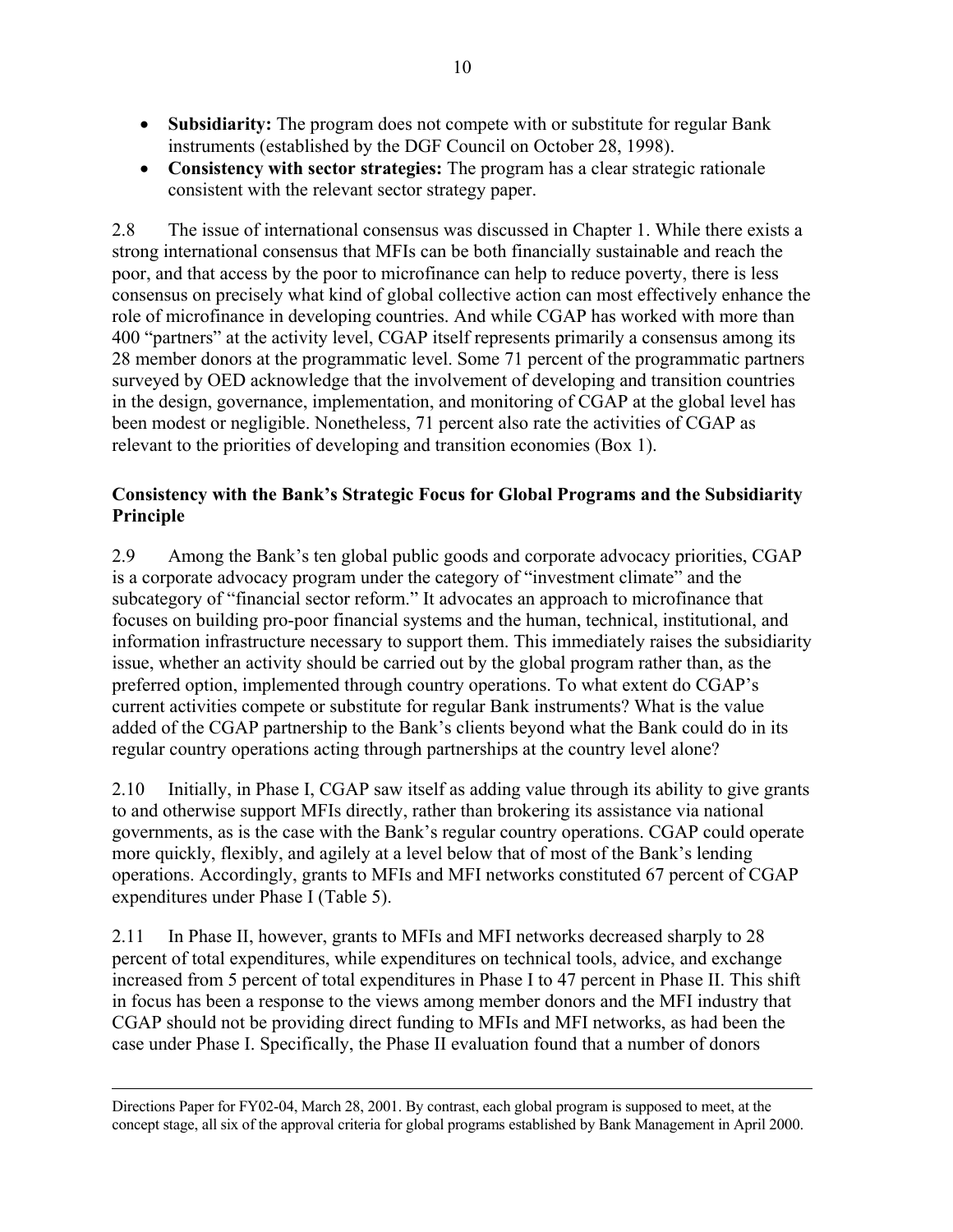- **Subsidiarity:** The program does not compete with or substitute for regular Bank instruments (established by the DGF Council on October 28, 1998).
- **Consistency with sector strategies:** The program has a clear strategic rationale consistent with the relevant sector strategy paper.

2.8 The issue of international consensus was discussed in Chapter 1. While there exists a strong international consensus that MFIs can be both financially sustainable and reach the poor, and that access by the poor to microfinance can help to reduce poverty, there is less consensus on precisely what kind of global collective action can most effectively enhance the role of microfinance in developing countries. And while CGAP has worked with more than 400 "partners" at the activity level, CGAP itself represents primarily a consensus among its 28 member donors at the programmatic level. Some 71 percent of the programmatic partners surveyed by OED acknowledge that the involvement of developing and transition countries in the design, governance, implementation, and monitoring of CGAP at the global level has been modest or negligible. Nonetheless, 71 percent also rate the activities of CGAP as relevant to the priorities of developing and transition economies (Box 1).

### Consistency with the Bank's Strategic Focus for Global Programs and the Subsidiarity Principle

2.9 Among the Bank's ten global public goods and corporate advocacy priorities, CGAP is a corporate advocacy program under the category of "investment climate" and the subcategory of "financial sector reform." It advocates an approach to microfinance that focuses on building pro-poor financial systems and the human, technical, institutional, and information infrastructure necessary to support them. This immediately raises the subsidiarity issue, whether an activity should be carried out by the global program rather than, as the preferred option, implemented through country operations. To what extent do CGAP's current activities compete or substitute for regular Bank instruments? What is the value added of the CGAP partnership to the Bank's clients beyond what the Bank could do in its regular country operations acting through partnerships at the country level alone?

2.10 Initially, in Phase I, CGAP saw itself as adding value through its ability to give grants to and otherwise support MFIs directly, rather than brokering its assistance via national governments, as is the case with the Bank's regular country operations. CGAP could operate more quickly, flexibly, and agilely at a level below that of most of the Bank's lending operations. Accordingly, grants to MFIs and MFI networks constituted 67 percent of CGAP expenditures under Phase I (Table 5).

2.11 In Phase II, however, grants to MFIs and MFI networks decreased sharply to 28 percent of total expenditures, while expenditures on technical tools, advice, and exchange increased from 5 percent of total expenditures in Phase I to 47 percent in Phase II. This shift in focus has been a response to the views among member donors and the MFI industry that CGAP should not be providing direct funding to MFIs and MFI networks, as had been the case under Phase I. Specifically, the Phase II evaluation found that a number of donors

---

Directions Paper for FY02-04, March 28, 2001. By contrast, each global program is supposed to meet, at the concept stage, all six of the approval criteria for global programs established by Bank Management in April 2000.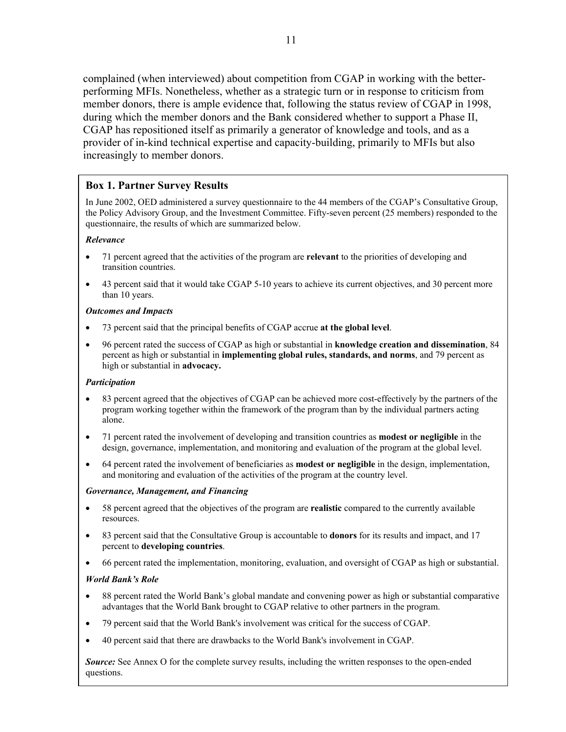complained (when interviewed) about competition from CGAP in working with the better-performing MFIs. Nonetheless, whether as a strategic turn or in response to criticism from member donors, there is ample evidence that, following the status review of CGAP in 1998, during which the member donors and the Bank considered whether to support a Phase II, CGAP has repositioned itself as primarily a generator of knowledge and tools, and as a provider of in-kind technical expertise and capacity-building, primarily to MFIs but also increasingly to member donors.

### Box 1. Partner Survey Results

In June 2002, OED administered a survey questionnaire to the 44 members of the CGAP's Consultative Group, the Policy Advisory Group, and the Investment Committee. Fifty-seven percent (25 members) responded to the questionnaire, the results of which are summarized below.

***Relevance***

- 71 percent agreed that the activities of the program are **relevant** to the priorities of developing and transition countries.
- 43 percent said that it would take CGAP 5-10 years to achieve its current objectives, and 30 percent more than 10 years.

***Outcomes and Impacts***

- 73 percent said that the principal benefits of CGAP accrue **at the global level**.
- 96 percent rated the success of CGAP as high or substantial in **knowledge creation and dissemination**, 84 percent as high or substantial in **implementing global rules, standards, and norms**, and 79 percent as high or substantial in **advocacy.**

***Participation***

- 83 percent agreed that the objectives of CGAP can be achieved more cost-effectively by the partners of the program working together within the framework of the program than by the individual partners acting alone.
- 71 percent rated the involvement of developing and transition countries as **modest or negligible** in the design, governance, implementation, and monitoring and evaluation of the program at the global level.
- 64 percent rated the involvement of beneficiaries as **modest or negligible** in the design, implementation, and monitoring and evaluation of the activities of the program at the country level.

***Governance, Management, and Financing***

- 58 percent agreed that the objectives of the program are **realistic** compared to the currently available resources.
- 83 percent said that the Consultative Group is accountable to **donors** for its results and impact, and 17 percent to **developing countries**.
- 66 percent rated the implementation, monitoring, evaluation, and oversight of CGAP as high or substantial.

***World Bank's Role***

- 88 percent rated the World Bank's global mandate and convening power as high or substantial comparative advantages that the World Bank brought to CGAP relative to other partners in the program.
- 79 percent said that the World Bank's involvement was critical for the success of CGAP.
- 40 percent said that there are drawbacks to the World Bank's involvement in CGAP.

***Source:*** See Annex O for the complete survey results, including the written responses to the open-ended questions.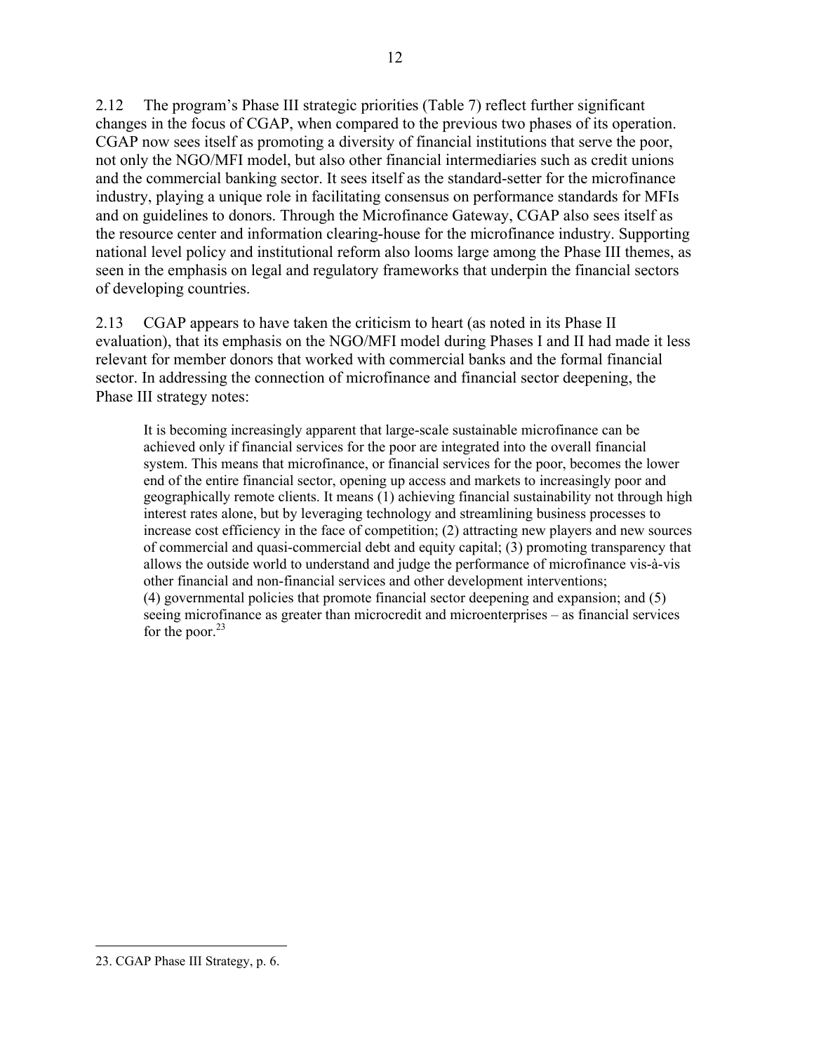2.12 The program's Phase III strategic priorities (Table 7) reflect further significant changes in the focus of CGAP, when compared to the previous two phases of its operation. CGAP now sees itself as promoting a diversity of financial institutions that serve the poor, not only the NGO/MFI model, but also other financial intermediaries such as credit unions and the commercial banking sector. It sees itself as the standard-setter for the microfinance industry, playing a unique role in facilitating consensus on performance standards for MFIs and on guidelines to donors. Through the Microfinance Gateway, CGAP also sees itself as the resource center and information clearing-house for the microfinance industry. Supporting national level policy and institutional reform also looms large among the Phase III themes, as seen in the emphasis on legal and regulatory frameworks that underpin the financial sectors of developing countries.

2.13 CGAP appears to have taken the criticism to heart (as noted in its Phase II evaluation), that its emphasis on the NGO/MFI model during Phases I and II had made it less relevant for member donors that worked with commercial banks and the formal financial sector. In addressing the connection of microfinance and financial sector deepening, the Phase III strategy notes:

> It is becoming increasingly apparent that large-scale sustainable microfinance can be achieved only if financial services for the poor are integrated into the overall financial system. This means that microfinance, or financial services for the poor, becomes the lower end of the entire financial sector, opening up access and markets to increasingly poor and geographically remote clients. It means (1) achieving financial sustainability not through high interest rates alone, but by leveraging technology and streamlining business processes to increase cost efficiency in the face of competition; (2) attracting new players and new sources of commercial and quasi-commercial debt and equity capital; (3) promoting transparency that allows the outside world to understand and judge the performance of microfinance vis-à-vis other financial and non-financial services and other development interventions; (4) governmental policies that promote financial sector deepening and expansion; and (5) seeing microfinance as greater than microcredit and microenterprises – as financial services for the poor.[23]

23. CGAP Phase III Strategy, p. 6.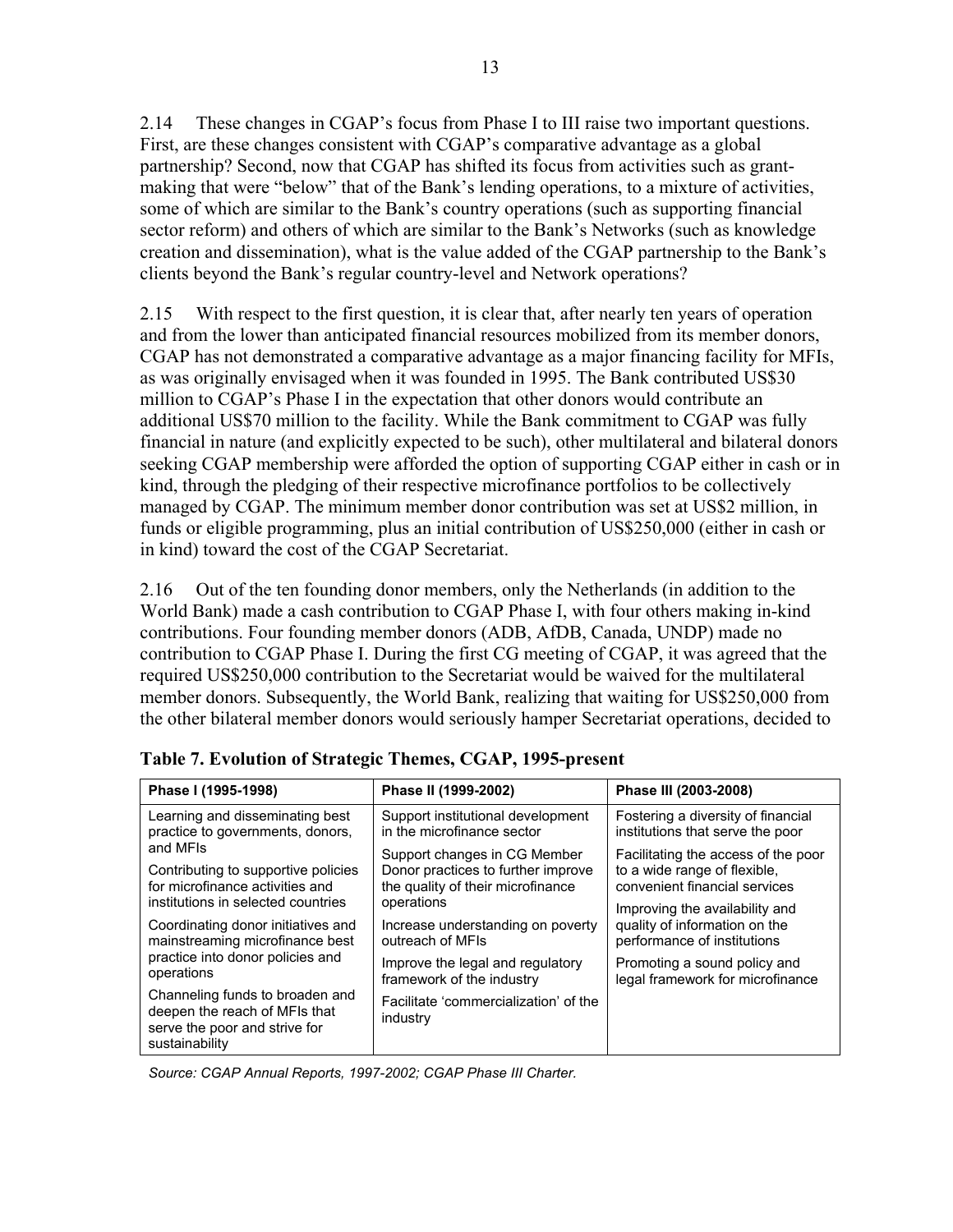2.14 These changes in CGAP's focus from Phase I to III raise two important questions. First, are these changes consistent with CGAP's comparative advantage as a global partnership? Second, now that CGAP has shifted its focus from activities such as grant-making that were "below" that of the Bank's lending operations, to a mixture of activities, some of which are similar to the Bank's country operations (such as supporting financial sector reform) and others of which are similar to the Bank's Networks (such as knowledge creation and dissemination), what is the value added of the CGAP partnership to the Bank's clients beyond the Bank's regular country-level and Network operations?

2.15 With respect to the first question, it is clear that, after nearly ten years of operation and from the lower than anticipated financial resources mobilized from its member donors, CGAP has not demonstrated a comparative advantage as a major financing facility for MFIs, as was originally envisaged when it was founded in 1995. The Bank contributed US$30 million to CGAP's Phase I in the expectation that other donors would contribute an additional US$70 million to the facility. While the Bank commitment to CGAP was fully financial in nature (and explicitly expected to be such), other multilateral and bilateral donors seeking CGAP membership were afforded the option of supporting CGAP either in cash or in kind, through the pledging of their respective microfinance portfolios to be collectively managed by CGAP. The minimum member donor contribution was set at US$2 million, in funds or eligible programming, plus an initial contribution of US$250,000 (either in cash or in kind) toward the cost of the CGAP Secretariat.

2.16 Out of the ten founding donor members, only the Netherlands (in addition to the World Bank) made a cash contribution to CGAP Phase I, with four others making in-kind contributions. Four founding member donors (ADB, AfDB, Canada, UNDP) made no contribution to CGAP Phase I. During the first CG meeting of CGAP, it was agreed that the required US$250,000 contribution to the Secretariat would be waived for the multilateral member donors. Subsequently, the World Bank, realizing that waiting for US$250,000 from the other bilateral member donors would seriously hamper Secretariat operations, decided to

**Table 7. Evolution of Strategic Themes, CGAP, 1995-present**

| Phase I (1995-1998) | Phase II (1999-2002) | Phase III (2003-2008) |
|---|---|---|
| Learning and disseminating best practice to governments, donors, and MFIs<br>Contributing to supportive policies for microfinance activities and institutions in selected countries<br>Coordinating donor initiatives and mainstreaming microfinance best practice into donor policies and operations<br>Channeling funds to broaden and deepen the reach of MFIs that serve the poor and strive for sustainability | Support institutional development in the microfinance sector<br>Support changes in CG Member Donor practices to further improve the quality of their microfinance operations<br>Increase understanding on poverty outreach of MFIs<br>Improve the legal and regulatory framework of the industry<br>Facilitate 'commercialization' of the industry | Fostering a diversity of financial institutions that serve the poor<br>Facilitating the access of the poor to a wide range of flexible, convenient financial services<br>Improving the availability and quality of information on the performance of institutions<br>Promoting a sound policy and legal framework for microfinance |

*Source: CGAP Annual Reports, 1997-2002; CGAP Phase III Charter.*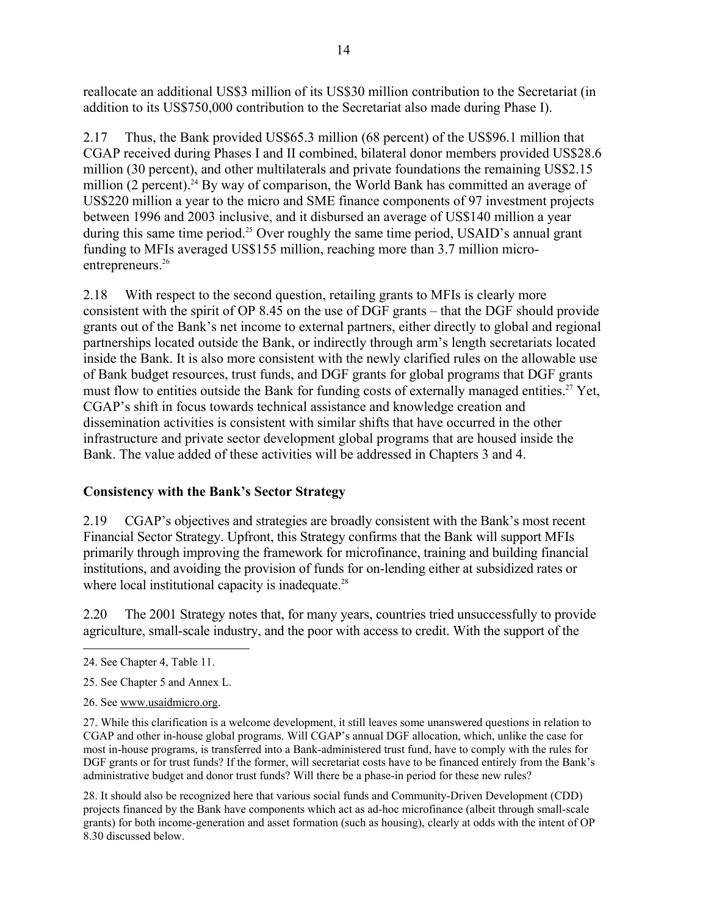reallocate an additional US$3 million of its US$30 million contribution to the Secretariat (in addition to its US$750,000 contribution to the Secretariat also made during Phase I).

2.17 Thus, the Bank provided US$65.3 million (68 percent) of the US$96.1 million that CGAP received during Phases I and II combined, bilateral donor members provided US$28.6 million (30 percent), and other multilaterals and private foundations the remaining US$2.15 million (2 percent).[24] By way of comparison, the World Bank has committed an average of US$220 million a year to the micro and SME finance components of 97 investment projects between 1996 and 2003 inclusive, and it disbursed an average of US$140 million a year during this same time period.[25] Over roughly the same time period, USAID's annual grant funding to MFIs averaged US$155 million, reaching more than 3.7 million micro-entrepreneurs.[26]

2.18 With respect to the second question, retailing grants to MFIs is clearly more consistent with the spirit of OP 8.45 on the use of DGF grants – that the DGF should provide grants out of the Bank's net income to external partners, either directly to global and regional partnerships located outside the Bank, or indirectly through arm's length secretariats located inside the Bank. It is also more consistent with the newly clarified rules on the allowable use of Bank budget resources, trust funds, and DGF grants for global programs that DGF grants must flow to entities outside the Bank for funding costs of externally managed entities.[27] Yet, CGAP's shift in focus towards technical assistance and knowledge creation and dissemination activities is consistent with similar shifts that have occurred in the other infrastructure and private sector development global programs that are housed inside the Bank. The value added of these activities will be addressed in Chapters 3 and 4.

## Consistency with the Bank's Sector Strategy

2.19 CGAP's objectives and strategies are broadly consistent with the Bank's most recent Financial Sector Strategy. Upfront, this Strategy confirms that the Bank will support MFIs primarily through improving the framework for microfinance, training and building financial institutions, and avoiding the provision of funds for on-lending either at subsidized rates or where local institutional capacity is inadequate.[28]

2.20 The 2001 Strategy notes that, for many years, countries tried unsuccessfully to provide agriculture, small-scale industry, and the poor with access to credit. With the support of the

---

24. See Chapter 4, Table 11.

25. See Chapter 5 and Annex L.

26. See www.usaidmicro.org.

27. While this clarification is a welcome development, it still leaves some unanswered questions in relation to CGAP and other in-house global programs. Will CGAP's annual DGF allocation, which, unlike the case for most in-house programs, is transferred into a Bank-administered trust fund, have to comply with the rules for DGF grants or for trust funds? If the former, will secretariat costs have to be financed entirely from the Bank's administrative budget and donor trust funds? Will there be a phase-in period for these new rules?

28. It should also be recognized here that various social funds and Community-Driven Development (CDD) projects financed by the Bank have components which act as ad-hoc microfinance (albeit through small-scale grants) for both income-generation and asset formation (such as housing), clearly at odds with the intent of OP 8.30 discussed below.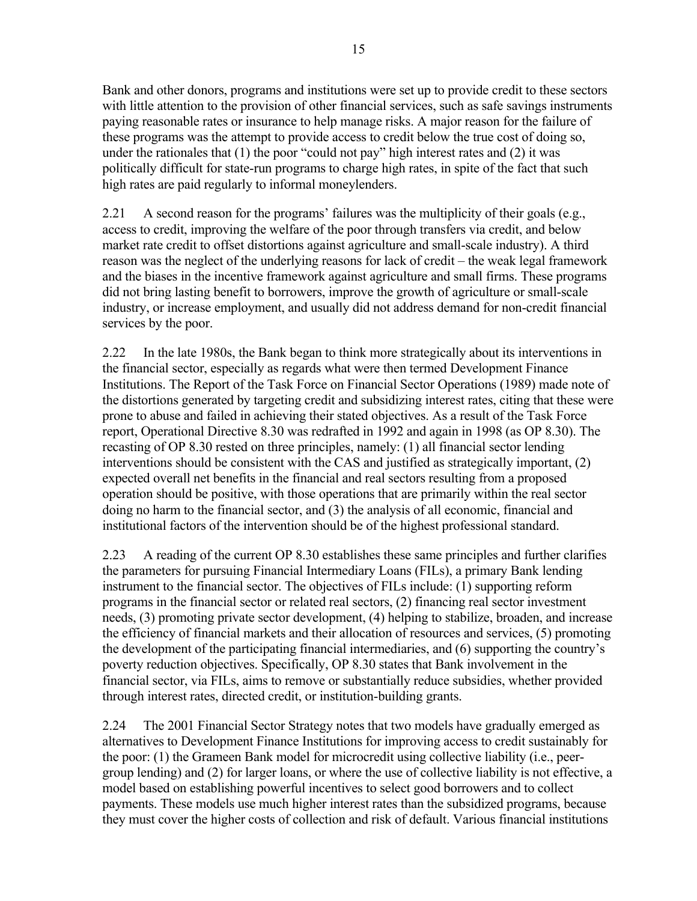Bank and other donors, programs and institutions were set up to provide credit to these sectors with little attention to the provision of other financial services, such as safe savings instruments paying reasonable rates or insurance to help manage risks. A major reason for the failure of these programs was the attempt to provide access to credit below the true cost of doing so, under the rationales that (1) the poor "could not pay" high interest rates and (2) it was politically difficult for state-run programs to charge high rates, in spite of the fact that such high rates are paid regularly to informal moneylenders.

2.21 A second reason for the programs' failures was the multiplicity of their goals (e.g., access to credit, improving the welfare of the poor through transfers via credit, and below market rate credit to offset distortions against agriculture and small-scale industry). A third reason was the neglect of the underlying reasons for lack of credit – the weak legal framework and the biases in the incentive framework against agriculture and small firms. These programs did not bring lasting benefit to borrowers, improve the growth of agriculture or small-scale industry, or increase employment, and usually did not address demand for non-credit financial services by the poor.

2.22 In the late 1980s, the Bank began to think more strategically about its interventions in the financial sector, especially as regards what were then termed Development Finance Institutions. The Report of the Task Force on Financial Sector Operations (1989) made note of the distortions generated by targeting credit and subsidizing interest rates, citing that these were prone to abuse and failed in achieving their stated objectives. As a result of the Task Force report, Operational Directive 8.30 was redrafted in 1992 and again in 1998 (as OP 8.30). The recasting of OP 8.30 rested on three principles, namely: (1) all financial sector lending interventions should be consistent with the CAS and justified as strategically important, (2) expected overall net benefits in the financial and real sectors resulting from a proposed operation should be positive, with those operations that are primarily within the real sector doing no harm to the financial sector, and (3) the analysis of all economic, financial and institutional factors of the intervention should be of the highest professional standard.

2.23 A reading of the current OP 8.30 establishes these same principles and further clarifies the parameters for pursuing Financial Intermediary Loans (FILs), a primary Bank lending instrument to the financial sector. The objectives of FILs include: (1) supporting reform programs in the financial sector or related real sectors, (2) financing real sector investment needs, (3) promoting private sector development, (4) helping to stabilize, broaden, and increase the efficiency of financial markets and their allocation of resources and services, (5) promoting the development of the participating financial intermediaries, and (6) supporting the country's poverty reduction objectives. Specifically, OP 8.30 states that Bank involvement in the financial sector, via FILs, aims to remove or substantially reduce subsidies, whether provided through interest rates, directed credit, or institution-building grants.

2.24 The 2001 Financial Sector Strategy notes that two models have gradually emerged as alternatives to Development Finance Institutions for improving access to credit sustainably for the poor: (1) the Grameen Bank model for microcredit using collective liability (i.e., peer-group lending) and (2) for larger loans, or where the use of collective liability is not effective, a model based on establishing powerful incentives to select good borrowers and to collect payments. These models use much higher interest rates than the subsidized programs, because they must cover the higher costs of collection and risk of default. Various financial institutions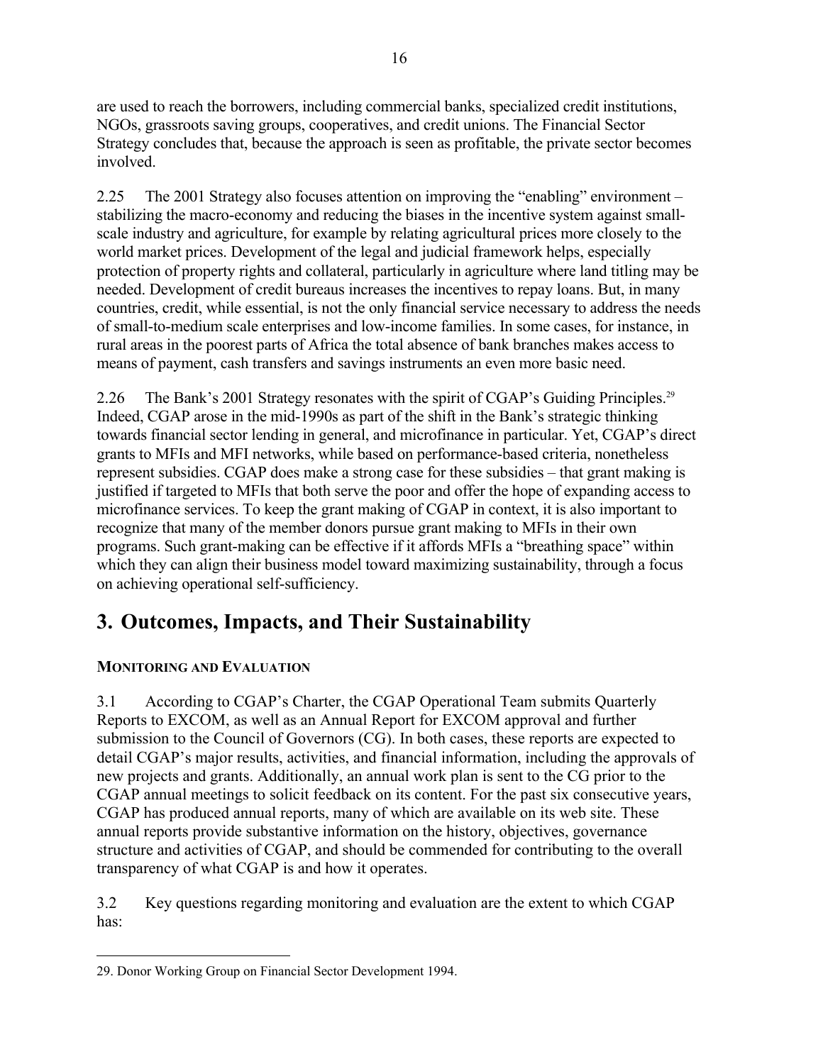are used to reach the borrowers, including commercial banks, specialized credit institutions, NGOs, grassroots saving groups, cooperatives, and credit unions. The Financial Sector Strategy concludes that, because the approach is seen as profitable, the private sector becomes involved.

2.25 The 2001 Strategy also focuses attention on improving the "enabling" environment – stabilizing the macro-economy and reducing the biases in the incentive system against small-scale industry and agriculture, for example by relating agricultural prices more closely to the world market prices. Development of the legal and judicial framework helps, especially protection of property rights and collateral, particularly in agriculture where land titling may be needed. Development of credit bureaus increases the incentives to repay loans. But, in many countries, credit, while essential, is not the only financial service necessary to address the needs of small-to-medium scale enterprises and low-income families. In some cases, for instance, in rural areas in the poorest parts of Africa the total absence of bank branches makes access to means of payment, cash transfers and savings instruments an even more basic need.

2.26 The Bank's 2001 Strategy resonates with the spirit of CGAP's Guiding Principles.[29] Indeed, CGAP arose in the mid-1990s as part of the shift in the Bank's strategic thinking towards financial sector lending in general, and microfinance in particular. Yet, CGAP's direct grants to MFIs and MFI networks, while based on performance-based criteria, nonetheless represent subsidies. CGAP does make a strong case for these subsidies – that grant making is justified if targeted to MFIs that both serve the poor and offer the hope of expanding access to microfinance services. To keep the grant making of CGAP in context, it is also important to recognize that many of the member donors pursue grant making to MFIs in their own programs. Such grant-making can be effective if it affords MFIs a "breathing space" within which they can align their business model toward maximizing sustainability, through a focus on achieving operational self-sufficiency.

# 3. Outcomes, Impacts, and Their Sustainability

### MONITORING AND EVALUATION

3.1 According to CGAP's Charter, the CGAP Operational Team submits Quarterly Reports to EXCOM, as well as an Annual Report for EXCOM approval and further submission to the Council of Governors (CG). In both cases, these reports are expected to detail CGAP's major results, activities, and financial information, including the approvals of new projects and grants. Additionally, an annual work plan is sent to the CG prior to the CGAP annual meetings to solicit feedback on its content. For the past six consecutive years, CGAP has produced annual reports, many of which are available on its web site. These annual reports provide substantive information on the history, objectives, governance structure and activities of CGAP, and should be commended for contributing to the overall transparency of what CGAP is and how it operates.

3.2 Key questions regarding monitoring and evaluation are the extent to which CGAP has:

---

29. Donor Working Group on Financial Sector Development 1994.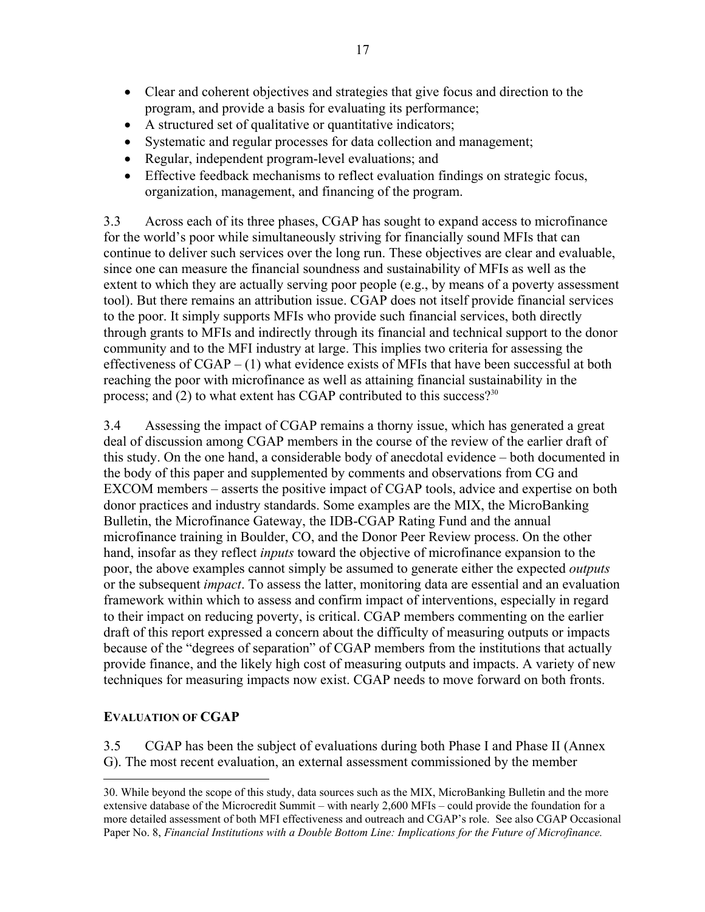- Clear and coherent objectives and strategies that give focus and direction to the program, and provide a basis for evaluating its performance;
- A structured set of qualitative or quantitative indicators;
- Systematic and regular processes for data collection and management;
- Regular, independent program-level evaluations; and
- Effective feedback mechanisms to reflect evaluation findings on strategic focus, organization, management, and financing of the program.

3.3 Across each of its three phases, CGAP has sought to expand access to microfinance for the world's poor while simultaneously striving for financially sound MFIs that can continue to deliver such services over the long run. These objectives are clear and evaluable, since one can measure the financial soundness and sustainability of MFIs as well as the extent to which they are actually serving poor people (e.g., by means of a poverty assessment tool). But there remains an attribution issue. CGAP does not itself provide financial services to the poor. It simply supports MFIs who provide such financial services, both directly through grants to MFIs and indirectly through its financial and technical support to the donor community and to the MFI industry at large. This implies two criteria for assessing the effectiveness of CGAP – (1) what evidence exists of MFIs that have been successful at both reaching the poor with microfinance as well as attaining financial sustainability in the process; and (2) to what extent has CGAP contributed to this success?[30]

3.4 Assessing the impact of CGAP remains a thorny issue, which has generated a great deal of discussion among CGAP members in the course of the review of the earlier draft of this study. On the one hand, a considerable body of anecdotal evidence – both documented in the body of this paper and supplemented by comments and observations from CG and EXCOM members – asserts the positive impact of CGAP tools, advice and expertise on both donor practices and industry standards. Some examples are the MIX, the MicroBanking Bulletin, the Microfinance Gateway, the IDB-CGAP Rating Fund and the annual microfinance training in Boulder, CO, and the Donor Peer Review process. On the other hand, insofar as they reflect *inputs* toward the objective of microfinance expansion to the poor, the above examples cannot simply be assumed to generate either the expected *outputs* or the subsequent *impact*. To assess the latter, monitoring data are essential and an evaluation framework within which to assess and confirm impact of interventions, especially in regard to their impact on reducing poverty, is critical. CGAP members commenting on the earlier draft of this report expressed a concern about the difficulty of measuring outputs or impacts because of the "degrees of separation" of CGAP members from the institutions that actually provide finance, and the likely high cost of measuring outputs and impacts. A variety of new techniques for measuring impacts now exist. CGAP needs to move forward on both fronts.

## EVALUATION OF CGAP

3.5 CGAP has been the subject of evaluations during both Phase I and Phase II (Annex G). The most recent evaluation, an external assessment commissioned by the member

---

30. While beyond the scope of this study, data sources such as the MIX, MicroBanking Bulletin and the more extensive database of the Microcredit Summit – with nearly 2,600 MFIs – could provide the foundation for a more detailed assessment of both MFI effectiveness and outreach and CGAP's role. See also CGAP Occasional Paper No. 8, *Financial Institutions with a Double Bottom Line: Implications for the Future of Microfinance.*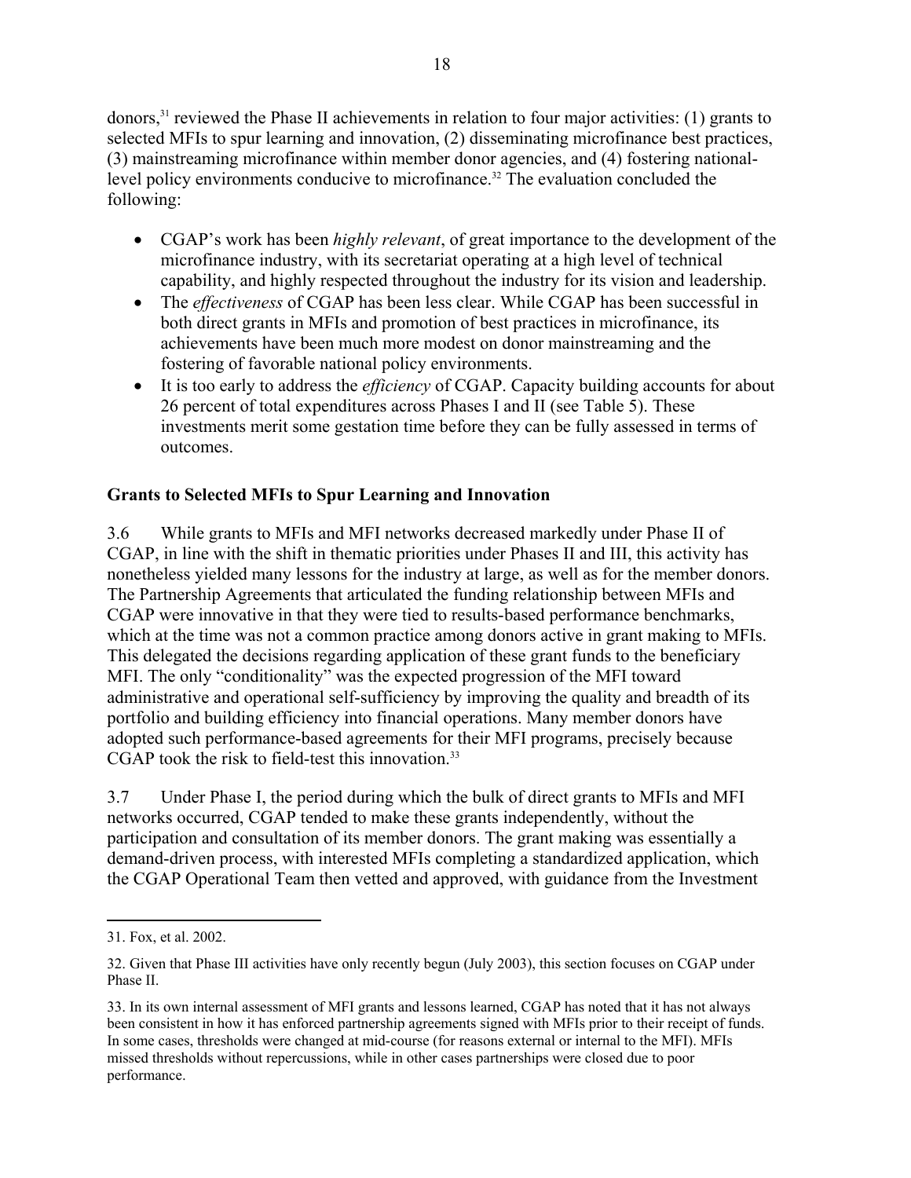donors,[31] reviewed the Phase II achievements in relation to four major activities: (1) grants to selected MFIs to spur learning and innovation, (2) disseminating microfinance best practices, (3) mainstreaming microfinance within member donor agencies, and (4) fostering national-level policy environments conducive to microfinance.[32] The evaluation concluded the following:

- CGAP's work has been *highly relevant*, of great importance to the development of the microfinance industry, with its secretariat operating at a high level of technical capability, and highly respected throughout the industry for its vision and leadership.
- The *effectiveness* of CGAP has been less clear. While CGAP has been successful in both direct grants in MFIs and promotion of best practices in microfinance, its achievements have been much more modest on donor mainstreaming and the fostering of favorable national policy environments.
- It is too early to address the *efficiency* of CGAP. Capacity building accounts for about 26 percent of total expenditures across Phases I and II (see Table 5). These investments merit some gestation time before they can be fully assessed in terms of outcomes.

**Grants to Selected MFIs to Spur Learning and Innovation**

3.6 While grants to MFIs and MFI networks decreased markedly under Phase II of CGAP, in line with the shift in thematic priorities under Phases II and III, this activity has nonetheless yielded many lessons for the industry at large, as well as for the member donors. The Partnership Agreements that articulated the funding relationship between MFIs and CGAP were innovative in that they were tied to results-based performance benchmarks, which at the time was not a common practice among donors active in grant making to MFIs. This delegated the decisions regarding application of these grant funds to the beneficiary MFI. The only "conditionality" was the expected progression of the MFI toward administrative and operational self-sufficiency by improving the quality and breadth of its portfolio and building efficiency into financial operations. Many member donors have adopted such performance-based agreements for their MFI programs, precisely because CGAP took the risk to field-test this innovation.[33]

3.7 Under Phase I, the period during which the bulk of direct grants to MFIs and MFI networks occurred, CGAP tended to make these grants independently, without the participation and consultation of its member donors. The grant making was essentially a demand-driven process, with interested MFIs completing a standardized application, which the CGAP Operational Team then vetted and approved, with guidance from the Investment

---

31. Fox, et al. 2002.

32. Given that Phase III activities have only recently begun (July 2003), this section focuses on CGAP under Phase II.

33. In its own internal assessment of MFI grants and lessons learned, CGAP has noted that it has not always been consistent in how it has enforced partnership agreements signed with MFIs prior to their receipt of funds. In some cases, thresholds were changed at mid-course (for reasons external or internal to the MFI). MFIs missed thresholds without repercussions, while in other cases partnerships were closed due to poor performance.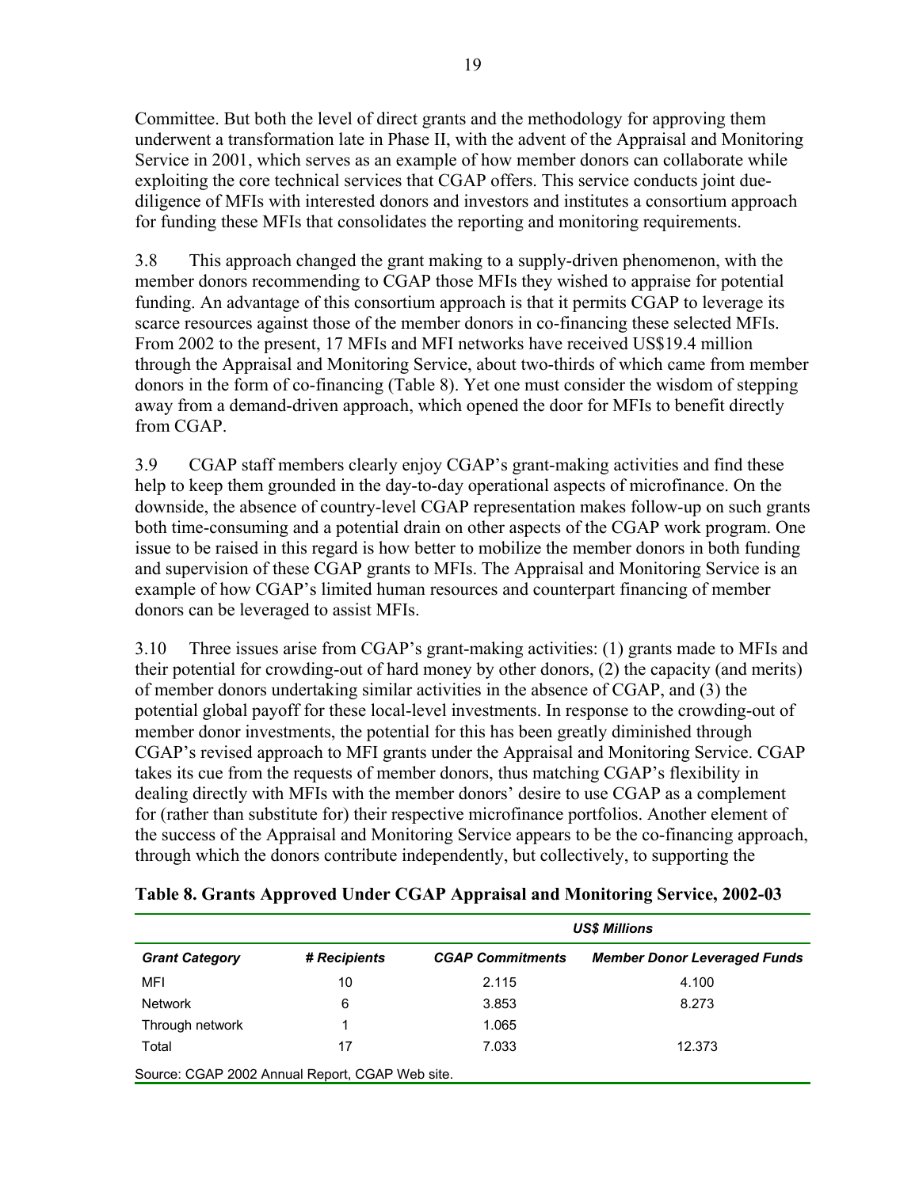Committee. But both the level of direct grants and the methodology for approving them underwent a transformation late in Phase II, with the advent of the Appraisal and Monitoring Service in 2001, which serves as an example of how member donors can collaborate while exploiting the core technical services that CGAP offers. This service conducts joint due-diligence of MFIs with interested donors and investors and institutes a consortium approach for funding these MFIs that consolidates the reporting and monitoring requirements.

3.8 This approach changed the grant making to a supply-driven phenomenon, with the member donors recommending to CGAP those MFIs they wished to appraise for potential funding. An advantage of this consortium approach is that it permits CGAP to leverage its scarce resources against those of the member donors in co-financing these selected MFIs. From 2002 to the present, 17 MFIs and MFI networks have received US$19.4 million through the Appraisal and Monitoring Service, about two-thirds of which came from member donors in the form of co-financing (Table 8). Yet one must consider the wisdom of stepping away from a demand-driven approach, which opened the door for MFIs to benefit directly from CGAP.

3.9 CGAP staff members clearly enjoy CGAP's grant-making activities and find these help to keep them grounded in the day-to-day operational aspects of microfinance. On the downside, the absence of country-level CGAP representation makes follow-up on such grants both time-consuming and a potential drain on other aspects of the CGAP work program. One issue to be raised in this regard is how better to mobilize the member donors in both funding and supervision of these CGAP grants to MFIs. The Appraisal and Monitoring Service is an example of how CGAP's limited human resources and counterpart financing of member donors can be leveraged to assist MFIs.

3.10 Three issues arise from CGAP's grant-making activities: (1) grants made to MFIs and their potential for crowding-out of hard money by other donors, (2) the capacity (and merits) of member donors undertaking similar activities in the absence of CGAP, and (3) the potential global payoff for these local-level investments. In response to the crowding-out of member donor investments, the potential for this has been greatly diminished through CGAP's revised approach to MFI grants under the Appraisal and Monitoring Service. CGAP takes its cue from the requests of member donors, thus matching CGAP's flexibility in dealing directly with MFIs with the member donors' desire to use CGAP as a complement for (rather than substitute for) their respective microfinance portfolios. Another element of the success of the Appraisal and Monitoring Service appears to be the co-financing approach, through which the donors contribute independently, but collectively, to supporting the

**Table 8. Grants Approved Under CGAP Appraisal and Monitoring Service, 2002-03**

| | | ***US$ Millions*** | |
|---|---|---|---|
| ***Grant Category*** | ***# Recipients*** | ***CGAP Commitments*** | ***Member Donor Leveraged Funds*** |
| MFI | 10 | 2.115 | 4.100 |
| Network | 6 | 3.853 | 8.273 |
| Through network | 1 | 1.065 | |
| Total | 17 | 7.033 | 12.373 |

Source: CGAP 2002 Annual Report, CGAP Web site.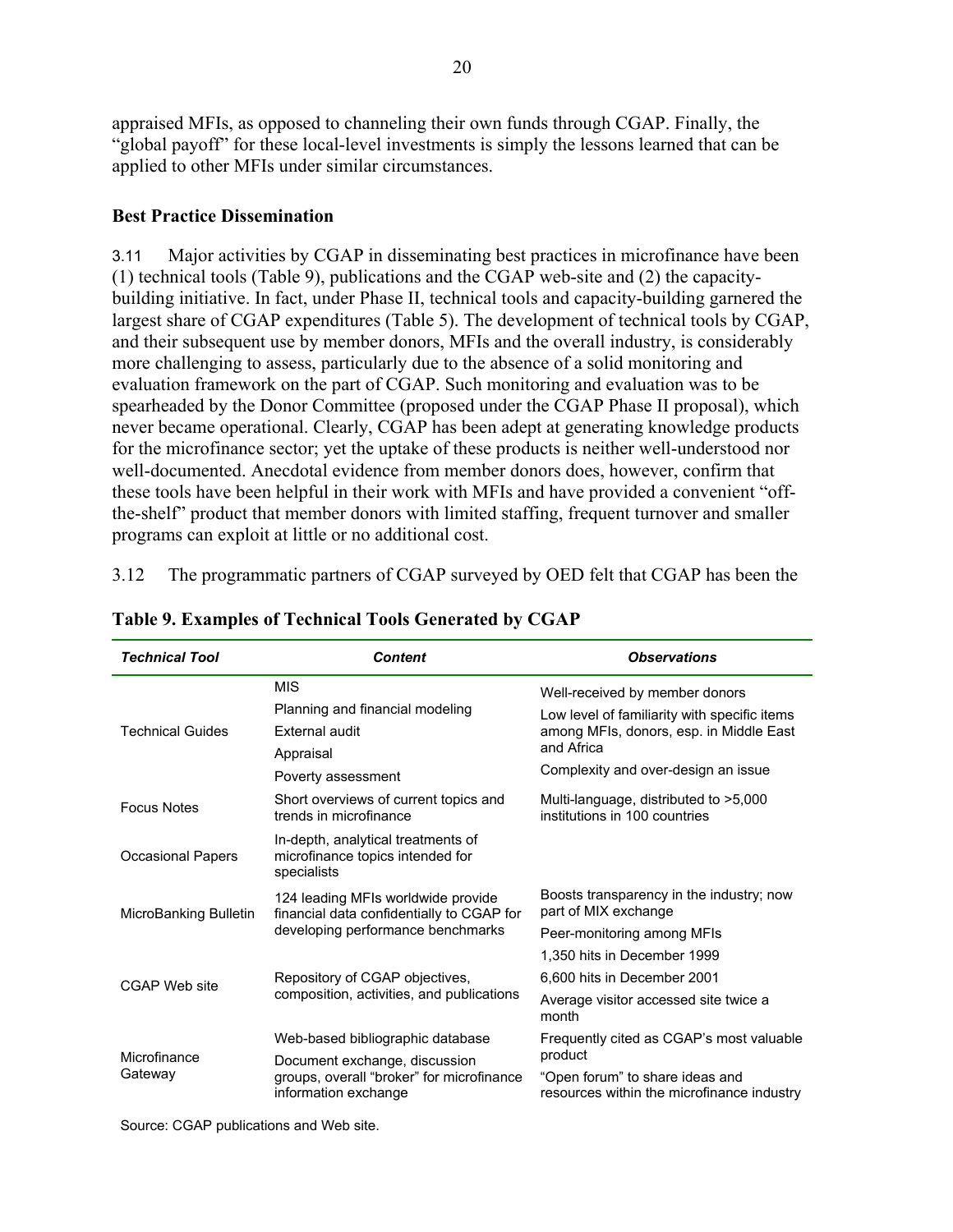appraised MFIs, as opposed to channeling their own funds through CGAP. Finally, the "global payoff" for these local-level investments is simply the lessons learned that can be applied to other MFIs under similar circumstances.

### Best Practice Dissemination

3.11 Major activities by CGAP in disseminating best practices in microfinance have been (1) technical tools (Table 9), publications and the CGAP web-site and (2) the capacity-building initiative. In fact, under Phase II, technical tools and capacity-building garnered the largest share of CGAP expenditures (Table 5). The development of technical tools by CGAP, and their subsequent use by member donors, MFIs and the overall industry, is considerably more challenging to assess, particularly due to the absence of a solid monitoring and evaluation framework on the part of CGAP. Such monitoring and evaluation was to be spearheaded by the Donor Committee (proposed under the CGAP Phase II proposal), which never became operational. Clearly, CGAP has been adept at generating knowledge products for the microfinance sector; yet the uptake of these products is neither well-understood nor well-documented. Anecdotal evidence from member donors does, however, confirm that these tools have been helpful in their work with MFIs and have provided a convenient "off-the-shelf" product that member donors with limited staffing, frequent turnover and smaller programs can exploit at little or no additional cost.

3.12 The programmatic partners of CGAP surveyed by OED felt that CGAP has been the

**Table 9. Examples of Technical Tools Generated by CGAP**

| *Technical Tool* | *Content* | *Observations* |
|---|---|---|
| Technical Guides | MIS<br>Planning and financial modeling<br>External audit<br>Appraisal<br>Poverty assessment | Well-received by member donors<br>Low level of familiarity with specific items among MFIs, donors, esp. in Middle East and Africa<br>Complexity and over-design an issue |
| Focus Notes | Short overviews of current topics and trends in microfinance | Multi-language, distributed to >5,000 institutions in 100 countries |
| Occasional Papers | In-depth, analytical treatments of microfinance topics intended for specialists | |
| MicroBanking Bulletin | 124 leading MFIs worldwide provide financial data confidentially to CGAP for developing performance benchmarks | Boosts transparency in the industry; now part of MIX exchange<br>Peer-monitoring among MFIs |
| CGAP Web site | Repository of CGAP objectives, composition, activities, and publications | 1,350 hits in December 1999<br>6,600 hits in December 2001<br>Average visitor accessed site twice a month |
| Microfinance Gateway | Web-based bibliographic database<br>Document exchange, discussion groups, overall "broker" for microfinance information exchange | Frequently cited as CGAP's most valuable product<br>"Open forum" to share ideas and resources within the microfinance industry |

Source: CGAP publications and Web site.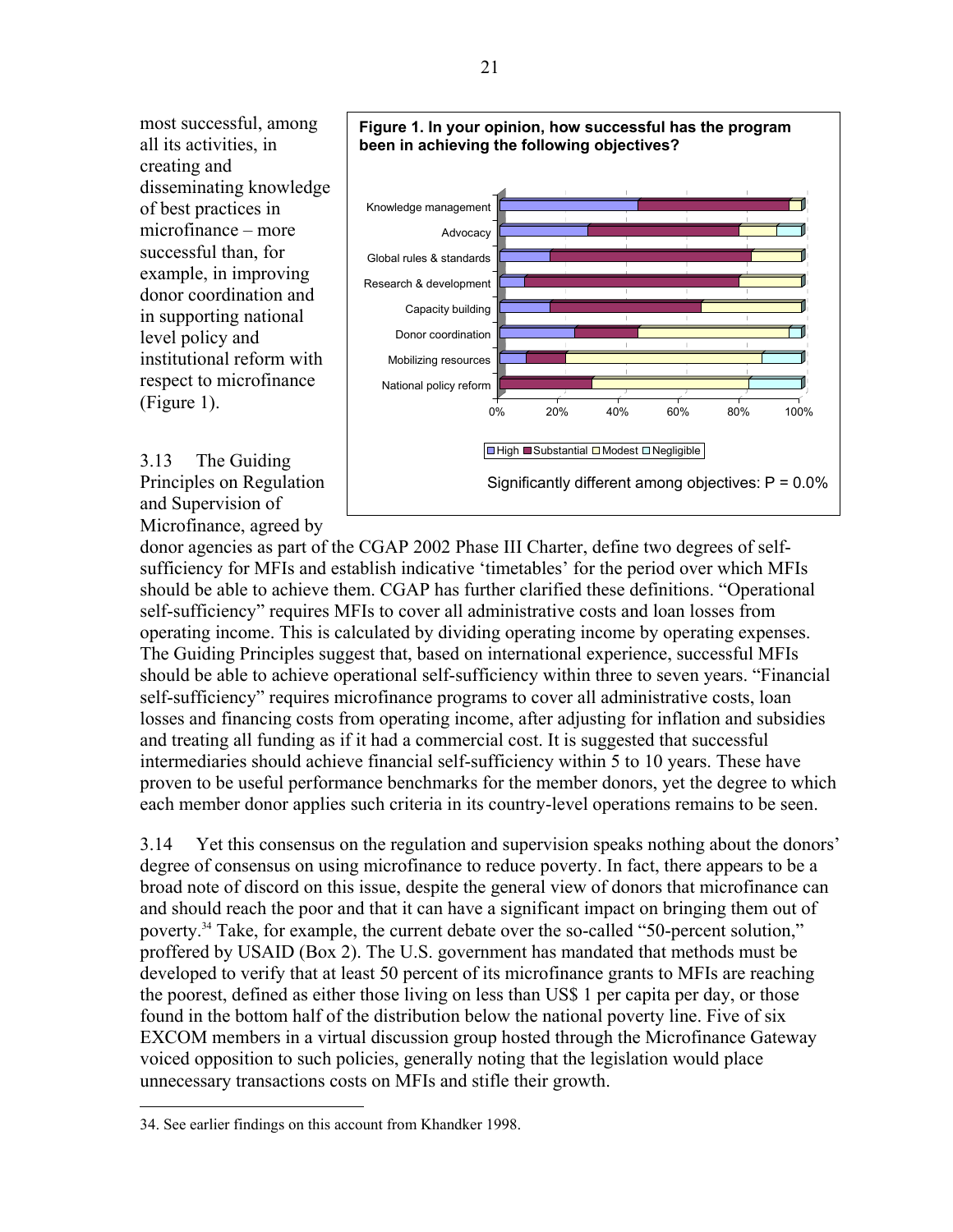most successful, among all its activities, in creating and disseminating knowledge of best practices in microfinance – more successful than, for example, in improving donor coordination and in supporting national level policy and institutional reform with respect to microfinance (Figure 1).

**Figure 1. In your opinion, how successful has the program been in achieving the following objectives?**

Significantly different among objectives: P = 0.0%

3.13 The Guiding Principles on Regulation and Supervision of Microfinance, agreed by donor agencies as part of the CGAP 2002 Phase III Charter, define two degrees of self-sufficiency for MFIs and establish indicative 'timetables' for the period over which MFIs should be able to achieve them. CGAP has further clarified these definitions. "Operational self-sufficiency" requires MFIs to cover all administrative costs and loan losses from operating income. This is calculated by dividing operating income by operating expenses. The Guiding Principles suggest that, based on international experience, successful MFIs should be able to achieve operational self-sufficiency within three to seven years. "Financial self-sufficiency" requires microfinance programs to cover all administrative costs, loan losses and financing costs from operating income, after adjusting for inflation and subsidies and treating all funding as if it had a commercial cost. It is suggested that successful intermediaries should achieve financial self-sufficiency within 5 to 10 years. These have proven to be useful performance benchmarks for the member donors, yet the degree to which each member donor applies such criteria in its country-level operations remains to be seen.

3.14 Yet this consensus on the regulation and supervision speaks nothing about the donors' degree of consensus on using microfinance to reduce poverty. In fact, there appears to be a broad note of discord on this issue, despite the general view of donors that microfinance can and should reach the poor and that it can have a significant impact on bringing them out of poverty.[34] Take, for example, the current debate over the so-called "50-percent solution," proffered by USAID (Box 2). The U.S. government has mandated that methods must be developed to verify that at least 50 percent of its microfinance grants to MFIs are reaching the poorest, defined as either those living on less than US$ 1 per capita per day, or those found in the bottom half of the distribution below the national poverty line. Five of six EXCOM members in a virtual discussion group hosted through the Microfinance Gateway voiced opposition to such policies, generally noting that the legislation would place unnecessary transactions costs on MFIs and stifle their growth.

34. See earlier findings on this account from Khandker 1998.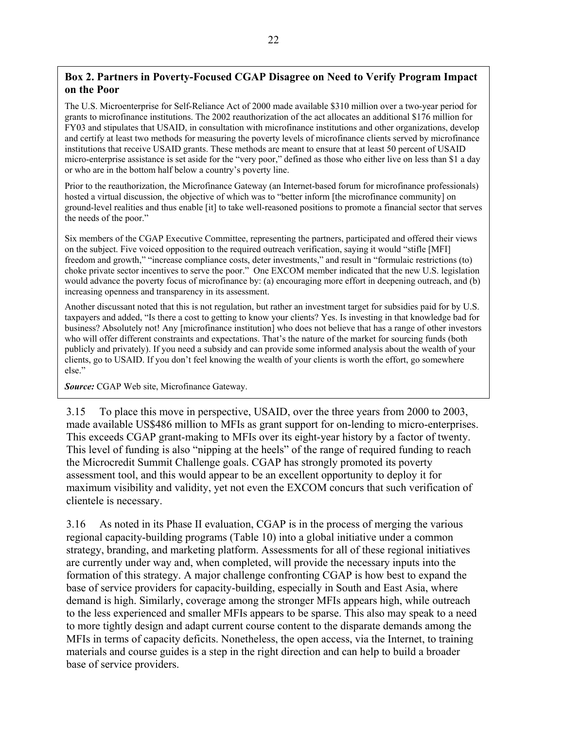**Box 2. Partners in Poverty-Focused CGAP Disagree on Need to Verify Program Impact on the Poor**

The U.S. Microenterprise for Self-Reliance Act of 2000 made available $310 million over a two-year period for grants to microfinance institutions. The 2002 reauthorization of the act allocates an additional $176 million for FY03 and stipulates that USAID, in consultation with microfinance institutions and other organizations, develop and certify at least two methods for measuring the poverty levels of microfinance clients served by microfinance institutions that receive USAID grants. These methods are meant to ensure that at least 50 percent of USAID micro-enterprise assistance is set aside for the "very poor," defined as those who either live on less than $1 a day or who are in the bottom half below a country's poverty line.

Prior to the reauthorization, the Microfinance Gateway (an Internet-based forum for microfinance professionals) hosted a virtual discussion, the objective of which was to "better inform [the microfinance community] on ground-level realities and thus enable [it] to take well-reasoned positions to promote a financial sector that serves the needs of the poor."

Six members of the CGAP Executive Committee, representing the partners, participated and offered their views on the subject. Five voiced opposition to the required outreach verification, saying it would "stifle [MFI] freedom and growth," "increase compliance costs, deter investments," and result in "formulaic restrictions (to) choke private sector incentives to serve the poor." One EXCOM member indicated that the new U.S. legislation would advance the poverty focus of microfinance by: (a) encouraging more effort in deepening outreach, and (b) increasing openness and transparency in its assessment.

Another discussant noted that this is not regulation, but rather an investment target for subsidies paid for by U.S. taxpayers and added, "Is there a cost to getting to know your clients? Yes. Is investing in that knowledge bad for business? Absolutely not! Any [microfinance institution] who does not believe that has a range of other investors who will offer different constraints and expectations. That's the nature of the market for sourcing funds (both publicly and privately). If you need a subsidy and can provide some informed analysis about the wealth of your clients, go to USAID. If you don't feel knowing the wealth of your clients is worth the effort, go somewhere else."

***Source:*** CGAP Web site, Microfinance Gateway.

3.15 To place this move in perspective, USAID, over the three years from 2000 to 2003, made available US$486 million to MFIs as grant support for on-lending to micro-enterprises. This exceeds CGAP grant-making to MFIs over its eight-year history by a factor of twenty. This level of funding is also "nipping at the heels" of the range of required funding to reach the Microcredit Summit Challenge goals. CGAP has strongly promoted its poverty assessment tool, and this would appear to be an excellent opportunity to deploy it for maximum visibility and validity, yet not even the EXCOM concurs that such verification of clientele is necessary.

3.16 As noted in its Phase II evaluation, CGAP is in the process of merging the various regional capacity-building programs (Table 10) into a global initiative under a common strategy, branding, and marketing platform. Assessments for all of these regional initiatives are currently under way and, when completed, will provide the necessary inputs into the formation of this strategy. A major challenge confronting CGAP is how best to expand the base of service providers for capacity-building, especially in South and East Asia, where demand is high. Similarly, coverage among the stronger MFIs appears high, while outreach to the less experienced and smaller MFIs appears to be sparse. This also may speak to a need to more tightly design and adapt current course content to the disparate demands among the MFIs in terms of capacity deficits. Nonetheless, the open access, via the Internet, to training materials and course guides is a step in the right direction and can help to build a broader base of service providers.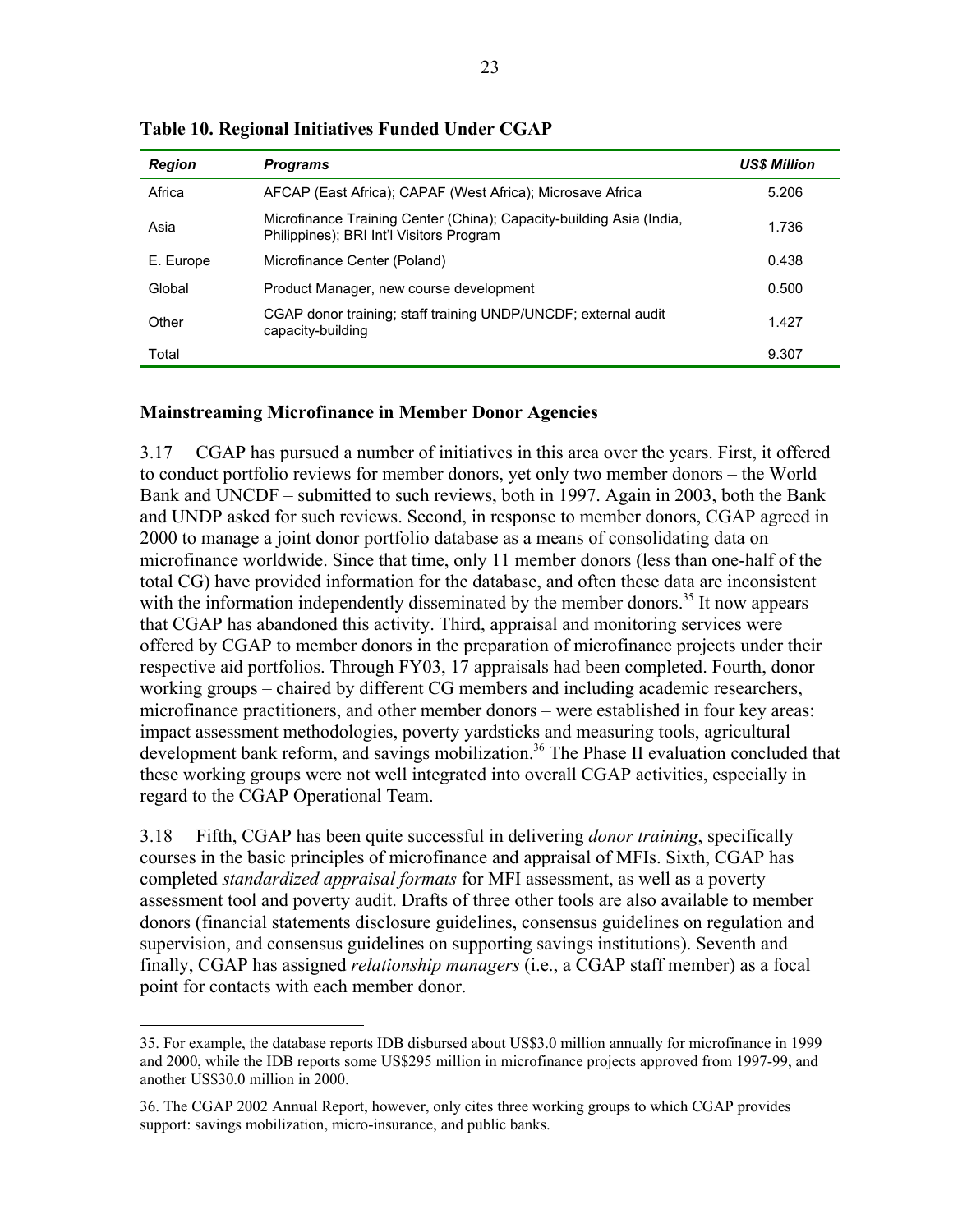**Table 10. Regional Initiatives Funded Under CGAP**

| *Region* | *Programs* | *US$ Million* |
|---|---|---|
| Africa | AFCAP (East Africa); CAPAF (West Africa); Microsave Africa | 5.206 |
| Asia | Microfinance Training Center (China); Capacity-building Asia (India, Philippines); BRI Int'l Visitors Program | 1.736 |
| E. Europe | Microfinance Center (Poland) | 0.438 |
| Global | Product Manager, new course development | 0.500 |
| Other | CGAP donor training; staff training UNDP/UNCDF; external audit capacity-building | 1.427 |
| Total | | 9.307 |

## Mainstreaming Microfinance in Member Donor Agencies

3.17 CGAP has pursued a number of initiatives in this area over the years. First, it offered to conduct portfolio reviews for member donors, yet only two member donors – the World Bank and UNCDF – submitted to such reviews, both in 1997. Again in 2003, both the Bank and UNDP asked for such reviews. Second, in response to member donors, CGAP agreed in 2000 to manage a joint donor portfolio database as a means of consolidating data on microfinance worldwide. Since that time, only 11 member donors (less than one-half of the total CG) have provided information for the database, and often these data are inconsistent with the information independently disseminated by the member donors.[35] It now appears that CGAP has abandoned this activity. Third, appraisal and monitoring services were offered by CGAP to member donors in the preparation of microfinance projects under their respective aid portfolios. Through FY03, 17 appraisals had been completed. Fourth, donor working groups – chaired by different CG members and including academic researchers, microfinance practitioners, and other member donors – were established in four key areas: impact assessment methodologies, poverty yardsticks and measuring tools, agricultural development bank reform, and savings mobilization.[36] The Phase II evaluation concluded that these working groups were not well integrated into overall CGAP activities, especially in regard to the CGAP Operational Team.

3.18 Fifth, CGAP has been quite successful in delivering *donor training*, specifically courses in the basic principles of microfinance and appraisal of MFIs. Sixth, CGAP has completed *standardized appraisal formats* for MFI assessment, as well as a poverty assessment tool and poverty audit. Drafts of three other tools are also available to member donors (financial statements disclosure guidelines, consensus guidelines on regulation and supervision, and consensus guidelines on supporting savings institutions). Seventh and finally, CGAP has assigned *relationship managers* (i.e., a CGAP staff member) as a focal point for contacts with each member donor.

---

35. For example, the database reports IDB disbursed about US$3.0 million annually for microfinance in 1999 and 2000, while the IDB reports some US$295 million in microfinance projects approved from 1997-99, and another US$30.0 million in 2000.

36. The CGAP 2002 Annual Report, however, only cites three working groups to which CGAP provides support: savings mobilization, micro-insurance, and public banks.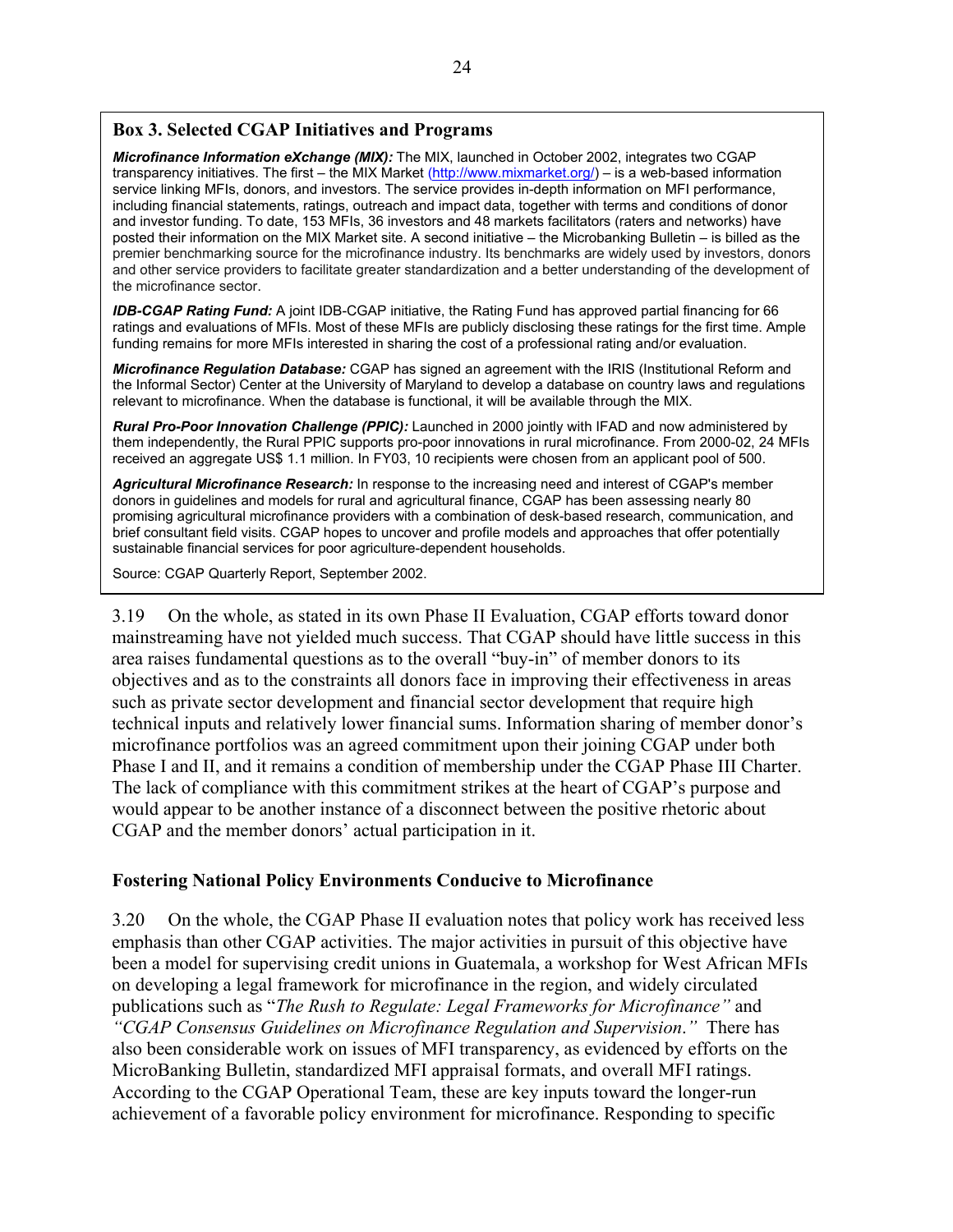### Box 3. Selected CGAP Initiatives and Programs

***Microfinance Information eXchange (MIX):*** The MIX, launched in October 2002, integrates two CGAP transparency initiatives. The first – the MIX Market (http://www.mixmarket.org/) – is a web-based information service linking MFIs, donors, and investors. The service provides in-depth information on MFI performance, including financial statements, ratings, outreach and impact data, together with terms and conditions of donor and investor funding. To date, 153 MFIs, 36 investors and 48 markets facilitators (raters and networks) have posted their information on the MIX Market site. A second initiative – the Microbanking Bulletin – is billed as the premier benchmarking source for the microfinance industry. Its benchmarks are widely used by investors, donors and other service providers to facilitate greater standardization and a better understanding of the development of the microfinance sector.

***IDB-CGAP Rating Fund:*** A joint IDB-CGAP initiative, the Rating Fund has approved partial financing for 66 ratings and evaluations of MFIs. Most of these MFIs are publicly disclosing these ratings for the first time. Ample funding remains for more MFIs interested in sharing the cost of a professional rating and/or evaluation.

***Microfinance Regulation Database:*** CGAP has signed an agreement with the IRIS (Institutional Reform and the Informal Sector) Center at the University of Maryland to develop a database on country laws and regulations relevant to microfinance. When the database is functional, it will be available through the MIX.

***Rural Pro-Poor Innovation Challenge (PPIC):*** Launched in 2000 jointly with IFAD and now administered by them independently, the Rural PPIC supports pro-poor innovations in rural microfinance. From 2000-02, 24 MFIs received an aggregate US$ 1.1 million. In FY03, 10 recipients were chosen from an applicant pool of 500.

***Agricultural Microfinance Research:*** In response to the increasing need and interest of CGAP's member donors in guidelines and models for rural and agricultural finance, CGAP has been assessing nearly 80 promising agricultural microfinance providers with a combination of desk-based research, communication, and brief consultant field visits. CGAP hopes to uncover and profile models and approaches that offer potentially sustainable financial services for poor agriculture-dependent households.

Source: CGAP Quarterly Report, September 2002.

3.19 On the whole, as stated in its own Phase II Evaluation, CGAP efforts toward donor mainstreaming have not yielded much success. That CGAP should have little success in this area raises fundamental questions as to the overall "buy-in" of member donors to its objectives and as to the constraints all donors face in improving their effectiveness in areas such as private sector development and financial sector development that require high technical inputs and relatively lower financial sums. Information sharing of member donor's microfinance portfolios was an agreed commitment upon their joining CGAP under both Phase I and II, and it remains a condition of membership under the CGAP Phase III Charter. The lack of compliance with this commitment strikes at the heart of CGAP's purpose and would appear to be another instance of a disconnect between the positive rhetoric about CGAP and the member donors' actual participation in it.

### Fostering National Policy Environments Conducive to Microfinance

3.20 On the whole, the CGAP Phase II evaluation notes that policy work has received less emphasis than other CGAP activities. The major activities in pursuit of this objective have been a model for supervising credit unions in Guatemala, a workshop for West African MFIs on developing a legal framework for microfinance in the region, and widely circulated publications such as "*The Rush to Regulate: Legal Frameworks for Microfinance"* and *"CGAP Consensus Guidelines on Microfinance Regulation and Supervision."* There has also been considerable work on issues of MFI transparency, as evidenced by efforts on the MicroBanking Bulletin, standardized MFI appraisal formats, and overall MFI ratings. According to the CGAP Operational Team, these are key inputs toward the longer-run achievement of a favorable policy environment for microfinance. Responding to specific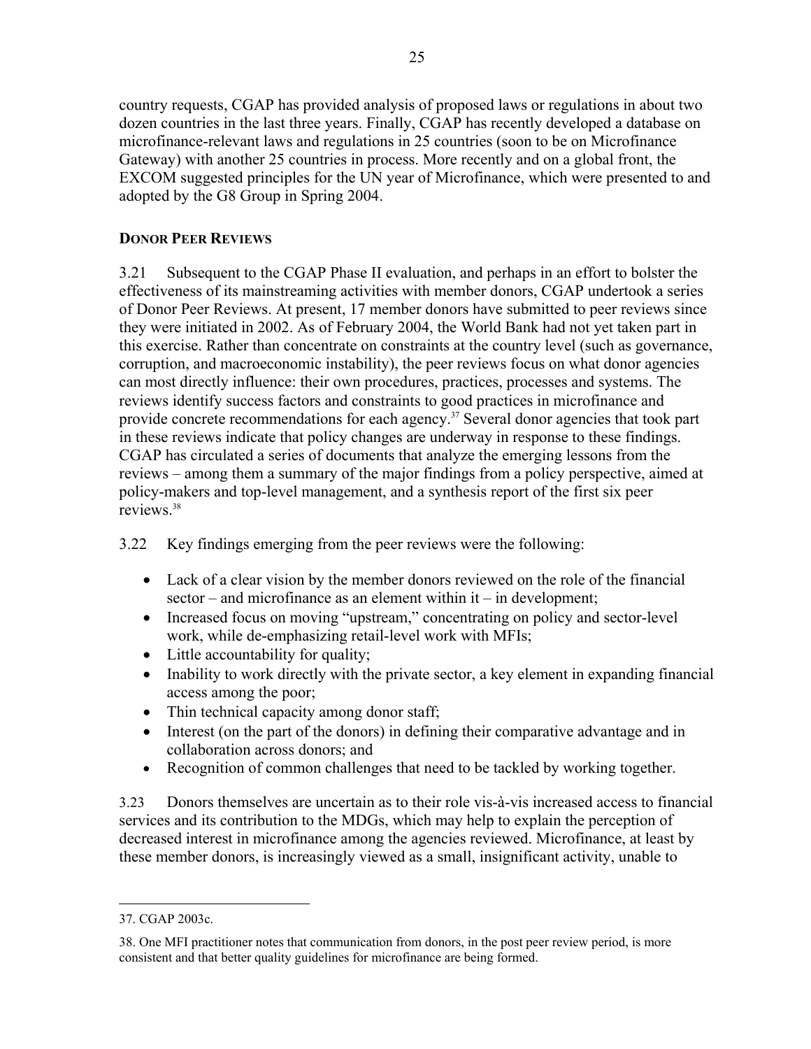country requests, CGAP has provided analysis of proposed laws or regulations in about two dozen countries in the last three years. Finally, CGAP has recently developed a database on microfinance-relevant laws and regulations in 25 countries (soon to be on Microfinance Gateway) with another 25 countries in process. More recently and on a global front, the EXCOM suggested principles for the UN year of Microfinance, which were presented to and adopted by the G8 Group in Spring 2004.

### DONOR PEER REVIEWS

3.21 Subsequent to the CGAP Phase II evaluation, and perhaps in an effort to bolster the effectiveness of its mainstreaming activities with member donors, CGAP undertook a series of Donor Peer Reviews. At present, 17 member donors have submitted to peer reviews since they were initiated in 2002. As of February 2004, the World Bank had not yet taken part in this exercise. Rather than concentrate on constraints at the country level (such as governance, corruption, and macroeconomic instability), the peer reviews focus on what donor agencies can most directly influence: their own procedures, practices, processes and systems. The reviews identify success factors and constraints to good practices in microfinance and provide concrete recommendations for each agency.[37] Several donor agencies that took part in these reviews indicate that policy changes are underway in response to these findings. CGAP has circulated a series of documents that analyze the emerging lessons from the reviews – among them a summary of the major findings from a policy perspective, aimed at policy-makers and top-level management, and a synthesis report of the first six peer reviews.[38]

3.22 Key findings emerging from the peer reviews were the following:

- Lack of a clear vision by the member donors reviewed on the role of the financial sector – and microfinance as an element within it – in development;
- Increased focus on moving "upstream," concentrating on policy and sector-level work, while de-emphasizing retail-level work with MFIs;
- Little accountability for quality;
- Inability to work directly with the private sector, a key element in expanding financial access among the poor;
- Thin technical capacity among donor staff;
- Interest (on the part of the donors) in defining their comparative advantage and in collaboration across donors; and
- Recognition of common challenges that need to be tackled by working together.

3.23 Donors themselves are uncertain as to their role vis-à-vis increased access to financial services and its contribution to the MDGs, which may help to explain the perception of decreased interest in microfinance among the agencies reviewed. Microfinance, at least by these member donors, is increasingly viewed as a small, insignificant activity, unable to

---

37. CGAP 2003c.

38. One MFI practitioner notes that communication from donors, in the post peer review period, is more consistent and that better quality guidelines for microfinance are being formed.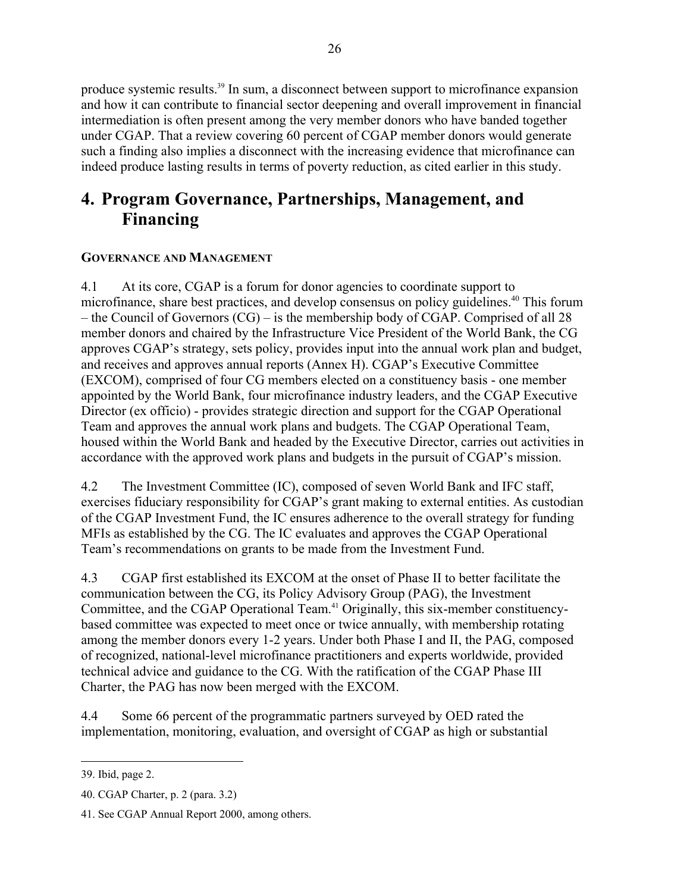produce systemic results.[39] In sum, a disconnect between support to microfinance expansion and how it can contribute to financial sector deepening and overall improvement in financial intermediation is often present among the very member donors who have banded together under CGAP. That a review covering 60 percent of CGAP member donors would generate such a finding also implies a disconnect with the increasing evidence that microfinance can indeed produce lasting results in terms of poverty reduction, as cited earlier in this study.

# 4. Program Governance, Partnerships, Management, and Financing

### GOVERNANCE AND MANAGEMENT

4.1 At its core, CGAP is a forum for donor agencies to coordinate support to microfinance, share best practices, and develop consensus on policy guidelines.[40] This forum – the Council of Governors (CG) – is the membership body of CGAP. Comprised of all 28 member donors and chaired by the Infrastructure Vice President of the World Bank, the CG approves CGAP's strategy, sets policy, provides input into the annual work plan and budget, and receives and approves annual reports (Annex H). CGAP's Executive Committee (EXCOM), comprised of four CG members elected on a constituency basis - one member appointed by the World Bank, four microfinance industry leaders, and the CGAP Executive Director (ex officio) - provides strategic direction and support for the CGAP Operational Team and approves the annual work plans and budgets. The CGAP Operational Team, housed within the World Bank and headed by the Executive Director, carries out activities in accordance with the approved work plans and budgets in the pursuit of CGAP's mission.

4.2 The Investment Committee (IC), composed of seven World Bank and IFC staff, exercises fiduciary responsibility for CGAP's grant making to external entities. As custodian of the CGAP Investment Fund, the IC ensures adherence to the overall strategy for funding MFIs as established by the CG. The IC evaluates and approves the CGAP Operational Team's recommendations on grants to be made from the Investment Fund.

4.3 CGAP first established its EXCOM at the onset of Phase II to better facilitate the communication between the CG, its Policy Advisory Group (PAG), the Investment Committee, and the CGAP Operational Team.[41] Originally, this six-member constituency-based committee was expected to meet once or twice annually, with membership rotating among the member donors every 1-2 years. Under both Phase I and II, the PAG, composed of recognized, national-level microfinance practitioners and experts worldwide, provided technical advice and guidance to the CG. With the ratification of the CGAP Phase III Charter, the PAG has now been merged with the EXCOM.

4.4 Some 66 percent of the programmatic partners surveyed by OED rated the implementation, monitoring, evaluation, and oversight of CGAP as high or substantial

---

39. Ibid, page 2.

40. CGAP Charter, p. 2 (para. 3.2)

41. See CGAP Annual Report 2000, among others.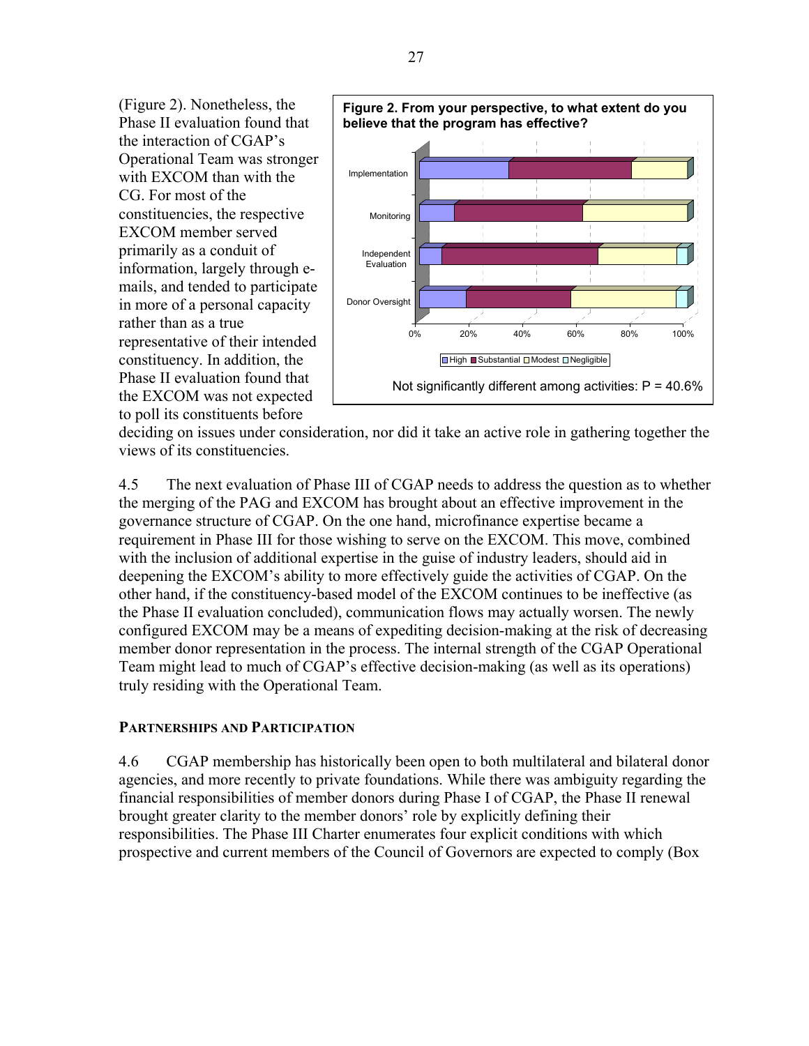(Figure 2). Nonetheless, the Phase II evaluation found that the interaction of CGAP's Operational Team was stronger with EXCOM than with the CG. For most of the constituencies, the respective EXCOM member served primarily as a conduit of information, largely through e-mails, and tended to participate in more of a personal capacity rather than as a true representative of their intended constituency. In addition, the Phase II evaluation found that the EXCOM was not expected to poll its constituents before deciding on issues under consideration, nor did it take an active role in gathering together the views of its constituencies.

**Figure 2. From your perspective, to what extent do you believe that the program has effective?**

Categories: Implementation, Monitoring, Independent Evaluation, Donor Oversight

Legend: High, Substantial, Modest, Negligible

Not significantly different among activities: P = 40.6%

4.5 The next evaluation of Phase III of CGAP needs to address the question as to whether the merging of the PAG and EXCOM has brought about an effective improvement in the governance structure of CGAP. On the one hand, microfinance expertise became a requirement in Phase III for those wishing to serve on the EXCOM. This move, combined with the inclusion of additional expertise in the guise of industry leaders, should aid in deepening the EXCOM's ability to more effectively guide the activities of CGAP. On the other hand, if the constituency-based model of the EXCOM continues to be ineffective (as the Phase II evaluation concluded), communication flows may actually worsen. The newly configured EXCOM may be a means of expediting decision-making at the risk of decreasing member donor representation in the process. The internal strength of the CGAP Operational Team might lead to much of CGAP's effective decision-making (as well as its operations) truly residing with the Operational Team.

### Partnerships and Participation

4.6 CGAP membership has historically been open to both multilateral and bilateral donor agencies, and more recently to private foundations. While there was ambiguity regarding the financial responsibilities of member donors during Phase I of CGAP, the Phase II renewal brought greater clarity to the member donors' role by explicitly defining their responsibilities. The Phase III Charter enumerates four explicit conditions with which prospective and current members of the Council of Governors are expected to comply (Box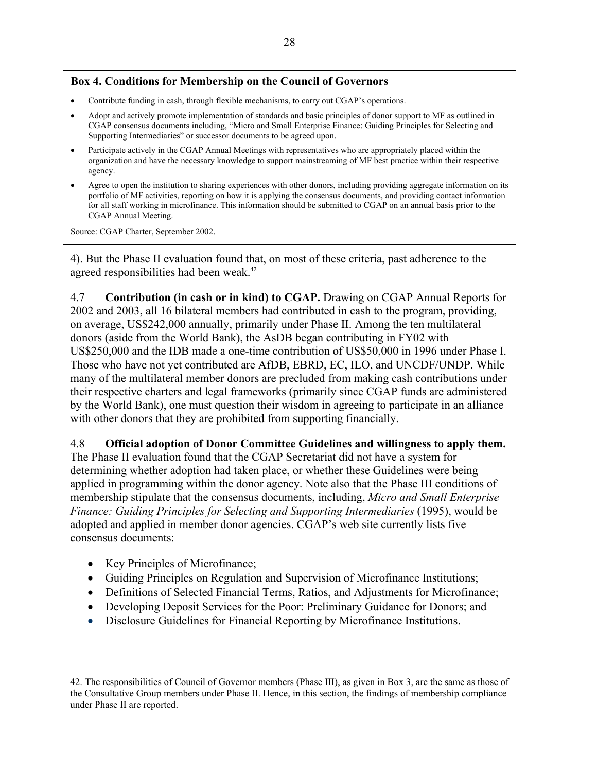**Box 4. Conditions for Membership on the Council of Governors**

- Contribute funding in cash, through flexible mechanisms, to carry out CGAP's operations.
- Adopt and actively promote implementation of standards and basic principles of donor support to MF as outlined in CGAP consensus documents including, "Micro and Small Enterprise Finance: Guiding Principles for Selecting and Supporting Intermediaries" or successor documents to be agreed upon.
- Participate actively in the CGAP Annual Meetings with representatives who are appropriately placed within the organization and have the necessary knowledge to support mainstreaming of MF best practice within their respective agency.
- Agree to open the institution to sharing experiences with other donors, including providing aggregate information on its portfolio of MF activities, reporting on how it is applying the consensus documents, and providing contact information for all staff working in microfinance. This information should be submitted to CGAP on an annual basis prior to the CGAP Annual Meeting.

Source: CGAP Charter, September 2002.

4). But the Phase II evaluation found that, on most of these criteria, past adherence to the agreed responsibilities had been weak.[42]

4.7 **Contribution (in cash or in kind) to CGAP.** Drawing on CGAP Annual Reports for 2002 and 2003, all 16 bilateral members had contributed in cash to the program, providing, on average, US$242,000 annually, primarily under Phase II. Among the ten multilateral donors (aside from the World Bank), the AsDB began contributing in FY02 with US$250,000 and the IDB made a one-time contribution of US$50,000 in 1996 under Phase I. Those who have not yet contributed are AfDB, EBRD, EC, ILO, and UNCDF/UNDP. While many of the multilateral member donors are precluded from making cash contributions under their respective charters and legal frameworks (primarily since CGAP funds are administered by the World Bank), one must question their wisdom in agreeing to participate in an alliance with other donors that they are prohibited from supporting financially.

4.8 **Official adoption of Donor Committee Guidelines and willingness to apply them.** The Phase II evaluation found that the CGAP Secretariat did not have a system for determining whether adoption had taken place, or whether these Guidelines were being applied in programming within the donor agency. Note also that the Phase III conditions of membership stipulate that the consensus documents, including, *Micro and Small Enterprise Finance: Guiding Principles for Selecting and Supporting Intermediaries* (1995), would be adopted and applied in member donor agencies. CGAP's web site currently lists five consensus documents:

- Key Principles of Microfinance;
- Guiding Principles on Regulation and Supervision of Microfinance Institutions;
- Definitions of Selected Financial Terms, Ratios, and Adjustments for Microfinance;
- Developing Deposit Services for the Poor: Preliminary Guidance for Donors; and
- Disclosure Guidelines for Financial Reporting by Microfinance Institutions.

---

42. The responsibilities of Council of Governor members (Phase III), as given in Box 3, are the same as those of the Consultative Group members under Phase II. Hence, in this section, the findings of membership compliance under Phase II are reported.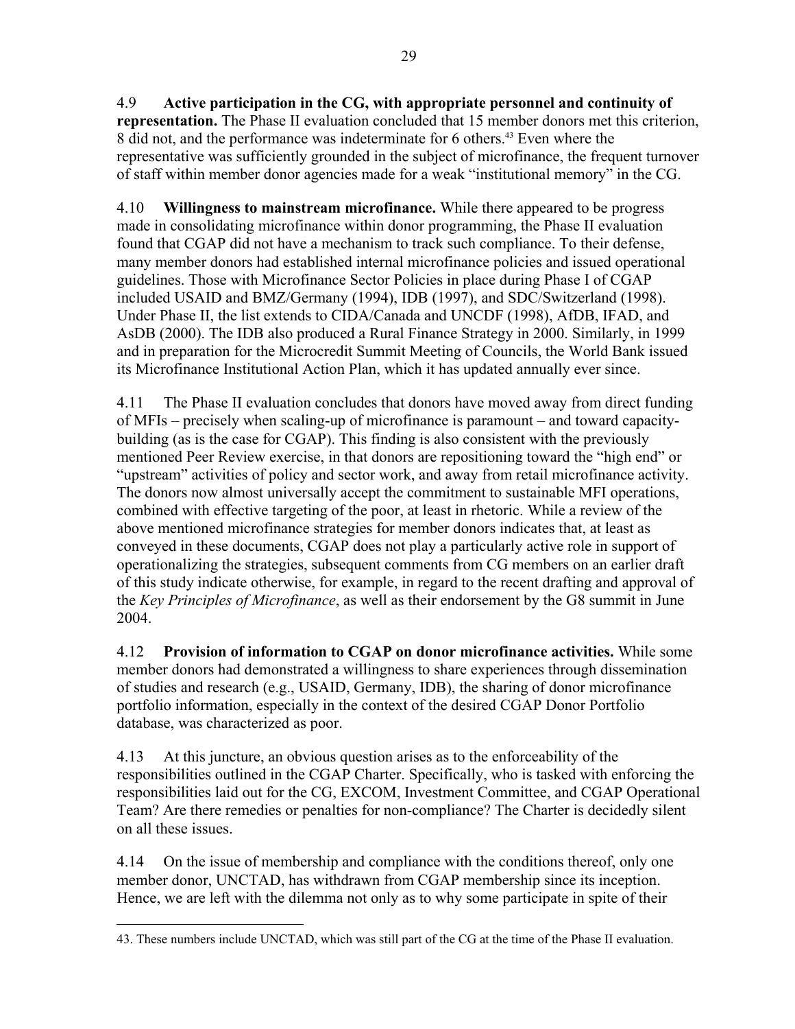4.9 **Active participation in the CG, with appropriate personnel and continuity of representation.** The Phase II evaluation concluded that 15 member donors met this criterion, 8 did not, and the performance was indeterminate for 6 others.[43] Even where the representative was sufficiently grounded in the subject of microfinance, the frequent turnover of staff within member donor agencies made for a weak "institutional memory" in the CG.

4.10 **Willingness to mainstream microfinance.** While there appeared to be progress made in consolidating microfinance within donor programming, the Phase II evaluation found that CGAP did not have a mechanism to track such compliance. To their defense, many member donors had established internal microfinance policies and issued operational guidelines. Those with Microfinance Sector Policies in place during Phase I of CGAP included USAID and BMZ/Germany (1994), IDB (1997), and SDC/Switzerland (1998). Under Phase II, the list extends to CIDA/Canada and UNCDF (1998), AfDB, IFAD, and AsDB (2000). The IDB also produced a Rural Finance Strategy in 2000. Similarly, in 1999 and in preparation for the Microcredit Summit Meeting of Councils, the World Bank issued its Microfinance Institutional Action Plan, which it has updated annually ever since.

4.11 The Phase II evaluation concludes that donors have moved away from direct funding of MFIs – precisely when scaling-up of microfinance is paramount – and toward capacity-building (as is the case for CGAP). This finding is also consistent with the previously mentioned Peer Review exercise, in that donors are repositioning toward the "high end" or "upstream" activities of policy and sector work, and away from retail microfinance activity. The donors now almost universally accept the commitment to sustainable MFI operations, combined with effective targeting of the poor, at least in rhetoric. While a review of the above mentioned microfinance strategies for member donors indicates that, at least as conveyed in these documents, CGAP does not play a particularly active role in support of operationalizing the strategies, subsequent comments from CG members on an earlier draft of this study indicate otherwise, for example, in regard to the recent drafting and approval of the *Key Principles of Microfinance*, as well as their endorsement by the G8 summit in June 2004.

4.12 **Provision of information to CGAP on donor microfinance activities.** While some member donors had demonstrated a willingness to share experiences through dissemination of studies and research (e.g., USAID, Germany, IDB), the sharing of donor microfinance portfolio information, especially in the context of the desired CGAP Donor Portfolio database, was characterized as poor.

4.13 At this juncture, an obvious question arises as to the enforceability of the responsibilities outlined in the CGAP Charter. Specifically, who is tasked with enforcing the responsibilities laid out for the CG, EXCOM, Investment Committee, and CGAP Operational Team? Are there remedies or penalties for non-compliance? The Charter is decidedly silent on all these issues.

4.14 On the issue of membership and compliance with the conditions thereof, only one member donor, UNCTAD, has withdrawn from CGAP membership since its inception. Hence, we are left with the dilemma not only as to why some participate in spite of their

---

43. These numbers include UNCTAD, which was still part of the CG at the time of the Phase II evaluation.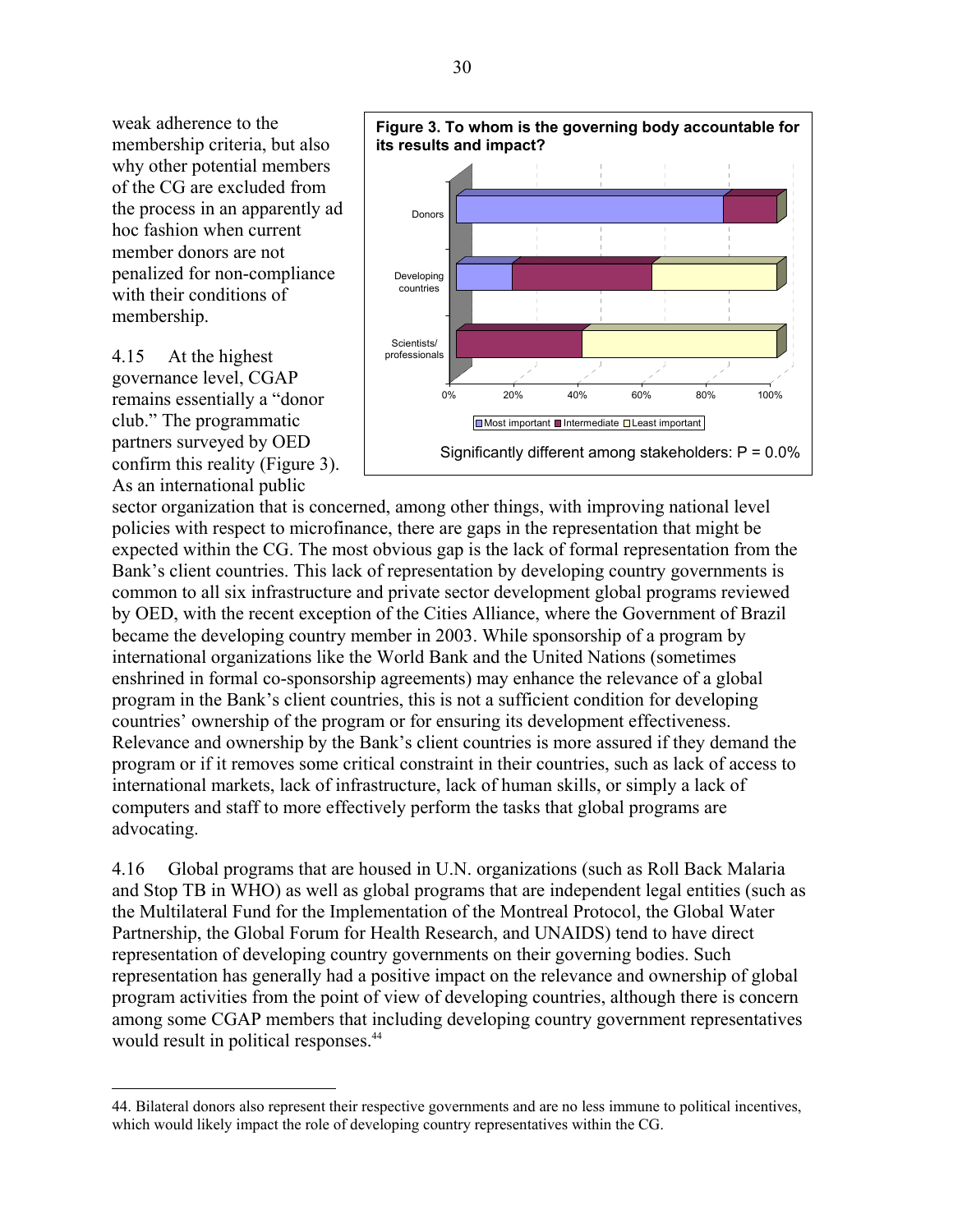weak adherence to the membership criteria, but also why other potential members of the CG are excluded from the process in an apparently ad hoc fashion when current member donors are not penalized for non-compliance with their conditions of membership.

**Figure 3. To whom is the governing body accountable for its results and impact?**

Significantly different among stakeholders: P = 0.0%

4.15 At the highest governance level, CGAP remains essentially a "donor club." The programmatic partners surveyed by OED confirm this reality (Figure 3). As an international public sector organization that is concerned, among other things, with improving national level policies with respect to microfinance, there are gaps in the representation that might be expected within the CG. The most obvious gap is the lack of formal representation from the Bank's client countries. This lack of representation by developing country governments is common to all six infrastructure and private sector development global programs reviewed by OED, with the recent exception of the Cities Alliance, where the Government of Brazil became the developing country member in 2003. While sponsorship of a program by international organizations like the World Bank and the United Nations (sometimes enshrined in formal co-sponsorship agreements) may enhance the relevance of a global program in the Bank's client countries, this is not a sufficient condition for developing countries' ownership of the program or for ensuring its development effectiveness. Relevance and ownership by the Bank's client countries is more assured if they demand the program or if it removes some critical constraint in their countries, such as lack of access to international markets, lack of infrastructure, lack of human skills, or simply a lack of computers and staff to more effectively perform the tasks that global programs are advocating.

4.16 Global programs that are housed in U.N. organizations (such as Roll Back Malaria and Stop TB in WHO) as well as global programs that are independent legal entities (such as the Multilateral Fund for the Implementation of the Montreal Protocol, the Global Water Partnership, the Global Forum for Health Research, and UNAIDS) tend to have direct representation of developing country governments on their governing bodies. Such representation has generally had a positive impact on the relevance and ownership of global program activities from the point of view of developing countries, although there is concern among some CGAP members that including developing country government representatives would result in political responses.[44]

44. Bilateral donors also represent their respective governments and are no less immune to political incentives, which would likely impact the role of developing country representatives within the CG.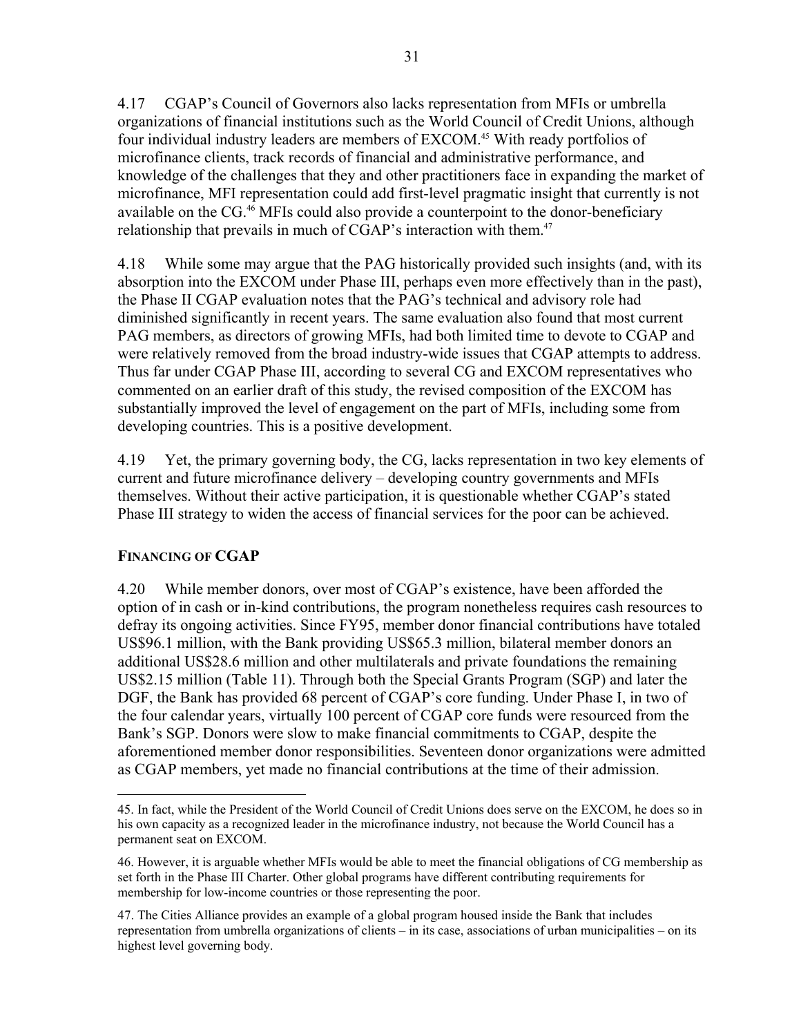4.17 CGAP's Council of Governors also lacks representation from MFIs or umbrella organizations of financial institutions such as the World Council of Credit Unions, although four individual industry leaders are members of EXCOM.[45] With ready portfolios of microfinance clients, track records of financial and administrative performance, and knowledge of the challenges that they and other practitioners face in expanding the market of microfinance, MFI representation could add first-level pragmatic insight that currently is not available on the CG.[46] MFIs could also provide a counterpoint to the donor-beneficiary relationship that prevails in much of CGAP's interaction with them.[47]

4.18 While some may argue that the PAG historically provided such insights (and, with its absorption into the EXCOM under Phase III, perhaps even more effectively than in the past), the Phase II CGAP evaluation notes that the PAG's technical and advisory role had diminished significantly in recent years. The same evaluation also found that most current PAG members, as directors of growing MFIs, had both limited time to devote to CGAP and were relatively removed from the broad industry-wide issues that CGAP attempts to address. Thus far under CGAP Phase III, according to several CG and EXCOM representatives who commented on an earlier draft of this study, the revised composition of the EXCOM has substantially improved the level of engagement on the part of MFIs, including some from developing countries. This is a positive development.

4.19 Yet, the primary governing body, the CG, lacks representation in two key elements of current and future microfinance delivery – developing country governments and MFIs themselves. Without their active participation, it is questionable whether CGAP's stated Phase III strategy to widen the access of financial services for the poor can be achieved.

### FINANCING OF CGAP

4.20 While member donors, over most of CGAP's existence, have been afforded the option of in cash or in-kind contributions, the program nonetheless requires cash resources to defray its ongoing activities. Since FY95, member donor financial contributions have totaled US$96.1 million, with the Bank providing US$65.3 million, bilateral member donors an additional US$28.6 million and other multilaterals and private foundations the remaining US$2.15 million (Table 11). Through both the Special Grants Program (SGP) and later the DGF, the Bank has provided 68 percent of CGAP's core funding. Under Phase I, in two of the four calendar years, virtually 100 percent of CGAP core funds were resourced from the Bank's SGP. Donors were slow to make financial commitments to CGAP, despite the aforementioned member donor responsibilities. Seventeen donor organizations were admitted as CGAP members, yet made no financial contributions at the time of their admission.

---

45. In fact, while the President of the World Council of Credit Unions does serve on the EXCOM, he does so in his own capacity as a recognized leader in the microfinance industry, not because the World Council has a permanent seat on EXCOM.

46. However, it is arguable whether MFIs would be able to meet the financial obligations of CG membership as set forth in the Phase III Charter. Other global programs have different contributing requirements for membership for low-income countries or those representing the poor.

47. The Cities Alliance provides an example of a global program housed inside the Bank that includes representation from umbrella organizations of clients – in its case, associations of urban municipalities – on its highest level governing body.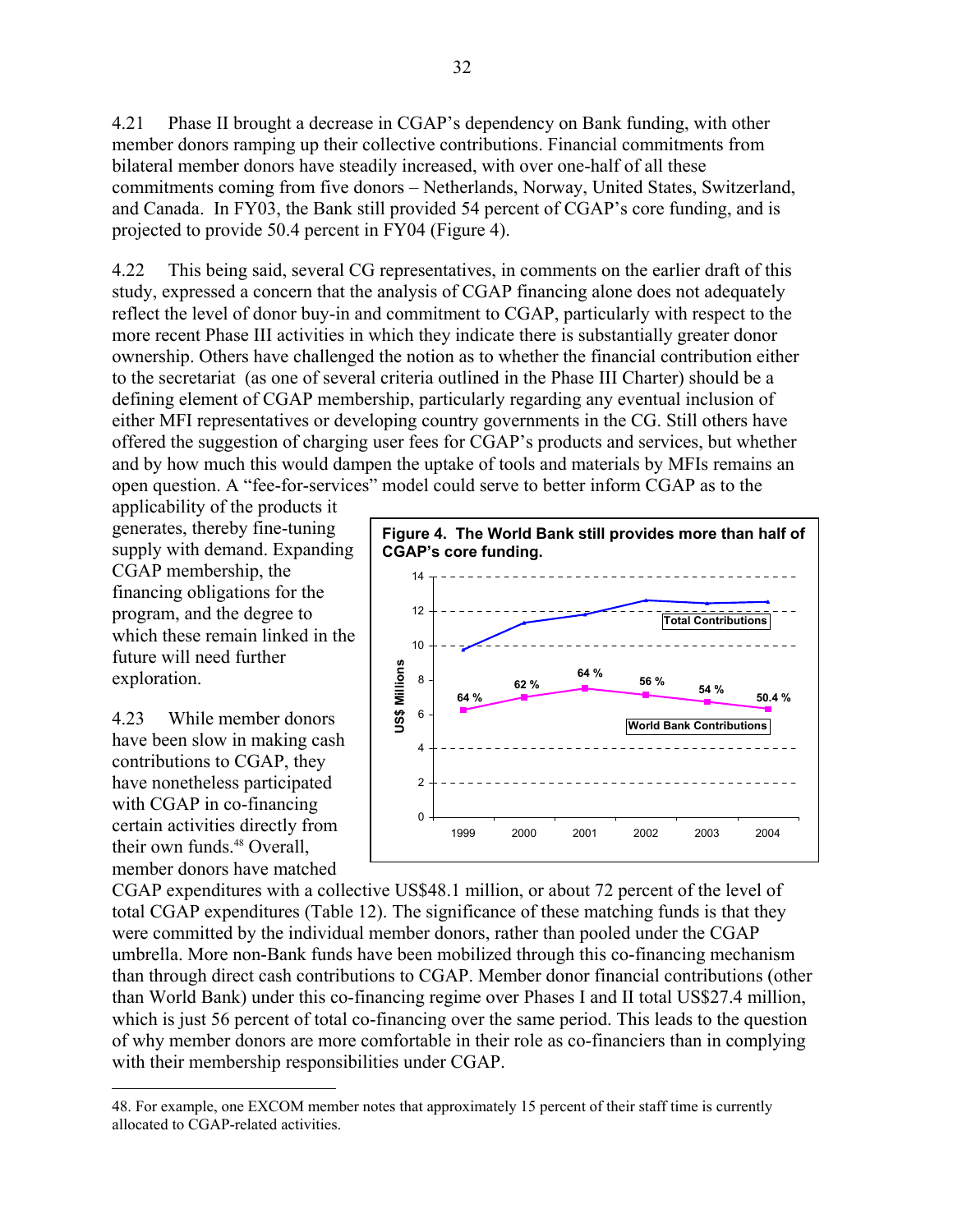4.21 Phase II brought a decrease in CGAP's dependency on Bank funding, with other member donors ramping up their collective contributions. Financial commitments from bilateral member donors have steadily increased, with over one-half of all these commitments coming from five donors – Netherlands, Norway, United States, Switzerland, and Canada. In FY03, the Bank still provided 54 percent of CGAP's core funding, and is projected to provide 50.4 percent in FY04 (Figure 4).

4.22 This being said, several CG representatives, in comments on the earlier draft of this study, expressed a concern that the analysis of CGAP financing alone does not adequately reflect the level of donor buy-in and commitment to CGAP, particularly with respect to the more recent Phase III activities in which they indicate there is substantially greater donor ownership. Others have challenged the notion as to whether the financial contribution either to the secretariat (as one of several criteria outlined in the Phase III Charter) should be a defining element of CGAP membership, particularly regarding any eventual inclusion of either MFI representatives or developing country governments in the CG. Still others have offered the suggestion of charging user fees for CGAP's products and services, but whether and by how much this would dampen the uptake of tools and materials by MFIs remains an open question. A "fee-for-services" model could serve to better inform CGAP as to the applicability of the products it generates, thereby fine-tuning supply with demand. Expanding CGAP membership, the financing obligations for the program, and the degree to which these remain linked in the future will need further exploration.

**Figure 4. The World Bank still provides more than half of CGAP's core funding.**

| Year | Total Contributions (US$ Millions, approx.) | World Bank Contributions (US$ Millions, approx.) | World Bank share |
|---|---|---|---|
| 1999 | 9.8 | 6.3 | 64 % |
| 2000 | 11.3 | 7.0 | 62 % |
| 2001 | 11.8 | 7.5 | 64 % |
| 2002 | 12.6 | 7.1 | 56 % |
| 2003 | 12.5 | 6.7 | 54 % |
| 2004 | 12.6 | 6.3 | 50.4 % |

4.23 While member donors have been slow in making cash contributions to CGAP, they have nonetheless participated with CGAP in co-financing certain activities directly from their own funds.[48] Overall, member donors have matched CGAP expenditures with a collective US$48.1 million, or about 72 percent of the level of total CGAP expenditures (Table 12). The significance of these matching funds is that they were committed by the individual member donors, rather than pooled under the CGAP umbrella. More non-Bank funds have been mobilized through this co-financing mechanism than through direct cash contributions to CGAP. Member donor financial contributions (other than World Bank) under this co-financing regime over Phases I and II total US$27.4 million, which is just 56 percent of total co-financing over the same period. This leads to the question of why member donors are more comfortable in their role as co-financiers than in complying with their membership responsibilities under CGAP.

48. For example, one EXCOM member notes that approximately 15 percent of their staff time is currently allocated to CGAP-related activities.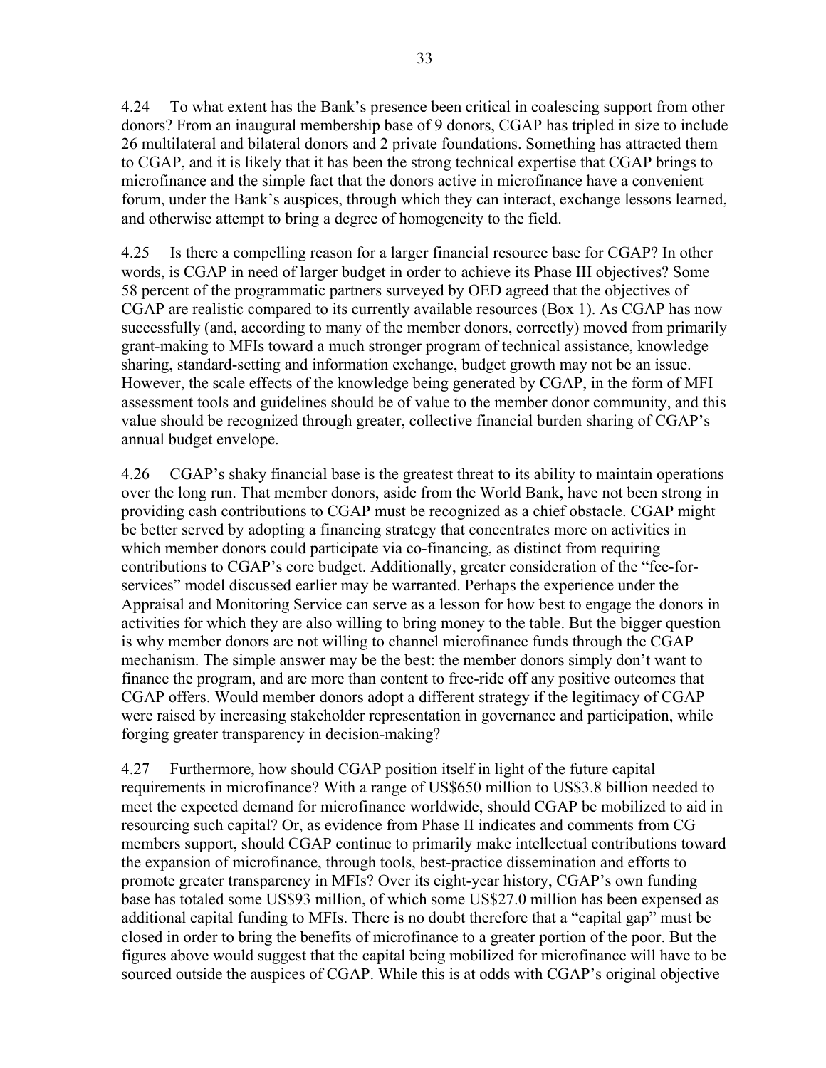4.24 To what extent has the Bank's presence been critical in coalescing support from other donors? From an inaugural membership base of 9 donors, CGAP has tripled in size to include 26 multilateral and bilateral donors and 2 private foundations. Something has attracted them to CGAP, and it is likely that it has been the strong technical expertise that CGAP brings to microfinance and the simple fact that the donors active in microfinance have a convenient forum, under the Bank's auspices, through which they can interact, exchange lessons learned, and otherwise attempt to bring a degree of homogeneity to the field.

4.25 Is there a compelling reason for a larger financial resource base for CGAP? In other words, is CGAP in need of larger budget in order to achieve its Phase III objectives? Some 58 percent of the programmatic partners surveyed by OED agreed that the objectives of CGAP are realistic compared to its currently available resources (Box 1). As CGAP has now successfully (and, according to many of the member donors, correctly) moved from primarily grant-making to MFIs toward a much stronger program of technical assistance, knowledge sharing, standard-setting and information exchange, budget growth may not be an issue. However, the scale effects of the knowledge being generated by CGAP, in the form of MFI assessment tools and guidelines should be of value to the member donor community, and this value should be recognized through greater, collective financial burden sharing of CGAP's annual budget envelope.

4.26 CGAP's shaky financial base is the greatest threat to its ability to maintain operations over the long run. That member donors, aside from the World Bank, have not been strong in providing cash contributions to CGAP must be recognized as a chief obstacle. CGAP might be better served by adopting a financing strategy that concentrates more on activities in which member donors could participate via co-financing, as distinct from requiring contributions to CGAP's core budget. Additionally, greater consideration of the "fee-for-services" model discussed earlier may be warranted. Perhaps the experience under the Appraisal and Monitoring Service can serve as a lesson for how best to engage the donors in activities for which they are also willing to bring money to the table. But the bigger question is why member donors are not willing to channel microfinance funds through the CGAP mechanism. The simple answer may be the best: the member donors simply don't want to finance the program, and are more than content to free-ride off any positive outcomes that CGAP offers. Would member donors adopt a different strategy if the legitimacy of CGAP were raised by increasing stakeholder representation in governance and participation, while forging greater transparency in decision-making?

4.27 Furthermore, how should CGAP position itself in light of the future capital requirements in microfinance? With a range of US$650 million to US$3.8 billion needed to meet the expected demand for microfinance worldwide, should CGAP be mobilized to aid in resourcing such capital? Or, as evidence from Phase II indicates and comments from CG members support, should CGAP continue to primarily make intellectual contributions toward the expansion of microfinance, through tools, best-practice dissemination and efforts to promote greater transparency in MFIs? Over its eight-year history, CGAP's own funding base has totaled some US$93 million, of which some US$27.0 million has been expensed as additional capital funding to MFIs. There is no doubt therefore that a "capital gap" must be closed in order to bring the benefits of microfinance to a greater portion of the poor. But the figures above would suggest that the capital being mobilized for microfinance will have to be sourced outside the auspices of CGAP. While this is at odds with CGAP's original objective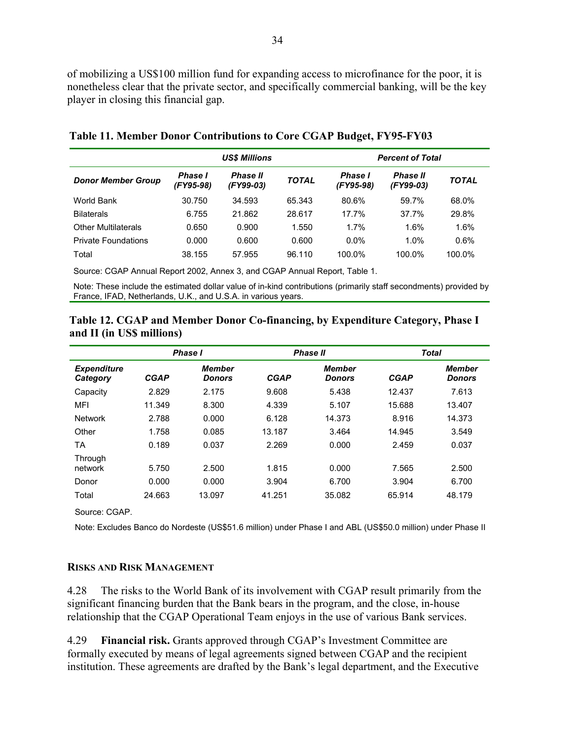of mobilizing a US$100 million fund for expanding access to microfinance for the poor, it is nonetheless clear that the private sector, and specifically commercial banking, will be the key player in closing this financial gap.

**Table 11. Member Donor Contributions to Core CGAP Budget, FY95-FY03**

| | *US$ Millions* | | | *Percent of Total* | | |
|---|---|---|---|---|---|---|
| ***Donor Member Group*** | ***Phase I (FY95-98)*** | ***Phase II (FY99-03)*** | ***TOTAL*** | ***Phase I (FY95-98)*** | ***Phase II (FY99-03)*** | ***TOTAL*** |
| World Bank | 30.750 | 34.593 | 65.343 | 80.6% | 59.7% | 68.0% |
| Bilaterals | 6.755 | 21.862 | 28.617 | 17.7% | 37.7% | 29.8% |
| Other Multilaterals | 0.650 | 0.900 | 1.550 | 1.7% | 1.6% | 1.6% |
| Private Foundations | 0.000 | 0.600 | 0.600 | 0.0% | 1.0% | 0.6% |
| Total | 38.155 | 57.955 | 96.110 | 100.0% | 100.0% | 100.0% |

Source: CGAP Annual Report 2002, Annex 3, and CGAP Annual Report, Table 1.

Note: These include the estimated dollar value of in-kind contributions (primarily staff secondments) provided by France, IFAD, Netherlands, U.K., and U.S.A. in various years.

**Table 12. CGAP and Member Donor Co-financing, by Expenditure Category, Phase I and II (in US$ millions)**

| | *Phase I* | | *Phase II* | | *Total* | |
|---|---|---|---|---|---|---|
| ***Expenditure Category*** | ***CGAP*** | ***Member Donors*** | ***CGAP*** | ***Member Donors*** | ***CGAP*** | ***Member Donors*** |
| Capacity | 2.829 | 2.175 | 9.608 | 5.438 | 12.437 | 7.613 |
| MFI | 11.349 | 8.300 | 4.339 | 5.107 | 15.688 | 13.407 |
| Network | 2.788 | 0.000 | 6.128 | 14.373 | 8.916 | 14.373 |
| Other | 1.758 | 0.085 | 13.187 | 3.464 | 14.945 | 3.549 |
| TA | 0.189 | 0.037 | 2.269 | 0.000 | 2.459 | 0.037 |
| Through network | 5.750 | 2.500 | 1.815 | 0.000 | 7.565 | 2.500 |
| Donor | 0.000 | 0.000 | 3.904 | 6.700 | 3.904 | 6.700 |
| Total | 24.663 | 13.097 | 41.251 | 35.082 | 65.914 | 48.179 |

Source: CGAP.

Note: Excludes Banco do Nordeste (US$51.6 million) under Phase I and ABL (US$50.0 million) under Phase II

#### RISKS AND RISK MANAGEMENT

4.28 The risks to the World Bank of its involvement with CGAP result primarily from the significant financing burden that the Bank bears in the program, and the close, in-house relationship that the CGAP Operational Team enjoys in the use of various Bank services.

4.29 **Financial risk.** Grants approved through CGAP's Investment Committee are formally executed by means of legal agreements signed between CGAP and the recipient institution. These agreements are drafted by the Bank's legal department, and the Executive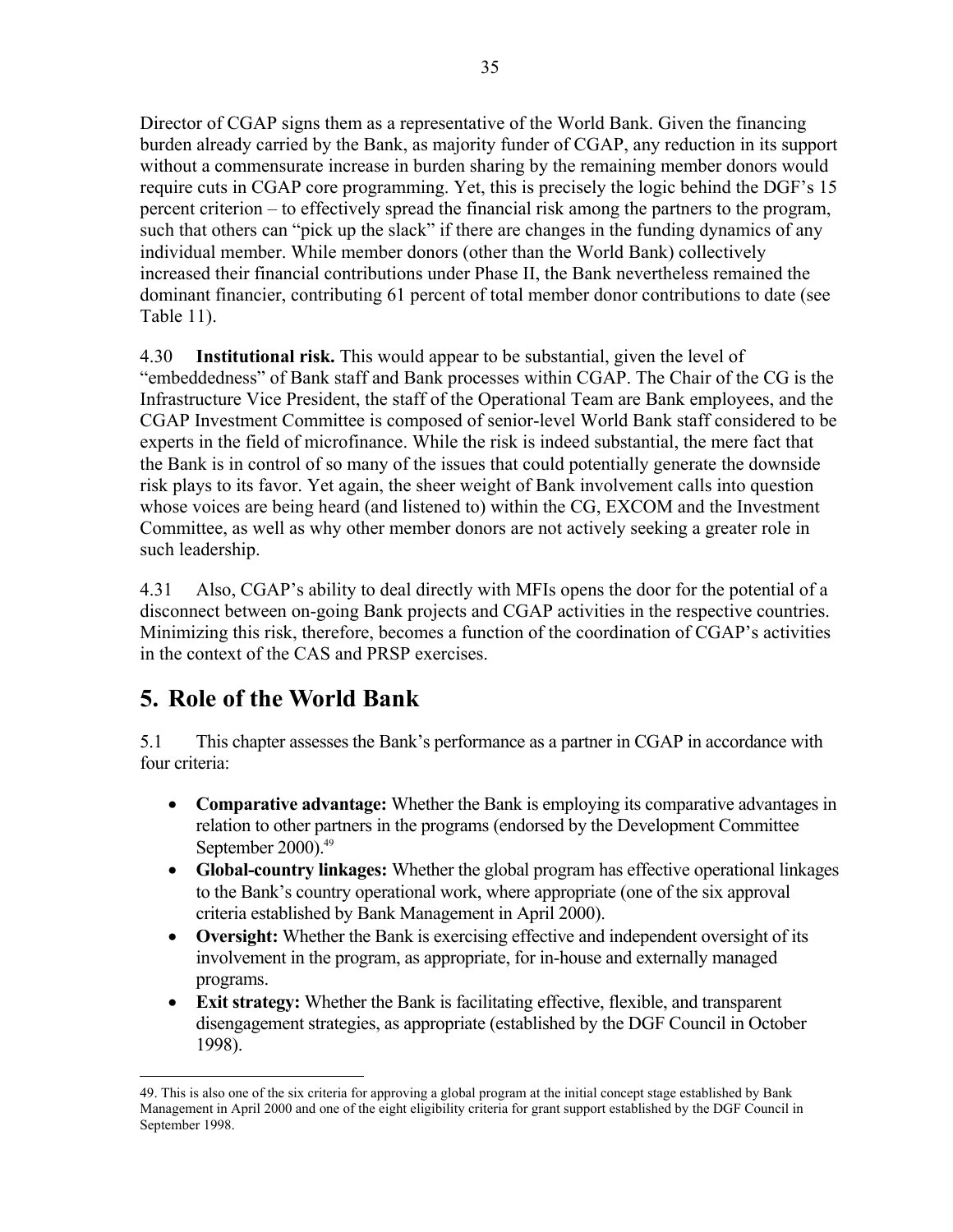Director of CGAP signs them as a representative of the World Bank. Given the financing burden already carried by the Bank, as majority funder of CGAP, any reduction in its support without a commensurate increase in burden sharing by the remaining member donors would require cuts in CGAP core programming. Yet, this is precisely the logic behind the DGF's 15 percent criterion – to effectively spread the financial risk among the partners to the program, such that others can "pick up the slack" if there are changes in the funding dynamics of any individual member. While member donors (other than the World Bank) collectively increased their financial contributions under Phase II, the Bank nevertheless remained the dominant financier, contributing 61 percent of total member donor contributions to date (see Table 11).

4.30 **Institutional risk.** This would appear to be substantial, given the level of "embeddedness" of Bank staff and Bank processes within CGAP. The Chair of the CG is the Infrastructure Vice President, the staff of the Operational Team are Bank employees, and the CGAP Investment Committee is composed of senior-level World Bank staff considered to be experts in the field of microfinance. While the risk is indeed substantial, the mere fact that the Bank is in control of so many of the issues that could potentially generate the downside risk plays to its favor. Yet again, the sheer weight of Bank involvement calls into question whose voices are being heard (and listened to) within the CG, EXCOM and the Investment Committee, as well as why other member donors are not actively seeking a greater role in such leadership.

4.31 Also, CGAP's ability to deal directly with MFIs opens the door for the potential of a disconnect between on-going Bank projects and CGAP activities in the respective countries. Minimizing this risk, therefore, becomes a function of the coordination of CGAP's activities in the context of the CAS and PRSP exercises.

# 5. Role of the World Bank

5.1 This chapter assesses the Bank's performance as a partner in CGAP in accordance with four criteria:

- **Comparative advantage:** Whether the Bank is employing its comparative advantages in relation to other partners in the programs (endorsed by the Development Committee September 2000).[49]
- **Global-country linkages:** Whether the global program has effective operational linkages to the Bank's country operational work, where appropriate (one of the six approval criteria established by Bank Management in April 2000).
- **Oversight:** Whether the Bank is exercising effective and independent oversight of its involvement in the program, as appropriate, for in-house and externally managed programs.
- **Exit strategy:** Whether the Bank is facilitating effective, flexible, and transparent disengagement strategies, as appropriate (established by the DGF Council in October 1998).

49. This is also one of the six criteria for approving a global program at the initial concept stage established by Bank Management in April 2000 and one of the eight eligibility criteria for grant support established by the DGF Council in September 1998.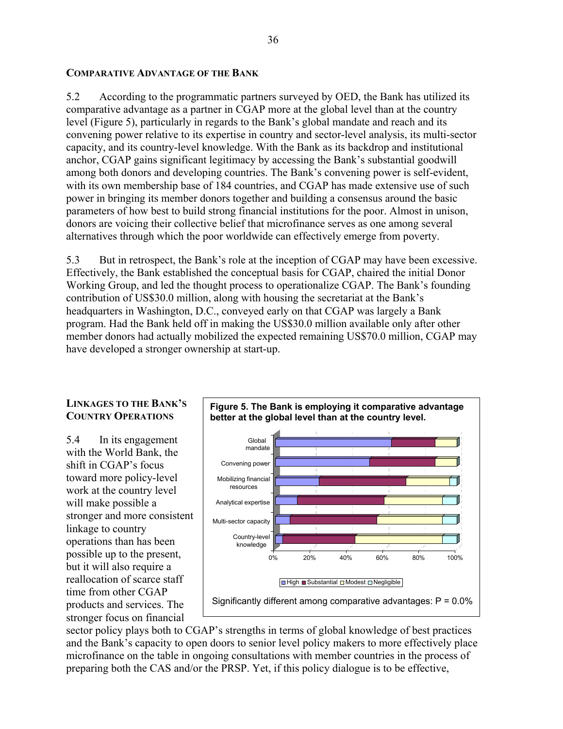### Comparative Advantage of the Bank

5.2 According to the programmatic partners surveyed by OED, the Bank has utilized its comparative advantage as a partner in CGAP more at the global level than at the country level (Figure 5), particularly in regards to the Bank's global mandate and reach and its convening power relative to its expertise in country and sector-level analysis, its multi-sector capacity, and its country-level knowledge. With the Bank as its backdrop and institutional anchor, CGAP gains significant legitimacy by accessing the Bank's substantial goodwill among both donors and developing countries. The Bank's convening power is self-evident, with its own membership base of 184 countries, and CGAP has made extensive use of such power in bringing its member donors together and building a consensus around the basic parameters of how best to build strong financial institutions for the poor. Almost in unison, donors are voicing their collective belief that microfinance serves as one among several alternatives through which the poor worldwide can effectively emerge from poverty.

5.3 But in retrospect, the Bank's role at the inception of CGAP may have been excessive. Effectively, the Bank established the conceptual basis for CGAP, chaired the initial Donor Working Group, and led the thought process to operationalize CGAP. The Bank's founding contribution of US$30.0 million, along with housing the secretariat at the Bank's headquarters in Washington, D.C., conveyed early on that CGAP was largely a Bank program. Had the Bank held off in making the US$30.0 million available only after other member donors had actually mobilized the expected remaining US$70.0 million, CGAP may have developed a stronger ownership at start-up.

### Linkages to the Bank's Country Operations

**Figure 5. The Bank is employing it comparative advantage better at the global level than at the country level.**

Categories: Global mandate; Convening power; Mobilizing financial resources; Analytical expertise; Multi-sector capacity; Country-level knowledge

Legend: High, Substantial, Modest, Negligible (0%–100%)

Significantly different among comparative advantages: P = 0.0%

5.4 In its engagement with the World Bank, the shift in CGAP's focus toward more policy-level work at the country level will make possible a stronger and more consistent linkage to country operations than has been possible up to the present, but it will also require a reallocation of scarce staff time from other CGAP products and services. The stronger focus on financial sector policy plays both to CGAP's strengths in terms of global knowledge of best practices and the Bank's capacity to open doors to senior level policy makers to more effectively place microfinance on the table in ongoing consultations with member countries in the process of preparing both the CAS and/or the PRSP. Yet, if this policy dialogue is to be effective,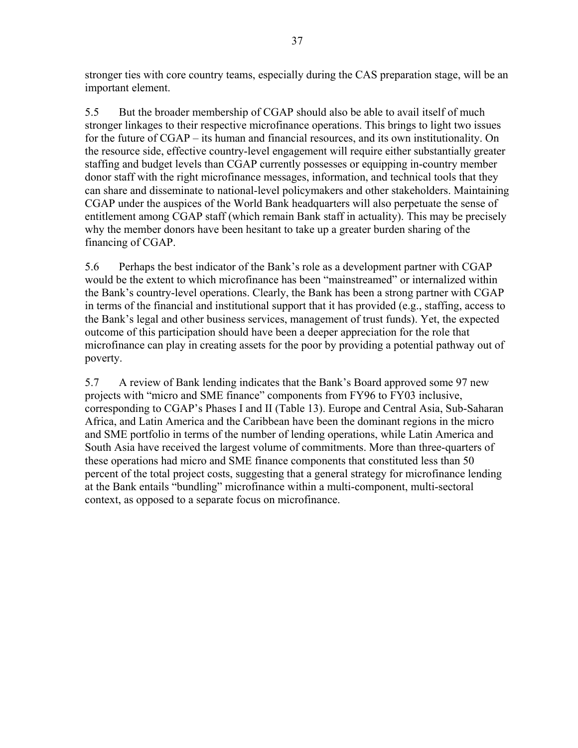stronger ties with core country teams, especially during the CAS preparation stage, will be an important element.

5.5 But the broader membership of CGAP should also be able to avail itself of much stronger linkages to their respective microfinance operations. This brings to light two issues for the future of CGAP – its human and financial resources, and its own institutionality. On the resource side, effective country-level engagement will require either substantially greater staffing and budget levels than CGAP currently possesses or equipping in-country member donor staff with the right microfinance messages, information, and technical tools that they can share and disseminate to national-level policymakers and other stakeholders. Maintaining CGAP under the auspices of the World Bank headquarters will also perpetuate the sense of entitlement among CGAP staff (which remain Bank staff in actuality). This may be precisely why the member donors have been hesitant to take up a greater burden sharing of the financing of CGAP.

5.6 Perhaps the best indicator of the Bank's role as a development partner with CGAP would be the extent to which microfinance has been "mainstreamed" or internalized within the Bank's country-level operations. Clearly, the Bank has been a strong partner with CGAP in terms of the financial and institutional support that it has provided (e.g., staffing, access to the Bank's legal and other business services, management of trust funds). Yet, the expected outcome of this participation should have been a deeper appreciation for the role that microfinance can play in creating assets for the poor by providing a potential pathway out of poverty.

5.7 A review of Bank lending indicates that the Bank's Board approved some 97 new projects with "micro and SME finance" components from FY96 to FY03 inclusive, corresponding to CGAP's Phases I and II (Table 13). Europe and Central Asia, Sub-Saharan Africa, and Latin America and the Caribbean have been the dominant regions in the micro and SME portfolio in terms of the number of lending operations, while Latin America and South Asia have received the largest volume of commitments. More than three-quarters of these operations had micro and SME finance components that constituted less than 50 percent of the total project costs, suggesting that a general strategy for microfinance lending at the Bank entails "bundling" microfinance within a multi-component, multi-sectoral context, as opposed to a separate focus on microfinance.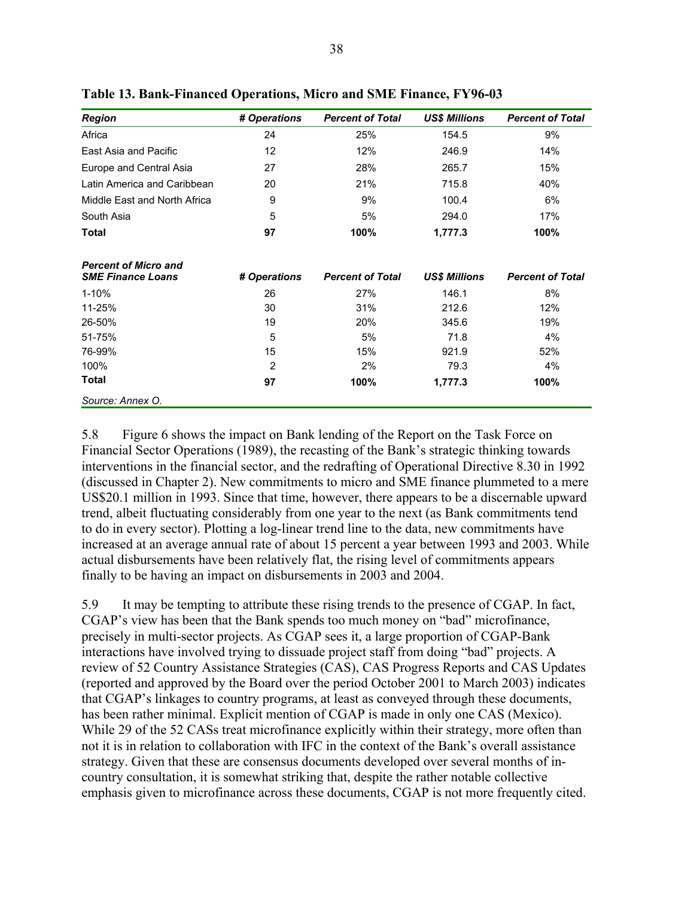**Table 13. Bank-Financed Operations, Micro and SME Finance, FY96-03**

| *Region* | *# Operations* | *Percent of Total* | *US$ Millions* | *Percent of Total* |
|---|---|---|---|---|
| Africa | 24 | 25% | 154.5 | 9% |
| East Asia and Pacific | 12 | 12% | 246.9 | 14% |
| Europe and Central Asia | 27 | 28% | 265.7 | 15% |
| Latin America and Caribbean | 20 | 21% | 715.8 | 40% |
| Middle East and North Africa | 9 | 9% | 100.4 | 6% |
| South Asia | 5 | 5% | 294.0 | 17% |
| **Total** | **97** | **100%** | **1,777.3** | **100%** |
| *Percent of Micro and SME Finance Loans* | *# Operations* | *Percent of Total* | *US$ Millions* | *Percent of Total* |
| 1-10% | 26 | 27% | 146.1 | 8% |
| 11-25% | 30 | 31% | 212.6 | 12% |
| 26-50% | 19 | 20% | 345.6 | 19% |
| 51-75% | 5 | 5% | 71.8 | 4% |
| 76-99% | 15 | 15% | 921.9 | 52% |
| 100% | 2 | 2% | 79.3 | 4% |
| **Total** | **97** | **100%** | **1,777.3** | **100%** |

*Source: Annex O.*

5.8 Figure 6 shows the impact on Bank lending of the Report on the Task Force on Financial Sector Operations (1989), the recasting of the Bank's strategic thinking towards interventions in the financial sector, and the redrafting of Operational Directive 8.30 in 1992 (discussed in Chapter 2). New commitments to micro and SME finance plummeted to a mere US$20.1 million in 1993. Since that time, however, there appears to be a discernable upward trend, albeit fluctuating considerably from one year to the next (as Bank commitments tend to do in every sector). Plotting a log-linear trend line to the data, new commitments have increased at an average annual rate of about 15 percent a year between 1993 and 2003. While actual disbursements have been relatively flat, the rising level of commitments appears finally to be having an impact on disbursements in 2003 and 2004.

5.9 It may be tempting to attribute these rising trends to the presence of CGAP. In fact, CGAP's view has been that the Bank spends too much money on "bad" microfinance, precisely in multi-sector projects. As CGAP sees it, a large proportion of CGAP-Bank interactions have involved trying to dissuade project staff from doing "bad" projects. A review of 52 Country Assistance Strategies (CAS), CAS Progress Reports and CAS Updates (reported and approved by the Board over the period October 2001 to March 2003) indicates that CGAP's linkages to country programs, at least as conveyed through these documents, has been rather minimal. Explicit mention of CGAP is made in only one CAS (Mexico). While 29 of the 52 CASs treat microfinance explicitly within their strategy, more often than not it is in relation to collaboration with IFC in the context of the Bank's overall assistance strategy. Given that these are consensus documents developed over several months of in-country consultation, it is somewhat striking that, despite the rather notable collective emphasis given to microfinance across these documents, CGAP is not more frequently cited.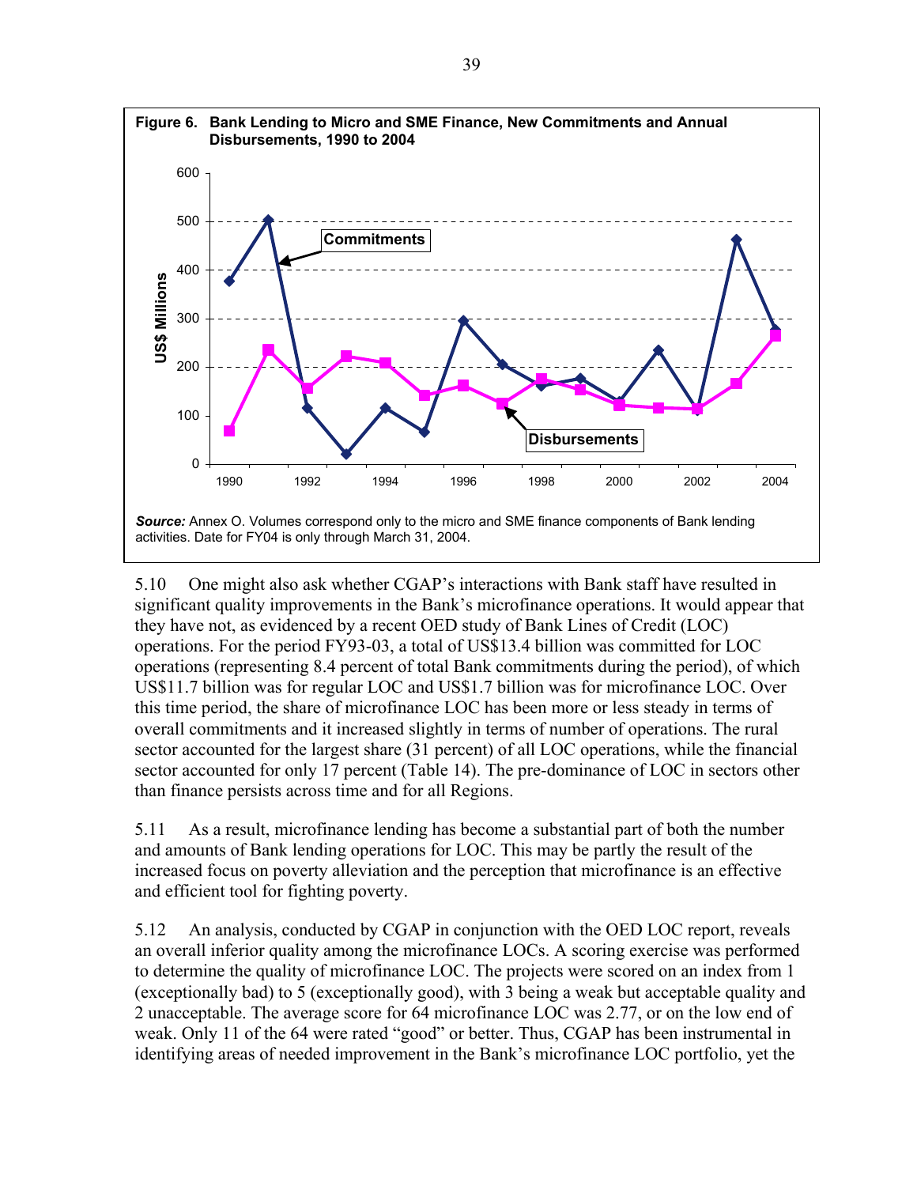**Figure 6. Bank Lending to Micro and SME Finance, New Commitments and Annual Disbursements, 1990 to 2004**

***Source:*** Annex O. Volumes correspond only to the micro and SME finance components of Bank lending activities. Date for FY04 is only through March 31, 2004.

5.10 One might also ask whether CGAP's interactions with Bank staff have resulted in significant quality improvements in the Bank's microfinance operations. It would appear that they have not, as evidenced by a recent OED study of Bank Lines of Credit (LOC) operations. For the period FY93-03, a total of US$13.4 billion was committed for LOC operations (representing 8.4 percent of total Bank commitments during the period), of which US$11.7 billion was for regular LOC and US$1.7 billion was for microfinance LOC. Over this time period, the share of microfinance LOC has been more or less steady in terms of overall commitments and it increased slightly in terms of number of operations. The rural sector accounted for the largest share (31 percent) of all LOC operations, while the financial sector accounted for only 17 percent (Table 14). The pre-dominance of LOC in sectors other than finance persists across time and for all Regions.

5.11 As a result, microfinance lending has become a substantial part of both the number and amounts of Bank lending operations for LOC. This may be partly the result of the increased focus on poverty alleviation and the perception that microfinance is an effective and efficient tool for fighting poverty.

5.12 An analysis, conducted by CGAP in conjunction with the OED LOC report, reveals an overall inferior quality among the microfinance LOCs. A scoring exercise was performed to determine the quality of microfinance LOC. The projects were scored on an index from 1 (exceptionally bad) to 5 (exceptionally good), with 3 being a weak but acceptable quality and 2 unacceptable. The average score for 64 microfinance LOC was 2.77, or on the low end of weak. Only 11 of the 64 were rated "good" or better. Thus, CGAP has been instrumental in identifying areas of needed improvement in the Bank's microfinance LOC portfolio, yet the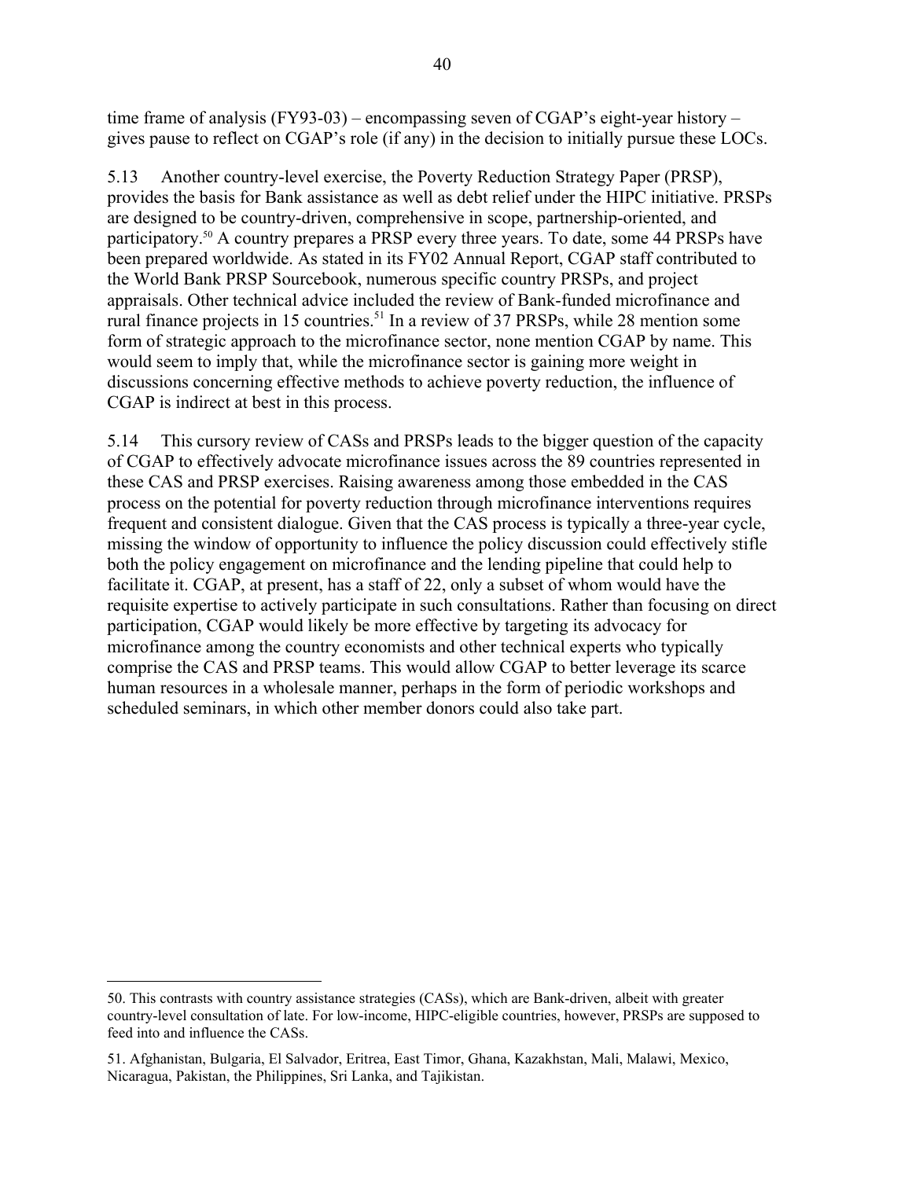time frame of analysis (FY93-03) – encompassing seven of CGAP's eight-year history – gives pause to reflect on CGAP's role (if any) in the decision to initially pursue these LOCs.

5.13 Another country-level exercise, the Poverty Reduction Strategy Paper (PRSP), provides the basis for Bank assistance as well as debt relief under the HIPC initiative. PRSPs are designed to be country-driven, comprehensive in scope, partnership-oriented, and participatory.[50] A country prepares a PRSP every three years. To date, some 44 PRSPs have been prepared worldwide. As stated in its FY02 Annual Report, CGAP staff contributed to the World Bank PRSP Sourcebook, numerous specific country PRSPs, and project appraisals. Other technical advice included the review of Bank-funded microfinance and rural finance projects in 15 countries.[51] In a review of 37 PRSPs, while 28 mention some form of strategic approach to the microfinance sector, none mention CGAP by name. This would seem to imply that, while the microfinance sector is gaining more weight in discussions concerning effective methods to achieve poverty reduction, the influence of CGAP is indirect at best in this process.

5.14 This cursory review of CASs and PRSPs leads to the bigger question of the capacity of CGAP to effectively advocate microfinance issues across the 89 countries represented in these CAS and PRSP exercises. Raising awareness among those embedded in the CAS process on the potential for poverty reduction through microfinance interventions requires frequent and consistent dialogue. Given that the CAS process is typically a three-year cycle, missing the window of opportunity to influence the policy discussion could effectively stifle both the policy engagement on microfinance and the lending pipeline that could help to facilitate it. CGAP, at present, has a staff of 22, only a subset of whom would have the requisite expertise to actively participate in such consultations. Rather than focusing on direct participation, CGAP would likely be more effective by targeting its advocacy for microfinance among the country economists and other technical experts who typically comprise the CAS and PRSP teams. This would allow CGAP to better leverage its scarce human resources in a wholesale manner, perhaps in the form of periodic workshops and scheduled seminars, in which other member donors could also take part.

---

50. This contrasts with country assistance strategies (CASs), which are Bank-driven, albeit with greater country-level consultation of late. For low-income, HIPC-eligible countries, however, PRSPs are supposed to feed into and influence the CASs.

51. Afghanistan, Bulgaria, El Salvador, Eritrea, East Timor, Ghana, Kazakhstan, Mali, Malawi, Mexico, Nicaragua, Pakistan, the Philippines, Sri Lanka, and Tajikistan.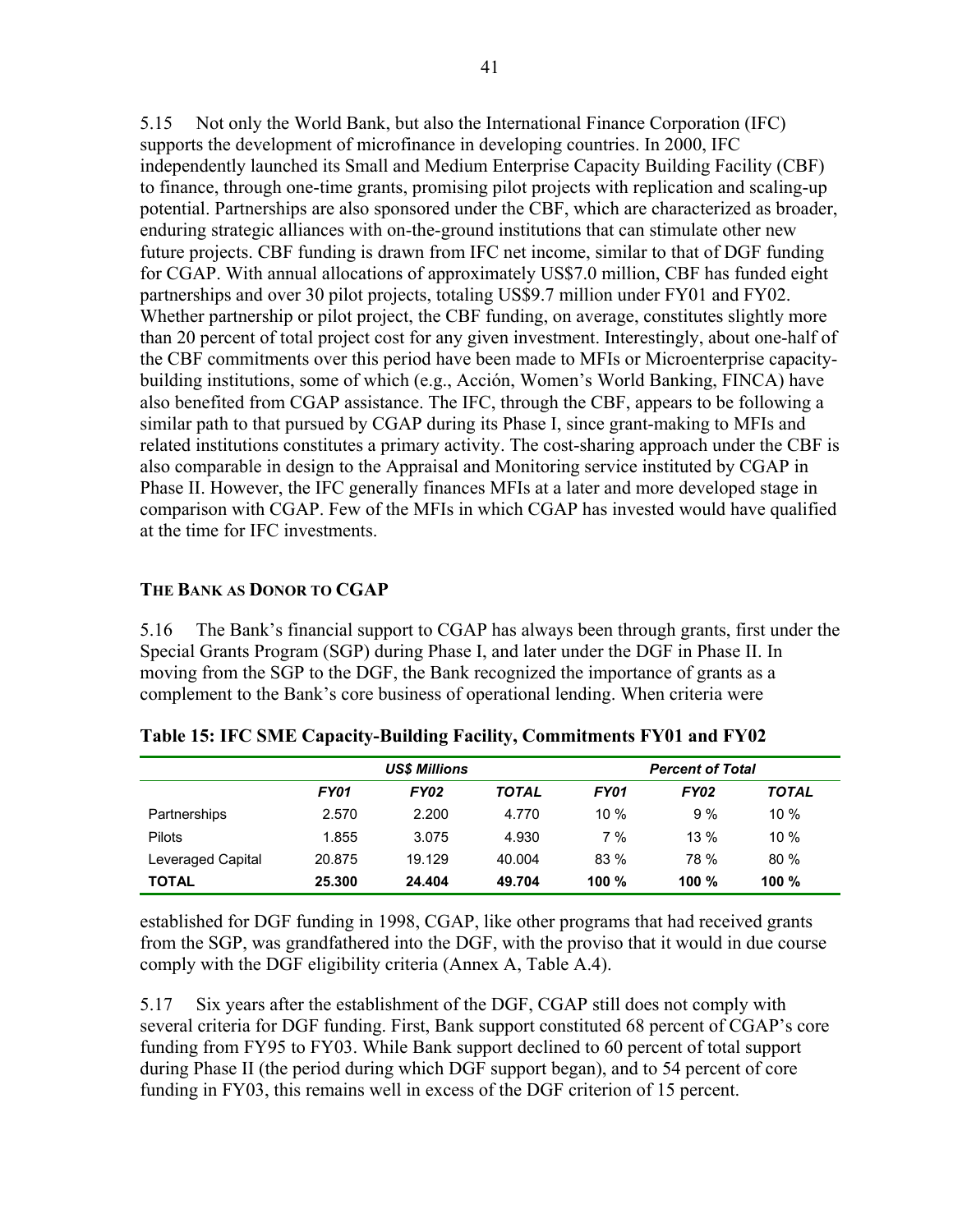5.15 Not only the World Bank, but also the International Finance Corporation (IFC) supports the development of microfinance in developing countries. In 2000, IFC independently launched its Small and Medium Enterprise Capacity Building Facility (CBF) to finance, through one-time grants, promising pilot projects with replication and scaling-up potential. Partnerships are also sponsored under the CBF, which are characterized as broader, enduring strategic alliances with on-the-ground institutions that can stimulate other new future projects. CBF funding is drawn from IFC net income, similar to that of DGF funding for CGAP. With annual allocations of approximately US$7.0 million, CBF has funded eight partnerships and over 30 pilot projects, totaling US$9.7 million under FY01 and FY02. Whether partnership or pilot project, the CBF funding, on average, constitutes slightly more than 20 percent of total project cost for any given investment. Interestingly, about one-half of the CBF commitments over this period have been made to MFIs or Microenterprise capacity-building institutions, some of which (e.g., Acción, Women's World Banking, FINCA) have also benefited from CGAP assistance. The IFC, through the CBF, appears to be following a similar path to that pursued by CGAP during its Phase I, since grant-making to MFIs and related institutions constitutes a primary activity. The cost-sharing approach under the CBF is also comparable in design to the Appraisal and Monitoring service instituted by CGAP in Phase II. However, the IFC generally finances MFIs at a later and more developed stage in comparison with CGAP. Few of the MFIs in which CGAP has invested would have qualified at the time for IFC investments.

### THE BANK AS DONOR TO CGAP

5.16 The Bank's financial support to CGAP has always been through grants, first under the Special Grants Program (SGP) during Phase I, and later under the DGF in Phase II. In moving from the SGP to the DGF, the Bank recognized the importance of grants as a complement to the Bank's core business of operational lending. When criteria were established for DGF funding in 1998, CGAP, like other programs that had received grants from the SGP, was grandfathered into the DGF, with the proviso that it would in due course comply with the DGF eligibility criteria (Annex A, Table A.4).

**Table 15: IFC SME Capacity-Building Facility, Commitments FY01 and FY02**

| | *US$ Millions* | | | *Percent of Total* | | |
|---|---|---|---|---|---|---|
| | *FY01* | *FY02* | *TOTAL* | *FY01* | *FY02* | *TOTAL* |
| Partnerships | 2.570 | 2.200 | 4.770 | 10 % | 9 % | 10 % |
| Pilots | 1.855 | 3.075 | 4.930 | 7 % | 13 % | 10 % |
| Leveraged Capital | 20.875 | 19.129 | 40.004 | 83 % | 78 % | 80 % |
| **TOTAL** | **25.300** | **24.404** | **49.704** | **100 %** | **100 %** | **100 %** |

5.17 Six years after the establishment of the DGF, CGAP still does not comply with several criteria for DGF funding. First, Bank support constituted 68 percent of CGAP's core funding from FY95 to FY03. While Bank support declined to 60 percent of total support during Phase II (the period during which DGF support began), and to 54 percent of core funding in FY03, this remains well in excess of the DGF criterion of 15 percent.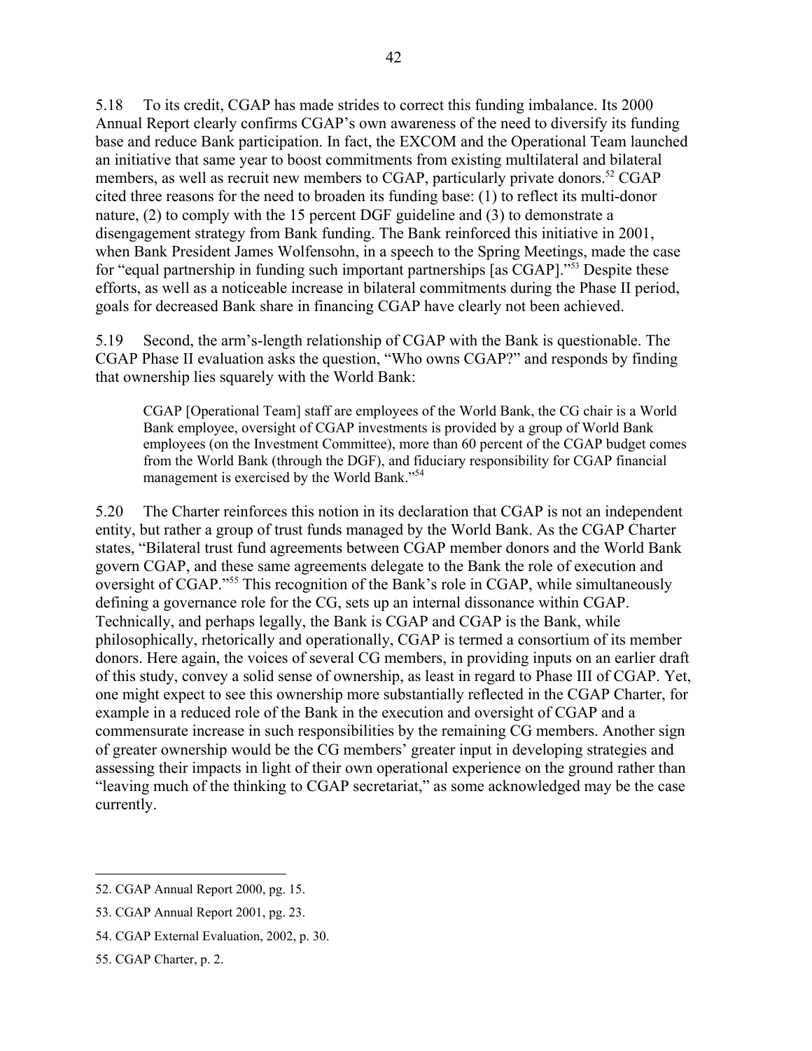5.18 To its credit, CGAP has made strides to correct this funding imbalance. Its 2000 Annual Report clearly confirms CGAP's own awareness of the need to diversify its funding base and reduce Bank participation. In fact, the EXCOM and the Operational Team launched an initiative that same year to boost commitments from existing multilateral and bilateral members, as well as recruit new members to CGAP, particularly private donors.[52] CGAP cited three reasons for the need to broaden its funding base: (1) to reflect its multi-donor nature, (2) to comply with the 15 percent DGF guideline and (3) to demonstrate a disengagement strategy from Bank funding. The Bank reinforced this initiative in 2001, when Bank President James Wolfensohn, in a speech to the Spring Meetings, made the case for "equal partnership in funding such important partnerships [as CGAP]."[53] Despite these efforts, as well as a noticeable increase in bilateral commitments during the Phase II period, goals for decreased Bank share in financing CGAP have clearly not been achieved.

5.19 Second, the arm's-length relationship of CGAP with the Bank is questionable. The CGAP Phase II evaluation asks the question, "Who owns CGAP?" and responds by finding that ownership lies squarely with the World Bank:

> CGAP [Operational Team] staff are employees of the World Bank, the CG chair is a World Bank employee, oversight of CGAP investments is provided by a group of World Bank employees (on the Investment Committee), more than 60 percent of the CGAP budget comes from the World Bank (through the DGF), and fiduciary responsibility for CGAP financial management is exercised by the World Bank."[54]

5.20 The Charter reinforces this notion in its declaration that CGAP is not an independent entity, but rather a group of trust funds managed by the World Bank. As the CGAP Charter states, "Bilateral trust fund agreements between CGAP member donors and the World Bank govern CGAP, and these same agreements delegate to the Bank the role of execution and oversight of CGAP."[55] This recognition of the Bank's role in CGAP, while simultaneously defining a governance role for the CG, sets up an internal dissonance within CGAP. Technically, and perhaps legally, the Bank is CGAP and CGAP is the Bank, while philosophically, rhetorically and operationally, CGAP is termed a consortium of its member donors. Here again, the voices of several CG members, in providing inputs on an earlier draft of this study, convey a solid sense of ownership, as least in regard to Phase III of CGAP. Yet, one might expect to see this ownership more substantially reflected in the CGAP Charter, for example in a reduced role of the Bank in the execution and oversight of CGAP and a commensurate increase in such responsibilities by the remaining CG members. Another sign of greater ownership would be the CG members' greater input in developing strategies and assessing their impacts in light of their own operational experience on the ground rather than "leaving much of the thinking to CGAP secretariat," as some acknowledged may be the case currently.

---

52. CGAP Annual Report 2000, pg. 15.

53. CGAP Annual Report 2001, pg. 23.

54. CGAP External Evaluation, 2002, p. 30.

55. CGAP Charter, p. 2.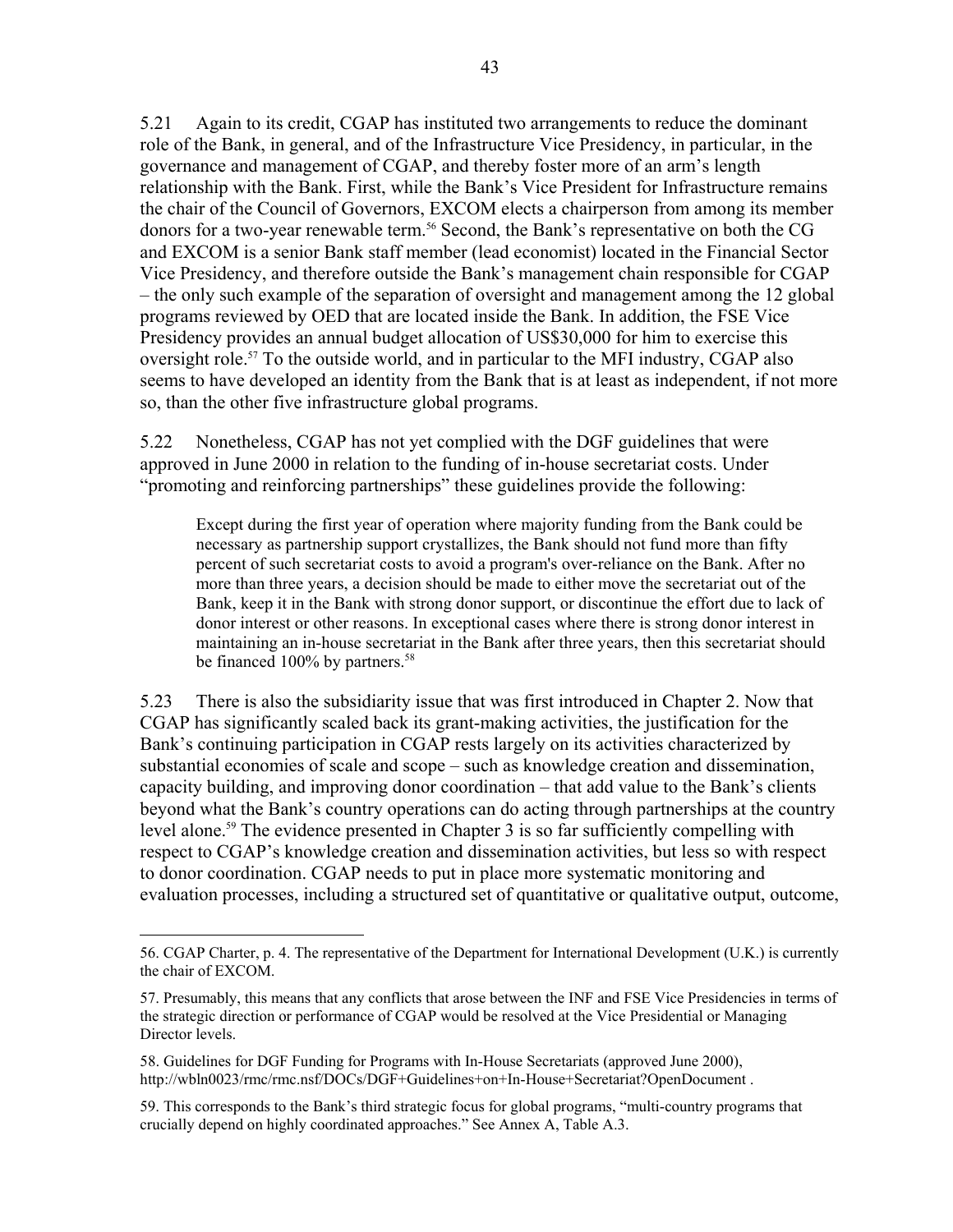5.21 Again to its credit, CGAP has instituted two arrangements to reduce the dominant role of the Bank, in general, and of the Infrastructure Vice Presidency, in particular, in the governance and management of CGAP, and thereby foster more of an arm's length relationship with the Bank. First, while the Bank's Vice President for Infrastructure remains the chair of the Council of Governors, EXCOM elects a chairperson from among its member donors for a two-year renewable term.[56] Second, the Bank's representative on both the CG and EXCOM is a senior Bank staff member (lead economist) located in the Financial Sector Vice Presidency, and therefore outside the Bank's management chain responsible for CGAP – the only such example of the separation of oversight and management among the 12 global programs reviewed by OED that are located inside the Bank. In addition, the FSE Vice Presidency provides an annual budget allocation of US$30,000 for him to exercise this oversight role.[57] To the outside world, and in particular to the MFI industry, CGAP also seems to have developed an identity from the Bank that is at least as independent, if not more so, than the other five infrastructure global programs.

5.22 Nonetheless, CGAP has not yet complied with the DGF guidelines that were approved in June 2000 in relation to the funding of in-house secretariat costs. Under "promoting and reinforcing partnerships" these guidelines provide the following:

> Except during the first year of operation where majority funding from the Bank could be necessary as partnership support crystallizes, the Bank should not fund more than fifty percent of such secretariat costs to avoid a program's over-reliance on the Bank. After no more than three years, a decision should be made to either move the secretariat out of the Bank, keep it in the Bank with strong donor support, or discontinue the effort due to lack of donor interest or other reasons. In exceptional cases where there is strong donor interest in maintaining an in-house secretariat in the Bank after three years, then this secretariat should be financed 100% by partners.[58]

5.23 There is also the subsidiarity issue that was first introduced in Chapter 2. Now that CGAP has significantly scaled back its grant-making activities, the justification for the Bank's continuing participation in CGAP rests largely on its activities characterized by substantial economies of scale and scope – such as knowledge creation and dissemination, capacity building, and improving donor coordination – that add value to the Bank's clients beyond what the Bank's country operations can do acting through partnerships at the country level alone.[59] The evidence presented in Chapter 3 is so far sufficiently compelling with respect to CGAP's knowledge creation and dissemination activities, but less so with respect to donor coordination. CGAP needs to put in place more systematic monitoring and evaluation processes, including a structured set of quantitative or qualitative output, outcome,

---

56. CGAP Charter, p. 4. The representative of the Department for International Development (U.K.) is currently the chair of EXCOM.

57. Presumably, this means that any conflicts that arose between the INF and FSE Vice Presidencies in terms of the strategic direction or performance of CGAP would be resolved at the Vice Presidential or Managing Director levels.

58. Guidelines for DGF Funding for Programs with In-House Secretariats (approved June 2000), http://wbln0023/rmc/rmc.nsf/DOCs/DGF+Guidelines+on+In-House+Secretariat?OpenDocument .

59. This corresponds to the Bank's third strategic focus for global programs, "multi-country programs that crucially depend on highly coordinated approaches." See Annex A, Table A.3.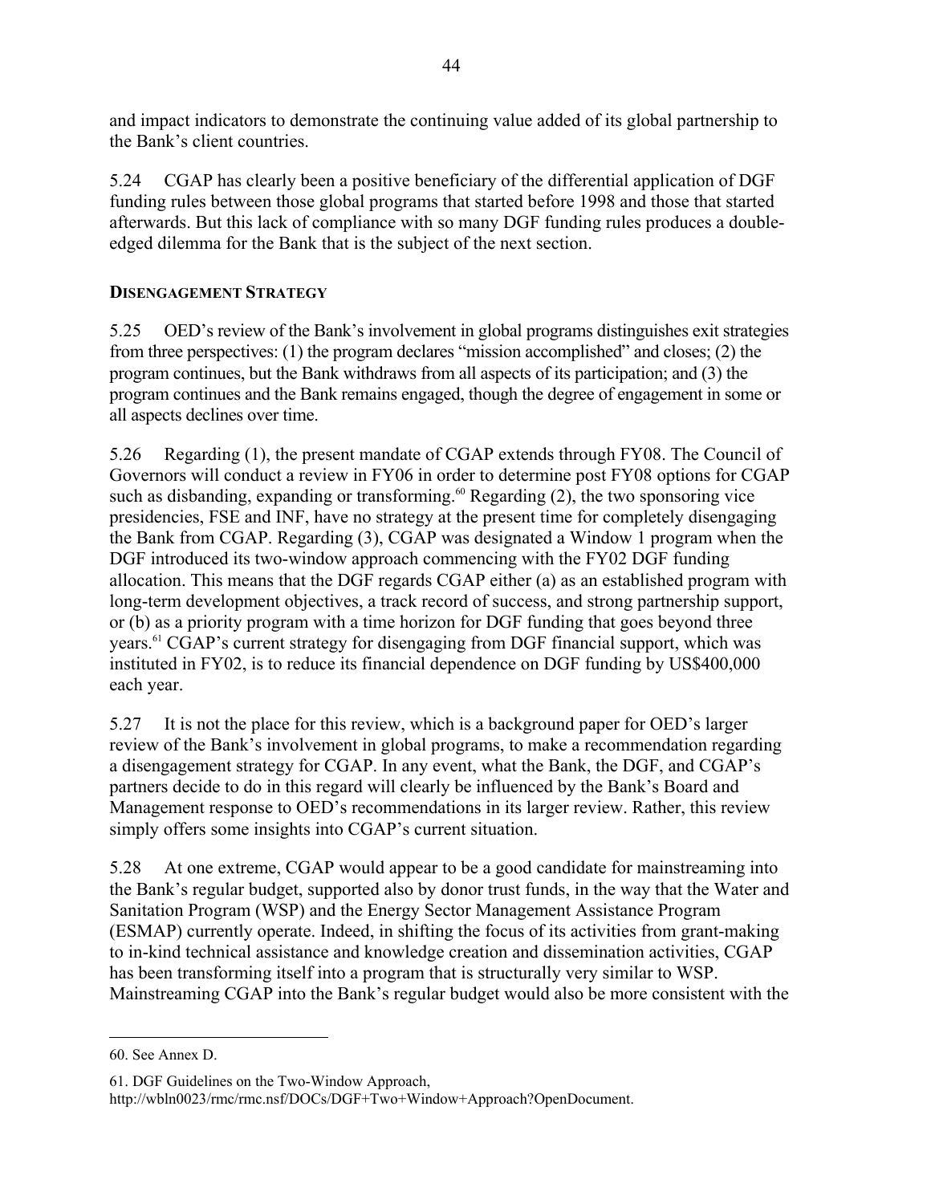and impact indicators to demonstrate the continuing value added of its global partnership to the Bank's client countries.

5.24 CGAP has clearly been a positive beneficiary of the differential application of DGF funding rules between those global programs that started before 1998 and those that started afterwards. But this lack of compliance with so many DGF funding rules produces a double-edged dilemma for the Bank that is the subject of the next section.

### DISENGAGEMENT STRATEGY

5.25 OED's review of the Bank's involvement in global programs distinguishes exit strategies from three perspectives: (1) the program declares "mission accomplished" and closes; (2) the program continues, but the Bank withdraws from all aspects of its participation; and (3) the program continues and the Bank remains engaged, though the degree of engagement in some or all aspects declines over time.

5.26 Regarding (1), the present mandate of CGAP extends through FY08. The Council of Governors will conduct a review in FY06 in order to determine post FY08 options for CGAP such as disbanding, expanding or transforming.[60] Regarding (2), the two sponsoring vice presidencies, FSE and INF, have no strategy at the present time for completely disengaging the Bank from CGAP. Regarding (3), CGAP was designated a Window 1 program when the DGF introduced its two-window approach commencing with the FY02 DGF funding allocation. This means that the DGF regards CGAP either (a) as an established program with long-term development objectives, a track record of success, and strong partnership support, or (b) as a priority program with a time horizon for DGF funding that goes beyond three years.[61] CGAP's current strategy for disengaging from DGF financial support, which was instituted in FY02, is to reduce its financial dependence on DGF funding by US$400,000 each year.

5.27 It is not the place for this review, which is a background paper for OED's larger review of the Bank's involvement in global programs, to make a recommendation regarding a disengagement strategy for CGAP. In any event, what the Bank, the DGF, and CGAP's partners decide to do in this regard will clearly be influenced by the Bank's Board and Management response to OED's recommendations in its larger review. Rather, this review simply offers some insights into CGAP's current situation.

5.28 At one extreme, CGAP would appear to be a good candidate for mainstreaming into the Bank's regular budget, supported also by donor trust funds, in the way that the Water and Sanitation Program (WSP) and the Energy Sector Management Assistance Program (ESMAP) currently operate. Indeed, in shifting the focus of its activities from grant-making to in-kind technical assistance and knowledge creation and dissemination activities, CGAP has been transforming itself into a program that is structurally very similar to WSP. Mainstreaming CGAP into the Bank's regular budget would also be more consistent with the

---

60. See Annex D.

61. DGF Guidelines on the Two-Window Approach, http://wbln0023/rmc/rmc.nsf/DOCs/DGF+Two+Window+Approach?OpenDocument.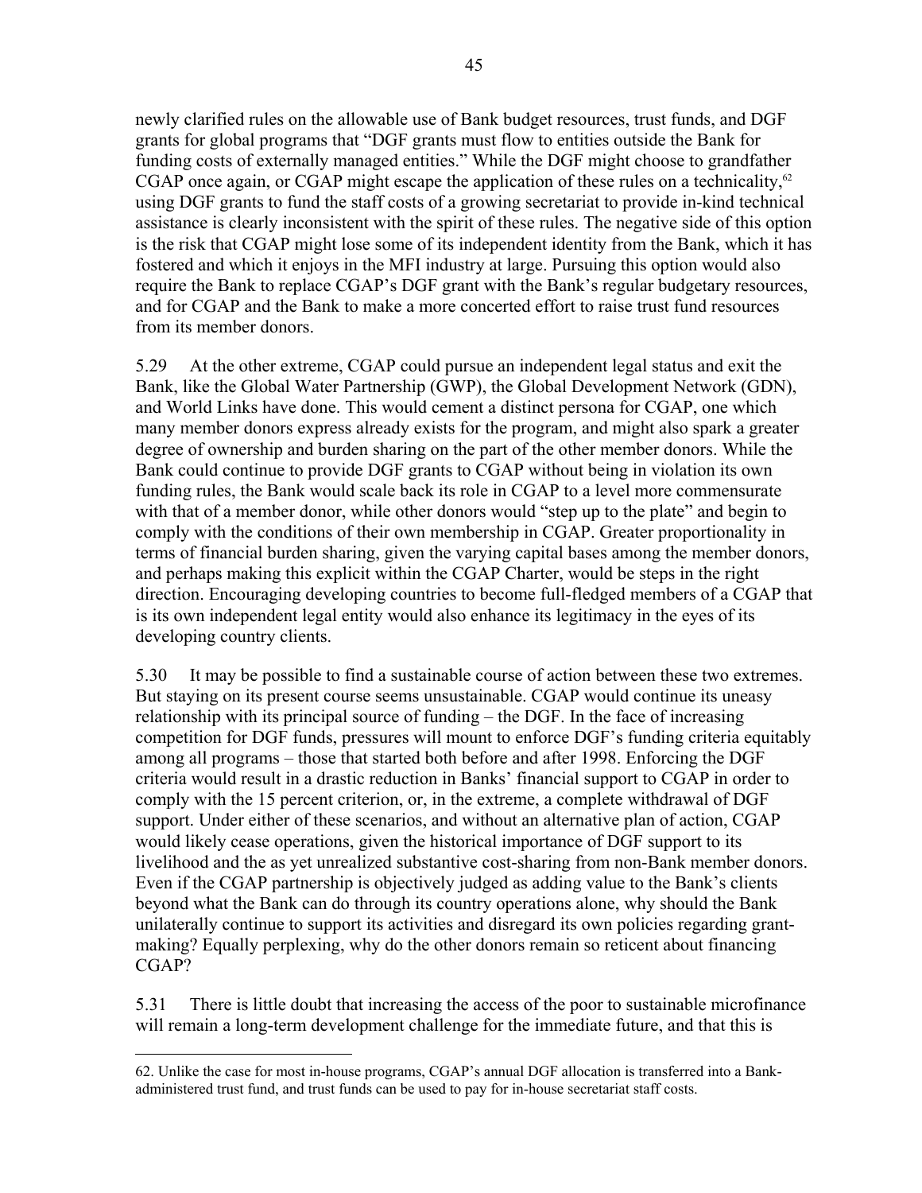newly clarified rules on the allowable use of Bank budget resources, trust funds, and DGF grants for global programs that "DGF grants must flow to entities outside the Bank for funding costs of externally managed entities." While the DGF might choose to grandfather CGAP once again, or CGAP might escape the application of these rules on a technicality,[62] using DGF grants to fund the staff costs of a growing secretariat to provide in-kind technical assistance is clearly inconsistent with the spirit of these rules. The negative side of this option is the risk that CGAP might lose some of its independent identity from the Bank, which it has fostered and which it enjoys in the MFI industry at large. Pursuing this option would also require the Bank to replace CGAP's DGF grant with the Bank's regular budgetary resources, and for CGAP and the Bank to make a more concerted effort to raise trust fund resources from its member donors.

5.29 At the other extreme, CGAP could pursue an independent legal status and exit the Bank, like the Global Water Partnership (GWP), the Global Development Network (GDN), and World Links have done. This would cement a distinct persona for CGAP, one which many member donors express already exists for the program, and might also spark a greater degree of ownership and burden sharing on the part of the other member donors. While the Bank could continue to provide DGF grants to CGAP without being in violation its own funding rules, the Bank would scale back its role in CGAP to a level more commensurate with that of a member donor, while other donors would "step up to the plate" and begin to comply with the conditions of their own membership in CGAP. Greater proportionality in terms of financial burden sharing, given the varying capital bases among the member donors, and perhaps making this explicit within the CGAP Charter, would be steps in the right direction. Encouraging developing countries to become full-fledged members of a CGAP that is its own independent legal entity would also enhance its legitimacy in the eyes of its developing country clients.

5.30 It may be possible to find a sustainable course of action between these two extremes. But staying on its present course seems unsustainable. CGAP would continue its uneasy relationship with its principal source of funding – the DGF. In the face of increasing competition for DGF funds, pressures will mount to enforce DGF's funding criteria equitably among all programs – those that started both before and after 1998. Enforcing the DGF criteria would result in a drastic reduction in Banks' financial support to CGAP in order to comply with the 15 percent criterion, or, in the extreme, a complete withdrawal of DGF support. Under either of these scenarios, and without an alternative plan of action, CGAP would likely cease operations, given the historical importance of DGF support to its livelihood and the as yet unrealized substantive cost-sharing from non-Bank member donors. Even if the CGAP partnership is objectively judged as adding value to the Bank's clients beyond what the Bank can do through its country operations alone, why should the Bank unilaterally continue to support its activities and disregard its own policies regarding grant-making? Equally perplexing, why do the other donors remain so reticent about financing CGAP?

5.31 There is little doubt that increasing the access of the poor to sustainable microfinance will remain a long-term development challenge for the immediate future, and that this is

---

62. Unlike the case for most in-house programs, CGAP's annual DGF allocation is transferred into a Bank-administered trust fund, and trust funds can be used to pay for in-house secretariat staff costs.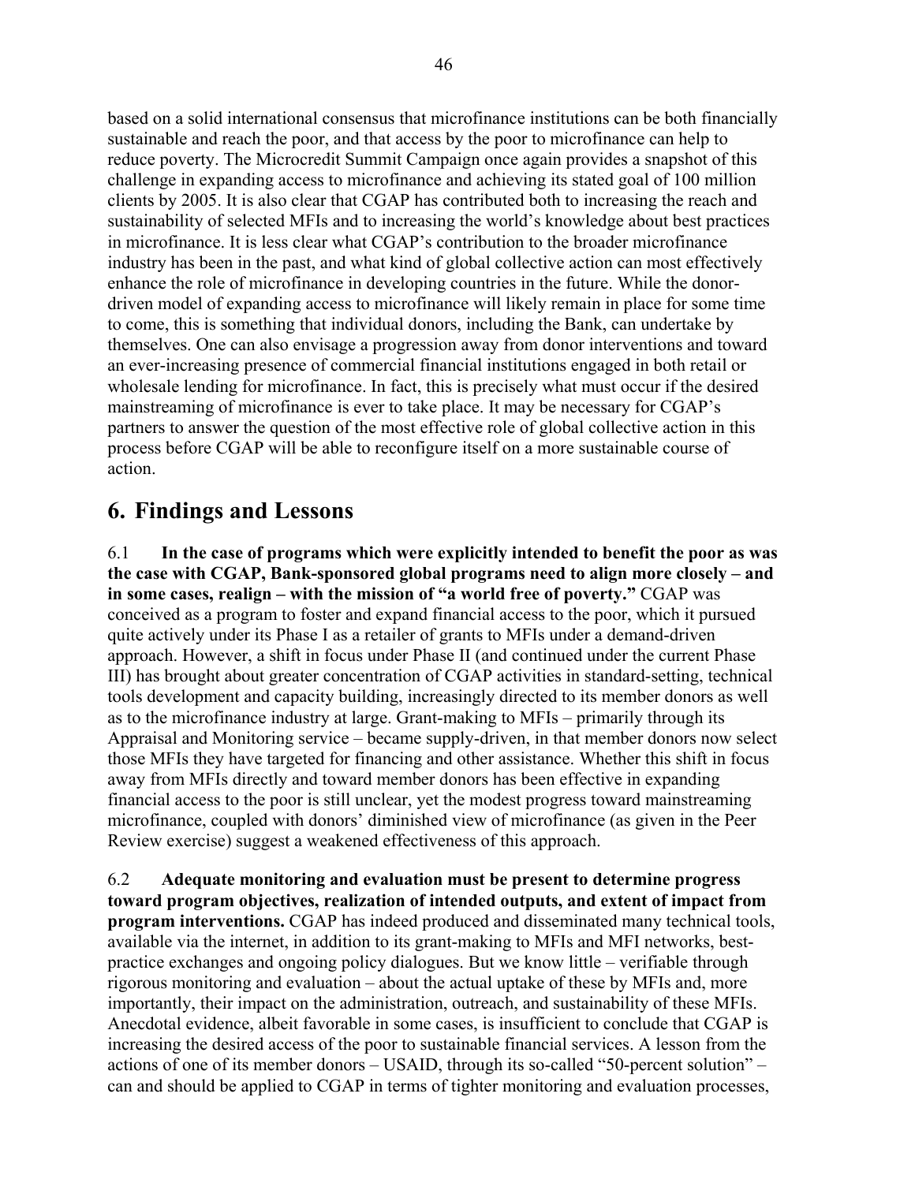based on a solid international consensus that microfinance institutions can be both financially sustainable and reach the poor, and that access by the poor to microfinance can help to reduce poverty. The Microcredit Summit Campaign once again provides a snapshot of this challenge in expanding access to microfinance and achieving its stated goal of 100 million clients by 2005. It is also clear that CGAP has contributed both to increasing the reach and sustainability of selected MFIs and to increasing the world's knowledge about best practices in microfinance. It is less clear what CGAP's contribution to the broader microfinance industry has been in the past, and what kind of global collective action can most effectively enhance the role of microfinance in developing countries in the future. While the donor-driven model of expanding access to microfinance will likely remain in place for some time to come, this is something that individual donors, including the Bank, can undertake by themselves. One can also envisage a progression away from donor interventions and toward an ever-increasing presence of commercial financial institutions engaged in both retail or wholesale lending for microfinance. In fact, this is precisely what must occur if the desired mainstreaming of microfinance is ever to take place. It may be necessary for CGAP's partners to answer the question of the most effective role of global collective action in this process before CGAP will be able to reconfigure itself on a more sustainable course of action.

## 6. Findings and Lessons

6.1 **In the case of programs which were explicitly intended to benefit the poor as was the case with CGAP, Bank-sponsored global programs need to align more closely – and in some cases, realign – with the mission of "a world free of poverty."** CGAP was conceived as a program to foster and expand financial access to the poor, which it pursued quite actively under its Phase I as a retailer of grants to MFIs under a demand-driven approach. However, a shift in focus under Phase II (and continued under the current Phase III) has brought about greater concentration of CGAP activities in standard-setting, technical tools development and capacity building, increasingly directed to its member donors as well as to the microfinance industry at large. Grant-making to MFIs – primarily through its Appraisal and Monitoring service – became supply-driven, in that member donors now select those MFIs they have targeted for financing and other assistance. Whether this shift in focus away from MFIs directly and toward member donors has been effective in expanding financial access to the poor is still unclear, yet the modest progress toward mainstreaming microfinance, coupled with donors' diminished view of microfinance (as given in the Peer Review exercise) suggest a weakened effectiveness of this approach.

6.2 **Adequate monitoring and evaluation must be present to determine progress toward program objectives, realization of intended outputs, and extent of impact from program interventions.** CGAP has indeed produced and disseminated many technical tools, available via the internet, in addition to its grant-making to MFIs and MFI networks, best-practice exchanges and ongoing policy dialogues. But we know little – verifiable through rigorous monitoring and evaluation – about the actual uptake of these by MFIs and, more importantly, their impact on the administration, outreach, and sustainability of these MFIs. Anecdotal evidence, albeit favorable in some cases, is insufficient to conclude that CGAP is increasing the desired access of the poor to sustainable financial services. A lesson from the actions of one of its member donors – USAID, through its so-called "50-percent solution" – can and should be applied to CGAP in terms of tighter monitoring and evaluation processes,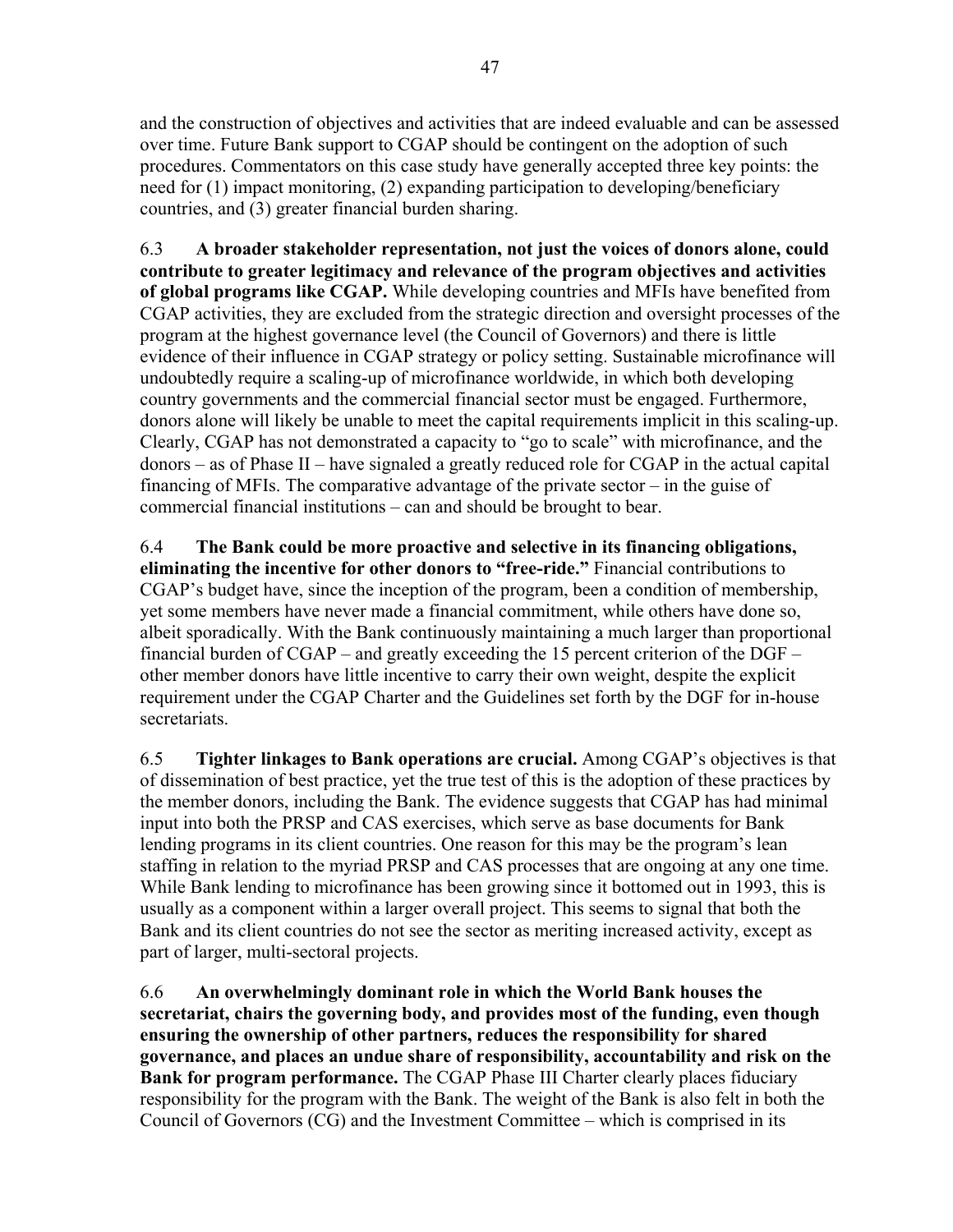and the construction of objectives and activities that are indeed evaluable and can be assessed over time. Future Bank support to CGAP should be contingent on the adoption of such procedures. Commentators on this case study have generally accepted three key points: the need for (1) impact monitoring, (2) expanding participation to developing/beneficiary countries, and (3) greater financial burden sharing.

6.3 **A broader stakeholder representation, not just the voices of donors alone, could contribute to greater legitimacy and relevance of the program objectives and activities of global programs like CGAP.** While developing countries and MFIs have benefited from CGAP activities, they are excluded from the strategic direction and oversight processes of the program at the highest governance level (the Council of Governors) and there is little evidence of their influence in CGAP strategy or policy setting. Sustainable microfinance will undoubtedly require a scaling-up of microfinance worldwide, in which both developing country governments and the commercial financial sector must be engaged. Furthermore, donors alone will likely be unable to meet the capital requirements implicit in this scaling-up. Clearly, CGAP has not demonstrated a capacity to "go to scale" with microfinance, and the donors – as of Phase II – have signaled a greatly reduced role for CGAP in the actual capital financing of MFIs. The comparative advantage of the private sector – in the guise of commercial financial institutions – can and should be brought to bear.

6.4 **The Bank could be more proactive and selective in its financing obligations, eliminating the incentive for other donors to "free-ride."** Financial contributions to CGAP's budget have, since the inception of the program, been a condition of membership, yet some members have never made a financial commitment, while others have done so, albeit sporadically. With the Bank continuously maintaining a much larger than proportional financial burden of CGAP – and greatly exceeding the 15 percent criterion of the DGF – other member donors have little incentive to carry their own weight, despite the explicit requirement under the CGAP Charter and the Guidelines set forth by the DGF for in-house secretariats.

6.5 **Tighter linkages to Bank operations are crucial.** Among CGAP's objectives is that of dissemination of best practice, yet the true test of this is the adoption of these practices by the member donors, including the Bank. The evidence suggests that CGAP has had minimal input into both the PRSP and CAS exercises, which serve as base documents for Bank lending programs in its client countries. One reason for this may be the program's lean staffing in relation to the myriad PRSP and CAS processes that are ongoing at any one time. While Bank lending to microfinance has been growing since it bottomed out in 1993, this is usually as a component within a larger overall project. This seems to signal that both the Bank and its client countries do not see the sector as meriting increased activity, except as part of larger, multi-sectoral projects.

6.6 **An overwhelmingly dominant role in which the World Bank houses the secretariat, chairs the governing body, and provides most of the funding, even though ensuring the ownership of other partners, reduces the responsibility for shared governance, and places an undue share of responsibility, accountability and risk on the Bank for program performance.** The CGAP Phase III Charter clearly places fiduciary responsibility for the program with the Bank. The weight of the Bank is also felt in both the Council of Governors (CG) and the Investment Committee – which is comprised in its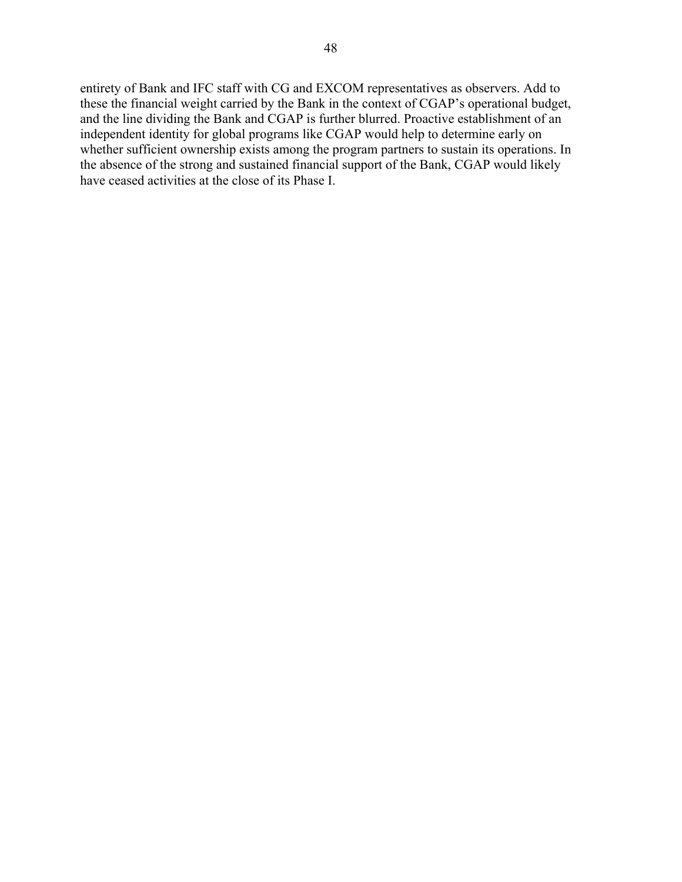entirety of Bank and IFC staff with CG and EXCOM representatives as observers. Add to these the financial weight carried by the Bank in the context of CGAP's operational budget, and the line dividing the Bank and CGAP is further blurred. Proactive establishment of an independent identity for global programs like CGAP would help to determine early on whether sufficient ownership exists among the program partners to sustain its operations. In the absence of the strong and sustained financial support of the Bank, CGAP would likely have ceased activities at the close of its Phase I.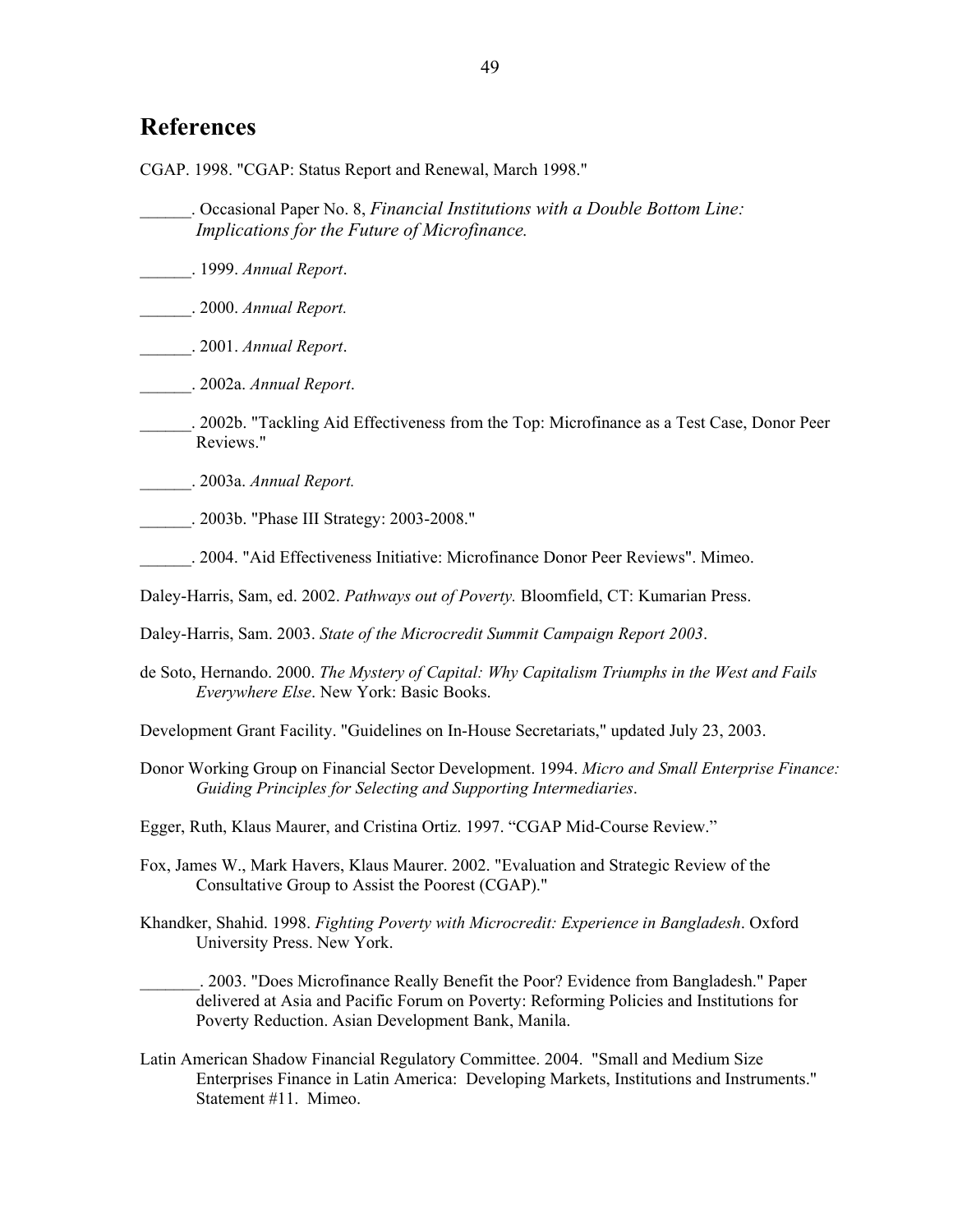## References

CGAP. 1998. "CGAP: Status Report and Renewal, March 1998."

______. Occasional Paper No. 8, *Financial Institutions with a Double Bottom Line: Implications for the Future of Microfinance.*

______. 1999. *Annual Report*.

______. 2000. *Annual Report.*

______. 2001. *Annual Report*.

______. 2002a. *Annual Report*.

______. 2002b. "Tackling Aid Effectiveness from the Top: Microfinance as a Test Case, Donor Peer Reviews."

______. 2003a. *Annual Report.*

______. 2003b. "Phase III Strategy: 2003-2008."

______. 2004. "Aid Effectiveness Initiative: Microfinance Donor Peer Reviews". Mimeo.

Daley-Harris, Sam, ed. 2002. *Pathways out of Poverty.* Bloomfield, CT: Kumarian Press.

Daley-Harris, Sam. 2003. *State of the Microcredit Summit Campaign Report 2003*.

de Soto, Hernando. 2000. *The Mystery of Capital: Why Capitalism Triumphs in the West and Fails Everywhere Else*. New York: Basic Books.

Development Grant Facility. "Guidelines on In-House Secretariats," updated July 23, 2003.

Donor Working Group on Financial Sector Development. 1994. *Micro and Small Enterprise Finance: Guiding Principles for Selecting and Supporting Intermediaries*.

Egger, Ruth, Klaus Maurer, and Cristina Ortiz. 1997. "CGAP Mid-Course Review."

Fox, James W., Mark Havers, Klaus Maurer. 2002. "Evaluation and Strategic Review of the Consultative Group to Assist the Poorest (CGAP)."

Khandker, Shahid. 1998. *Fighting Poverty with Microcredit: Experience in Bangladesh*. Oxford University Press. New York.

_______. 2003. "Does Microfinance Really Benefit the Poor? Evidence from Bangladesh." Paper delivered at Asia and Pacific Forum on Poverty: Reforming Policies and Institutions for Poverty Reduction. Asian Development Bank, Manila.

Latin American Shadow Financial Regulatory Committee. 2004. "Small and Medium Size Enterprises Finance in Latin America: Developing Markets, Institutions and Instruments." Statement #11. Mimeo.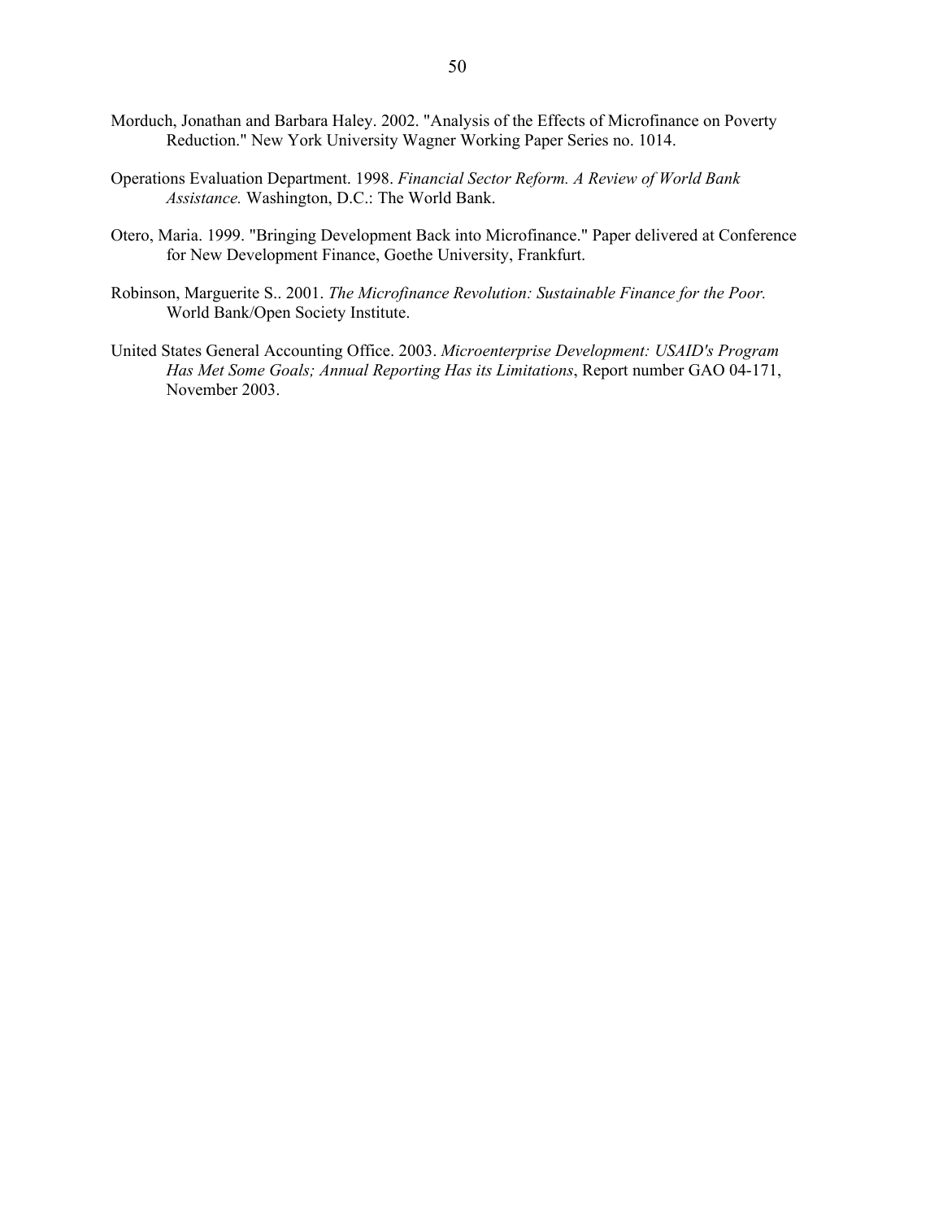Morduch, Jonathan and Barbara Haley. 2002. "Analysis of the Effects of Microfinance on Poverty Reduction." New York University Wagner Working Paper Series no. 1014.

Operations Evaluation Department. 1998. *Financial Sector Reform. A Review of World Bank Assistance.* Washington, D.C.: The World Bank.

Otero, Maria. 1999. "Bringing Development Back into Microfinance." Paper delivered at Conference for New Development Finance, Goethe University, Frankfurt.

Robinson, Marguerite S.. 2001. *The Microfinance Revolution: Sustainable Finance for the Poor.* World Bank/Open Society Institute.

United States General Accounting Office. 2003. *Microenterprise Development: USAID's Program Has Met Some Goals; Annual Reporting Has its Limitations*, Report number GAO 04-171, November 2003.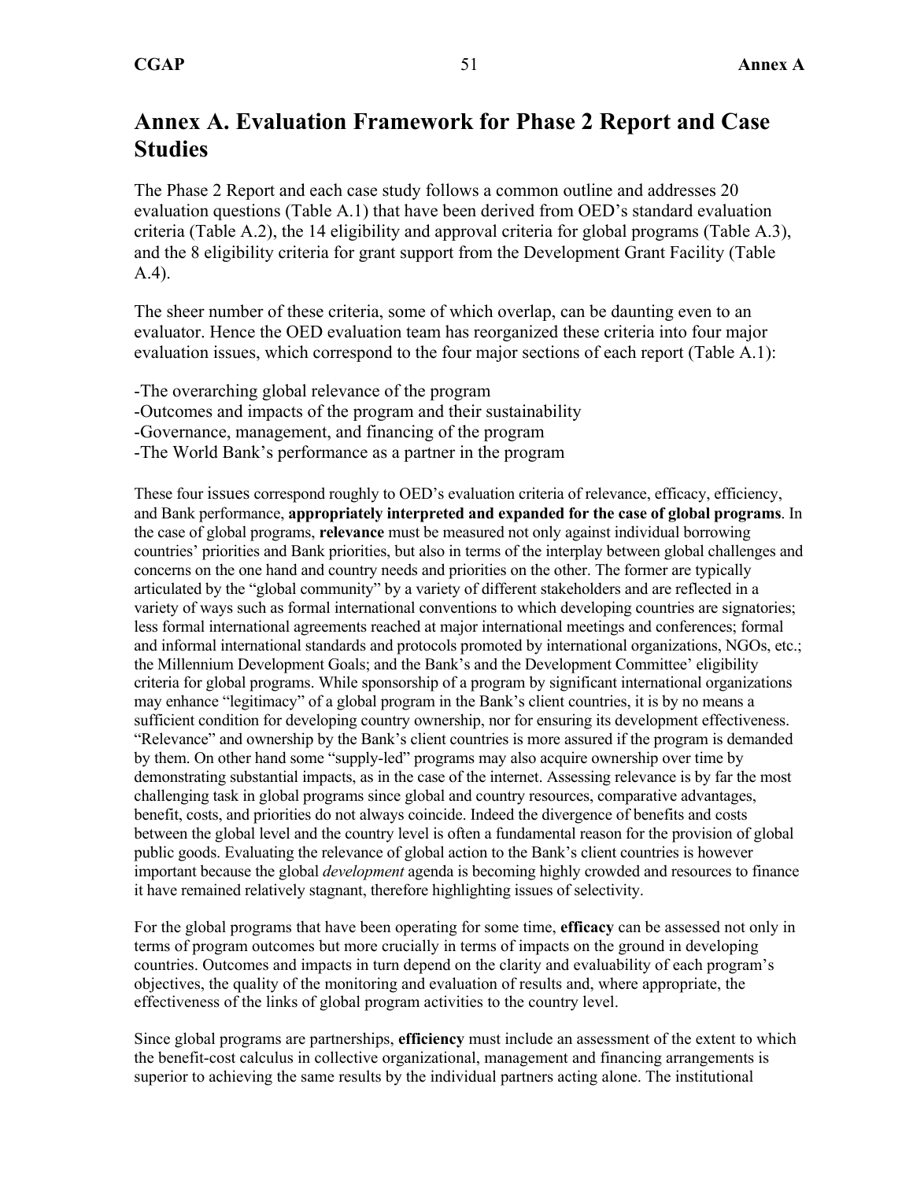# Annex A. Evaluation Framework for Phase 2 Report and Case Studies

The Phase 2 Report and each case study follows a common outline and addresses 20 evaluation questions (Table A.1) that have been derived from OED's standard evaluation criteria (Table A.2), the 14 eligibility and approval criteria for global programs (Table A.3), and the 8 eligibility criteria for grant support from the Development Grant Facility (Table A.4).

The sheer number of these criteria, some of which overlap, can be daunting even to an evaluator. Hence the OED evaluation team has reorganized these criteria into four major evaluation issues, which correspond to the four major sections of each report (Table A.1):

-The overarching global relevance of the program
-Outcomes and impacts of the program and their sustainability
-Governance, management, and financing of the program
-The World Bank's performance as a partner in the program

These four issues correspond roughly to OED's evaluation criteria of relevance, efficacy, efficiency, and Bank performance, **appropriately interpreted and expanded for the case of global programs**. In the case of global programs, **relevance** must be measured not only against individual borrowing countries' priorities and Bank priorities, but also in terms of the interplay between global challenges and concerns on the one hand and country needs and priorities on the other. The former are typically articulated by the "global community" by a variety of different stakeholders and are reflected in a variety of ways such as formal international conventions to which developing countries are signatories; less formal international agreements reached at major international meetings and conferences; formal and informal international standards and protocols promoted by international organizations, NGOs, etc.; the Millennium Development Goals; and the Bank's and the Development Committee' eligibility criteria for global programs. While sponsorship of a program by significant international organizations may enhance "legitimacy" of a global program in the Bank's client countries, it is by no means a sufficient condition for developing country ownership, nor for ensuring its development effectiveness. "Relevance" and ownership by the Bank's client countries is more assured if the program is demanded by them. On other hand some "supply-led" programs may also acquire ownership over time by demonstrating substantial impacts, as in the case of the internet. Assessing relevance is by far the most challenging task in global programs since global and country resources, comparative advantages, benefit, costs, and priorities do not always coincide. Indeed the divergence of benefits and costs between the global level and the country level is often a fundamental reason for the provision of global public goods. Evaluating the relevance of global action to the Bank's client countries is however important because the global *development* agenda is becoming highly crowded and resources to finance it have remained relatively stagnant, therefore highlighting issues of selectivity.

For the global programs that have been operating for some time, **efficacy** can be assessed not only in terms of program outcomes but more crucially in terms of impacts on the ground in developing countries. Outcomes and impacts in turn depend on the clarity and evaluability of each program's objectives, the quality of the monitoring and evaluation of results and, where appropriate, the effectiveness of the links of global program activities to the country level.

Since global programs are partnerships, **efficiency** must include an assessment of the extent to which the benefit-cost calculus in collective organizational, management and financing arrangements is superior to achieving the same results by the individual partners acting alone. The institutional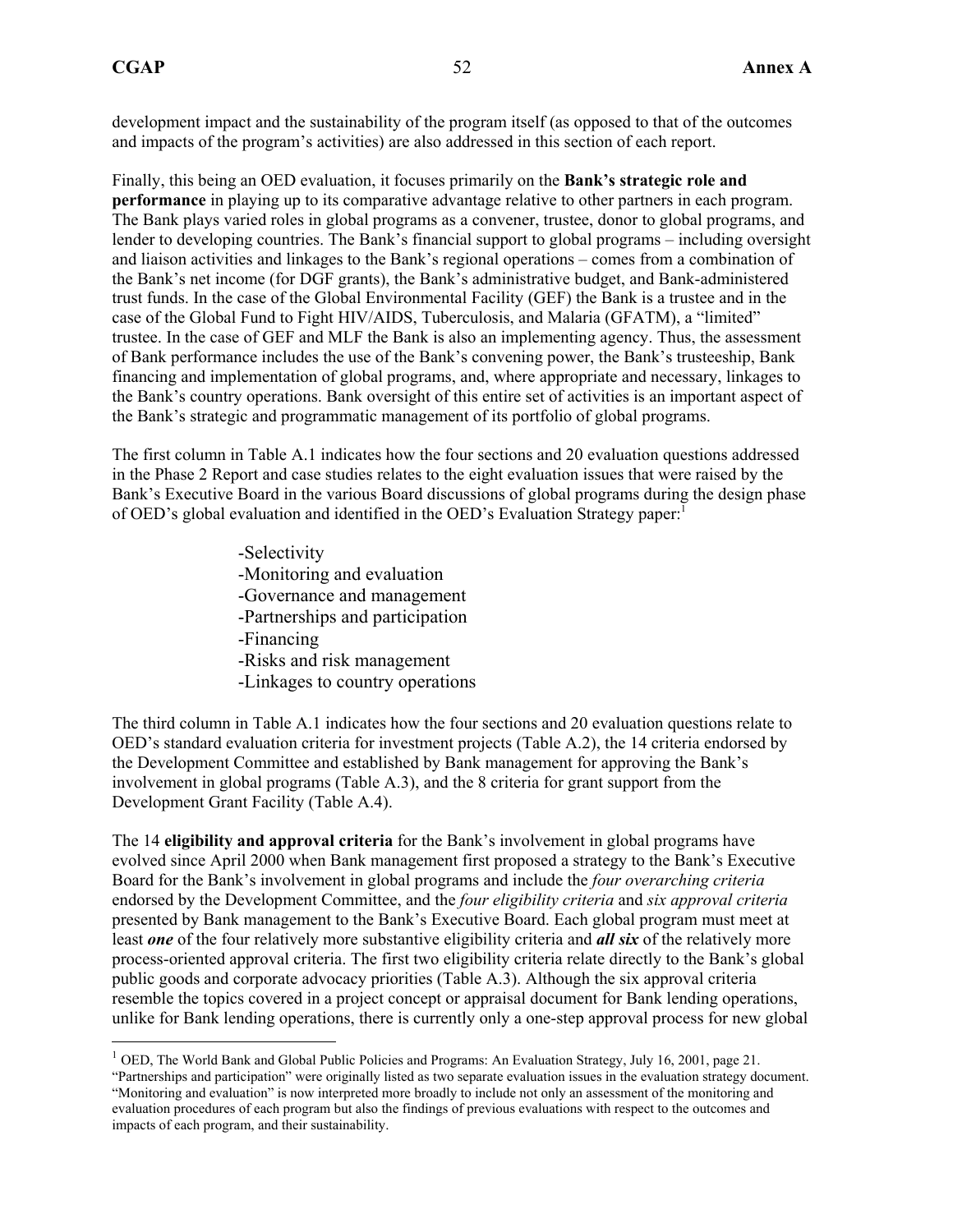development impact and the sustainability of the program itself (as opposed to that of the outcomes and impacts of the program's activities) are also addressed in this section of each report.

Finally, this being an OED evaluation, it focuses primarily on the **Bank's strategic role and performance** in playing up to its comparative advantage relative to other partners in each program. The Bank plays varied roles in global programs as a convener, trustee, donor to global programs, and lender to developing countries. The Bank's financial support to global programs – including oversight and liaison activities and linkages to the Bank's regional operations – comes from a combination of the Bank's net income (for DGF grants), the Bank's administrative budget, and Bank-administered trust funds. In the case of the Global Environmental Facility (GEF) the Bank is a trustee and in the case of the Global Fund to Fight HIV/AIDS, Tuberculosis, and Malaria (GFATM), a "limited" trustee. In the case of GEF and MLF the Bank is also an implementing agency. Thus, the assessment of Bank performance includes the use of the Bank's convening power, the Bank's trusteeship, Bank financing and implementation of global programs, and, where appropriate and necessary, linkages to the Bank's country operations. Bank oversight of this entire set of activities is an important aspect of the Bank's strategic and programmatic management of its portfolio of global programs.

The first column in Table A.1 indicates how the four sections and 20 evaluation questions addressed in the Phase 2 Report and case studies relates to the eight evaluation issues that were raised by the Bank's Executive Board in the various Board discussions of global programs during the design phase of OED's global evaluation and identified in the OED's Evaluation Strategy paper:[1]

- Selectivity
- Monitoring and evaluation
- Governance and management
- Partnerships and participation
- Financing
- Risks and risk management
- Linkages to country operations

The third column in Table A.1 indicates how the four sections and 20 evaluation questions relate to OED's standard evaluation criteria for investment projects (Table A.2), the 14 criteria endorsed by the Development Committee and established by Bank management for approving the Bank's involvement in global programs (Table A.3), and the 8 criteria for grant support from the Development Grant Facility (Table A.4).

The 14 **eligibility and approval criteria** for the Bank's involvement in global programs have evolved since April 2000 when Bank management first proposed a strategy to the Bank's Executive Board for the Bank's involvement in global programs and include the *four overarching criteria* endorsed by the Development Committee, and the *four eligibility criteria* and *six approval criteria* presented by Bank management to the Bank's Executive Board. Each global program must meet at least ***one*** of the four relatively more substantive eligibility criteria and ***all six*** of the relatively more process-oriented approval criteria. The first two eligibility criteria relate directly to the Bank's global public goods and corporate advocacy priorities (Table A.3). Although the six approval criteria resemble the topics covered in a project concept or appraisal document for Bank lending operations, unlike for Bank lending operations, there is currently only a one-step approval process for new global

---

[1] OED, The World Bank and Global Public Policies and Programs: An Evaluation Strategy, July 16, 2001, page 21. "Partnerships and participation" were originally listed as two separate evaluation issues in the evaluation strategy document. "Monitoring and evaluation" is now interpreted more broadly to include not only an assessment of the monitoring and evaluation procedures of each program but also the findings of previous evaluations with respect to the outcomes and impacts of each program, and their sustainability.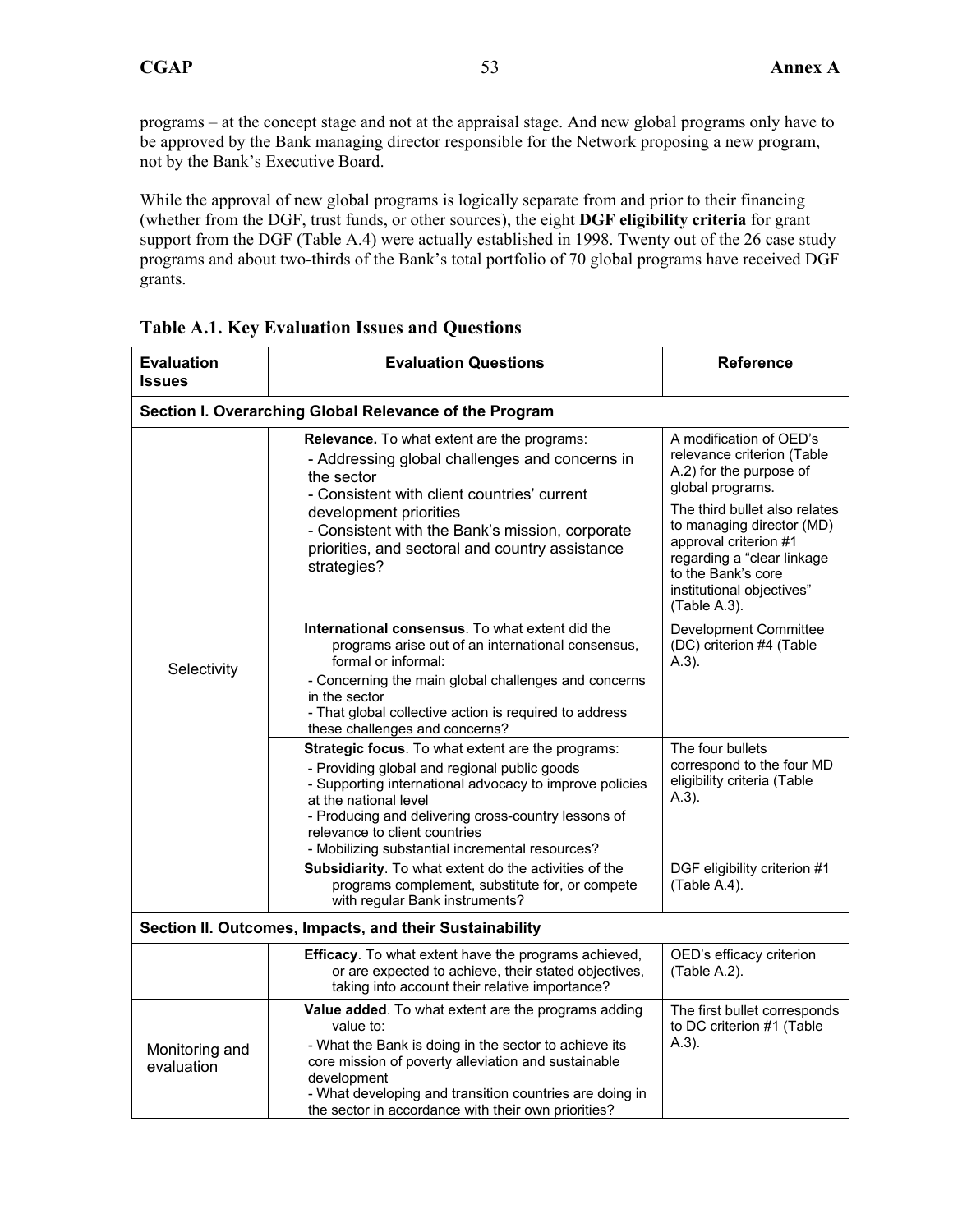programs – at the concept stage and not at the appraisal stage. And new global programs only have to be approved by the Bank managing director responsible for the Network proposing a new program, not by the Bank's Executive Board.

While the approval of new global programs is logically separate from and prior to their financing (whether from the DGF, trust funds, or other sources), the eight **DGF eligibility criteria** for grant support from the DGF (Table A.4) were actually established in 1998. Twenty out of the 26 case study programs and about two-thirds of the Bank's total portfolio of 70 global programs have received DGF grants.

**Table A.1. Key Evaluation Issues and Questions**

| Evaluation Issues | Evaluation Questions | Reference |
|---|---|---|
| **Section I. Overarching Global Relevance of the Program** | | |
| Selectivity | **Relevance.** To what extent are the programs:<br>- Addressing global challenges and concerns in the sector<br>- Consistent with client countries' current development priorities<br>- Consistent with the Bank's mission, corporate priorities, and sectoral and country assistance strategies? | A modification of OED's relevance criterion (Table A.2) for the purpose of global programs.<br>The third bullet also relates to managing director (MD) approval criterion #1 regarding a "clear linkage to the Bank's core institutional objectives" (Table A.3). |
| | **International consensus**. To what extent did the programs arise out of an international consensus, formal or informal:<br>- Concerning the main global challenges and concerns in the sector<br>- That global collective action is required to address these challenges and concerns? | Development Committee (DC) criterion #4 (Table A.3). |
| | **Strategic focus**. To what extent are the programs:<br>- Providing global and regional public goods<br>- Supporting international advocacy to improve policies at the national level<br>- Producing and delivering cross-country lessons of relevance to client countries<br>- Mobilizing substantial incremental resources? | The four bullets correspond to the four MD eligibility criteria (Table A.3). |
| | **Subsidiarity**. To what extent do the activities of the programs complement, substitute for, or compete with regular Bank instruments? | DGF eligibility criterion #1 (Table A.4). |
| **Section II. Outcomes, Impacts, and their Sustainability** | | |
| | **Efficacy**. To what extent have the programs achieved, or are expected to achieve, their stated objectives, taking into account their relative importance? | OED's efficacy criterion (Table A.2). |
| Monitoring and evaluation | **Value added**. To what extent are the programs adding value to:<br>- What the Bank is doing in the sector to achieve its core mission of poverty alleviation and sustainable development<br>- What developing and transition countries are doing in the sector in accordance with their own priorities? | The first bullet corresponds to DC criterion #1 (Table A.3). |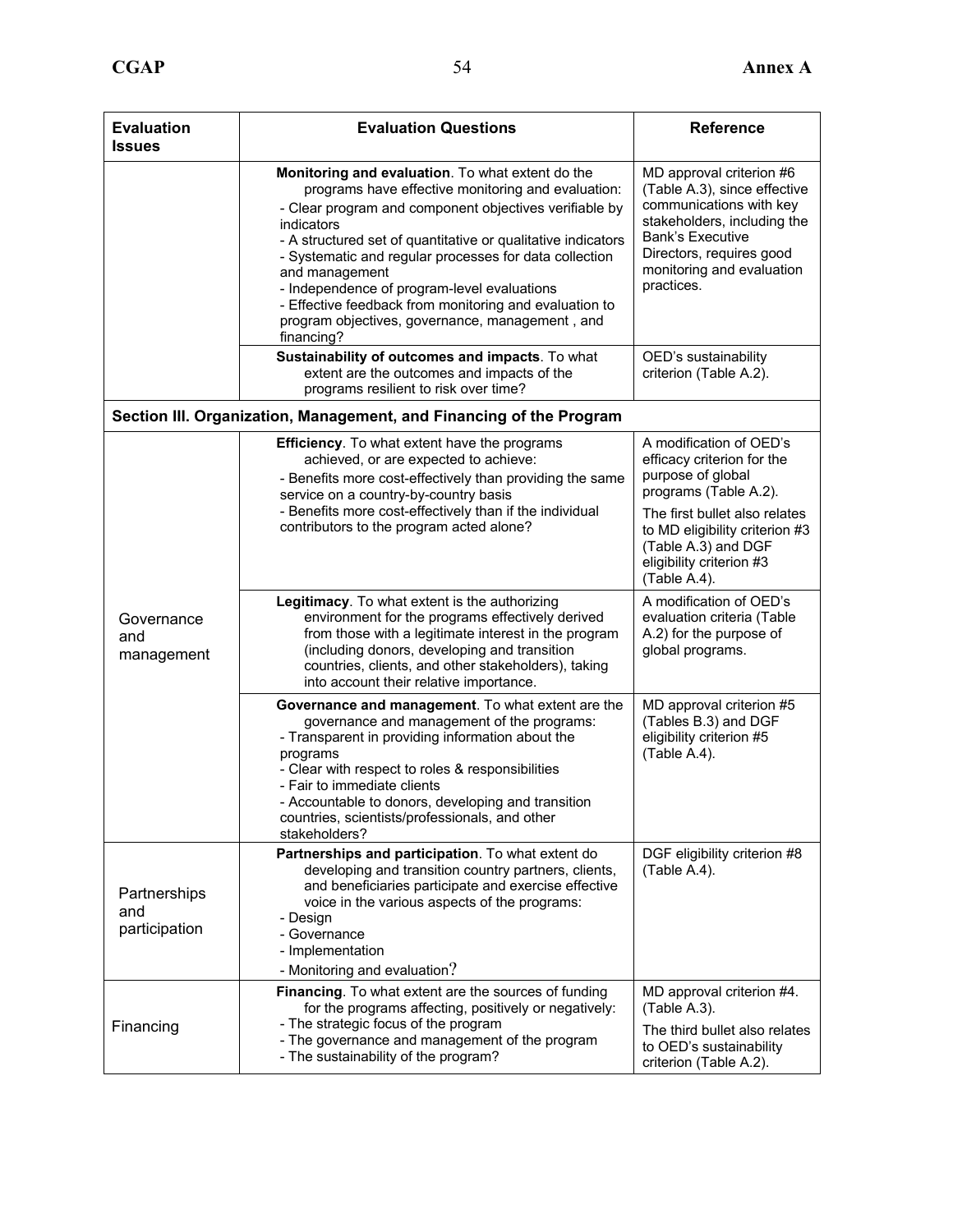| Evaluation Issues | Evaluation Questions | Reference |
|---|---|---|
| | **Monitoring and evaluation**. To what extent do the programs have effective monitoring and evaluation:<br>- Clear program and component objectives verifiable by indicators<br>- A structured set of quantitative or qualitative indicators<br>- Systematic and regular processes for data collection and management<br>- Independence of program-level evaluations<br>- Effective feedback from monitoring and evaluation to program objectives, governance, management , and financing? | MD approval criterion #6 (Table A.3), since effective communications with key stakeholders, including the Bank's Executive Directors, requires good monitoring and evaluation practices. |
| | **Sustainability of outcomes and impacts**. To what extent are the outcomes and impacts of the programs resilient to risk over time? | OED's sustainability criterion (Table A.2). |
| **Section III. Organization, Management, and Financing of the Program** | | |
| Governance and management | **Efficiency**. To what extent have the programs achieved, or are expected to achieve:<br>- Benefits more cost-effectively than providing the same service on a country-by-country basis<br>- Benefits more cost-effectively than if the individual contributors to the program acted alone? | A modification of OED's efficacy criterion for the purpose of global programs (Table A.2).<br>The first bullet also relates to MD eligibility criterion #3 (Table A.3) and DGF eligibility criterion #3 (Table A.4). |
| | **Legitimacy**. To what extent is the authorizing environment for the programs effectively derived from those with a legitimate interest in the program (including donors, developing and transition countries, clients, and other stakeholders), taking into account their relative importance. | A modification of OED's evaluation criteria (Table A.2) for the purpose of global programs. |
| | **Governance and management**. To what extent are the governance and management of the programs:<br>- Transparent in providing information about the programs<br>- Clear with respect to roles & responsibilities<br>- Fair to immediate clients<br>- Accountable to donors, developing and transition countries, scientists/professionals, and other stakeholders? | MD approval criterion #5 (Tables B.3) and DGF eligibility criterion #5 (Table A.4). |
| Partnerships and participation | **Partnerships and participation**. To what extent do developing and transition country partners, clients, and beneficiaries participate and exercise effective voice in the various aspects of the programs:<br>- Design<br>- Governance<br>- Implementation<br>- Monitoring and evaluation? | DGF eligibility criterion #8 (Table A.4). |
| Financing | **Financing**. To what extent are the sources of funding for the programs affecting, positively or negatively:<br>- The strategic focus of the program<br>- The governance and management of the program<br>- The sustainability of the program? | MD approval criterion #4. (Table A.3).<br>The third bullet also relates to OED's sustainability criterion (Table A.2). |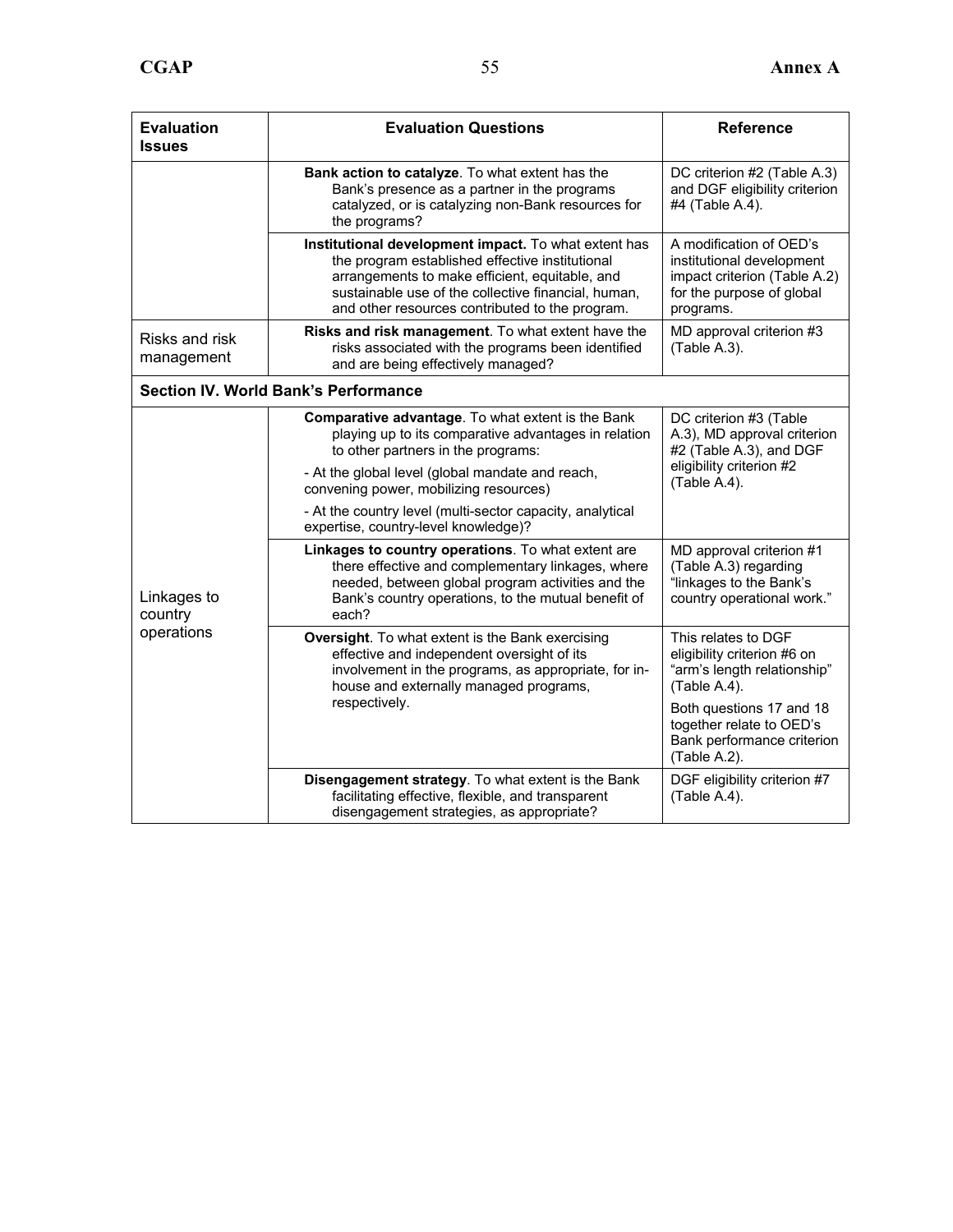| Evaluation Issues | Evaluation Questions | Reference |
|---|---|---|
| | **Bank action to catalyze**. To what extent has the Bank's presence as a partner in the programs catalyzed, or is catalyzing non-Bank resources for the programs? | DC criterion #2 (Table A.3) and DGF eligibility criterion #4 (Table A.4). |
| | **Institutional development impact.** To what extent has the program established effective institutional arrangements to make efficient, equitable, and sustainable use of the collective financial, human, and other resources contributed to the program. | A modification of OED's institutional development impact criterion (Table A.2) for the purpose of global programs. |
| Risks and risk management | **Risks and risk management**. To what extent have the risks associated with the programs been identified and are being effectively managed? | MD approval criterion #3 (Table A.3). |
| **Section IV. World Bank's Performance** | | |
| Linkages to country operations | **Comparative advantage**. To what extent is the Bank playing up to its comparative advantages in relation to other partners in the programs:<br>- At the global level (global mandate and reach, convening power, mobilizing resources)<br>- At the country level (multi-sector capacity, analytical expertise, country-level knowledge)? | DC criterion #3 (Table A.3), MD approval criterion #2 (Table A.3), and DGF eligibility criterion #2 (Table A.4). |
| | **Linkages to country operations**. To what extent are there effective and complementary linkages, where needed, between global program activities and the Bank's country operations, to the mutual benefit of each? | MD approval criterion #1 (Table A.3) regarding "linkages to the Bank's country operational work." |
| | **Oversight**. To what extent is the Bank exercising effective and independent oversight of its involvement in the programs, as appropriate, for in-house and externally managed programs, respectively. | This relates to DGF eligibility criterion #6 on "arm's length relationship" (Table A.4).<br>Both questions 17 and 18 together relate to OED's Bank performance criterion (Table A.2). |
| | **Disengagement strategy**. To what extent is the Bank facilitating effective, flexible, and transparent disengagement strategies, as appropriate? | DGF eligibility criterion #7 (Table A.4). |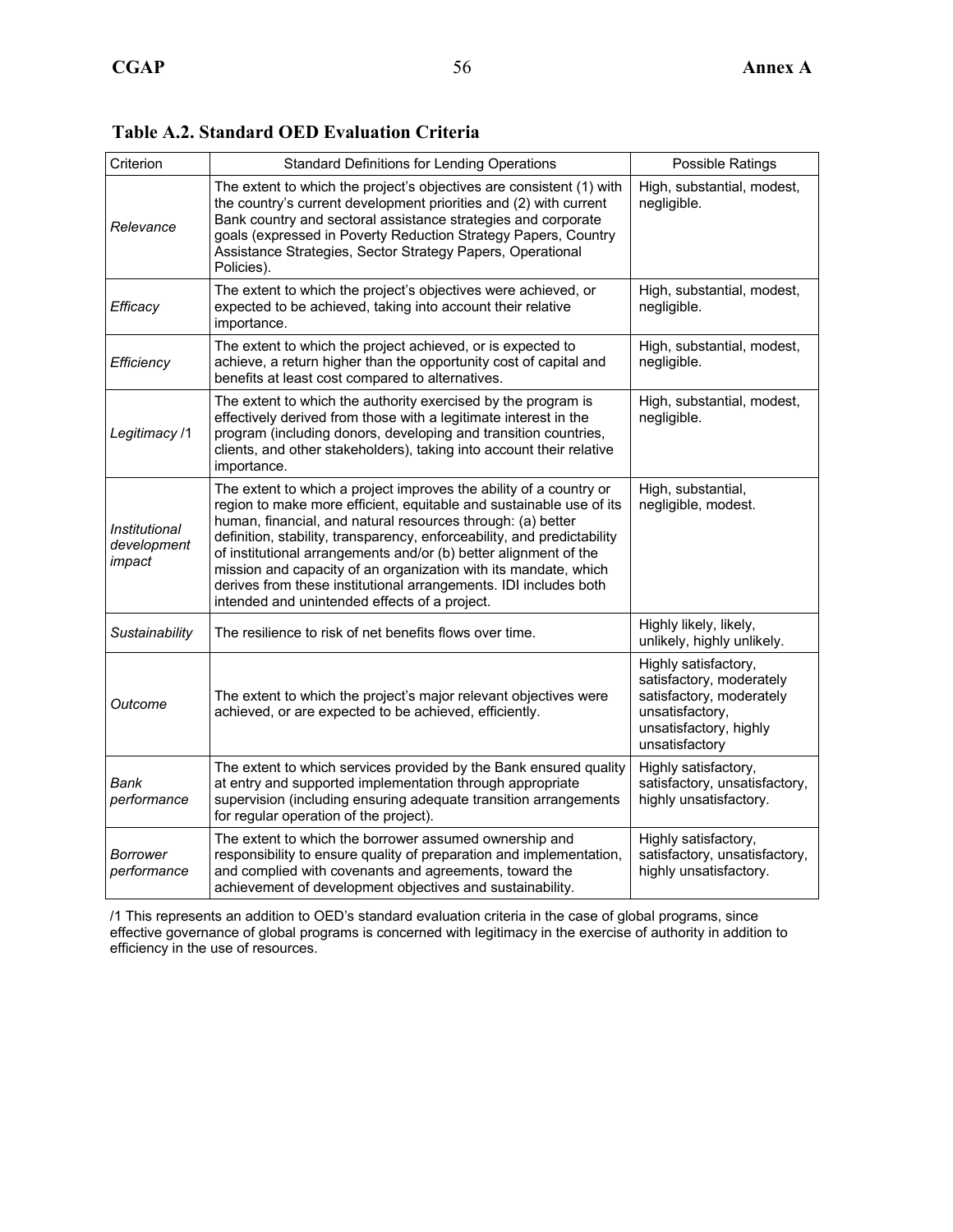### Table A.2. Standard OED Evaluation Criteria

| Criterion | Standard Definitions for Lending Operations | Possible Ratings |
|---|---|---|
| *Relevance* | The extent to which the project's objectives are consistent (1) with the country's current development priorities and (2) with current Bank country and sectoral assistance strategies and corporate goals (expressed in Poverty Reduction Strategy Papers, Country Assistance Strategies, Sector Strategy Papers, Operational Policies). | High, substantial, modest, negligible. |
| *Efficacy* | The extent to which the project's objectives were achieved, or expected to be achieved, taking into account their relative importance. | High, substantial, modest, negligible. |
| *Efficiency* | The extent to which the project achieved, or is expected to achieve, a return higher than the opportunity cost of capital and benefits at least cost compared to alternatives. | High, substantial, modest, negligible. |
| *Legitimacy* /1 | The extent to which the authority exercised by the program is effectively derived from those with a legitimate interest in the program (including donors, developing and transition countries, clients, and other stakeholders), taking into account their relative importance. | High, substantial, modest, negligible. |
| *Institutional development impact* | The extent to which a project improves the ability of a country or region to make more efficient, equitable and sustainable use of its human, financial, and natural resources through: (a) better definition, stability, transparency, enforceability, and predictability of institutional arrangements and/or (b) better alignment of the mission and capacity of an organization with its mandate, which derives from these institutional arrangements. IDI includes both intended and unintended effects of a project. | High, substantial, negligible, modest. |
| *Sustainability* | The resilience to risk of net benefits flows over time. | Highly likely, likely, unlikely, highly unlikely. |
| *Outcome* | The extent to which the project's major relevant objectives were achieved, or are expected to be achieved, efficiently. | Highly satisfactory, satisfactory, moderately satisfactory, moderately unsatisfactory, unsatisfactory, highly unsatisfactory |
| *Bank performance* | The extent to which services provided by the Bank ensured quality at entry and supported implementation through appropriate supervision (including ensuring adequate transition arrangements for regular operation of the project). | Highly satisfactory, satisfactory, unsatisfactory, highly unsatisfactory. |
| *Borrower performance* | The extent to which the borrower assumed ownership and responsibility to ensure quality of preparation and implementation, and complied with covenants and agreements, toward the achievement of development objectives and sustainability. | Highly satisfactory, satisfactory, unsatisfactory, highly unsatisfactory. |

/1 This represents an addition to OED's standard evaluation criteria in the case of global programs, since effective governance of global programs is concerned with legitimacy in the exercise of authority in addition to efficiency in the use of resources.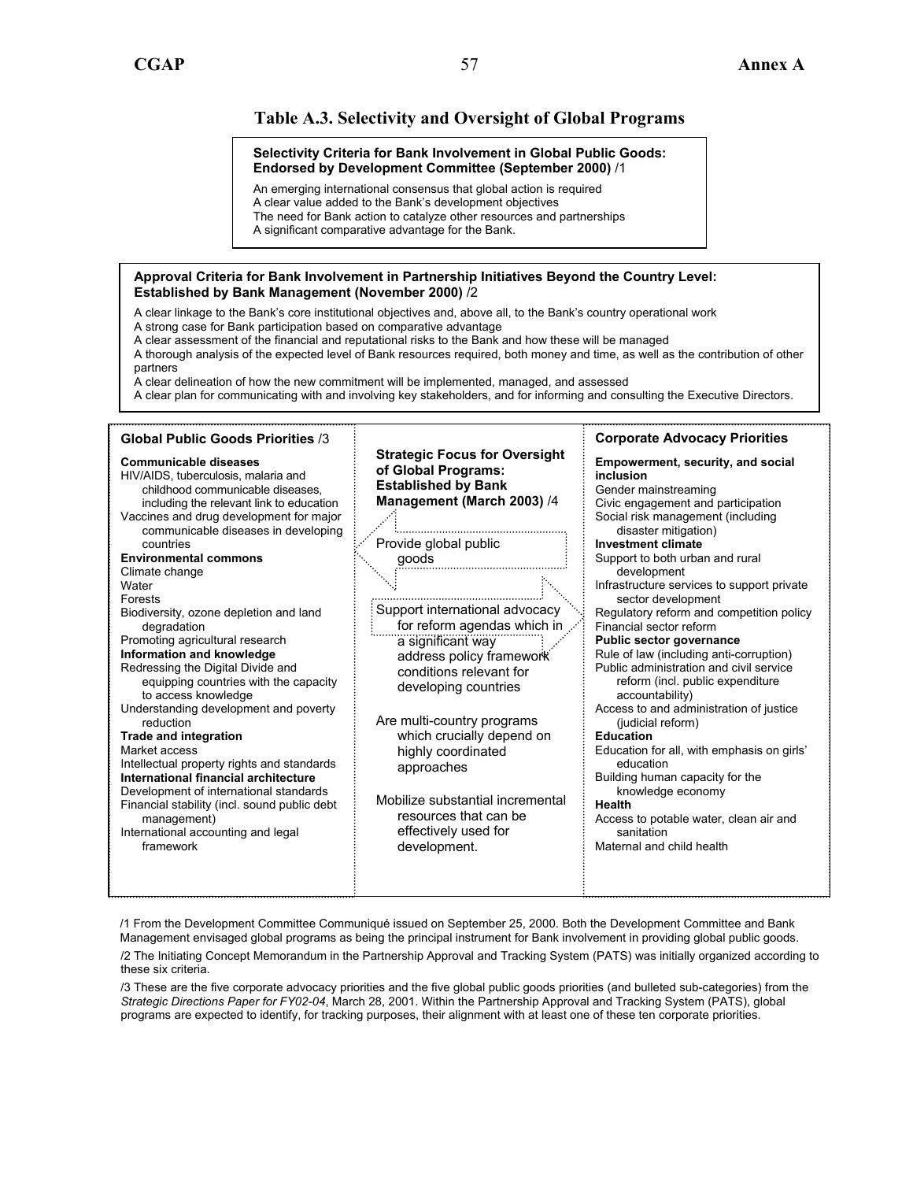## Table A.3. Selectivity and Oversight of Global Programs

**Selectivity Criteria for Bank Involvement in Global Public Goods: Endorsed by Development Committee (September 2000)** /1

An emerging international consensus that global action is required
A clear value added to the Bank's development objectives
The need for Bank action to catalyze other resources and partnerships
A significant comparative advantage for the Bank.

**Approval Criteria for Bank Involvement in Partnership Initiatives Beyond the Country Level: Established by Bank Management (November 2000)** /2

A clear linkage to the Bank's core institutional objectives and, above all, to the Bank's country operational work
A strong case for Bank participation based on comparative advantage
A clear assessment of the financial and reputational risks to the Bank and how these will be managed
A thorough analysis of the expected level of Bank resources required, both money and time, as well as the contribution of other partners
A clear delineation of how the new commitment will be implemented, managed, and assessed
A clear plan for communicating with and involving key stakeholders, and for informing and consulting the Executive Directors.

**Global Public Goods Priorities** /3

**Communicable diseases**
HIV/AIDS, tuberculosis, malaria and childhood communicable diseases, including the relevant link to education
Vaccines and drug development for major communicable diseases in developing countries
**Environmental commons**
Climate change
Water
Forests
Biodiversity, ozone depletion and land degradation
Promoting agricultural research
**Information and knowledge**
Redressing the Digital Divide and equipping countries with the capacity to access knowledge
Understanding development and poverty reduction
**Trade and integration**
Market access
Intellectual property rights and standards
**International financial architecture**
Development of international standards
Financial stability (incl. sound public debt management)
International accounting and legal framework

**Strategic Focus for Oversight of Global Programs: Established by Bank Management (March 2003)** /4

Provide global public goods

Support international advocacy for reform agendas which in a significant way address policy framework conditions relevant for developing countries

Are multi-country programs which crucially depend on highly coordinated approaches

Mobilize substantial incremental resources that can be effectively used for development.

**Corporate Advocacy Priorities**

**Empowerment, security, and social inclusion**
Gender mainstreaming
Civic engagement and participation
Social risk management (including disaster mitigation)
**Investment climate**
Support to both urban and rural development
Infrastructure services to support private sector development
Regulatory reform and competition policy
Financial sector reform
**Public sector governance**
Rule of law (including anti-corruption)
Public administration and civil service reform (incl. public expenditure accountability)
Access to and administration of justice (judicial reform)
**Education**
Education for all, with emphasis on girls' education
Building human capacity for the knowledge economy
**Health**
Access to potable water, clean air and sanitation
Maternal and child health

/1 From the Development Committee Communiqué issued on September 25, 2000. Both the Development Committee and Bank Management envisaged global programs as being the principal instrument for Bank involvement in providing global public goods.

/2 The Initiating Concept Memorandum in the Partnership Approval and Tracking System (PATS) was initially organized according to these six criteria.

/3 These are the five corporate advocacy priorities and the five global public goods priorities (and bulleted sub-categories) from the *Strategic Directions Paper for FY02-04*, March 28, 2001. Within the Partnership Approval and Tracking System (PATS), global programs are expected to identify, for tracking purposes, their alignment with at least one of these ten corporate priorities.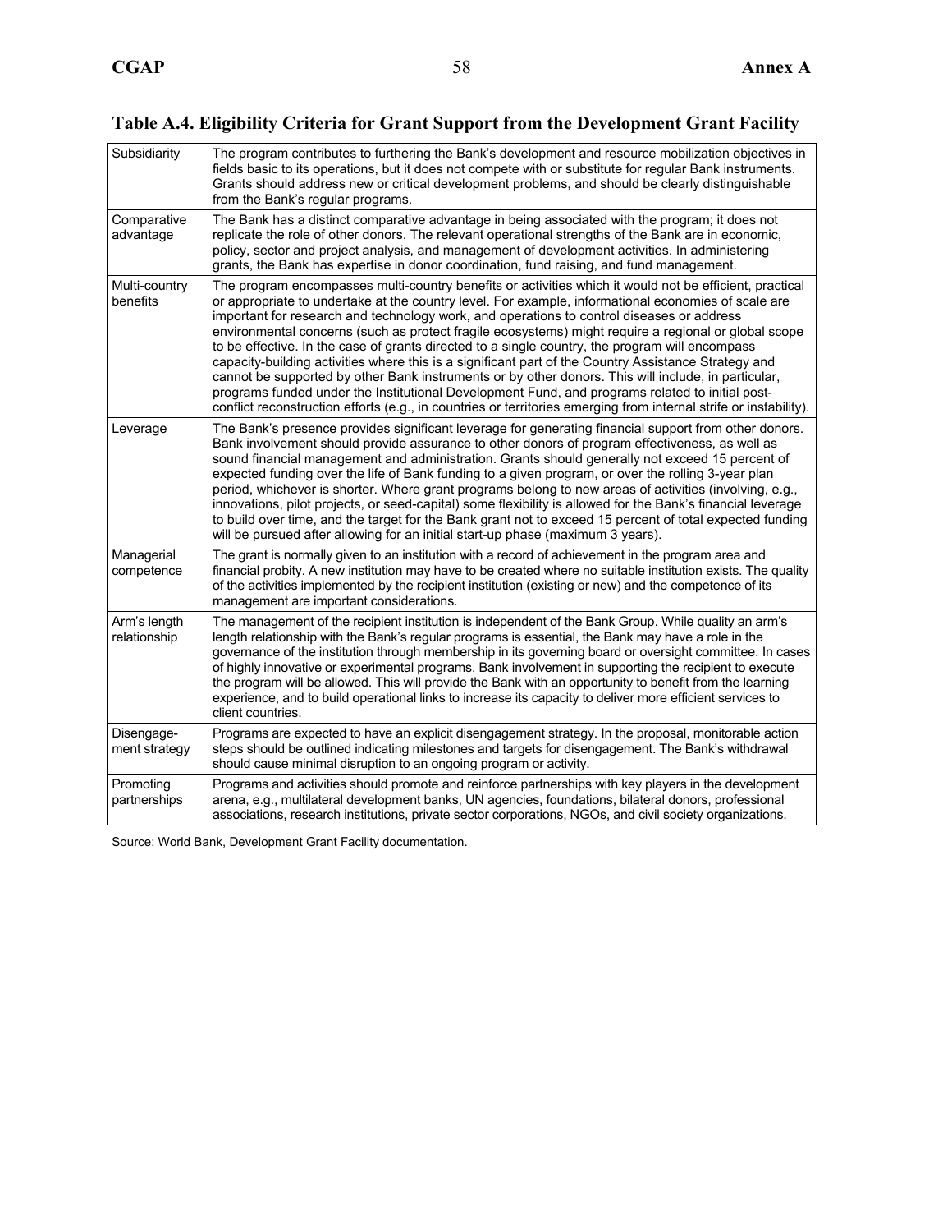### Table A.4. Eligibility Criteria for Grant Support from the Development Grant Facility

| | |
|---|---|
| Subsidiarity | The program contributes to furthering the Bank's development and resource mobilization objectives in fields basic to its operations, but it does not compete with or substitute for regular Bank instruments. Grants should address new or critical development problems, and should be clearly distinguishable from the Bank's regular programs. |
| Comparative advantage | The Bank has a distinct comparative advantage in being associated with the program; it does not replicate the role of other donors. The relevant operational strengths of the Bank are in economic, policy, sector and project analysis, and management of development activities. In administering grants, the Bank has expertise in donor coordination, fund raising, and fund management. |
| Multi-country benefits | The program encompasses multi-country benefits or activities which it would not be efficient, practical or appropriate to undertake at the country level. For example, informational economies of scale are important for research and technology work, and operations to control diseases or address environmental concerns (such as protect fragile ecosystems) might require a regional or global scope to be effective. In the case of grants directed to a single country, the program will encompass capacity-building activities where this is a significant part of the Country Assistance Strategy and cannot be supported by other Bank instruments or by other donors. This will include, in particular, programs funded under the Institutional Development Fund, and programs related to initial post-conflict reconstruction efforts (e.g., in countries or territories emerging from internal strife or instability). |
| Leverage | The Bank's presence provides significant leverage for generating financial support from other donors. Bank involvement should provide assurance to other donors of program effectiveness, as well as sound financial management and administration. Grants should generally not exceed 15 percent of expected funding over the life of Bank funding to a given program, or over the rolling 3-year plan period, whichever is shorter. Where grant programs belong to new areas of activities (involving, e.g., innovations, pilot projects, or seed-capital) some flexibility is allowed for the Bank's financial leverage to build over time, and the target for the Bank grant not to exceed 15 percent of total expected funding will be pursued after allowing for an initial start-up phase (maximum 3 years). |
| Managerial competence | The grant is normally given to an institution with a record of achievement in the program area and financial probity. A new institution may have to be created where no suitable institution exists. The quality of the activities implemented by the recipient institution (existing or new) and the competence of its management are important considerations. |
| Arm's length relationship | The management of the recipient institution is independent of the Bank Group. While quality an arm's length relationship with the Bank's regular programs is essential, the Bank may have a role in the governance of the institution through membership in its governing board or oversight committee. In cases of highly innovative or experimental programs, Bank involvement in supporting the recipient to execute the program will be allowed. This will provide the Bank with an opportunity to benefit from the learning experience, and to build operational links to increase its capacity to deliver more efficient services to client countries. |
| Disengage-ment strategy | Programs are expected to have an explicit disengagement strategy. In the proposal, monitorable action steps should be outlined indicating milestones and targets for disengagement. The Bank's withdrawal should cause minimal disruption to an ongoing program or activity. |
| Promoting partnerships | Programs and activities should promote and reinforce partnerships with key players in the development arena, e.g., multilateral development banks, UN agencies, foundations, bilateral donors, professional associations, research institutions, private sector corporations, NGOs, and civil society organizations. |

Source: World Bank, Development Grant Facility documentation.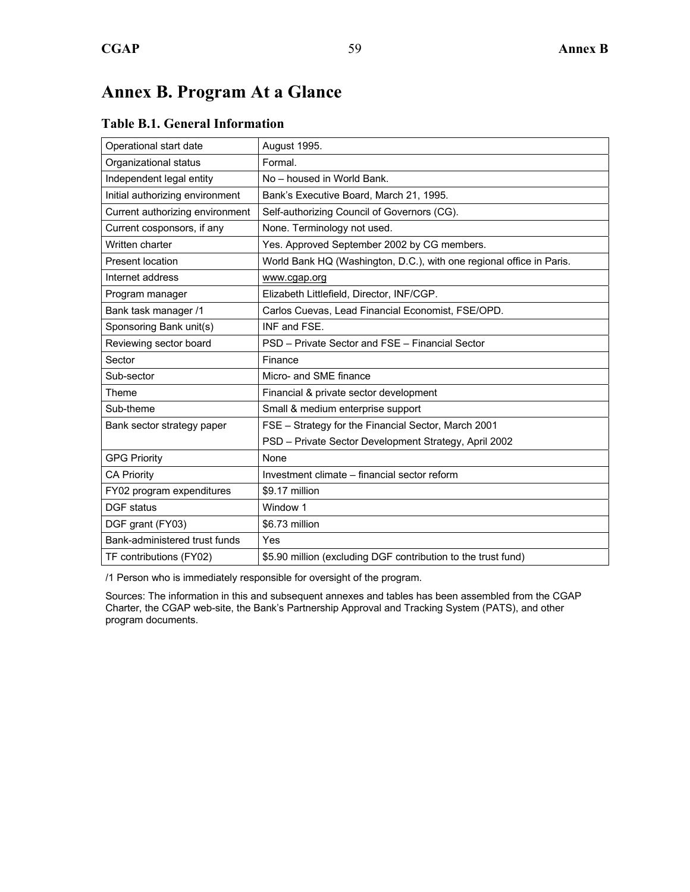# Annex B. Program At a Glance

### Table B.1. General Information

| | |
|---|---|
| Operational start date | August 1995. |
| Organizational status | Formal. |
| Independent legal entity | No – housed in World Bank. |
| Initial authorizing environment | Bank's Executive Board, March 21, 1995. |
| Current authorizing environment | Self-authorizing Council of Governors (CG). |
| Current cosponsors, if any | None. Terminology not used. |
| Written charter | Yes. Approved September 2002 by CG members. |
| Present location | World Bank HQ (Washington, D.C.), with one regional office in Paris. |
| Internet address | www.cgap.org |
| Program manager | Elizabeth Littlefield, Director, INF/CGP. |
| Bank task manager /1 | Carlos Cuevas, Lead Financial Economist, FSE/OPD. |
| Sponsoring Bank unit(s) | INF and FSE. |
| Reviewing sector board | PSD – Private Sector and FSE – Financial Sector |
| Sector | Finance |
| Sub-sector | Micro- and SME finance |
| Theme | Financial & private sector development |
| Sub-theme | Small & medium enterprise support |
| Bank sector strategy paper | FSE – Strategy for the Financial Sector, March 2001<br>PSD – Private Sector Development Strategy, April 2002 |
| GPG Priority | None |
| CA Priority | Investment climate – financial sector reform |
| FY02 program expenditures | $9.17 million |
| DGF status | Window 1 |
| DGF grant (FY03) | $6.73 million |
| Bank-administered trust funds | Yes |
| TF contributions (FY02) | $5.90 million (excluding DGF contribution to the trust fund) |

/1 Person who is immediately responsible for oversight of the program.

Sources: The information in this and subsequent annexes and tables has been assembled from the CGAP Charter, the CGAP web-site, the Bank's Partnership Approval and Tracking System (PATS), and other program documents.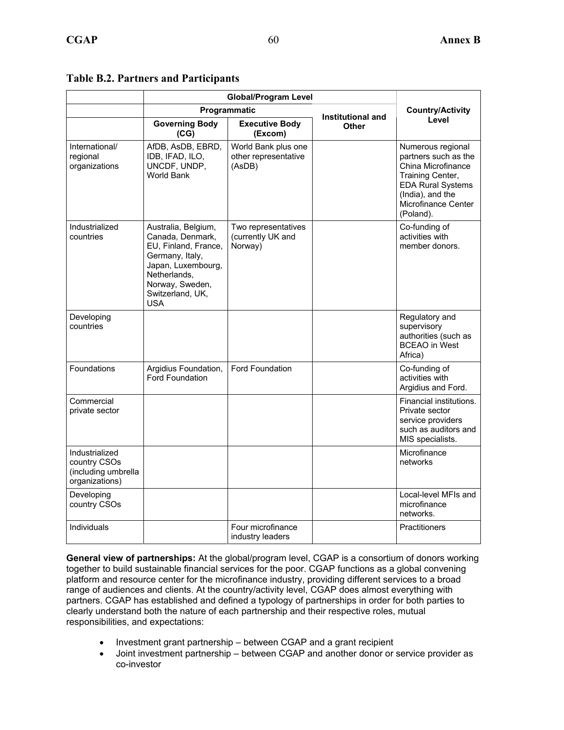**Table B.2. Partners and Participants**

| | Global/Program Level | | | Country/Activity Level |
|---|---|---|---|---|
| | Programmatic | | Institutional and Other | |
| | Governing Body (CG) | Executive Body (Excom) | | |
| International/ regional organizations | AfDB, AsDB, EBRD, IDB, IFAD, ILO, UNCDF, UNDP, World Bank | World Bank plus one other representative (AsDB) | | Numerous regional partners such as the China Microfinance Training Center, EDA Rural Systems (India), and the Microfinance Center (Poland). |
| Industrialized countries | Australia, Belgium, Canada, Denmark, EU, Finland, France, Germany, Italy, Japan, Luxembourg, Netherlands, Norway, Sweden, Switzerland, UK, USA | Two representatives (currently UK and Norway) | | Co-funding of activities with member donors. |
| Developing countries | | | | Regulatory and supervisory authorities (such as BCEAO in West Africa) |
| Foundations | Argidius Foundation, Ford Foundation | Ford Foundation | | Co-funding of activities with Argidius and Ford. |
| Commercial private sector | | | | Financial institutions. Private sector service providers such as auditors and MIS specialists. |
| Industrialized country CSOs (including umbrella organizations) | | | | Microfinance networks |
| Developing country CSOs | | | | Local-level MFIs and microfinance networks. |
| Individuals | | Four microfinance industry leaders | | Practitioners |

**General view of partnerships:** At the global/program level, CGAP is a consortium of donors working together to build sustainable financial services for the poor. CGAP functions as a global convening platform and resource center for the microfinance industry, providing different services to a broad range of audiences and clients. At the country/activity level, CGAP does almost everything with partners. CGAP has established and defined a typology of partnerships in order for both parties to clearly understand both the nature of each partnership and their respective roles, mutual responsibilities, and expectations:

- Investment grant partnership – between CGAP and a grant recipient
- Joint investment partnership – between CGAP and another donor or service provider as co-investor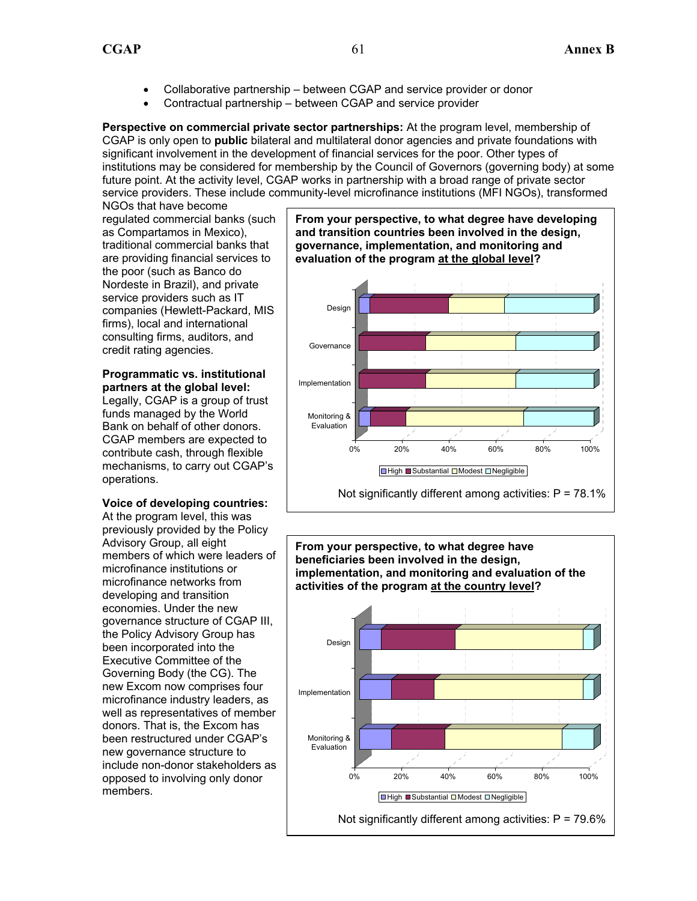- Collaborative partnership – between CGAP and service provider or donor
- Contractual partnership – between CGAP and service provider

**Perspective on commercial private sector partnerships:** At the program level, membership of CGAP is only open to **public** bilateral and multilateral donor agencies and private foundations with significant involvement in the development of financial services for the poor. Other types of institutions may be considered for membership by the Council of Governors (governing body) at some future point. At the activity level, CGAP works in partnership with a broad range of private sector service providers. These include community-level microfinance institutions (MFI NGOs), transformed NGOs that have become regulated commercial banks (such as Compartamos in Mexico), traditional commercial banks that are providing financial services to the poor (such as Banco do Nordeste in Brazil), and private service providers such as IT companies (Hewlett-Packard, MIS firms), local and international consulting firms, auditors, and credit rating agencies.

**Programmatic vs. institutional partners at the global level:** Legally, CGAP is a group of trust funds managed by the World Bank on behalf of other donors. CGAP members are expected to contribute cash, through flexible mechanisms, to carry out CGAP's operations.

**Voice of developing countries:** At the program level, this was previously provided by the Policy Advisory Group, all eight members of which were leaders of microfinance institutions or microfinance networks from developing and transition economies. Under the new governance structure of CGAP III, the Policy Advisory Group has been incorporated into the Executive Committee of the Governing Body (the CG). The new Excom now comprises four microfinance industry leaders, as well as representatives of member donors. That is, the Excom has been restructured under CGAP's new governance structure to include non-donor stakeholders as opposed to involving only donor members.

**From your perspective, to what degree have developing and transition countries been involved in the design, governance, implementation, and monitoring and evaluation of the program at the global level?**

Not significantly different among activities: P = 78.1%

**From your perspective, to what degree have beneficiaries been involved in the design, implementation, and monitoring and evaluation of the activities of the program at the country level?**

Not significantly different among activities: P = 79.6%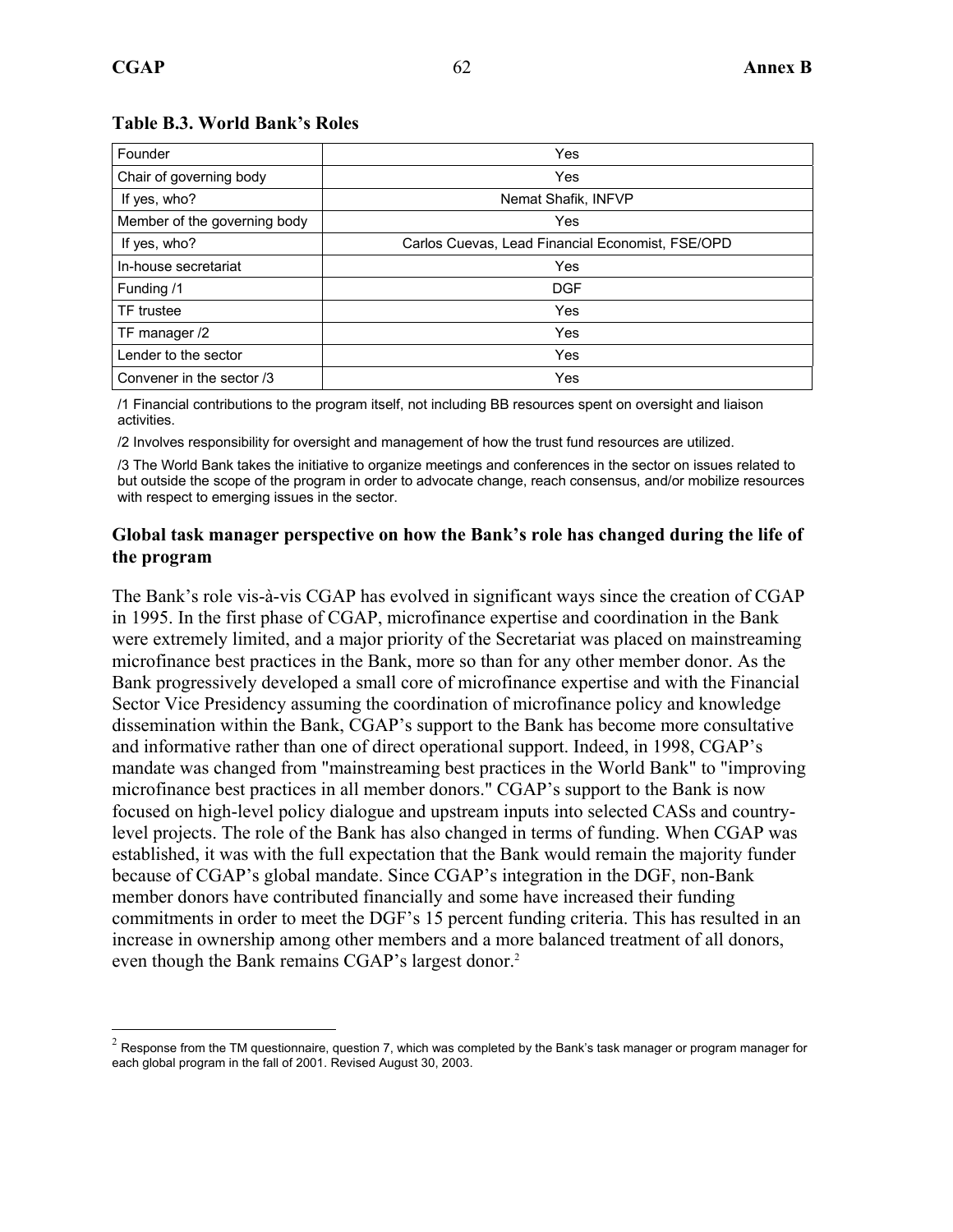**Table B.3. World Bank's Roles**

| | |
|---|---|
| Founder | Yes |
| Chair of governing body | Yes |
| If yes, who? | Nemat Shafik, INFVP |
| Member of the governing body | Yes |
| If yes, who? | Carlos Cuevas, Lead Financial Economist, FSE/OPD |
| In-house secretariat | Yes |
| Funding /1 | DGF |
| TF trustee | Yes |
| TF manager /2 | Yes |
| Lender to the sector | Yes |
| Convener in the sector /3 | Yes |

/1 Financial contributions to the program itself, not including BB resources spent on oversight and liaison activities.

/2 Involves responsibility for oversight and management of how the trust fund resources are utilized.

/3 The World Bank takes the initiative to organize meetings and conferences in the sector on issues related to but outside the scope of the program in order to advocate change, reach consensus, and/or mobilize resources with respect to emerging issues in the sector.

### Global task manager perspective on how the Bank's role has changed during the life of the program

The Bank's role vis-à-vis CGAP has evolved in significant ways since the creation of CGAP in 1995. In the first phase of CGAP, microfinance expertise and coordination in the Bank were extremely limited, and a major priority of the Secretariat was placed on mainstreaming microfinance best practices in the Bank, more so than for any other member donor. As the Bank progressively developed a small core of microfinance expertise and with the Financial Sector Vice Presidency assuming the coordination of microfinance policy and knowledge dissemination within the Bank, CGAP's support to the Bank has become more consultative and informative rather than one of direct operational support. Indeed, in 1998, CGAP's mandate was changed from "mainstreaming best practices in the World Bank" to "improving microfinance best practices in all member donors." CGAP's support to the Bank is now focused on high-level policy dialogue and upstream inputs into selected CASs and country-level projects. The role of the Bank has also changed in terms of funding. When CGAP was established, it was with the full expectation that the Bank would remain the majority funder because of CGAP's global mandate. Since CGAP's integration in the DGF, non-Bank member donors have contributed financially and some have increased their funding commitments in order to meet the DGF's 15 percent funding criteria. This has resulted in an increase in ownership among other members and a more balanced treatment of all donors, even though the Bank remains CGAP's largest donor.[2]

[2] Response from the TM questionnaire, question 7, which was completed by the Bank's task manager or program manager for each global program in the fall of 2001. Revised August 30, 2003.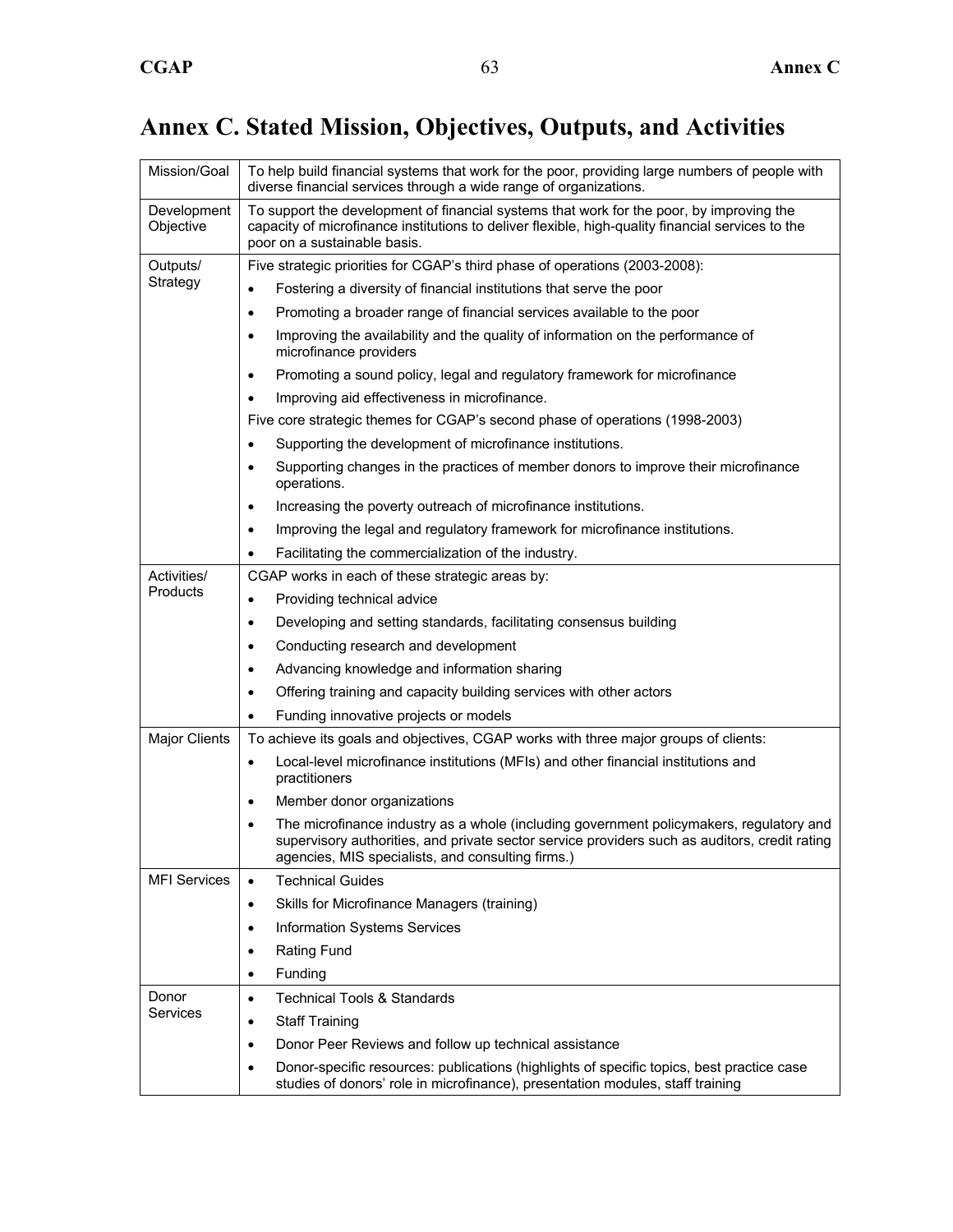# Annex C. Stated Mission, Objectives, Outputs, and Activities

| | |
|---|---|
| Mission/Goal | To help build financial systems that work for the poor, providing large numbers of people with diverse financial services through a wide range of organizations. |
| Development Objective | To support the development of financial systems that work for the poor, by improving the capacity of microfinance institutions to deliver flexible, high-quality financial services to the poor on a sustainable basis. |
| Outputs/ Strategy | Five strategic priorities for CGAP's third phase of operations (2003-2008):<br>• Fostering a diversity of financial institutions that serve the poor<br>• Promoting a broader range of financial services available to the poor<br>• Improving the availability and the quality of information on the performance of microfinance providers<br>• Promoting a sound policy, legal and regulatory framework for microfinance<br>• Improving aid effectiveness in microfinance.<br>Five core strategic themes for CGAP's second phase of operations (1998-2003)<br>• Supporting the development of microfinance institutions.<br>• Supporting changes in the practices of member donors to improve their microfinance operations.<br>• Increasing the poverty outreach of microfinance institutions.<br>• Improving the legal and regulatory framework for microfinance institutions.<br>• Facilitating the commercialization of the industry. |
| Activities/ Products | CGAP works in each of these strategic areas by:<br>• Providing technical advice<br>• Developing and setting standards, facilitating consensus building<br>• Conducting research and development<br>• Advancing knowledge and information sharing<br>• Offering training and capacity building services with other actors<br>• Funding innovative projects or models |
| Major Clients | To achieve its goals and objectives, CGAP works with three major groups of clients:<br>• Local-level microfinance institutions (MFIs) and other financial institutions and practitioners<br>• Member donor organizations<br>• The microfinance industry as a whole (including government policymakers, regulatory and supervisory authorities, and private sector service providers such as auditors, credit rating agencies, MIS specialists, and consulting firms.) |
| MFI Services | • Technical Guides<br>• Skills for Microfinance Managers (training)<br>• Information Systems Services<br>• Rating Fund<br>• Funding |
| Donor Services | • Technical Tools & Standards<br>• Staff Training<br>• Donor Peer Reviews and follow up technical assistance<br>• Donor-specific resources: publications (highlights of specific topics, best practice case studies of donors' role in microfinance), presentation modules, staff training |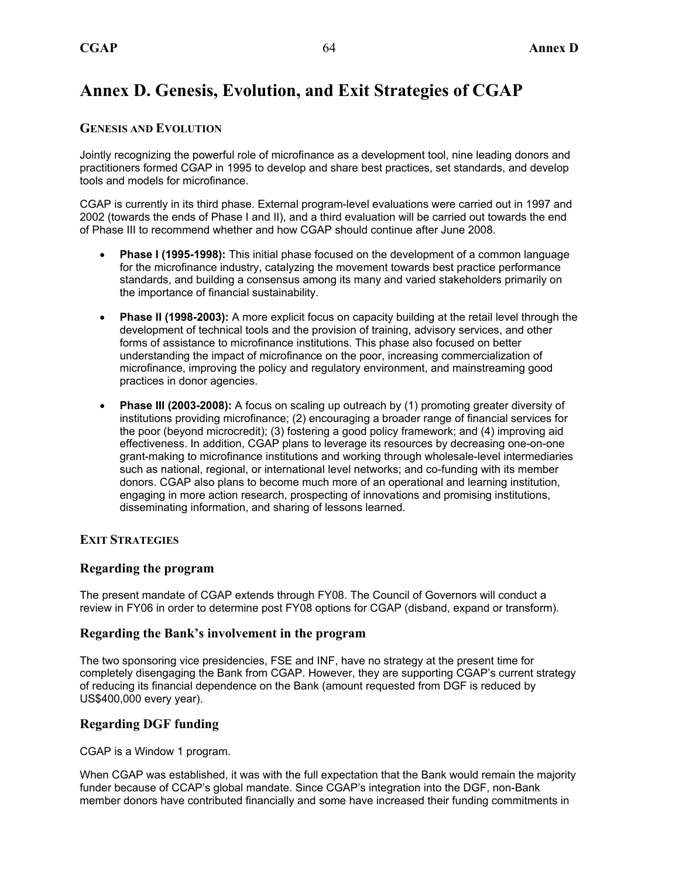# Annex D. Genesis, Evolution, and Exit Strategies of CGAP

## GENESIS AND EVOLUTION

Jointly recognizing the powerful role of microfinance as a development tool, nine leading donors and practitioners formed CGAP in 1995 to develop and share best practices, set standards, and develop tools and models for microfinance.

CGAP is currently in its third phase. External program-level evaluations were carried out in 1997 and 2002 (towards the ends of Phase I and II), and a third evaluation will be carried out towards the end of Phase III to recommend whether and how CGAP should continue after June 2008.

- **Phase I (1995-1998):** This initial phase focused on the development of a common language for the microfinance industry, catalyzing the movement towards best practice performance standards, and building a consensus among its many and varied stakeholders primarily on the importance of financial sustainability.
- **Phase II (1998-2003):** A more explicit focus on capacity building at the retail level through the development of technical tools and the provision of training, advisory services, and other forms of assistance to microfinance institutions. This phase also focused on better understanding the impact of microfinance on the poor, increasing commercialization of microfinance, improving the policy and regulatory environment, and mainstreaming good practices in donor agencies.
- **Phase III (2003-2008):** A focus on scaling up outreach by (1) promoting greater diversity of institutions providing microfinance; (2) encouraging a broader range of financial services for the poor (beyond microcredit); (3) fostering a good policy framework; and (4) improving aid effectiveness. In addition, CGAP plans to leverage its resources by decreasing one-on-one grant-making to microfinance institutions and working through wholesale-level intermediaries such as national, regional, or international level networks; and co-funding with its member donors. CGAP also plans to become much more of an operational and learning institution, engaging in more action research, prospecting of innovations and promising institutions, disseminating information, and sharing of lessons learned.

## EXIT STRATEGIES

### Regarding the program

The present mandate of CGAP extends through FY08. The Council of Governors will conduct a review in FY06 in order to determine post FY08 options for CGAP (disband, expand or transform).

### Regarding the Bank's involvement in the program

The two sponsoring vice presidencies, FSE and INF, have no strategy at the present time for completely disengaging the Bank from CGAP. However, they are supporting CGAP's current strategy of reducing its financial dependence on the Bank (amount requested from DGF is reduced by US$400,000 every year).

### Regarding DGF funding

CGAP is a Window 1 program.

When CGAP was established, it was with the full expectation that the Bank would remain the majority funder because of CCAP's global mandate. Since CGAP's integration into the DGF, non-Bank member donors have contributed financially and some have increased their funding commitments in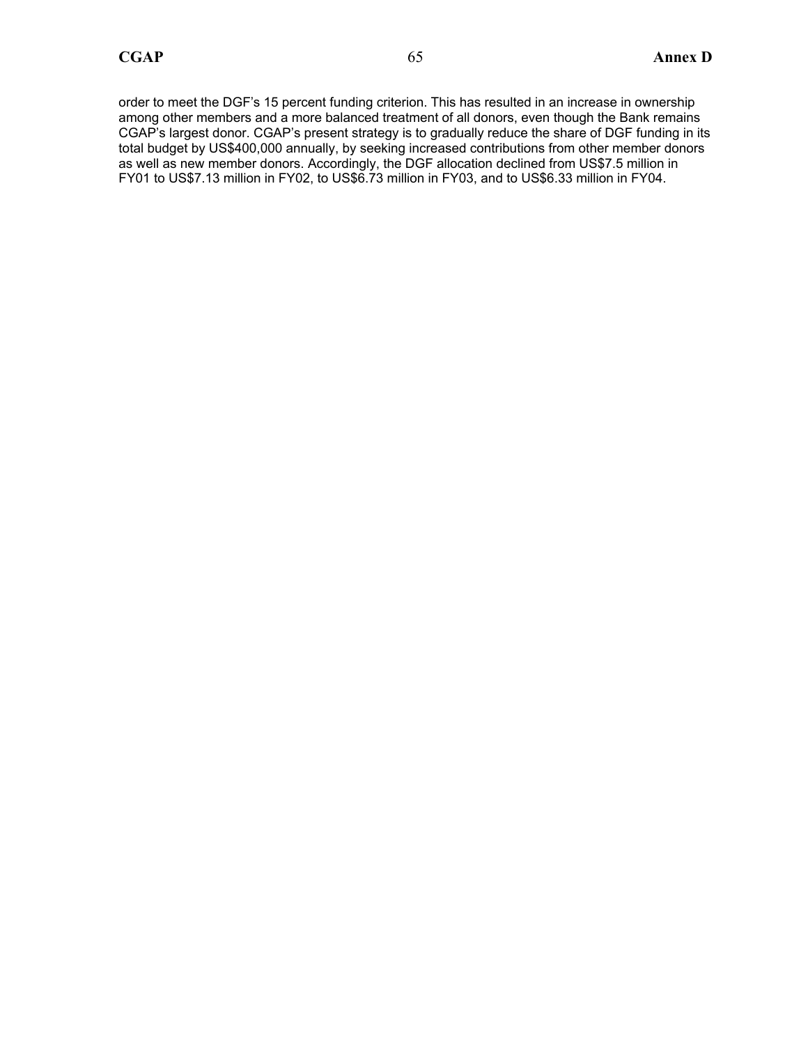order to meet the DGF's 15 percent funding criterion. This has resulted in an increase in ownership among other members and a more balanced treatment of all donors, even though the Bank remains CGAP's largest donor. CGAP's present strategy is to gradually reduce the share of DGF funding in its total budget by US$400,000 annually, by seeking increased contributions from other member donors as well as new member donors. Accordingly, the DGF allocation declined from US$7.5 million in FY01 to US$7.13 million in FY02, to US$6.73 million in FY03, and to US$6.33 million in FY04.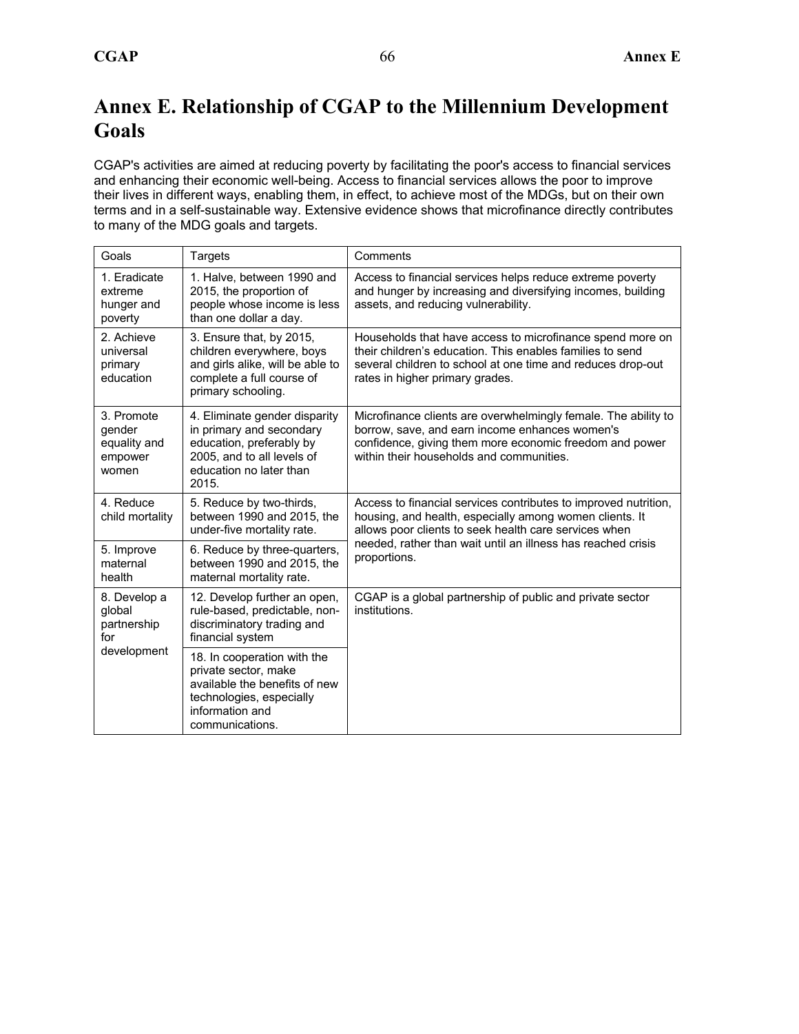# Annex E. Relationship of CGAP to the Millennium Development Goals

CGAP's activities are aimed at reducing poverty by facilitating the poor's access to financial services and enhancing their economic well-being. Access to financial services allows the poor to improve their lives in different ways, enabling them, in effect, to achieve most of the MDGs, but on their own terms and in a self-sustainable way. Extensive evidence shows that microfinance directly contributes to many of the MDG goals and targets.

| Goals | Targets | Comments |
|---|---|---|
| 1. Eradicate extreme hunger and poverty | 1. Halve, between 1990 and 2015, the proportion of people whose income is less than one dollar a day. | Access to financial services helps reduce extreme poverty and hunger by increasing and diversifying incomes, building assets, and reducing vulnerability. |
| 2. Achieve universal primary education | 3. Ensure that, by 2015, children everywhere, boys and girls alike, will be able to complete a full course of primary schooling. | Households that have access to microfinance spend more on their children's education. This enables families to send several children to school at one time and reduces drop-out rates in higher primary grades. |
| 3. Promote gender equality and empower women | 4. Eliminate gender disparity in primary and secondary education, preferably by 2005, and to all levels of education no later than 2015. | Microfinance clients are overwhelmingly female. The ability to borrow, save, and earn income enhances women's confidence, giving them more economic freedom and power within their households and communities. |
| 4. Reduce child mortality | 5. Reduce by two-thirds, between 1990 and 2015, the under-five mortality rate. | Access to financial services contributes to improved nutrition, housing, and health, especially among women clients. It allows poor clients to seek health care services when needed, rather than wait until an illness has reached crisis proportions. |
| 5. Improve maternal health | 6. Reduce by three-quarters, between 1990 and 2015, the maternal mortality rate. | |
| 8. Develop a global partnership for development | 12. Develop further an open, rule-based, predictable, non-discriminatory trading and financial system | CGAP is a global partnership of public and private sector institutions. |
| | 18. In cooperation with the private sector, make available the benefits of new technologies, especially information and communications. | |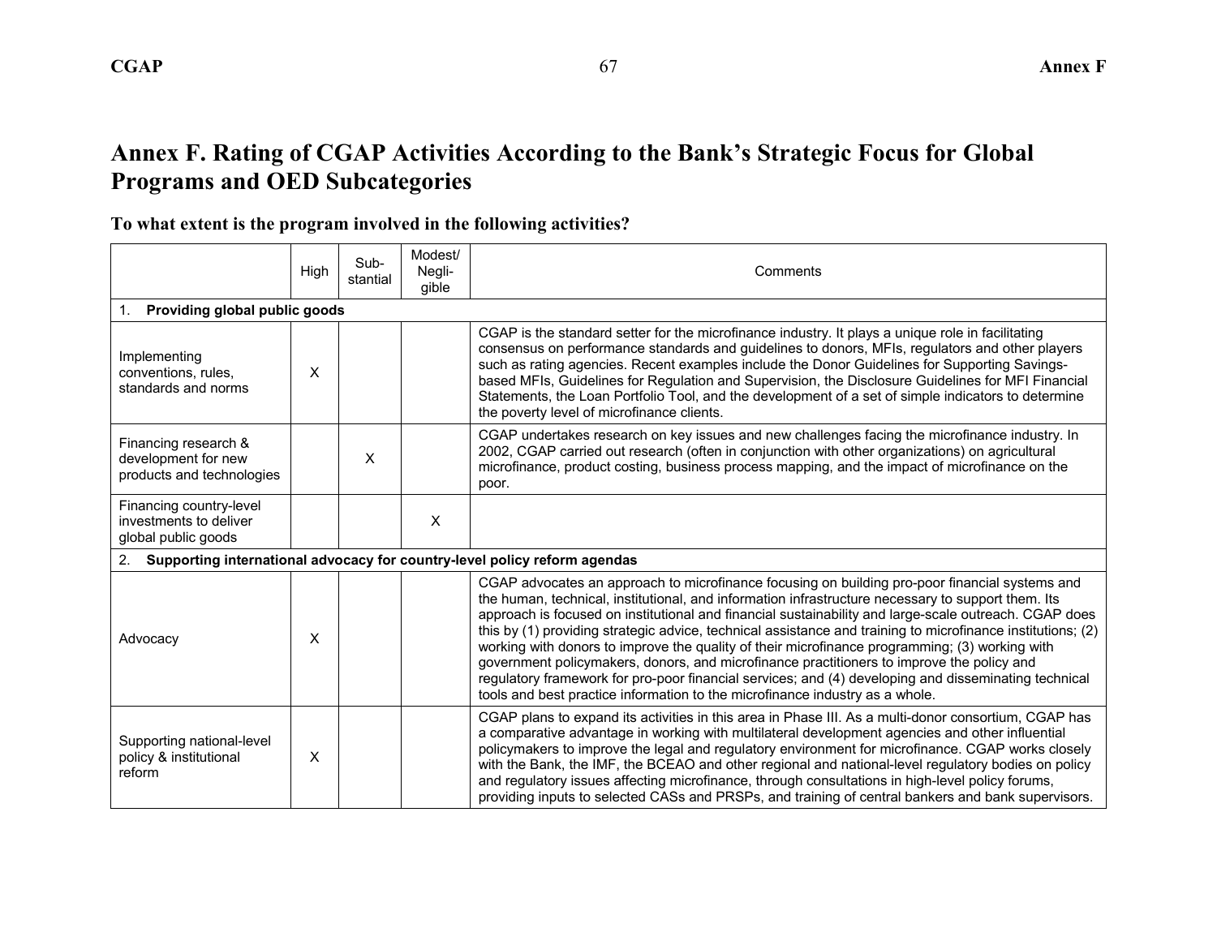# Annex F. Rating of CGAP Activities According to the Bank's Strategic Focus for Global Programs and OED Subcategories

### To what extent is the program involved in the following activities?

| | High | Sub-stantial | Modest/ Negli-gible | Comments |
|---|---|---|---|---|
| **1. Providing global public goods** | | | | |
| Implementing conventions, rules, standards and norms | X | | | CGAP is the standard setter for the microfinance industry. It plays a unique role in facilitating consensus on performance standards and guidelines to donors, MFIs, regulators and other players such as rating agencies. Recent examples include the Donor Guidelines for Supporting Savings-based MFIs, Guidelines for Regulation and Supervision, the Disclosure Guidelines for MFI Financial Statements, the Loan Portfolio Tool, and the development of a set of simple indicators to determine the poverty level of microfinance clients. |
| Financing research & development for new products and technologies | | X | | CGAP undertakes research on key issues and new challenges facing the microfinance industry. In 2002, CGAP carried out research (often in conjunction with other organizations) on agricultural microfinance, product costing, business process mapping, and the impact of microfinance on the poor. |
| Financing country-level investments to deliver global public goods | | | X | |
| **2. Supporting international advocacy for country-level policy reform agendas** | | | | |
| Advocacy | X | | | CGAP advocates an approach to microfinance focusing on building pro-poor financial systems and the human, technical, institutional, and information infrastructure necessary to support them. Its approach is focused on institutional and financial sustainability and large-scale outreach. CGAP does this by (1) providing strategic advice, technical assistance and training to microfinance institutions; (2) working with donors to improve the quality of their microfinance programming; (3) working with government policymakers, donors, and microfinance practitioners to improve the policy and regulatory framework for pro-poor financial services; and (4) developing and disseminating technical tools and best practice information to the microfinance industry as a whole. |
| Supporting national-level policy & institutional reform | X | | | CGAP plans to expand its activities in this area in Phase III. As a multi-donor consortium, CGAP has a comparative advantage in working with multilateral development agencies and other influential policymakers to improve the legal and regulatory environment for microfinance. CGAP works closely with the Bank, the IMF, the BCEAO and other regional and national-level regulatory bodies on policy and regulatory issues affecting microfinance, through consultations in high-level policy forums, providing inputs to selected CASs and PRSPs, and training of central bankers and bank supervisors. |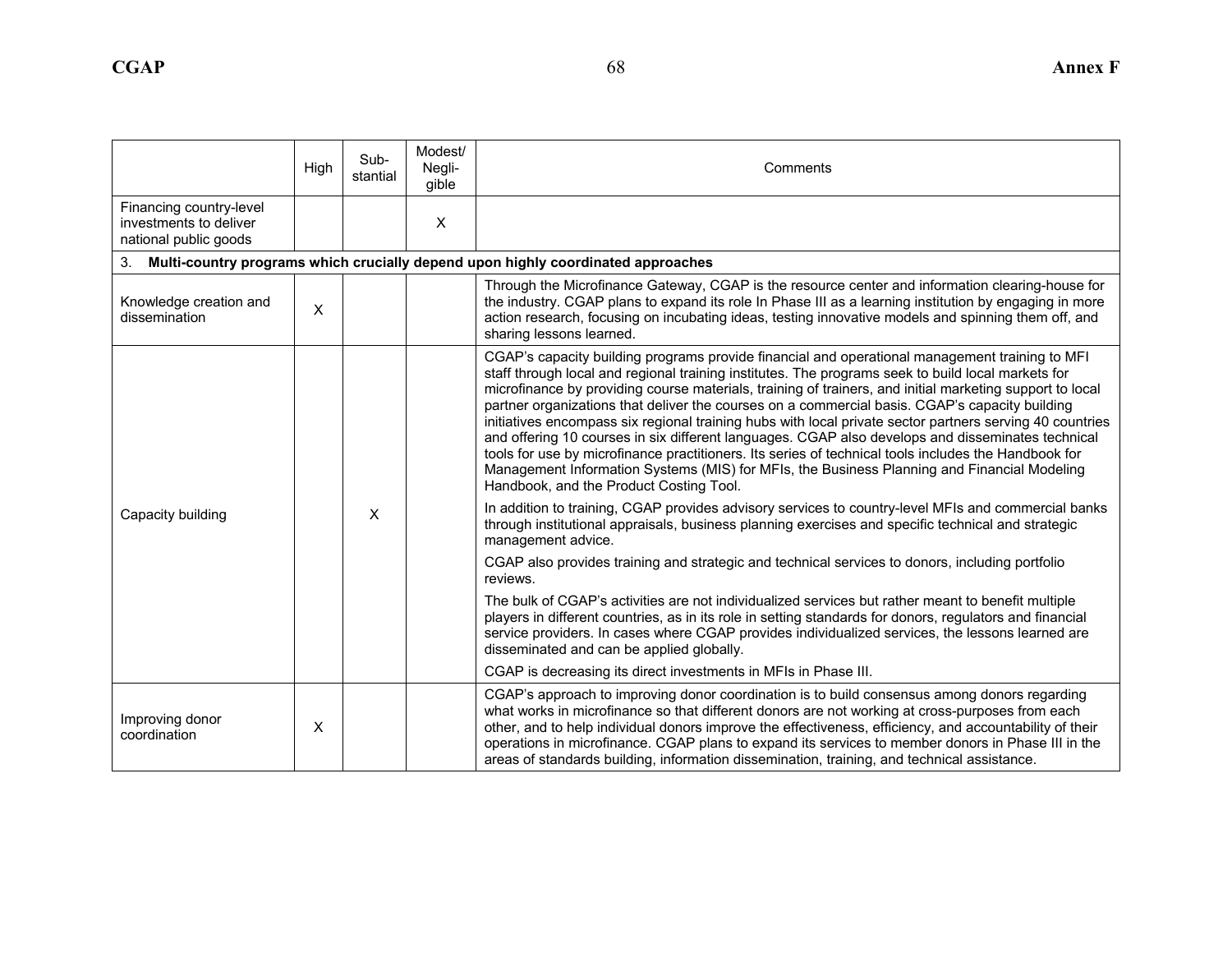|  | High | Sub-stantial | Modest/ Negli-gible | Comments |
|---|---|---|---|---|
| Financing country-level investments to deliver national public goods |  |  | X |  |
| 3. **Multi-country programs which crucially depend upon highly coordinated approaches** |  |  |  |  |
| Knowledge creation and dissemination | X |  |  | Through the Microfinance Gateway, CGAP is the resource center and information clearing-house for the industry. CGAP plans to expand its role In Phase III as a learning institution by engaging in more action research, focusing on incubating ideas, testing innovative models and spinning them off, and sharing lessons learned. |
| Capacity building |  | X |  | CGAP's capacity building programs provide financial and operational management training to MFI staff through local and regional training institutes. The programs seek to build local markets for microfinance by providing course materials, training of trainers, and initial marketing support to local partner organizations that deliver the courses on a commercial basis. CGAP's capacity building initiatives encompass six regional training hubs with local private sector partners serving 40 countries and offering 10 courses in six different languages. CGAP also develops and disseminates technical tools for use by microfinance practitioners. Its series of technical tools includes the Handbook for Management Information Systems (MIS) for MFIs, the Business Planning and Financial Modeling Handbook, and the Product Costing Tool.<br><br>In addition to training, CGAP provides advisory services to country-level MFIs and commercial banks through institutional appraisals, business planning exercises and specific technical and strategic management advice.<br><br>CGAP also provides training and strategic and technical services to donors, including portfolio reviews.<br><br>The bulk of CGAP's activities are not individualized services but rather meant to benefit multiple players in different countries, as in its role in setting standards for donors, regulators and financial service providers. In cases where CGAP provides individualized services, the lessons learned are disseminated and can be applied globally.<br><br>CGAP is decreasing its direct investments in MFIs in Phase III. |
| Improving donor coordination | X |  |  | CGAP's approach to improving donor coordination is to build consensus among donors regarding what works in microfinance so that different donors are not working at cross-purposes from each other, and to help individual donors improve the effectiveness, efficiency, and accountability of their operations in microfinance. CGAP plans to expand its services to member donors in Phase III in the areas of standards building, information dissemination, training, and technical assistance. |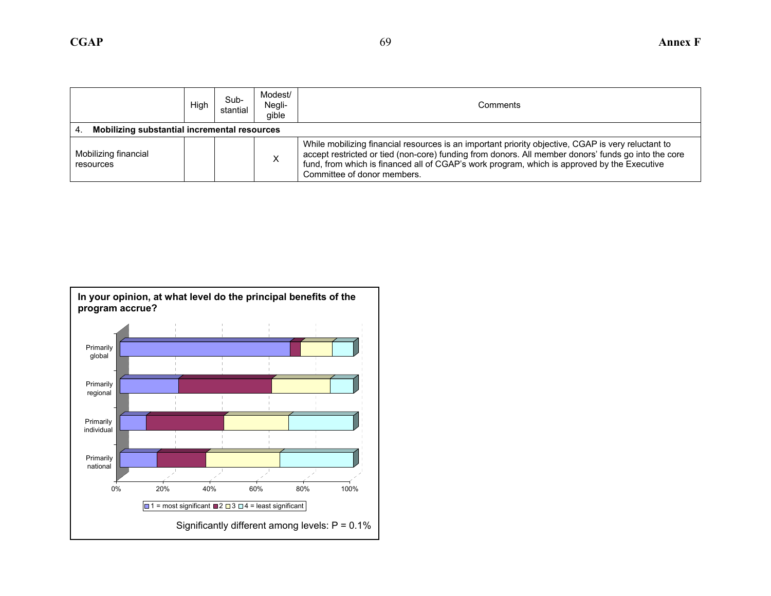| | High | Sub-stantial | Modest/ Negli-gible | Comments |
|---|---|---|---|---|
| 4. **Mobilizing substantial incremental resources** | | | | |
| Mobilizing financial resources | | | X | While mobilizing financial resources is an important priority objective, CGAP is very reluctant to accept restricted or tied (non-core) funding from donors. All member donors' funds go into the core fund, from which is financed all of CGAP's work program, which is approved by the Executive Committee of donor members. |

**In your opinion, at what level do the principal benefits of the program accrue?**

Primarily global

Primarily regional

Primarily individual

Primarily national

0% 20% 40% 60% 80% 100%

1 = most significant 2 3 4 = least significant

Significantly different among levels: P = 0.1%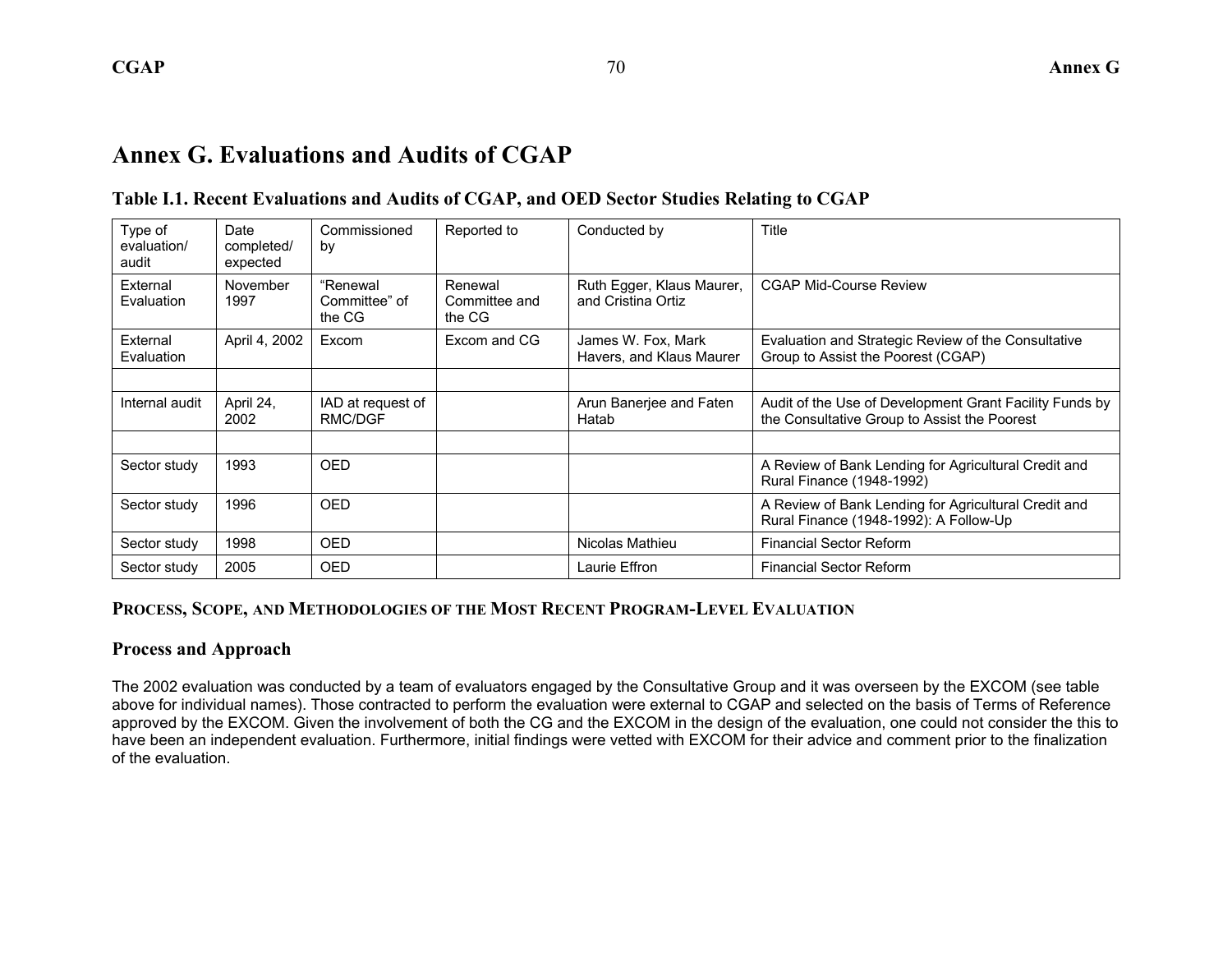# Annex G. Evaluations and Audits of CGAP

### Table I.1. Recent Evaluations and Audits of CGAP, and OED Sector Studies Relating to CGAP

| Type of evaluation/ audit | Date completed/ expected | Commissioned by | Reported to | Conducted by | Title |
|---|---|---|---|---|---|
| External Evaluation | November 1997 | “Renewal Committee” of the CG | Renewal Committee and the CG | Ruth Egger, Klaus Maurer, and Cristina Ortiz | CGAP Mid-Course Review |
| External Evaluation | April 4, 2002 | Excom | Excom and CG | James W. Fox, Mark Havers, and Klaus Maurer | Evaluation and Strategic Review of the Consultative Group to Assist the Poorest (CGAP) |
| | | | | | |
| Internal audit | April 24, 2002 | IAD at request of RMC/DGF | | Arun Banerjee and Faten Hatab | Audit of the Use of Development Grant Facility Funds by the Consultative Group to Assist the Poorest |
| | | | | | |
| Sector study | 1993 | OED | | | A Review of Bank Lending for Agricultural Credit and Rural Finance (1948-1992) |
| Sector study | 1996 | OED | | | A Review of Bank Lending for Agricultural Credit and Rural Finance (1948-1992): A Follow-Up |
| Sector study | 1998 | OED | | Nicolas Mathieu | Financial Sector Reform |
| Sector study | 2005 | OED | | Laurie Effron | Financial Sector Reform |

## PROCESS, SCOPE, AND METHODOLOGIES OF THE MOST RECENT PROGRAM-LEVEL EVALUATION

### Process and Approach

The 2002 evaluation was conducted by a team of evaluators engaged by the Consultative Group and it was overseen by the EXCOM (see table above for individual names). Those contracted to perform the evaluation were external to CGAP and selected on the basis of Terms of Reference approved by the EXCOM. Given the involvement of both the CG and the EXCOM in the design of the evaluation, one could not consider the this to have been an independent evaluation. Furthermore, initial findings were vetted with EXCOM for their advice and comment prior to the finalization of the evaluation.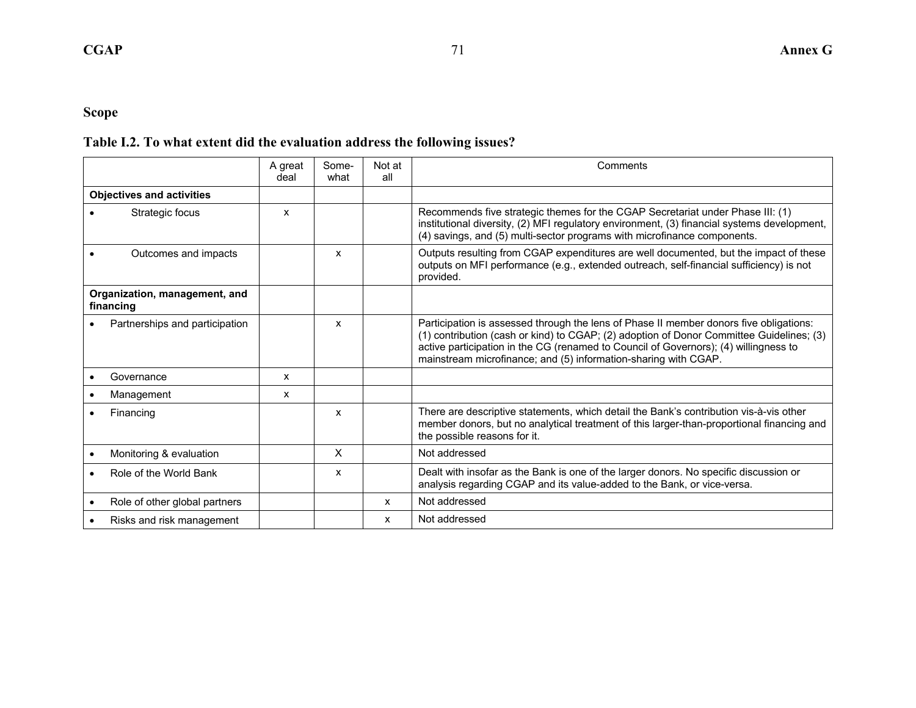## Scope

### Table I.2. To what extent did the evaluation address the following issues?

| | A great deal | Some-what | Not at all | Comments |
|---|---|---|---|---|
| **Objectives and activities** | | | | |
| • Strategic focus | x | | | Recommends five strategic themes for the CGAP Secretariat under Phase III: (1) institutional diversity, (2) MFI regulatory environment, (3) financial systems development, (4) savings, and (5) multi-sector programs with microfinance components. |
| • Outcomes and impacts | | x | | Outputs resulting from CGAP expenditures are well documented, but the impact of these outputs on MFI performance (e.g., extended outreach, self-financial sufficiency) is not provided. |
| **Organization, management, and financing** | | | | |
| • Partnerships and participation | | x | | Participation is assessed through the lens of Phase II member donors five obligations: (1) contribution (cash or kind) to CGAP; (2) adoption of Donor Committee Guidelines; (3) active participation in the CG (renamed to Council of Governors); (4) willingness to mainstream microfinance; and (5) information-sharing with CGAP. |
| • Governance | x | | | |
| • Management | x | | | |
| • Financing | | x | | There are descriptive statements, which detail the Bank's contribution vis-à-vis other member donors, but no analytical treatment of this larger-than-proportional financing and the possible reasons for it. |
| • Monitoring & evaluation | | X | | Not addressed |
| • Role of the World Bank | | x | | Dealt with insofar as the Bank is one of the larger donors. No specific discussion or analysis regarding CGAP and its value-added to the Bank, or vice-versa. |
| • Role of other global partners | | | x | Not addressed |
| • Risks and risk management | | | x | Not addressed |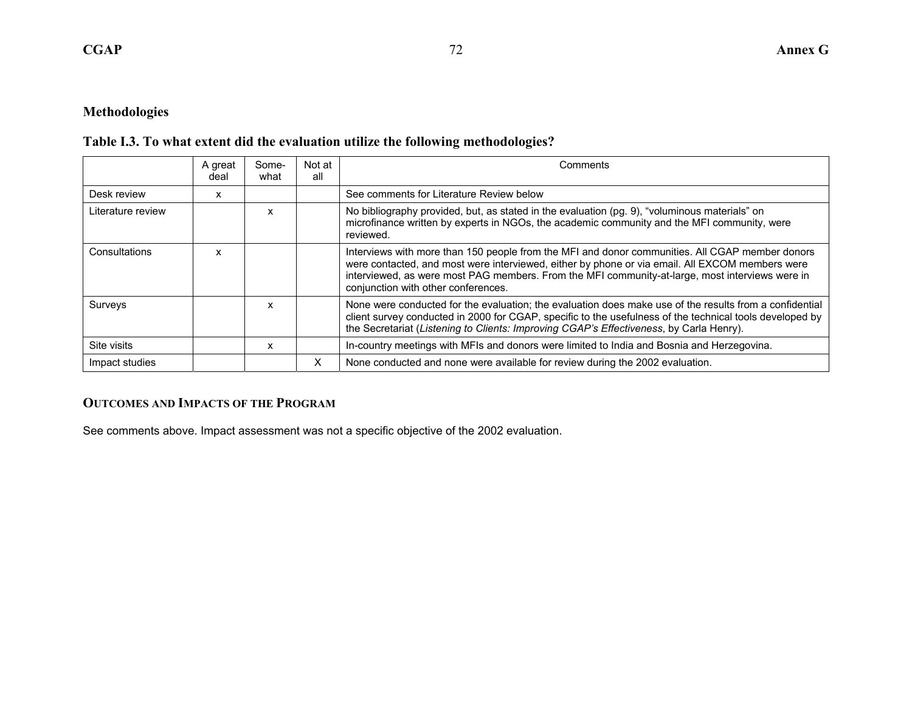## Methodologies

### Table I.3. To what extent did the evaluation utilize the following methodologies?

| | A great deal | Some-what | Not at all | Comments |
|---|---|---|---|---|
| Desk review | x | | | See comments for Literature Review below |
| Literature review | | x | | No bibliography provided, but, as stated in the evaluation (pg. 9), "voluminous materials" on microfinance written by experts in NGOs, the academic community and the MFI community, were reviewed. |
| Consultations | x | | | Interviews with more than 150 people from the MFI and donor communities. All CGAP member donors were contacted, and most were interviewed, either by phone or via email. All EXCOM members were interviewed, as were most PAG members. From the MFI community-at-large, most interviews were in conjunction with other conferences. |
| Surveys | | x | | None were conducted for the evaluation; the evaluation does make use of the results from a confidential client survey conducted in 2000 for CGAP, specific to the usefulness of the technical tools developed by the Secretariat (*Listening to Clients: Improving CGAP's Effectiveness*, by Carla Henry). |
| Site visits | | x | | In-country meetings with MFIs and donors were limited to India and Bosnia and Herzegovina. |
| Impact studies | | | X | None conducted and none were available for review during the 2002 evaluation. |

### OUTCOMES AND IMPACTS OF THE PROGRAM

See comments above. Impact assessment was not a specific objective of the 2002 evaluation.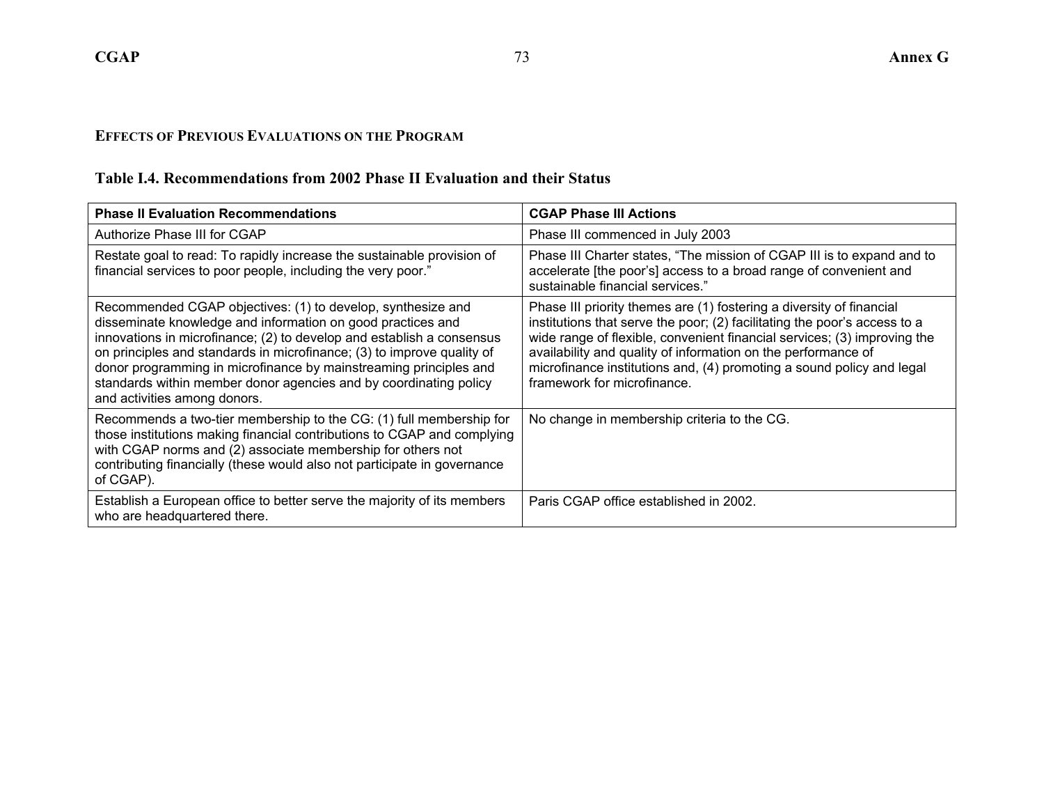### EFFECTS OF PREVIOUS EVALUATIONS ON THE PROGRAM

### Table I.4. Recommendations from 2002 Phase II Evaluation and their Status

| Phase II Evaluation Recommendations | CGAP Phase III Actions |
|---|---|
| Authorize Phase III for CGAP | Phase III commenced in July 2003 |
| Restate goal to read: To rapidly increase the sustainable provision of financial services to poor people, including the very poor." | Phase III Charter states, "The mission of CGAP III is to expand and to accelerate [the poor's] access to a broad range of convenient and sustainable financial services." |
| Recommended CGAP objectives: (1) to develop, synthesize and disseminate knowledge and information on good practices and innovations in microfinance; (2) to develop and establish a consensus on principles and standards in microfinance; (3) to improve quality of donor programming in microfinance by mainstreaming principles and standards within member donor agencies and by coordinating policy and activities among donors. | Phase III priority themes are (1) fostering a diversity of financial institutions that serve the poor; (2) facilitating the poor's access to a wide range of flexible, convenient financial services; (3) improving the availability and quality of information on the performance of microfinance institutions and, (4) promoting a sound policy and legal framework for microfinance. |
| Recommends a two-tier membership to the CG: (1) full membership for those institutions making financial contributions to CGAP and complying with CGAP norms and (2) associate membership for others not contributing financially (these would also not participate in governance of CGAP). | No change in membership criteria to the CG. |
| Establish a European office to better serve the majority of its members who are headquartered there. | Paris CGAP office established in 2002. |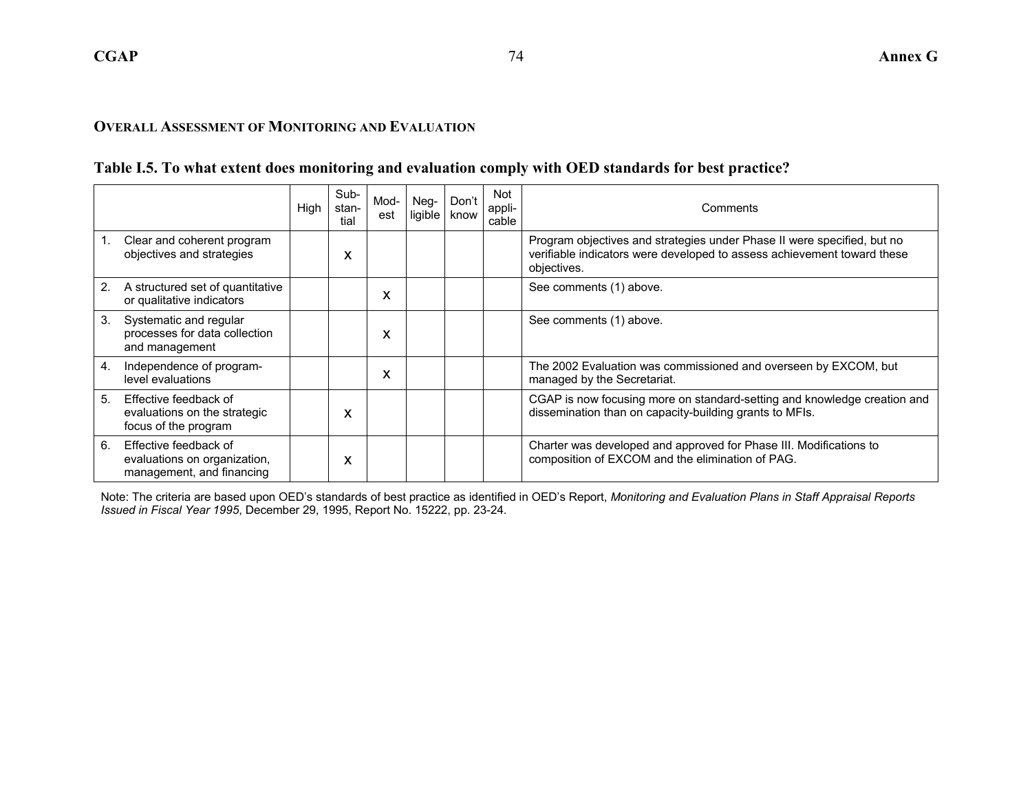### OVERALL ASSESSMENT OF MONITORING AND EVALUATION

**Table I.5. To what extent does monitoring and evaluation comply with OED standards for best practice?**

| | High | Sub-stan-tial | Mod-est | Neg-ligible | Don't know | Not appli-cable | Comments |
|---|---|---|---|---|---|---|---|
| 1. Clear and coherent program objectives and strategies | | x | | | | | Program objectives and strategies under Phase II were specified, but no verifiable indicators were developed to assess achievement toward these objectives. |
| 2. A structured set of quantitative or qualitative indicators | | | x | | | | See comments (1) above. |
| 3. Systematic and regular processes for data collection and management | | | x | | | | See comments (1) above. |
| 4. Independence of program-level evaluations | | | x | | | | The 2002 Evaluation was commissioned and overseen by EXCOM, but managed by the Secretariat. |
| 5. Effective feedback of evaluations on the strategic focus of the program | | x | | | | | CGAP is now focusing more on standard-setting and knowledge creation and dissemination than on capacity-building grants to MFIs. |
| 6. Effective feedback of evaluations on organization, management, and financing | | x | | | | | Charter was developed and approved for Phase III. Modifications to composition of EXCOM and the elimination of PAG. |

Note: The criteria are based upon OED's standards of best practice as identified in OED's Report, *Monitoring and Evaluation Plans in Staff Appraisal Reports Issued in Fiscal Year 1995*, December 29, 1995, Report No. 15222, pp. 23-24.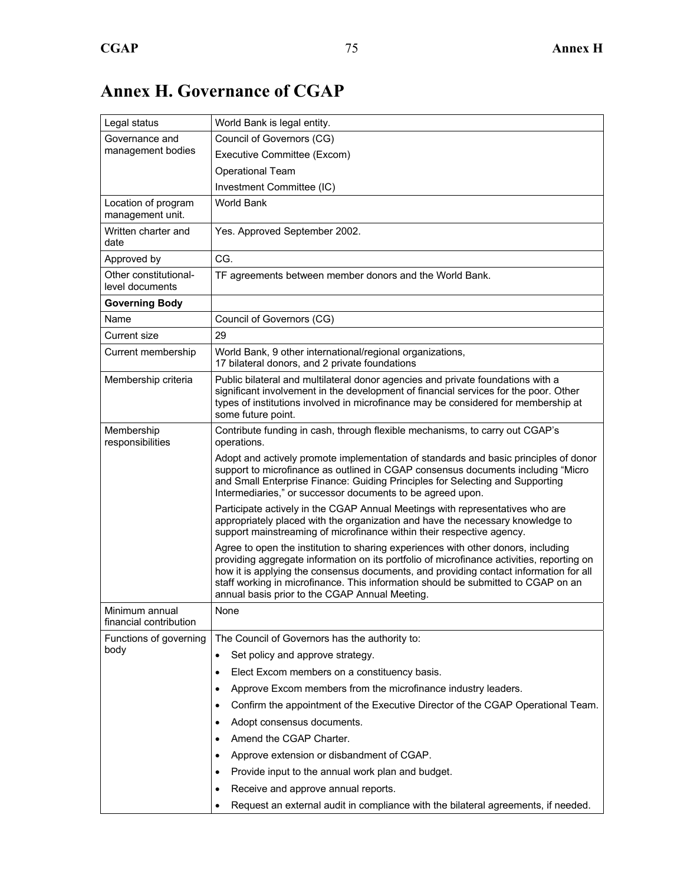# Annex H. Governance of CGAP

| | |
|---|---|
| Legal status | World Bank is legal entity. |
| Governance and management bodies | Council of Governors (CG)<br>Executive Committee (Excom)<br>Operational Team<br>Investment Committee (IC) |
| Location of program management unit. | World Bank |
| Written charter and date | Yes. Approved September 2002. |
| Approved by | CG. |
| Other constitutional-level documents | TF agreements between member donors and the World Bank. |
| **Governing Body** | |
| Name | Council of Governors (CG) |
| Current size | 29 |
| Current membership | World Bank, 9 other international/regional organizations, 17 bilateral donors, and 2 private foundations |
| Membership criteria | Public bilateral and multilateral donor agencies and private foundations with a significant involvement in the development of financial services for the poor. Other types of institutions involved in microfinance may be considered for membership at some future point. |
| Membership responsibilities | Contribute funding in cash, through flexible mechanisms, to carry out CGAP's operations.<br><br>Adopt and actively promote implementation of standards and basic principles of donor support to microfinance as outlined in CGAP consensus documents including "Micro and Small Enterprise Finance: Guiding Principles for Selecting and Supporting Intermediaries," or successor documents to be agreed upon.<br><br>Participate actively in the CGAP Annual Meetings with representatives who are appropriately placed with the organization and have the necessary knowledge to support mainstreaming of microfinance within their respective agency.<br><br>Agree to open the institution to sharing experiences with other donors, including providing aggregate information on its portfolio of microfinance activities, reporting on how it is applying the consensus documents, and providing contact information for all staff working in microfinance. This information should be submitted to CGAP on an annual basis prior to the CGAP Annual Meeting. |
| Minimum annual financial contribution | None |
| Functions of governing body | The Council of Governors has the authority to:<br>• Set policy and approve strategy.<br>• Elect Excom members on a constituency basis.<br>• Approve Excom members from the microfinance industry leaders.<br>• Confirm the appointment of the Executive Director of the CGAP Operational Team.<br>• Adopt consensus documents.<br>• Amend the CGAP Charter.<br>• Approve extension or disbandment of CGAP.<br>• Provide input to the annual work plan and budget.<br>• Receive and approve annual reports.<br>• Request an external audit in compliance with the bilateral agreements, if needed. |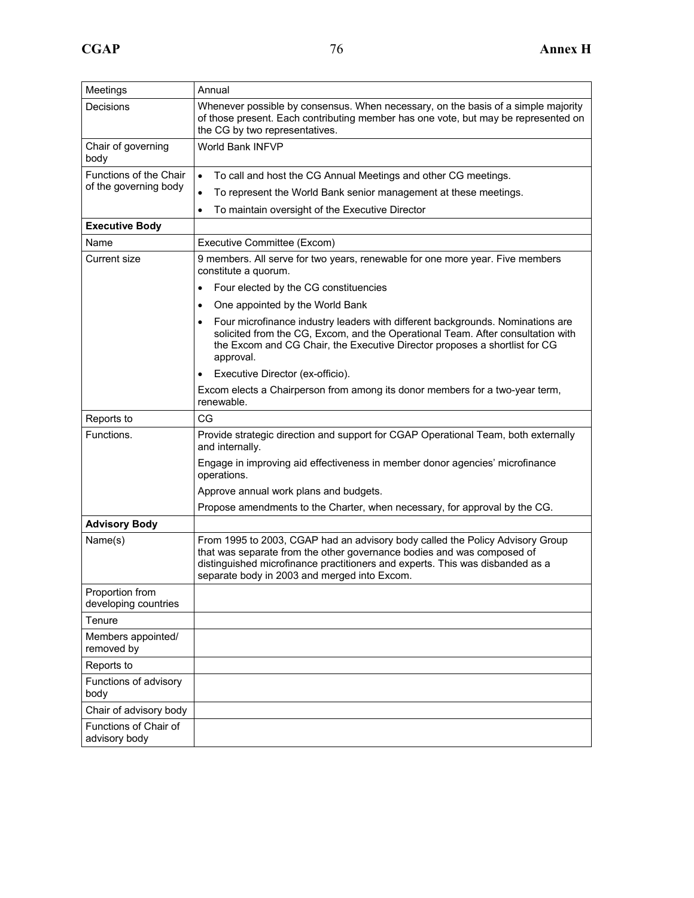| Meetings | Annual |
|---|---|
| Decisions | Whenever possible by consensus. When necessary, on the basis of a simple majority of those present. Each contributing member has one vote, but may be represented on the CG by two representatives. |
| Chair of governing body | World Bank INFVP |
| Functions of the Chair of the governing body | • To call and host the CG Annual Meetings and other CG meetings.<br>• To represent the World Bank senior management at these meetings.<br>• To maintain oversight of the Executive Director |
| **Executive Body** | |
| Name | Executive Committee (Excom) |
| Current size | 9 members. All serve for two years, renewable for one more year. Five members constitute a quorum.<br>• Four elected by the CG constituencies<br>• One appointed by the World Bank<br>• Four microfinance industry leaders with different backgrounds. Nominations are solicited from the CG, Excom, and the Operational Team. After consultation with the Excom and CG Chair, the Executive Director proposes a shortlist for CG approval.<br>• Executive Director (ex-officio).<br>Excom elects a Chairperson from among its donor members for a two-year term, renewable. |
| Reports to | CG |
| Functions. | Provide strategic direction and support for CGAP Operational Team, both externally and internally.<br>Engage in improving aid effectiveness in member donor agencies' microfinance operations.<br>Approve annual work plans and budgets.<br>Propose amendments to the Charter, when necessary, for approval by the CG. |
| **Advisory Body** | |
| Name(s) | From 1995 to 2003, CGAP had an advisory body called the Policy Advisory Group that was separate from the other governance bodies and was composed of distinguished microfinance practitioners and experts. This was disbanded as a separate body in 2003 and merged into Excom. |
| Proportion from developing countries | |
| Tenure | |
| Members appointed/ removed by | |
| Reports to | |
| Functions of advisory body | |
| Chair of advisory body | |
| Functions of Chair of advisory body | |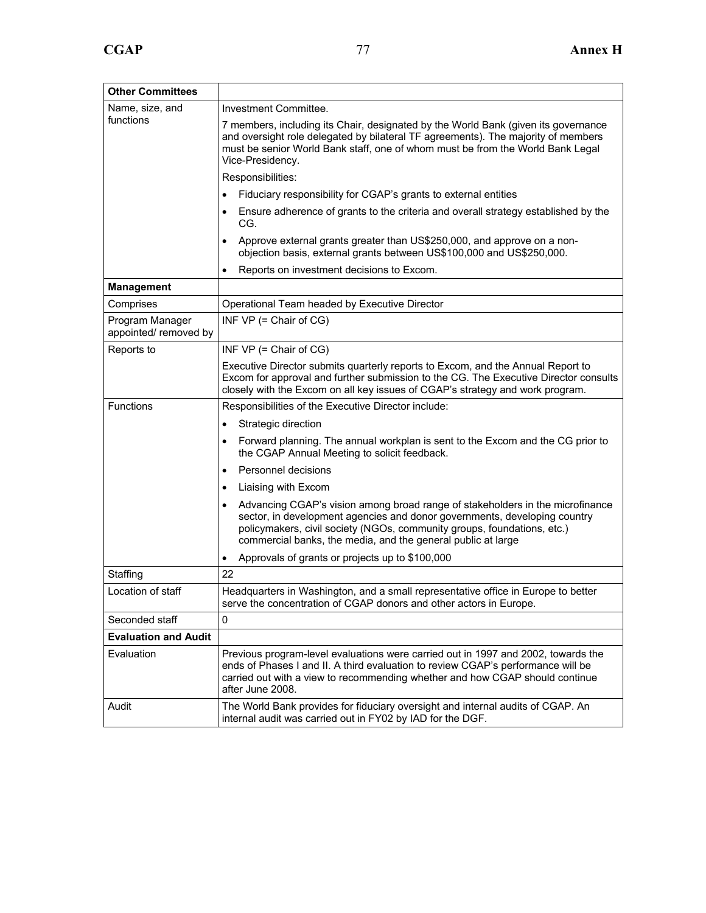| **Other Committees** | |
|---|---|
| Name, size, and functions | Investment Committee.<br><br>7 members, including its Chair, designated by the World Bank (given its governance and oversight role delegated by bilateral TF agreements). The majority of members must be senior World Bank staff, one of whom must be from the World Bank Legal Vice-Presidency.<br><br>Responsibilities:<br>• Fiduciary responsibility for CGAP's grants to external entities<br>• Ensure adherence of grants to the criteria and overall strategy established by the CG.<br>• Approve external grants greater than US$250,000, and approve on a non-objection basis, external grants between US$100,000 and US$250,000.<br>• Reports on investment decisions to Excom. |
| **Management** | |
| Comprises | Operational Team headed by Executive Director |
| Program Manager appointed/ removed by | INF VP (= Chair of CG) |
| Reports to | INF VP (= Chair of CG)<br><br>Executive Director submits quarterly reports to Excom, and the Annual Report to Excom for approval and further submission to the CG. The Executive Director consults closely with the Excom on all key issues of CGAP's strategy and work program. |
| Functions | Responsibilities of the Executive Director include:<br>• Strategic direction<br>• Forward planning. The annual workplan is sent to the Excom and the CG prior to the CGAP Annual Meeting to solicit feedback.<br>• Personnel decisions<br>• Liaising with Excom<br>• Advancing CGAP's vision among broad range of stakeholders in the microfinance sector, in development agencies and donor governments, developing country policymakers, civil society (NGOs, community groups, foundations, etc.) commercial banks, the media, and the general public at large<br>• Approvals of grants or projects up to $100,000 |
| Staffing | 22 |
| Location of staff | Headquarters in Washington, and a small representative office in Europe to better serve the concentration of CGAP donors and other actors in Europe. |
| Seconded staff | 0 |
| **Evaluation and Audit** | |
| Evaluation | Previous program-level evaluations were carried out in 1997 and 2002, towards the ends of Phases I and II. A third evaluation to review CGAP's performance will be carried out with a view to recommending whether and how CGAP should continue after June 2008. |
| Audit | The World Bank provides for fiduciary oversight and internal audits of CGAP. An internal audit was carried out in FY02 by IAD for the DGF. |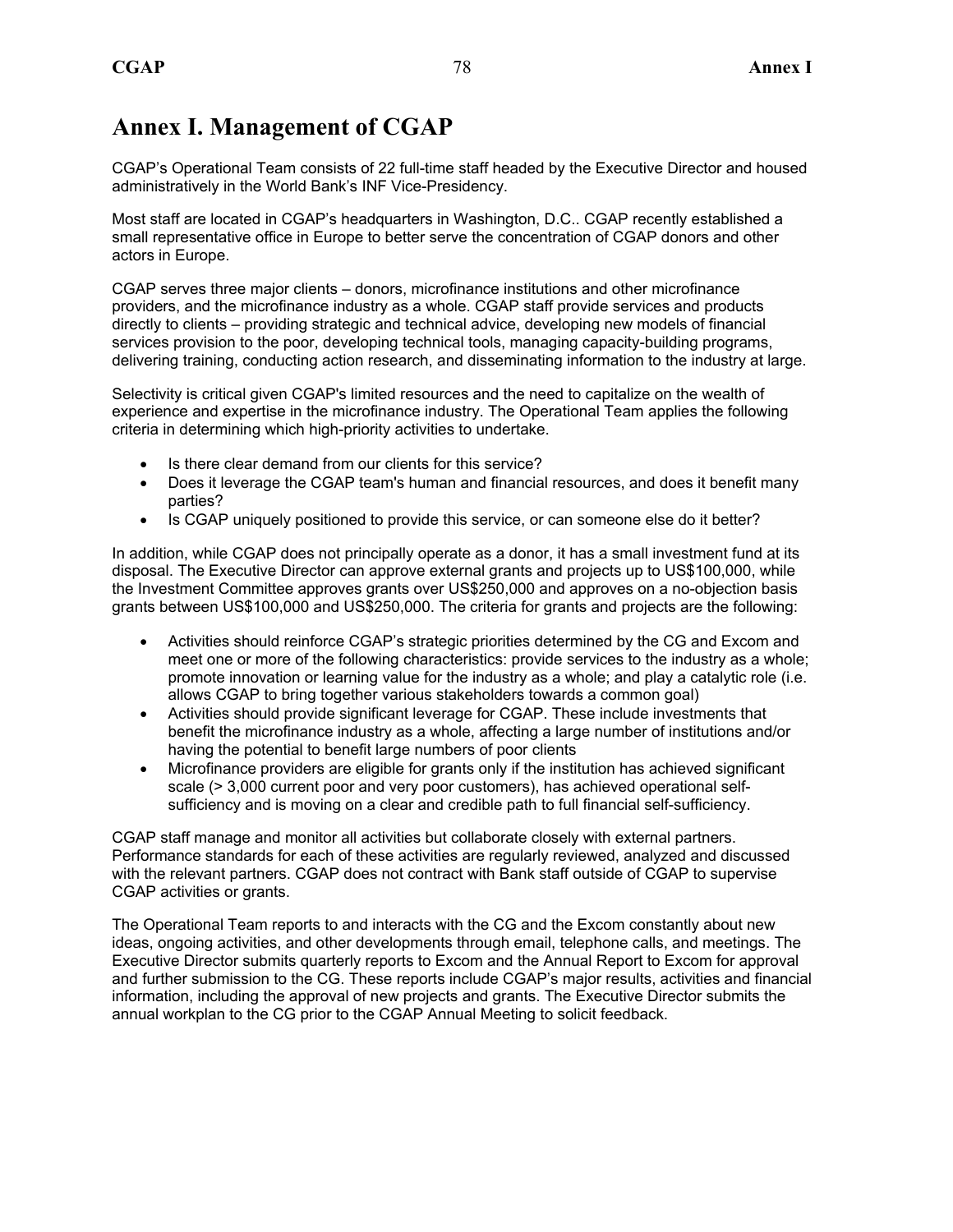# Annex I. Management of CGAP

CGAP's Operational Team consists of 22 full-time staff headed by the Executive Director and housed administratively in the World Bank's INF Vice-Presidency.

Most staff are located in CGAP's headquarters in Washington, D.C.. CGAP recently established a small representative office in Europe to better serve the concentration of CGAP donors and other actors in Europe.

CGAP serves three major clients – donors, microfinance institutions and other microfinance providers, and the microfinance industry as a whole. CGAP staff provide services and products directly to clients – providing strategic and technical advice, developing new models of financial services provision to the poor, developing technical tools, managing capacity-building programs, delivering training, conducting action research, and disseminating information to the industry at large.

Selectivity is critical given CGAP's limited resources and the need to capitalize on the wealth of experience and expertise in the microfinance industry. The Operational Team applies the following criteria in determining which high-priority activities to undertake.

- Is there clear demand from our clients for this service?
- Does it leverage the CGAP team's human and financial resources, and does it benefit many parties?
- Is CGAP uniquely positioned to provide this service, or can someone else do it better?

In addition, while CGAP does not principally operate as a donor, it has a small investment fund at its disposal. The Executive Director can approve external grants and projects up to US$100,000, while the Investment Committee approves grants over US$250,000 and approves on a no-objection basis grants between US$100,000 and US$250,000. The criteria for grants and projects are the following:

- Activities should reinforce CGAP's strategic priorities determined by the CG and Excom and meet one or more of the following characteristics: provide services to the industry as a whole; promote innovation or learning value for the industry as a whole; and play a catalytic role (i.e. allows CGAP to bring together various stakeholders towards a common goal)
- Activities should provide significant leverage for CGAP. These include investments that benefit the microfinance industry as a whole, affecting a large number of institutions and/or having the potential to benefit large numbers of poor clients
- Microfinance providers are eligible for grants only if the institution has achieved significant scale (> 3,000 current poor and very poor customers), has achieved operational self-sufficiency and is moving on a clear and credible path to full financial self-sufficiency.

CGAP staff manage and monitor all activities but collaborate closely with external partners. Performance standards for each of these activities are regularly reviewed, analyzed and discussed with the relevant partners. CGAP does not contract with Bank staff outside of CGAP to supervise CGAP activities or grants.

The Operational Team reports to and interacts with the CG and the Excom constantly about new ideas, ongoing activities, and other developments through email, telephone calls, and meetings. The Executive Director submits quarterly reports to Excom and the Annual Report to Excom for approval and further submission to the CG. These reports include CGAP's major results, activities and financial information, including the approval of new projects and grants. The Executive Director submits the annual workplan to the CG prior to the CGAP Annual Meeting to solicit feedback.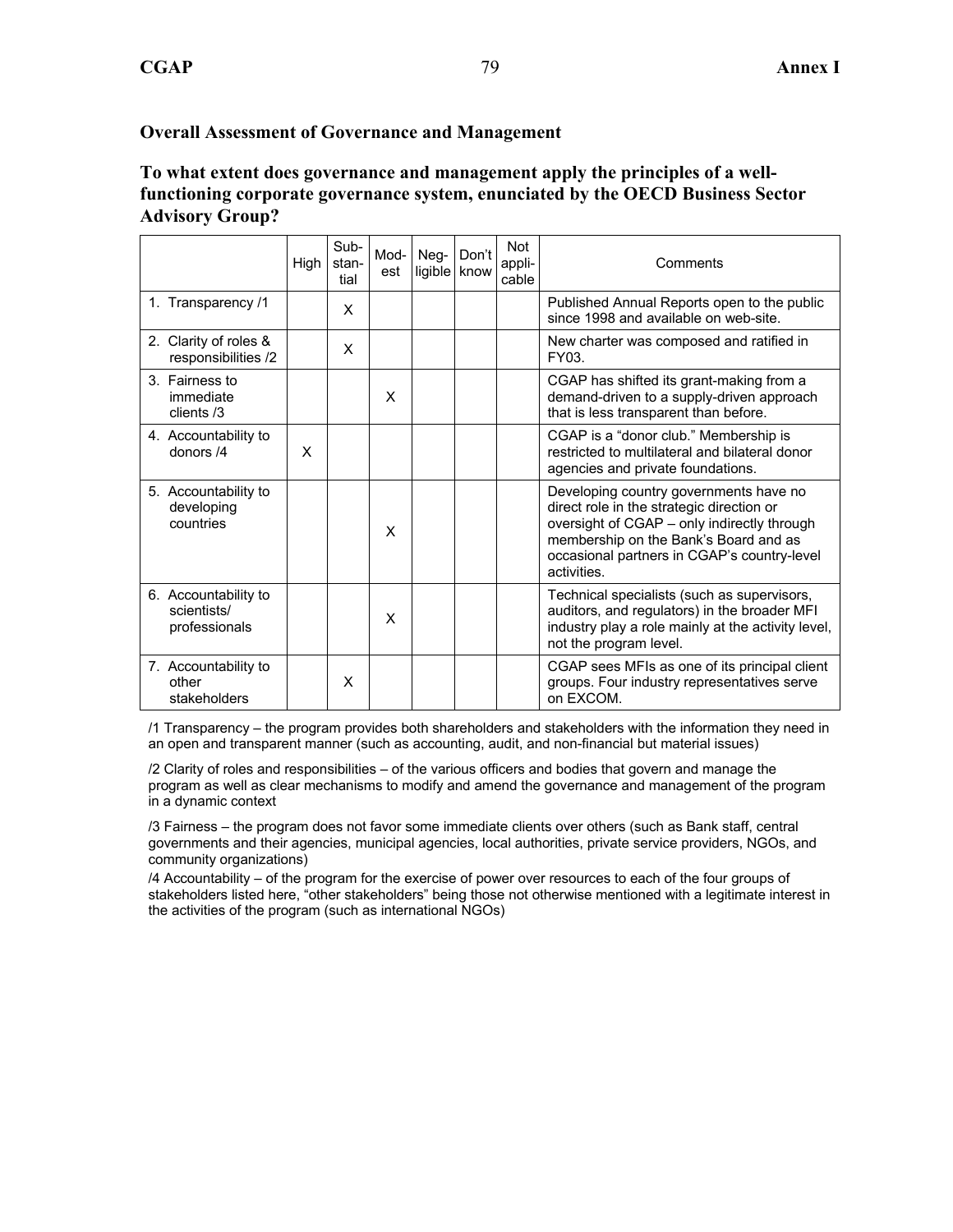### Overall Assessment of Governance and Management

### To what extent does governance and management apply the principles of a well-functioning corporate governance system, enunciated by the OECD Business Sector Advisory Group?

| | High | Sub-stan-tial | Mod-est | Neg-ligible | Don't know | Not appli-cable | Comments |
|---|---|---|---|---|---|---|---|
| 1. Transparency /1 | | X | | | | | Published Annual Reports open to the public since 1998 and available on web-site. |
| 2. Clarity of roles & responsibilities /2 | | X | | | | | New charter was composed and ratified in FY03. |
| 3. Fairness to immediate clients /3 | | | X | | | | CGAP has shifted its grant-making from a demand-driven to a supply-driven approach that is less transparent than before. |
| 4. Accountability to donors /4 | X | | | | | | CGAP is a "donor club." Membership is restricted to multilateral and bilateral donor agencies and private foundations. |
| 5. Accountability to developing countries | | | X | | | | Developing country governments have no direct role in the strategic direction or oversight of CGAP – only indirectly through membership on the Bank's Board and as occasional partners in CGAP's country-level activities. |
| 6. Accountability to scientists/ professionals | | | X | | | | Technical specialists (such as supervisors, auditors, and regulators) in the broader MFI industry play a role mainly at the activity level, not the program level. |
| 7. Accountability to other stakeholders | | X | | | | | CGAP sees MFIs as one of its principal client groups. Four industry representatives serve on EXCOM. |

/1 Transparency – the program provides both shareholders and stakeholders with the information they need in an open and transparent manner (such as accounting, audit, and non-financial but material issues)

/2 Clarity of roles and responsibilities – of the various officers and bodies that govern and manage the program as well as clear mechanisms to modify and amend the governance and management of the program in a dynamic context

/3 Fairness – the program does not favor some immediate clients over others (such as Bank staff, central governments and their agencies, municipal agencies, local authorities, private service providers, NGOs, and community organizations)

/4 Accountability – of the program for the exercise of power over resources to each of the four groups of stakeholders listed here, "other stakeholders" being those not otherwise mentioned with a legitimate interest in the activities of the program (such as international NGOs)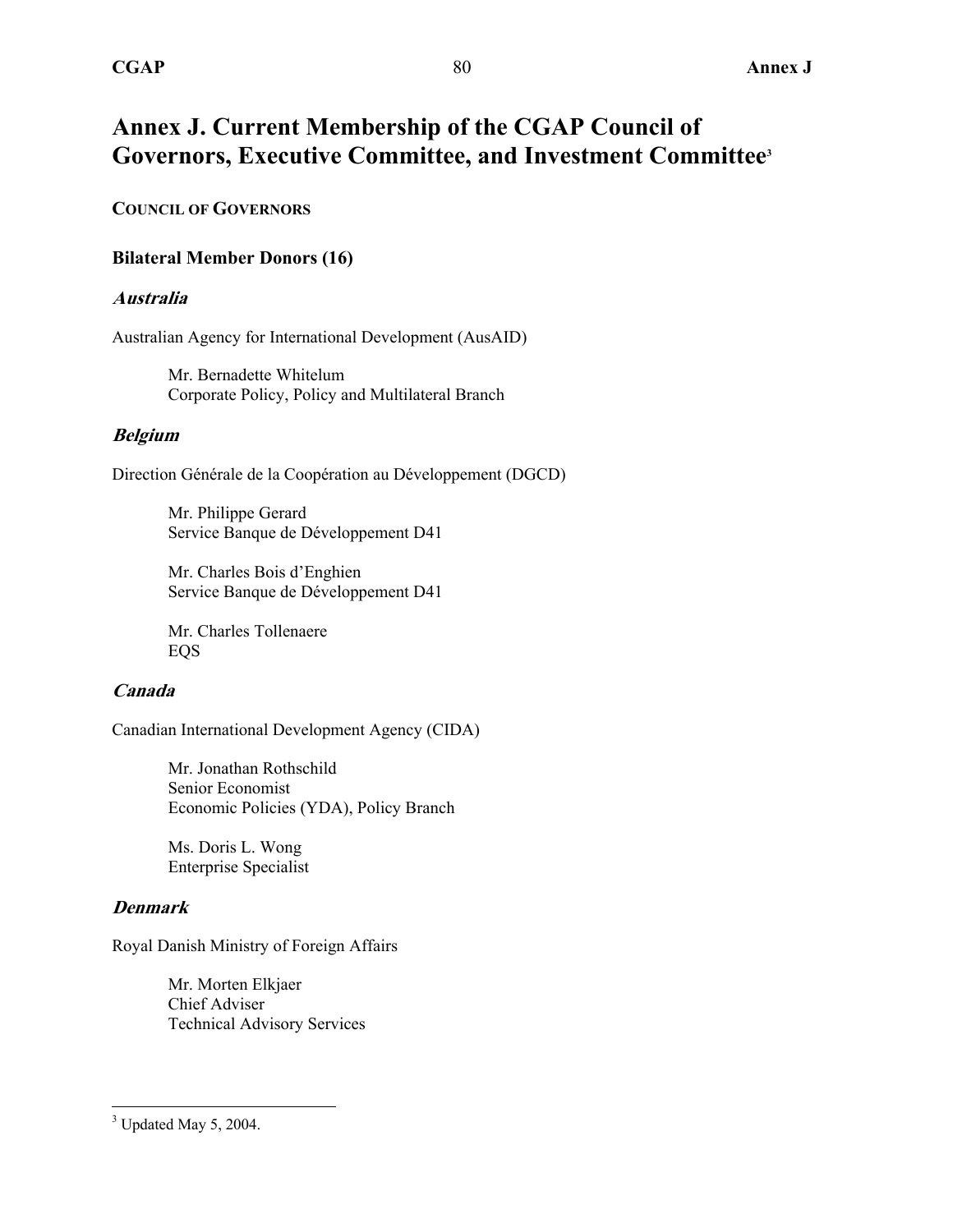# Annex J. Current Membership of the CGAP Council of Governors, Executive Committee, and Investment Committee[3]

**COUNCIL OF GOVERNORS**

### Bilateral Member Donors (16)

#### *Australia*

Australian Agency for International Development (AusAID)

Mr. Bernadette Whitelum
Corporate Policy, Policy and Multilateral Branch

#### *Belgium*

Direction Générale de la Coopération au Développement (DGCD)

Mr. Philippe Gerard
Service Banque de Développement D41

Mr. Charles Bois d'Enghien
Service Banque de Développement D41

Mr. Charles Tollenaere
EQS

#### *Canada*

Canadian International Development Agency (CIDA)

Mr. Jonathan Rothschild
Senior Economist
Economic Policies (YDA), Policy Branch

Ms. Doris L. Wong
Enterprise Specialist

#### *Denmark*

Royal Danish Ministry of Foreign Affairs

Mr. Morten Elkjaer
Chief Adviser
Technical Advisory Services

---

[3] Updated May 5, 2004.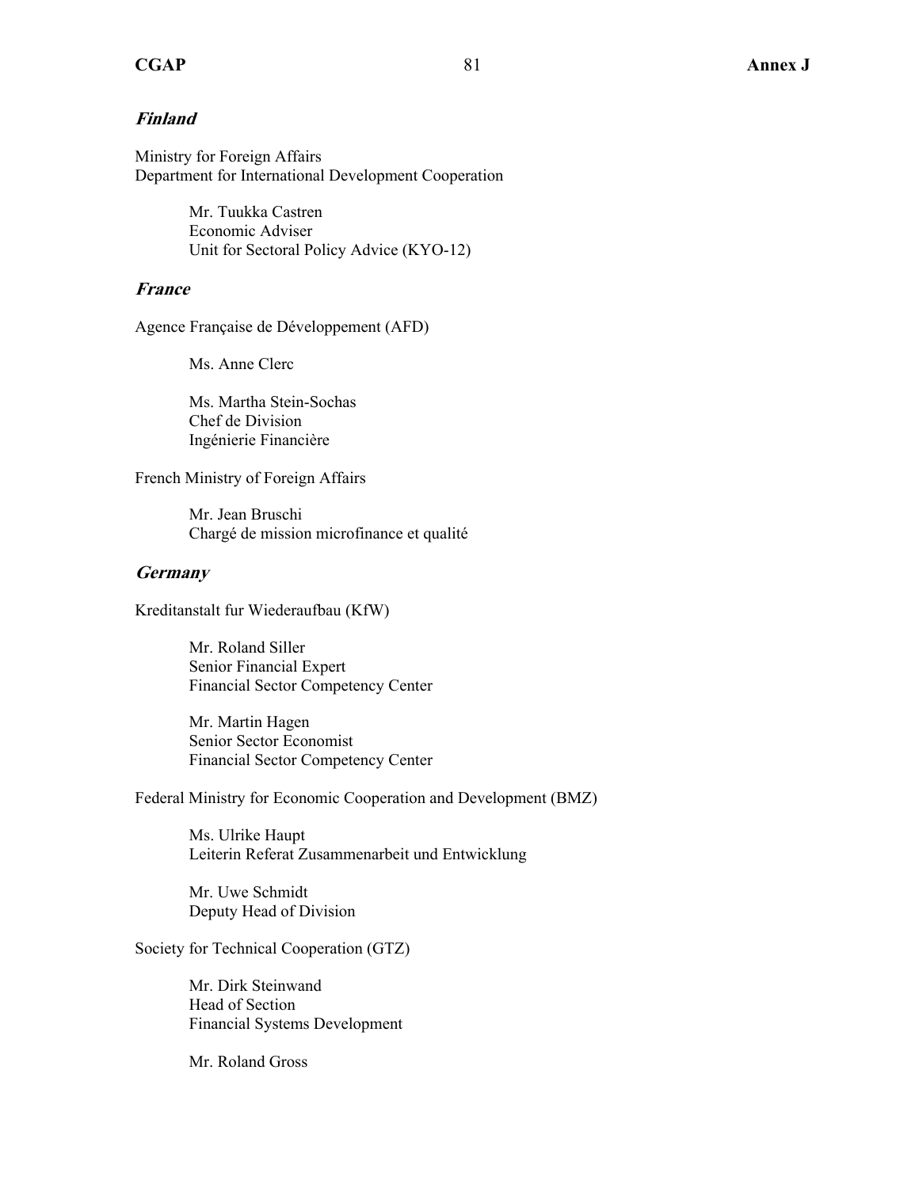### *Finland*

Ministry for Foreign Affairs
Department for International Development Cooperation

> Mr. Tuukka Castren
> Economic Adviser
> Unit for Sectoral Policy Advice (KYO-12)

### *France*

Agence Française de Développement (AFD)

> Ms. Anne Clerc

> Ms. Martha Stein-Sochas
> Chef de Division
> Ingénierie Financière

French Ministry of Foreign Affairs

> Mr. Jean Bruschi
> Chargé de mission microfinance et qualité

### *Germany*

Kreditanstalt fur Wiederaufbau (KfW)

> Mr. Roland Siller
> Senior Financial Expert
> Financial Sector Competency Center

> Mr. Martin Hagen
> Senior Sector Economist
> Financial Sector Competency Center

Federal Ministry for Economic Cooperation and Development (BMZ)

> Ms. Ulrike Haupt
> Leiterin Referat Zusammenarbeit und Entwicklung

> Mr. Uwe Schmidt
> Deputy Head of Division

Society for Technical Cooperation (GTZ)

> Mr. Dirk Steinwand
> Head of Section
> Financial Systems Development

> Mr. Roland Gross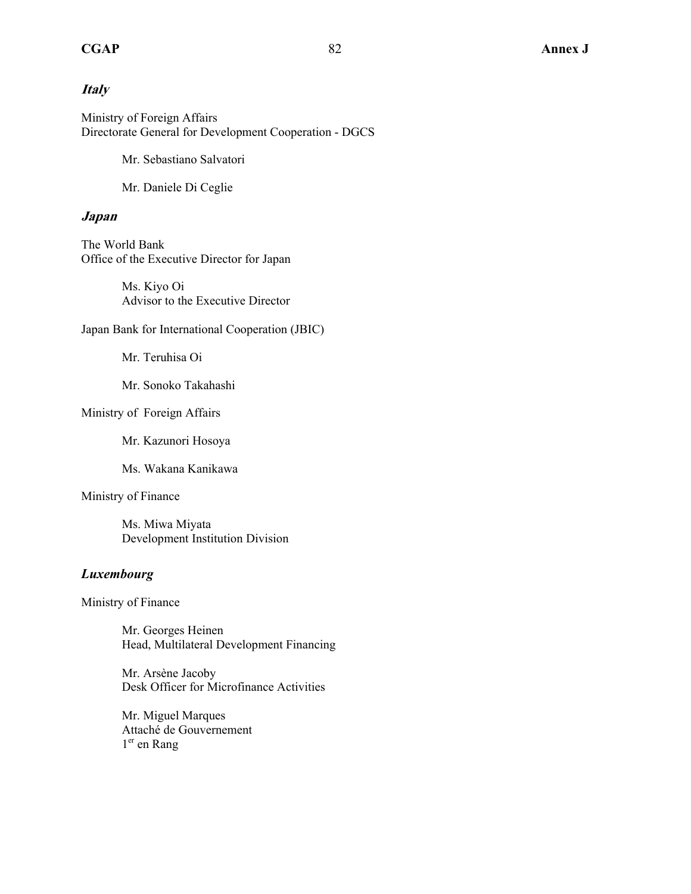### *Italy*

Ministry of Foreign Affairs
Directorate General for Development Cooperation - DGCS

Mr. Sebastiano Salvatori

Mr. Daniele Di Ceglie

### *Japan*

The World Bank
Office of the Executive Director for Japan

Ms. Kiyo Oi
Advisor to the Executive Director

Japan Bank for International Cooperation (JBIC)

Mr. Teruhisa Oi

Mr. Sonoko Takahashi

Ministry of Foreign Affairs

Mr. Kazunori Hosoya

Ms. Wakana Kanikawa

Ministry of Finance

Ms. Miwa Miyata
Development Institution Division

### *Luxembourg*

Ministry of Finance

Mr. Georges Heinen
Head, Multilateral Development Financing

Mr. Arsène Jacoby
Desk Officer for Microfinance Activities

Mr. Miguel Marques
Attaché de Gouvernement
1er en Rang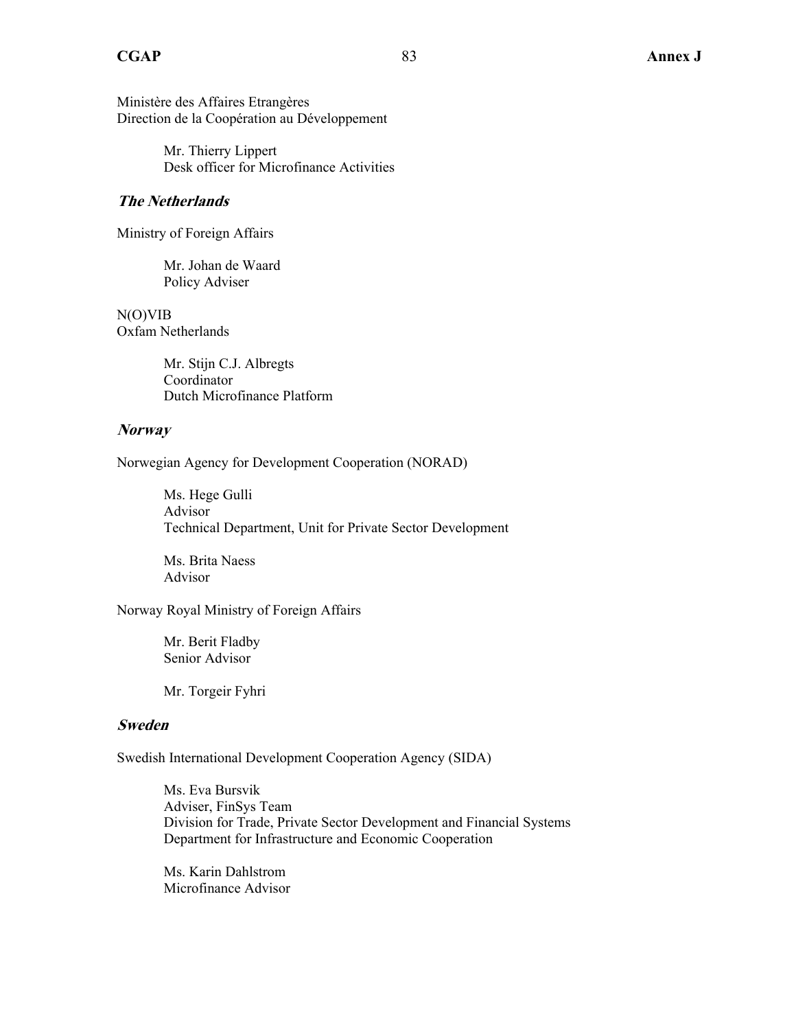Ministère des Affaires Etrangères
Direction de la Coopération au Développement

> Mr. Thierry Lippert
> Desk officer for Microfinance Activities

### *The Netherlands*

Ministry of Foreign Affairs

> Mr. Johan de Waard
> Policy Adviser

N(O)VIB
Oxfam Netherlands

> Mr. Stijn C.J. Albregts
> Coordinator
> Dutch Microfinance Platform

### *Norway*

Norwegian Agency for Development Cooperation (NORAD)

> Ms. Hege Gulli
> Advisor
> Technical Department, Unit for Private Sector Development

> Ms. Brita Naess
> Advisor

Norway Royal Ministry of Foreign Affairs

> Mr. Berit Fladby
> Senior Advisor

> Mr. Torgeir Fyhri

### *Sweden*

Swedish International Development Cooperation Agency (SIDA)

> Ms. Eva Bursvik
> Adviser, FinSys Team
> Division for Trade, Private Sector Development and Financial Systems
> Department for Infrastructure and Economic Cooperation

> Ms. Karin Dahlstrom
> Microfinance Advisor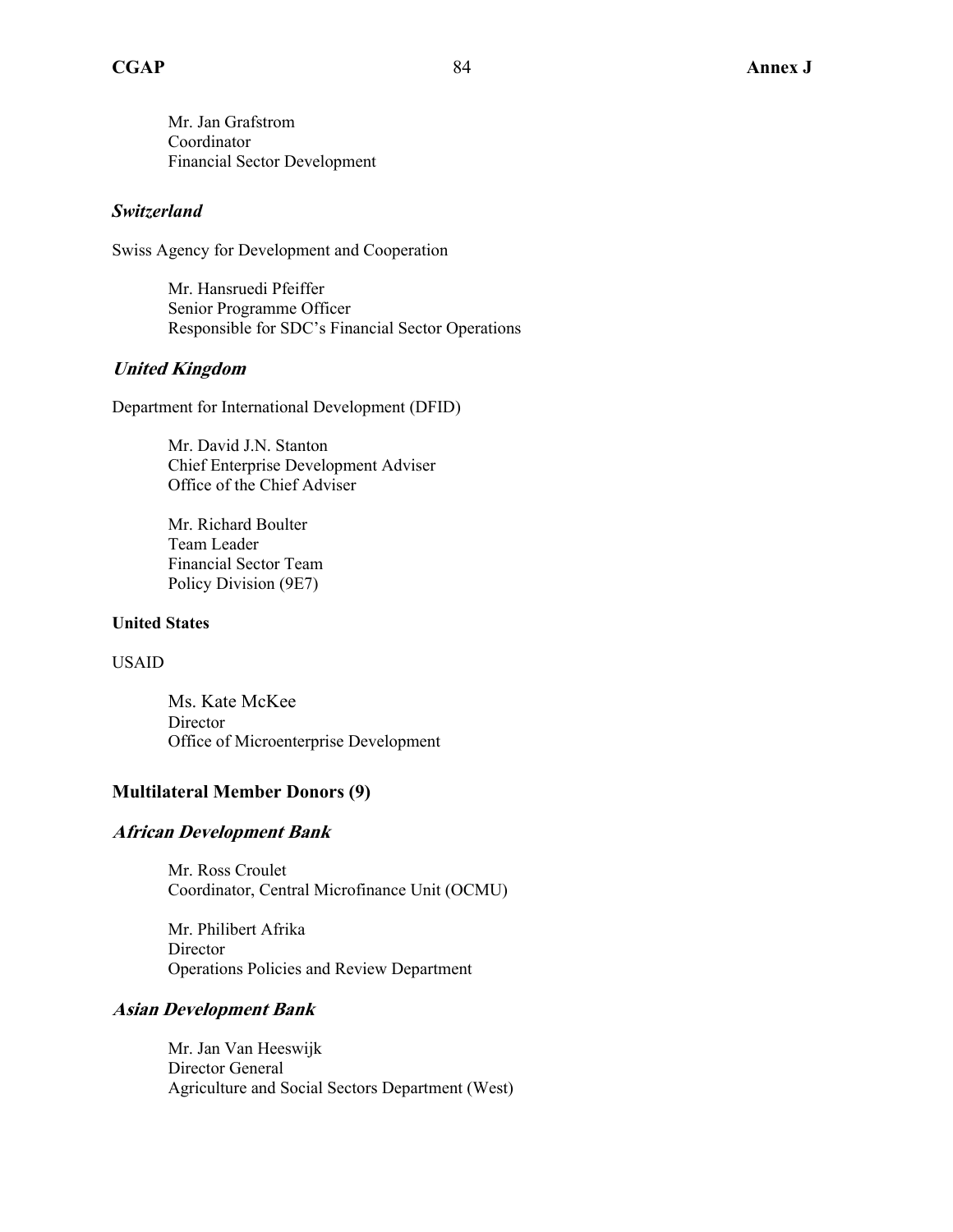Mr. Jan Grafstrom
Coordinator
Financial Sector Development

### *Switzerland*

Swiss Agency for Development and Cooperation

Mr. Hansruedi Pfeiffer
Senior Programme Officer
Responsible for SDC's Financial Sector Operations

### *United Kingdom*

Department for International Development (DFID)

Mr. David J.N. Stanton
Chief Enterprise Development Adviser
Office of the Chief Adviser

Mr. Richard Boulter
Team Leader
Financial Sector Team
Policy Division (9E7)

### United States

USAID

Ms. Kate McKee
Director
Office of Microenterprise Development

## Multilateral Member Donors (9)

### *African Development Bank*

Mr. Ross Croulet
Coordinator, Central Microfinance Unit (OCMU)

Mr. Philibert Afrika
Director
Operations Policies and Review Department

### *Asian Development Bank*

Mr. Jan Van Heeswijk
Director General
Agriculture and Social Sectors Department (West)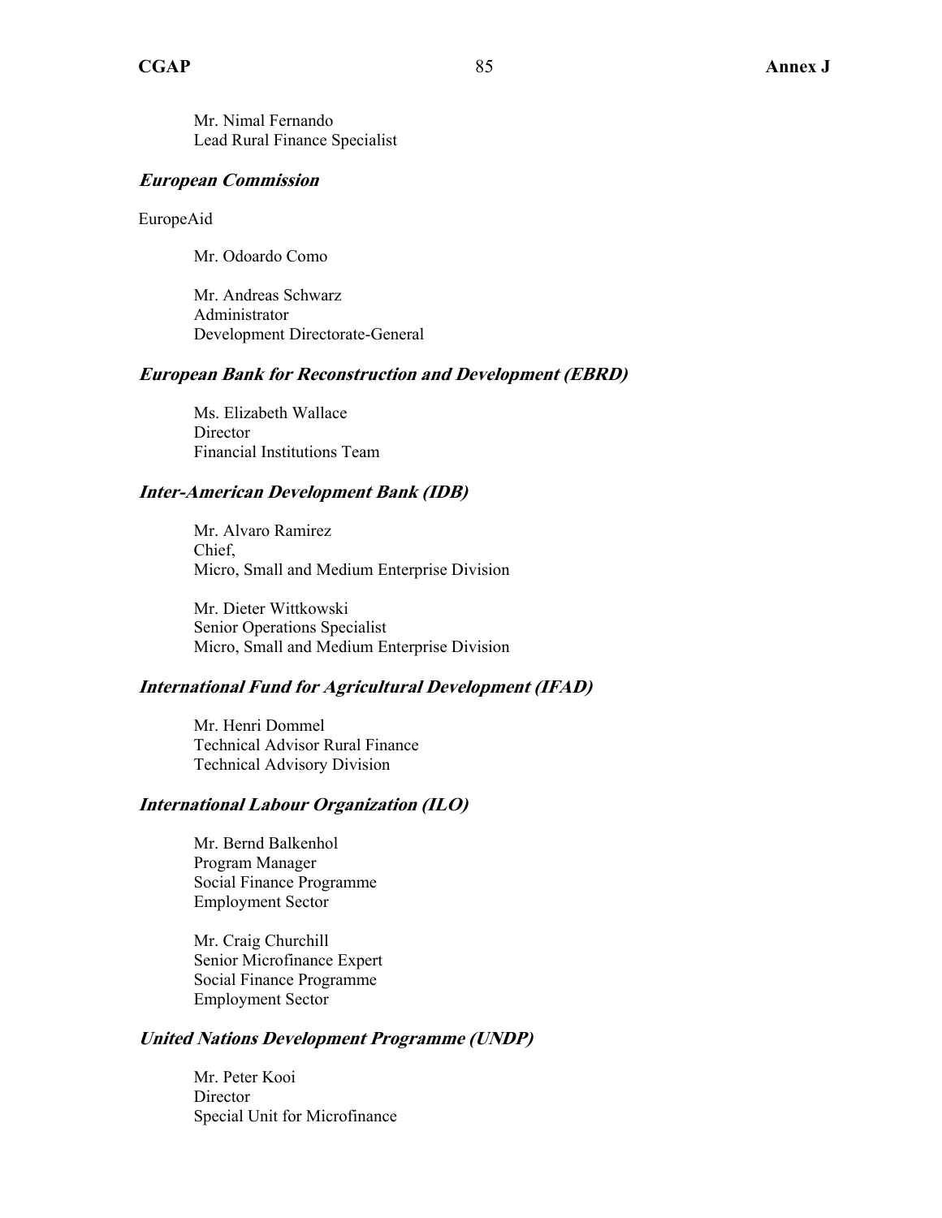Mr. Nimal Fernando
Lead Rural Finance Specialist

### *European Commission*

EuropeAid

Mr. Odoardo Como

Mr. Andreas Schwarz
Administrator
Development Directorate-General

### *European Bank for Reconstruction and Development (EBRD)*

Ms. Elizabeth Wallace
Director
Financial Institutions Team

### *Inter-American Development Bank (IDB)*

Mr. Alvaro Ramirez
Chief,
Micro, Small and Medium Enterprise Division

Mr. Dieter Wittkowski
Senior Operations Specialist
Micro, Small and Medium Enterprise Division

### *International Fund for Agricultural Development (IFAD)*

Mr. Henri Dommel
Technical Advisor Rural Finance
Technical Advisory Division

### *International Labour Organization (ILO)*

Mr. Bernd Balkenhol
Program Manager
Social Finance Programme
Employment Sector

Mr. Craig Churchill
Senior Microfinance Expert
Social Finance Programme
Employment Sector

### *United Nations Development Programme (UNDP)*

Mr. Peter Kooi
Director
Special Unit for Microfinance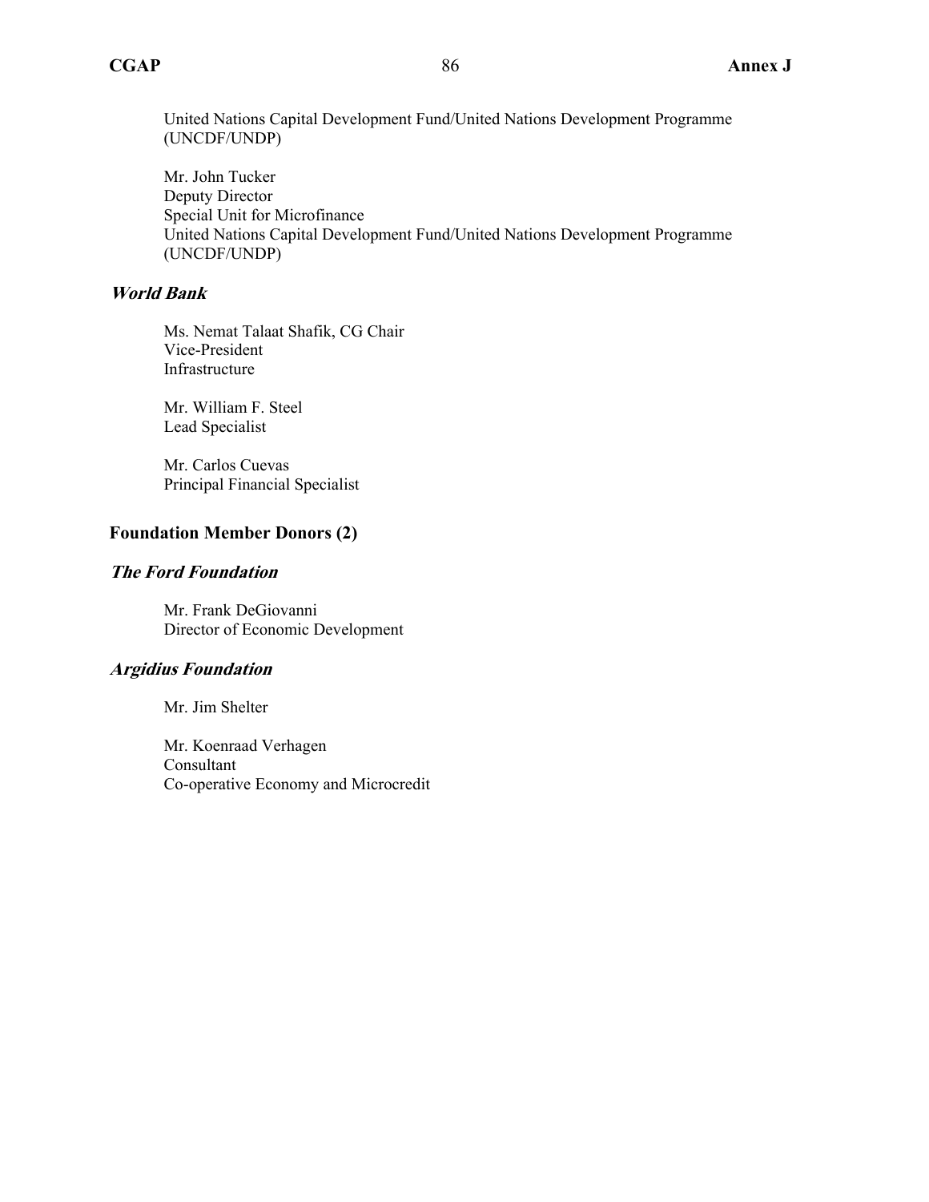United Nations Capital Development Fund/United Nations Development Programme (UNCDF/UNDP)

Mr. John Tucker
Deputy Director
Special Unit for Microfinance
United Nations Capital Development Fund/United Nations Development Programme (UNCDF/UNDP)

### *World Bank*

Ms. Nemat Talaat Shafik, CG Chair
Vice-President
Infrastructure

Mr. William F. Steel
Lead Specialist

Mr. Carlos Cuevas
Principal Financial Specialist

## Foundation Member Donors (2)

### *The Ford Foundation*

Mr. Frank DeGiovanni
Director of Economic Development

### *Argidius Foundation*

Mr. Jim Shelter

Mr. Koenraad Verhagen
Consultant
Co-operative Economy and Microcredit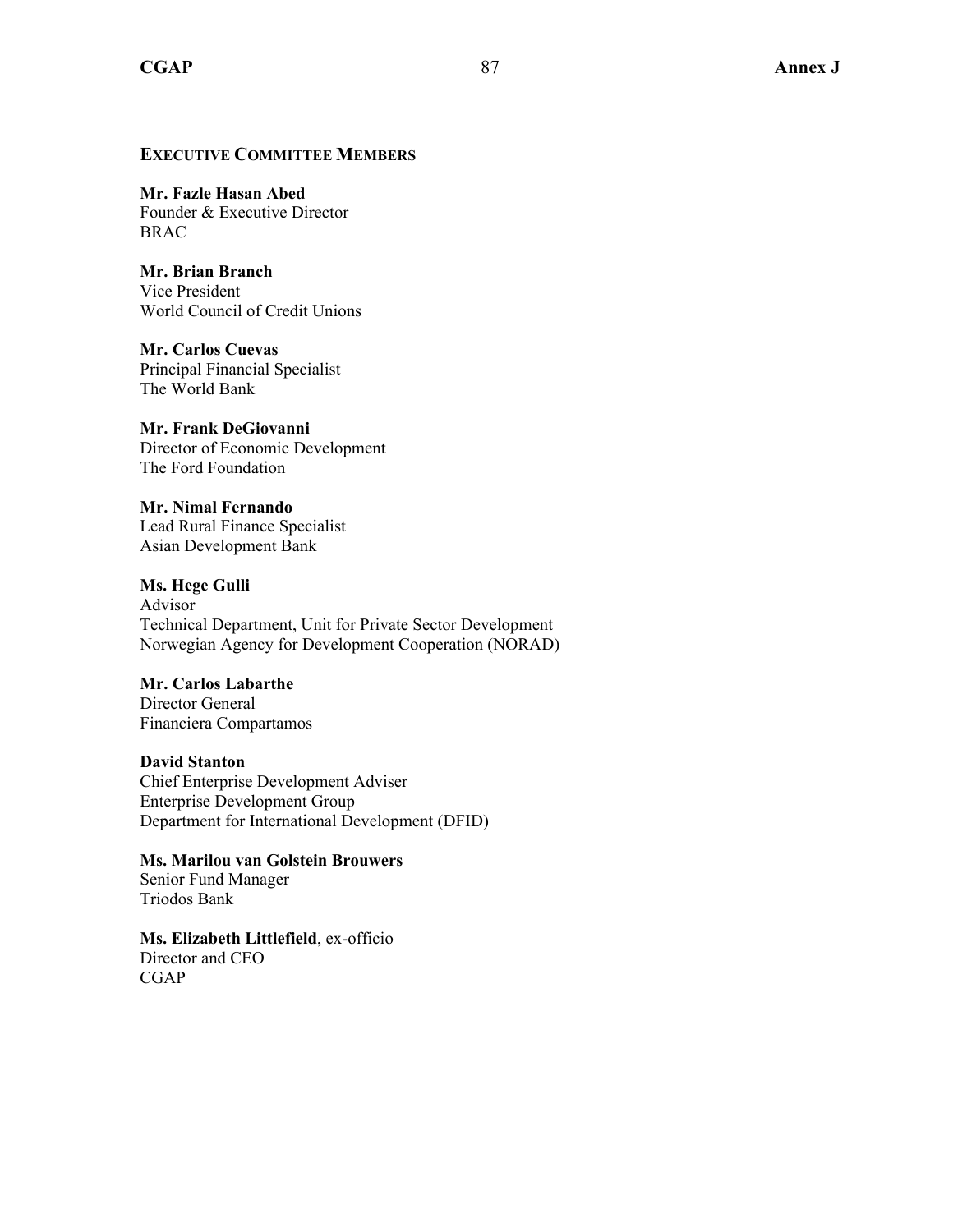## Executive Committee Members

**Mr. Fazle Hasan Abed**
Founder & Executive Director
BRAC

**Mr. Brian Branch**
Vice President
World Council of Credit Unions

**Mr. Carlos Cuevas**
Principal Financial Specialist
The World Bank

**Mr. Frank DeGiovanni**
Director of Economic Development
The Ford Foundation

**Mr. Nimal Fernando**
Lead Rural Finance Specialist
Asian Development Bank

**Ms. Hege Gulli**
Advisor
Technical Department, Unit for Private Sector Development
Norwegian Agency for Development Cooperation (NORAD)

**Mr. Carlos Labarthe**
Director General
Financiera Compartamos

**David Stanton**
Chief Enterprise Development Adviser
Enterprise Development Group
Department for International Development (DFID)

**Ms. Marilou van Golstein Brouwers**
Senior Fund Manager
Triodos Bank

**Ms. Elizabeth Littlefield**, ex-officio
Director and CEO
CGAP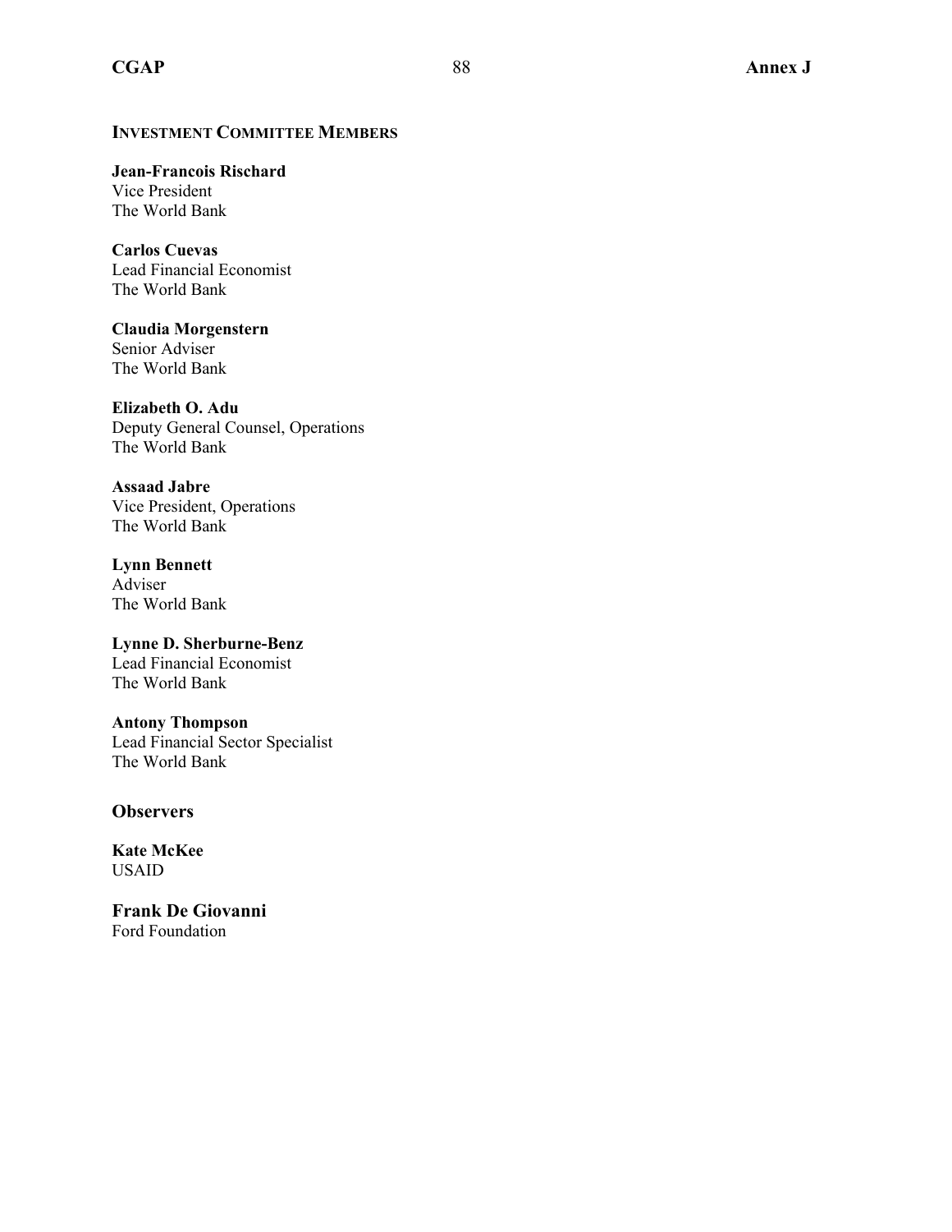## INVESTMENT COMMITTEE MEMBERS

**Jean-Francois Rischard**
Vice President
The World Bank

**Carlos Cuevas**
Lead Financial Economist
The World Bank

**Claudia Morgenstern**
Senior Adviser
The World Bank

**Elizabeth O. Adu**
Deputy General Counsel, Operations
The World Bank

**Assaad Jabre**
Vice President, Operations
The World Bank

**Lynn Bennett**
Adviser
The World Bank

**Lynne D. Sherburne-Benz**
Lead Financial Economist
The World Bank

**Antony Thompson**
Lead Financial Sector Specialist
The World Bank

### Observers

**Kate McKee**
USAID

**Frank De Giovanni**
Ford Foundation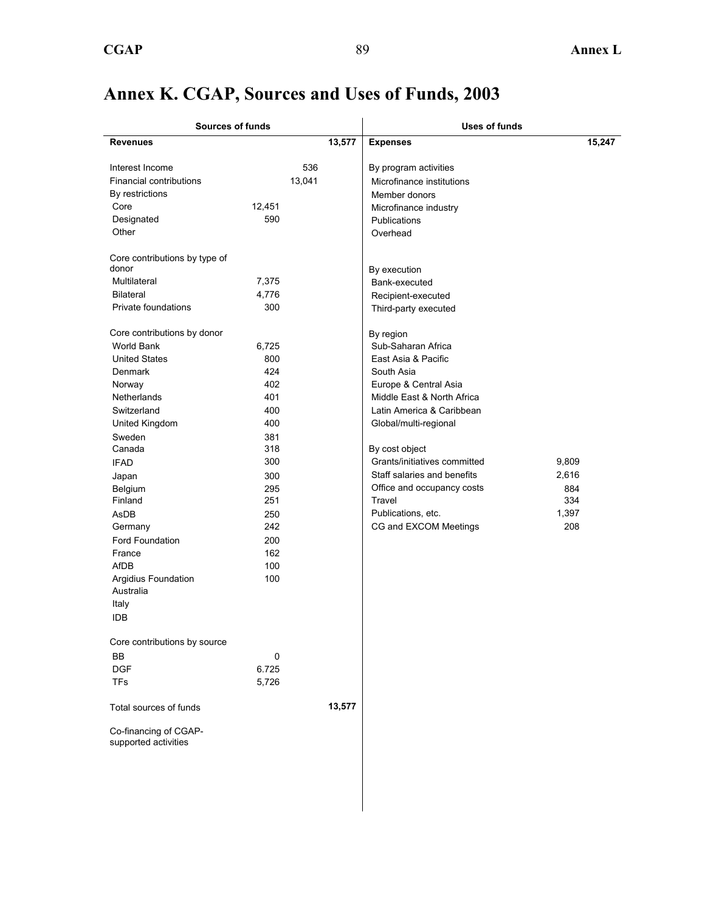# Annex K. CGAP, Sources and Uses of Funds, 2003

| Sources of funds | | | | Uses of funds | |
|---|---|---|---|---|---|
| **Revenues** | | | **13,577** | **Expenses** | **15,247** |
| | | | | | |
| Interest Income | | 536 | | By program activities | |
| Financial contributions | | 13,041 | | Microfinance institutions | |
| By restrictions | | | | Member donors | |
| Core | 12,451 | | | Microfinance industry | |
| Designated | 590 | | | Publications | |
| Other | | | | Overhead | |
| | | | | | |
| Core contributions by type of donor | | | | By execution | |
| Multilateral | 7,375 | | | Bank-executed | |
| Bilateral | 4,776 | | | Recipient-executed | |
| Private foundations | 300 | | | Third-party executed | |
| | | | | | |
| Core contributions by donor | | | | By region | |
| World Bank | 6,725 | | | Sub-Saharan Africa | |
| United States | 800 | | | East Asia & Pacific | |
| Denmark | 424 | | | South Asia | |
| Norway | 402 | | | Europe & Central Asia | |
| Netherlands | 401 | | | Middle East & North Africa | |
| Switzerland | 400 | | | Latin America & Caribbean | |
| United Kingdom | 400 | | | Global/multi-regional | |
| Sweden | 381 | | | | |
| Canada | 318 | | | By cost object | |
| IFAD | 300 | | | Grants/initiatives committed | 9,809 |
| Japan | 300 | | | Staff salaries and benefits | 2,616 |
| Belgium | 295 | | | Office and occupancy costs | 884 |
| Finland | 251 | | | Travel | 334 |
| AsDB | 250 | | | Publications, etc. | 1,397 |
| Germany | 242 | | | CG and EXCOM Meetings | 208 |
| Ford Foundation | 200 | | | | |
| France | 162 | | | | |
| AfDB | 100 | | | | |
| Argidius Foundation | 100 | | | | |
| Australia | | | | | |
| Italy | | | | | |
| IDB | | | | | |
| | | | | | |
| Core contributions by source | | | | | |
| BB | 0 | | | | |
| DGF | 6.725 | | | | |
| TFs | 5,726 | | | | |
| | | | | | |
| Total sources of funds | | | **13,577** | | |
| | | | | | |
| Co-financing of CGAP-supported activities | | | | | |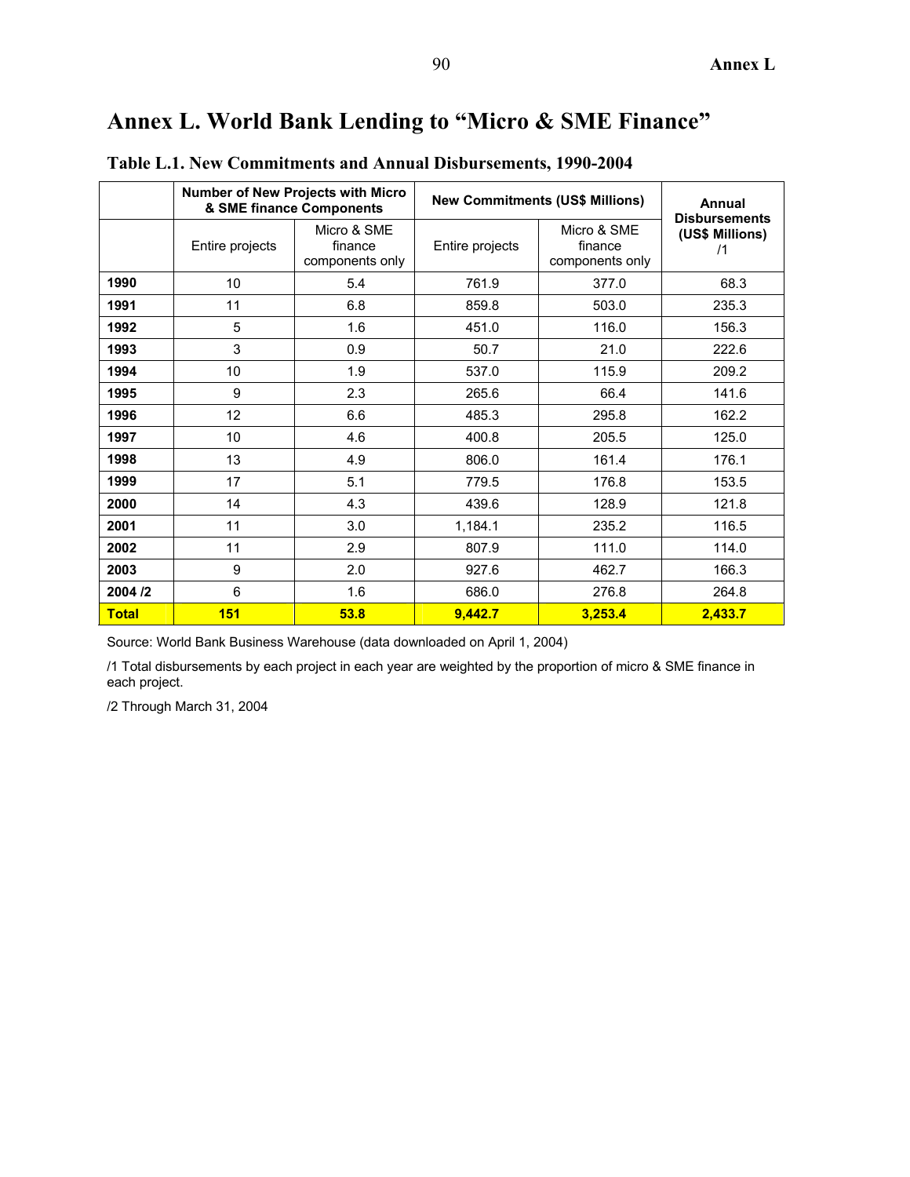# Annex L. World Bank Lending to "Micro & SME Finance"

## Table L.1. New Commitments and Annual Disbursements, 1990-2004

| | Number of New Projects with Micro & SME finance Components | | New Commitments (US$ Millions) | | Annual Disbursements (US$ Millions) /1 |
|---|---|---|---|---|---|
| | Entire projects | Micro & SME finance components only | Entire projects | Micro & SME finance components only | |
| **1990** | 10 | 5.4 | 761.9 | 377.0 | 68.3 |
| **1991** | 11 | 6.8 | 859.8 | 503.0 | 235.3 |
| **1992** | 5 | 1.6 | 451.0 | 116.0 | 156.3 |
| **1993** | 3 | 0.9 | 50.7 | 21.0 | 222.6 |
| **1994** | 10 | 1.9 | 537.0 | 115.9 | 209.2 |
| **1995** | 9 | 2.3 | 265.6 | 66.4 | 141.6 |
| **1996** | 12 | 6.6 | 485.3 | 295.8 | 162.2 |
| **1997** | 10 | 4.6 | 400.8 | 205.5 | 125.0 |
| **1998** | 13 | 4.9 | 806.0 | 161.4 | 176.1 |
| **1999** | 17 | 5.1 | 779.5 | 176.8 | 153.5 |
| **2000** | 14 | 4.3 | 439.6 | 128.9 | 121.8 |
| **2001** | 11 | 3.0 | 1,184.1 | 235.2 | 116.5 |
| **2002** | 11 | 2.9 | 807.9 | 111.0 | 114.0 |
| **2003** | 9 | 2.0 | 927.6 | 462.7 | 166.3 |
| **2004 /2** | 6 | 1.6 | 686.0 | 276.8 | 264.8 |
| **Total** | **151** | **53.8** | **9,442.7** | **3,253.4** | **2,433.7** |

Source: World Bank Business Warehouse (data downloaded on April 1, 2004)

/1 Total disbursements by each project in each year are weighted by the proportion of micro & SME finance in each project.

/2 Through March 31, 2004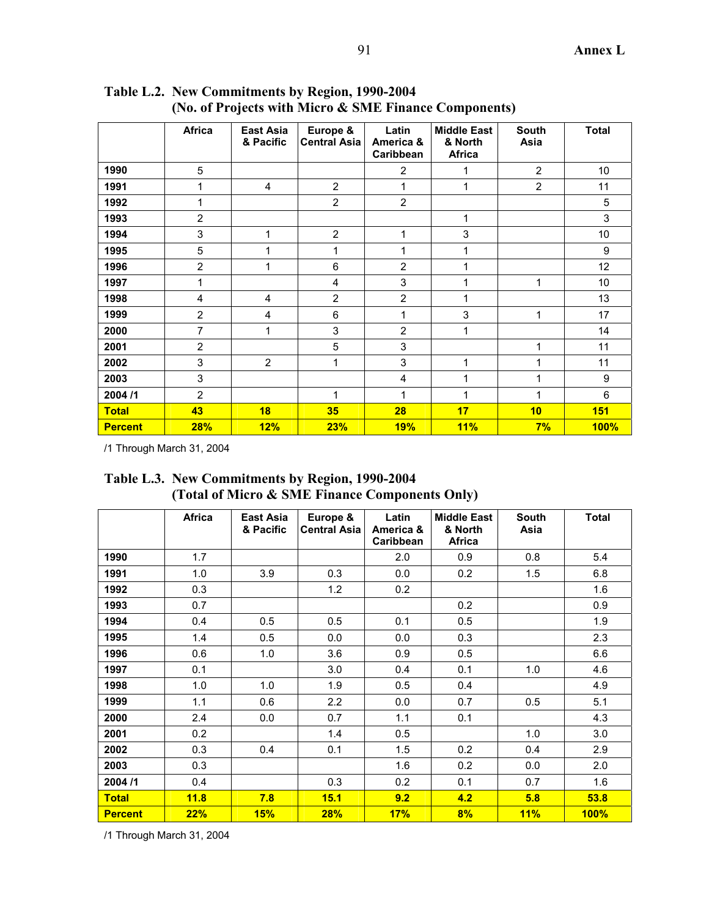**Table L.2. New Commitments by Region, 1990-2004 (No. of Projects with Micro & SME Finance Components)**

| | Africa | East Asia & Pacific | Europe & Central Asia | Latin America & Caribbean | Middle East & North Africa | South Asia | Total |
|---|---|---|---|---|---|---|---|
| **1990** | 5 | | | 2 | 1 | 2 | 10 |
| **1991** | 1 | 4 | 2 | 1 | 1 | 2 | 11 |
| **1992** | 1 | | 2 | 2 | | | 5 |
| **1993** | 2 | | | | 1 | | 3 |
| **1994** | 3 | 1 | 2 | 1 | 3 | | 10 |
| **1995** | 5 | 1 | 1 | 1 | 1 | | 9 |
| **1996** | 2 | 1 | 6 | 2 | 1 | | 12 |
| **1997** | 1 | | 4 | 3 | 1 | 1 | 10 |
| **1998** | 4 | 4 | 2 | 2 | 1 | | 13 |
| **1999** | 2 | 4 | 6 | 1 | 3 | 1 | 17 |
| **2000** | 7 | 1 | 3 | 2 | 1 | | 14 |
| **2001** | 2 | | 5 | 3 | | 1 | 11 |
| **2002** | 3 | 2 | 1 | 3 | 1 | 1 | 11 |
| **2003** | 3 | | | 4 | 1 | 1 | 9 |
| **2004 /1** | 2 | | 1 | 1 | 1 | 1 | 6 |
| **Total** | **43** | **18** | **35** | **28** | **17** | **10** | **151** |
| **Percent** | **28%** | **12%** | **23%** | **19%** | **11%** | **7%** | **100%** |

/1 Through March 31, 2004

**Table L.3. New Commitments by Region, 1990-2004 (Total of Micro & SME Finance Components Only)**

| | Africa | East Asia & Pacific | Europe & Central Asia | Latin America & Caribbean | Middle East & North Africa | South Asia | Total |
|---|---|---|---|---|---|---|---|
| **1990** | 1.7 | | | 2.0 | 0.9 | 0.8 | 5.4 |
| **1991** | 1.0 | 3.9 | 0.3 | 0.0 | 0.2 | 1.5 | 6.8 |
| **1992** | 0.3 | | 1.2 | 0.2 | | | 1.6 |
| **1993** | 0.7 | | | | 0.2 | | 0.9 |
| **1994** | 0.4 | 0.5 | 0.5 | 0.1 | 0.5 | | 1.9 |
| **1995** | 1.4 | 0.5 | 0.0 | 0.0 | 0.3 | | 2.3 |
| **1996** | 0.6 | 1.0 | 3.6 | 0.9 | 0.5 | | 6.6 |
| **1997** | 0.1 | | 3.0 | 0.4 | 0.1 | 1.0 | 4.6 |
| **1998** | 1.0 | 1.0 | 1.9 | 0.5 | 0.4 | | 4.9 |
| **1999** | 1.1 | 0.6 | 2.2 | 0.0 | 0.7 | 0.5 | 5.1 |
| **2000** | 2.4 | 0.0 | 0.7 | 1.1 | 0.1 | | 4.3 |
| **2001** | 0.2 | | 1.4 | 0.5 | | 1.0 | 3.0 |
| **2002** | 0.3 | 0.4 | 0.1 | 1.5 | 0.2 | 0.4 | 2.9 |
| **2003** | 0.3 | | | 1.6 | 0.2 | 0.0 | 2.0 |
| **2004 /1** | 0.4 | | 0.3 | 0.2 | 0.1 | 0.7 | 1.6 |
| **Total** | **11.8** | **7.8** | **15.1** | **9.2** | **4.2** | **5.8** | **53.8** |
| **Percent** | **22%** | **15%** | **28%** | **17%** | **8%** | **11%** | **100%** |

/1 Through March 31, 2004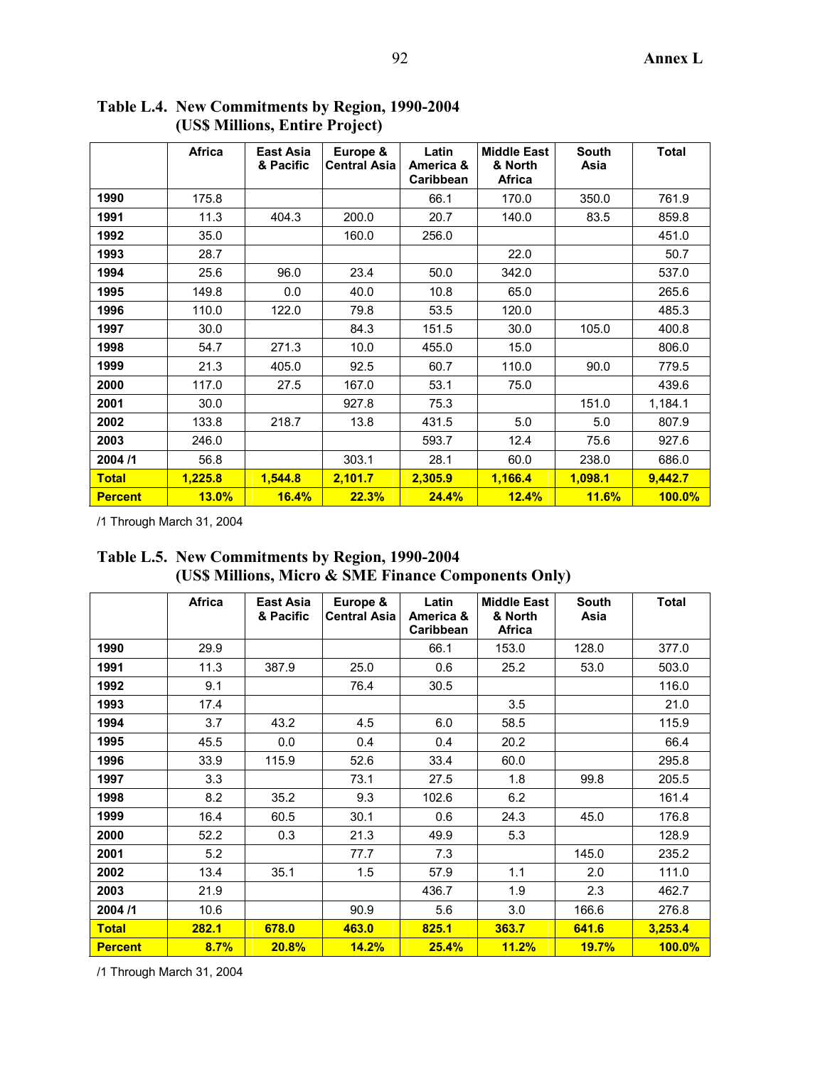### Table L.4. New Commitments by Region, 1990-2004 (US$ Millions, Entire Project)

| | Africa | East Asia & Pacific | Europe & Central Asia | Latin America & Caribbean | Middle East & North Africa | South Asia | Total |
|---|---|---|---|---|---|---|---|
| **1990** | 175.8 | | | 66.1 | 170.0 | 350.0 | 761.9 |
| **1991** | 11.3 | 404.3 | 200.0 | 20.7 | 140.0 | 83.5 | 859.8 |
| **1992** | 35.0 | | 160.0 | 256.0 | | | 451.0 |
| **1993** | 28.7 | | | | 22.0 | | 50.7 |
| **1994** | 25.6 | 96.0 | 23.4 | 50.0 | 342.0 | | 537.0 |
| **1995** | 149.8 | 0.0 | 40.0 | 10.8 | 65.0 | | 265.6 |
| **1996** | 110.0 | 122.0 | 79.8 | 53.5 | 120.0 | | 485.3 |
| **1997** | 30.0 | | 84.3 | 151.5 | 30.0 | 105.0 | 400.8 |
| **1998** | 54.7 | 271.3 | 10.0 | 455.0 | 15.0 | | 806.0 |
| **1999** | 21.3 | 405.0 | 92.5 | 60.7 | 110.0 | 90.0 | 779.5 |
| **2000** | 117.0 | 27.5 | 167.0 | 53.1 | 75.0 | | 439.6 |
| **2001** | 30.0 | | 927.8 | 75.3 | | 151.0 | 1,184.1 |
| **2002** | 133.8 | 218.7 | 13.8 | 431.5 | 5.0 | 5.0 | 807.9 |
| **2003** | 246.0 | | | 593.7 | 12.4 | 75.6 | 927.6 |
| **2004 /1** | 56.8 | | 303.1 | 28.1 | 60.0 | 238.0 | 686.0 |
| **Total** | **1,225.8** | **1,544.8** | **2,101.7** | **2,305.9** | **1,166.4** | **1,098.1** | **9,442.7** |
| **Percent** | **13.0%** | **16.4%** | **22.3%** | **24.4%** | **12.4%** | **11.6%** | **100.0%** |

/1 Through March 31, 2004

### Table L.5. New Commitments by Region, 1990-2004 (US$ Millions, Micro & SME Finance Components Only)

| | Africa | East Asia & Pacific | Europe & Central Asia | Latin America & Caribbean | Middle East & North Africa | South Asia | Total |
|---|---|---|---|---|---|---|---|
| **1990** | 29.9 | | | 66.1 | 153.0 | 128.0 | 377.0 |
| **1991** | 11.3 | 387.9 | 25.0 | 0.6 | 25.2 | 53.0 | 503.0 |
| **1992** | 9.1 | | 76.4 | 30.5 | | | 116.0 |
| **1993** | 17.4 | | | | 3.5 | | 21.0 |
| **1994** | 3.7 | 43.2 | 4.5 | 6.0 | 58.5 | | 115.9 |
| **1995** | 45.5 | 0.0 | 0.4 | 0.4 | 20.2 | | 66.4 |
| **1996** | 33.9 | 115.9 | 52.6 | 33.4 | 60.0 | | 295.8 |
| **1997** | 3.3 | | 73.1 | 27.5 | 1.8 | 99.8 | 205.5 |
| **1998** | 8.2 | 35.2 | 9.3 | 102.6 | 6.2 | | 161.4 |
| **1999** | 16.4 | 60.5 | 30.1 | 0.6 | 24.3 | 45.0 | 176.8 |
| **2000** | 52.2 | 0.3 | 21.3 | 49.9 | 5.3 | | 128.9 |
| **2001** | 5.2 | | 77.7 | 7.3 | | 145.0 | 235.2 |
| **2002** | 13.4 | 35.1 | 1.5 | 57.9 | 1.1 | 2.0 | 111.0 |
| **2003** | 21.9 | | | 436.7 | 1.9 | 2.3 | 462.7 |
| **2004 /1** | 10.6 | | 90.9 | 5.6 | 3.0 | 166.6 | 276.8 |
| **Total** | **282.1** | **678.0** | **463.0** | **825.1** | **363.7** | **641.6** | **3,253.4** |
| **Percent** | **8.7%** | **20.8%** | **14.2%** | **25.4%** | **11.2%** | **19.7%** | **100.0%** |

/1 Through March 31, 2004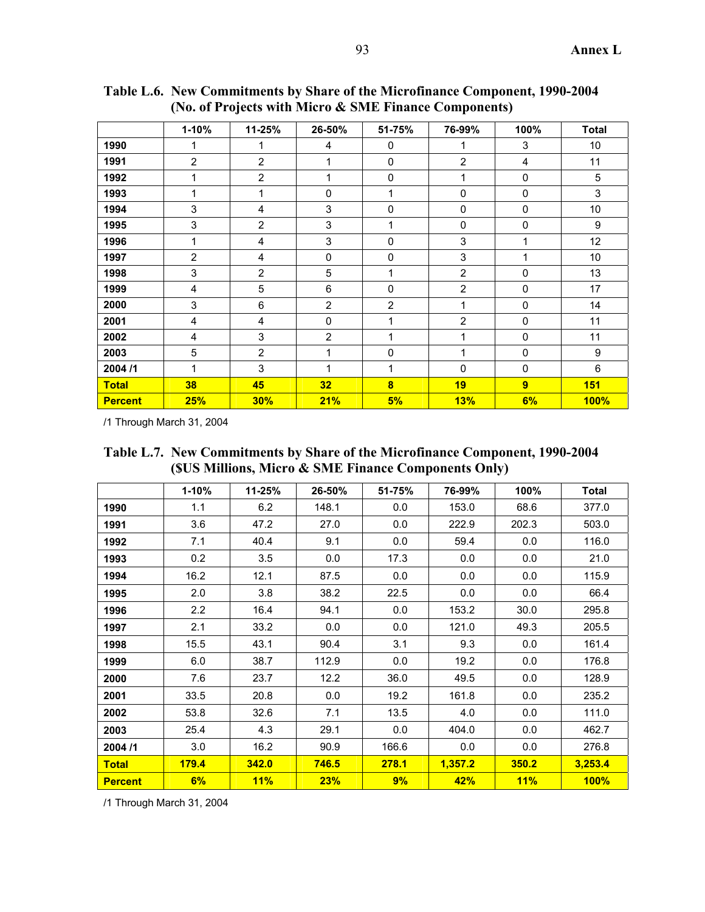**Table L.6. New Commitments by Share of the Microfinance Component, 1990-2004 (No. of Projects with Micro & SME Finance Components)**

| | 1-10% | 11-25% | 26-50% | 51-75% | 76-99% | 100% | Total |
|---|---|---|---|---|---|---|---|
| **1990** | 1 | 1 | 4 | 0 | 1 | 3 | 10 |
| **1991** | 2 | 2 | 1 | 0 | 2 | 4 | 11 |
| **1992** | 1 | 2 | 1 | 0 | 1 | 0 | 5 |
| **1993** | 1 | 1 | 0 | 1 | 0 | 0 | 3 |
| **1994** | 3 | 4 | 3 | 0 | 0 | 0 | 10 |
| **1995** | 3 | 2 | 3 | 1 | 0 | 0 | 9 |
| **1996** | 1 | 4 | 3 | 0 | 3 | 1 | 12 |
| **1997** | 2 | 4 | 0 | 0 | 3 | 1 | 10 |
| **1998** | 3 | 2 | 5 | 1 | 2 | 0 | 13 |
| **1999** | 4 | 5 | 6 | 0 | 2 | 0 | 17 |
| **2000** | 3 | 6 | 2 | 2 | 1 | 0 | 14 |
| **2001** | 4 | 4 | 0 | 1 | 2 | 0 | 11 |
| **2002** | 4 | 3 | 2 | 1 | 1 | 0 | 11 |
| **2003** | 5 | 2 | 1 | 0 | 1 | 0 | 9 |
| **2004 /1** | 1 | 3 | 1 | 1 | 0 | 0 | 6 |
| **Total** | **38** | **45** | **32** | **8** | **19** | **9** | **151** |
| **Percent** | **25%** | **30%** | **21%** | **5%** | **13%** | **6%** | **100%** |

/1 Through March 31, 2004

**Table L.7. New Commitments by Share of the Microfinance Component, 1990-2004 ($US Millions, Micro & SME Finance Components Only)**

| | 1-10% | 11-25% | 26-50% | 51-75% | 76-99% | 100% | Total |
|---|---|---|---|---|---|---|---|
| **1990** | 1.1 | 6.2 | 148.1 | 0.0 | 153.0 | 68.6 | 377.0 |
| **1991** | 3.6 | 47.2 | 27.0 | 0.0 | 222.9 | 202.3 | 503.0 |
| **1992** | 7.1 | 40.4 | 9.1 | 0.0 | 59.4 | 0.0 | 116.0 |
| **1993** | 0.2 | 3.5 | 0.0 | 17.3 | 0.0 | 0.0 | 21.0 |
| **1994** | 16.2 | 12.1 | 87.5 | 0.0 | 0.0 | 0.0 | 115.9 |
| **1995** | 2.0 | 3.8 | 38.2 | 22.5 | 0.0 | 0.0 | 66.4 |
| **1996** | 2.2 | 16.4 | 94.1 | 0.0 | 153.2 | 30.0 | 295.8 |
| **1997** | 2.1 | 33.2 | 0.0 | 0.0 | 121.0 | 49.3 | 205.5 |
| **1998** | 15.5 | 43.1 | 90.4 | 3.1 | 9.3 | 0.0 | 161.4 |
| **1999** | 6.0 | 38.7 | 112.9 | 0.0 | 19.2 | 0.0 | 176.8 |
| **2000** | 7.6 | 23.7 | 12.2 | 36.0 | 49.5 | 0.0 | 128.9 |
| **2001** | 33.5 | 20.8 | 0.0 | 19.2 | 161.8 | 0.0 | 235.2 |
| **2002** | 53.8 | 32.6 | 7.1 | 13.5 | 4.0 | 0.0 | 111.0 |
| **2003** | 25.4 | 4.3 | 29.1 | 0.0 | 404.0 | 0.0 | 462.7 |
| **2004 /1** | 3.0 | 16.2 | 90.9 | 166.6 | 0.0 | 0.0 | 276.8 |
| **Total** | **179.4** | **342.0** | **746.5** | **278.1** | **1,357.2** | **350.2** | **3,253.4** |
| **Percent** | **6%** | **11%** | **23%** | **9%** | **42%** | **11%** | **100%** |

/1 Through March 31, 2004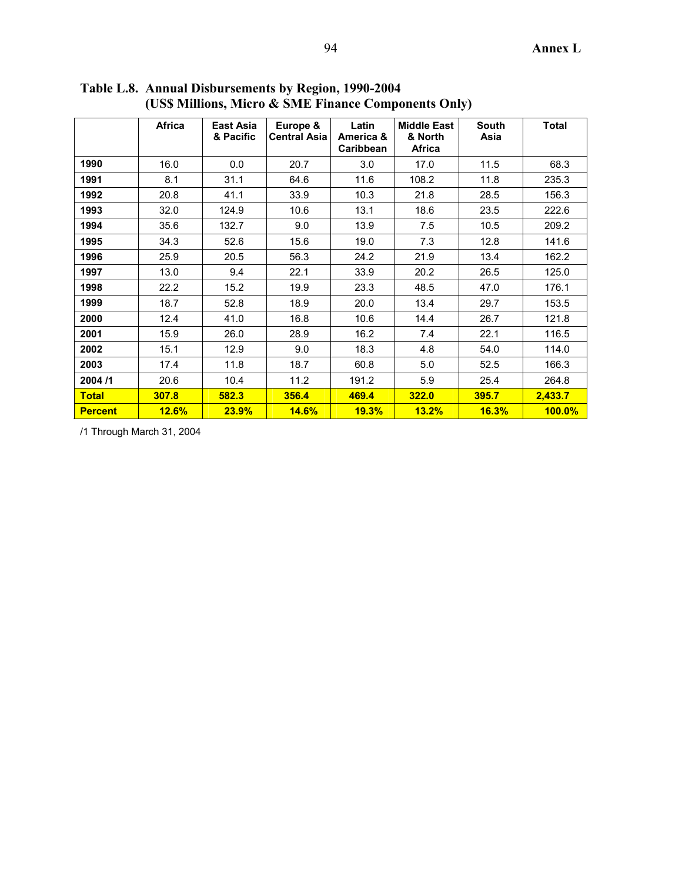**Table L.8. Annual Disbursements by Region, 1990-2004**
**(US$ Millions, Micro & SME Finance Components Only)**

| | Africa | East Asia & Pacific | Europe & Central Asia | Latin America & Caribbean | Middle East & North Africa | South Asia | Total |
|---|---|---|---|---|---|---|---|
| **1990** | 16.0 | 0.0 | 20.7 | 3.0 | 17.0 | 11.5 | 68.3 |
| **1991** | 8.1 | 31.1 | 64.6 | 11.6 | 108.2 | 11.8 | 235.3 |
| **1992** | 20.8 | 41.1 | 33.9 | 10.3 | 21.8 | 28.5 | 156.3 |
| **1993** | 32.0 | 124.9 | 10.6 | 13.1 | 18.6 | 23.5 | 222.6 |
| **1994** | 35.6 | 132.7 | 9.0 | 13.9 | 7.5 | 10.5 | 209.2 |
| **1995** | 34.3 | 52.6 | 15.6 | 19.0 | 7.3 | 12.8 | 141.6 |
| **1996** | 25.9 | 20.5 | 56.3 | 24.2 | 21.9 | 13.4 | 162.2 |
| **1997** | 13.0 | 9.4 | 22.1 | 33.9 | 20.2 | 26.5 | 125.0 |
| **1998** | 22.2 | 15.2 | 19.9 | 23.3 | 48.5 | 47.0 | 176.1 |
| **1999** | 18.7 | 52.8 | 18.9 | 20.0 | 13.4 | 29.7 | 153.5 |
| **2000** | 12.4 | 41.0 | 16.8 | 10.6 | 14.4 | 26.7 | 121.8 |
| **2001** | 15.9 | 26.0 | 28.9 | 16.2 | 7.4 | 22.1 | 116.5 |
| **2002** | 15.1 | 12.9 | 9.0 | 18.3 | 4.8 | 54.0 | 114.0 |
| **2003** | 17.4 | 11.8 | 18.7 | 60.8 | 5.0 | 52.5 | 166.3 |
| **2004 /1** | 20.6 | 10.4 | 11.2 | 191.2 | 5.9 | 25.4 | 264.8 |
| **Total** | **307.8** | **582.3** | **356.4** | **469.4** | **322.0** | **395.7** | **2,433.7** |
| **Percent** | **12.6%** | **23.9%** | **14.6%** | **19.3%** | **13.2%** | **16.3%** | **100.0%** |

/1 Through March 31, 2004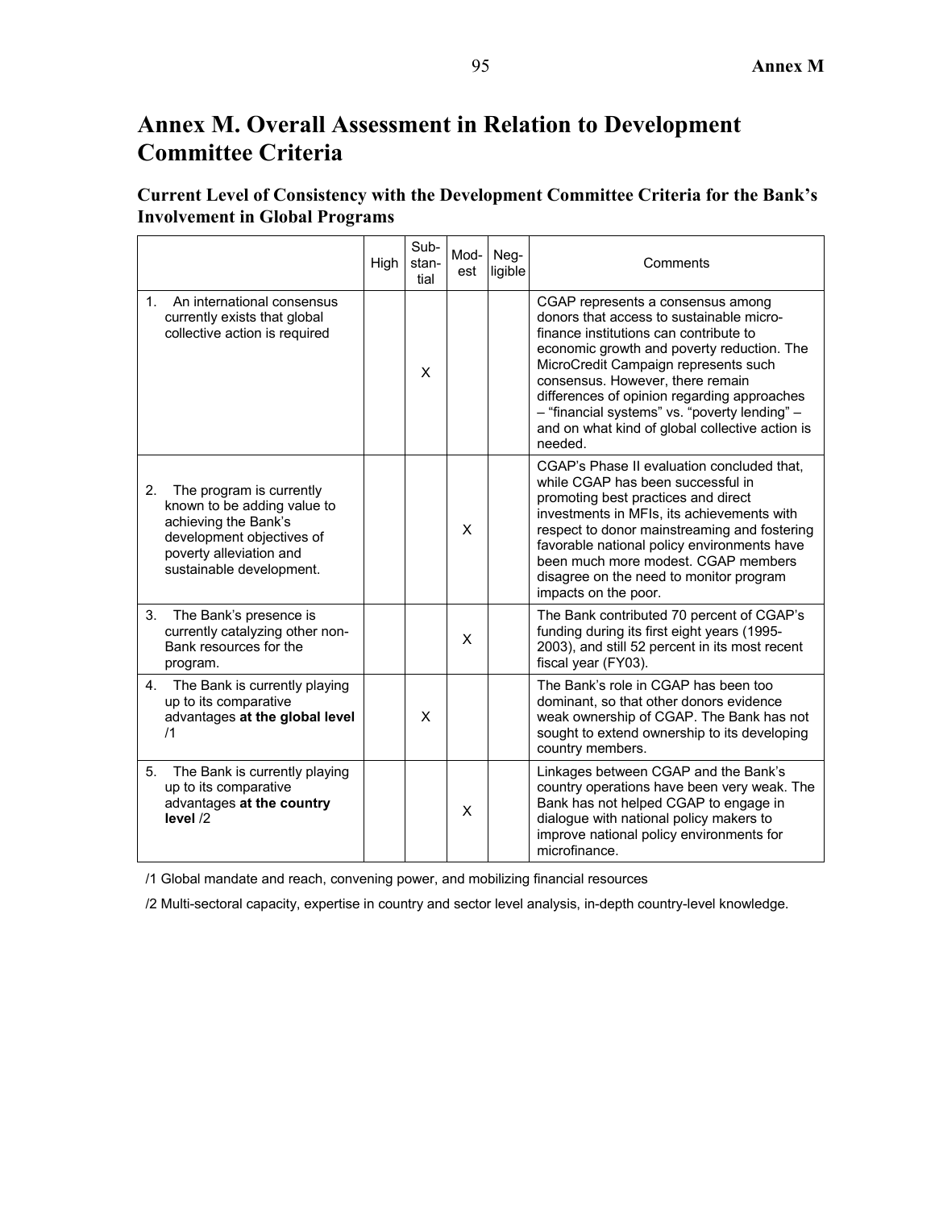# Annex M. Overall Assessment in Relation to Development Committee Criteria

## Current Level of Consistency with the Development Committee Criteria for the Bank's Involvement in Global Programs

| | High | Sub-stan-tial | Mod-est | Neg-ligible | Comments |
|---|---|---|---|---|---|
| 1. An international consensus currently exists that global collective action is required | | X | | | CGAP represents a consensus among donors that access to sustainable micro-finance institutions can contribute to economic growth and poverty reduction. The MicroCredit Campaign represents such consensus. However, there remain differences of opinion regarding approaches – "financial systems" vs. "poverty lending" – and on what kind of global collective action is needed. |
| 2. The program is currently known to be adding value to achieving the Bank's development objectives of poverty alleviation and sustainable development. | | | X | | CGAP's Phase II evaluation concluded that, while CGAP has been successful in promoting best practices and direct investments in MFIs, its achievements with respect to donor mainstreaming and fostering favorable national policy environments have been much more modest. CGAP members disagree on the need to monitor program impacts on the poor. |
| 3. The Bank's presence is currently catalyzing other non-Bank resources for the program. | | | X | | The Bank contributed 70 percent of CGAP's funding during its first eight years (1995-2003), and still 52 percent in its most recent fiscal year (FY03). |
| 4. The Bank is currently playing up to its comparative advantages **at the global level** /1 | | X | | | The Bank's role in CGAP has been too dominant, so that other donors evidence weak ownership of CGAP. The Bank has not sought to extend ownership to its developing country members. |
| 5. The Bank is currently playing up to its comparative advantages **at the country level** /2 | | | X | | Linkages between CGAP and the Bank's country operations have been very weak. The Bank has not helped CGAP to engage in dialogue with national policy makers to improve national policy environments for microfinance. |

/1 Global mandate and reach, convening power, and mobilizing financial resources

/2 Multi-sectoral capacity, expertise in country and sector level analysis, in-depth country-level knowledge.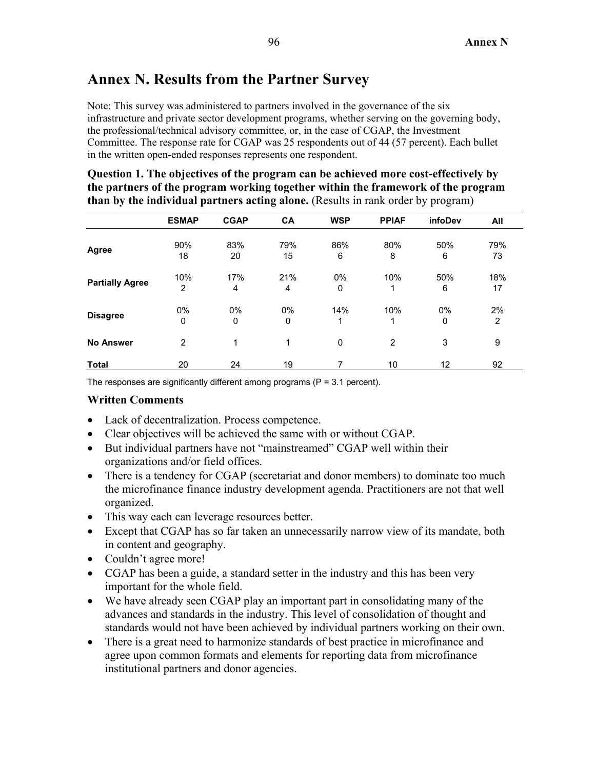# Annex N. Results from the Partner Survey

Note: This survey was administered to partners involved in the governance of the six infrastructure and private sector development programs, whether serving on the governing body, the professional/technical advisory committee, or, in the case of CGAP, the Investment Committee. The response rate for CGAP was 25 respondents out of 44 (57 percent). Each bullet in the written open-ended responses represents one respondent.

**Question 1. The objectives of the program can be achieved more cost-effectively by the partners of the program working together within the framework of the program than by the individual partners acting alone.** (Results in rank order by program)

| | ESMAP | CGAP | CA | WSP | PPIAF | infoDev | All |
|---|---|---|---|---|---|---|---|
| **Agree** | 90%<br>18 | 83%<br>20 | 79%<br>15 | 86%<br>6 | 80%<br>8 | 50%<br>6 | 79%<br>73 |
| **Partially Agree** | 10%<br>2 | 17%<br>4 | 21%<br>4 | 0%<br>0 | 10%<br>1 | 50%<br>6 | 18%<br>17 |
| **Disagree** | 0%<br>0 | 0%<br>0 | 0%<br>0 | 14%<br>1 | 10%<br>1 | 0%<br>0 | 2%<br>2 |
| **No Answer** | 2 | 1 | 1 | 0 | 2 | 3 | 9 |
| **Total** | 20 | 24 | 19 | 7 | 10 | 12 | 92 |

The responses are significantly different among programs (P = 3.1 percent).

### Written Comments

- Lack of decentralization. Process competence.
- Clear objectives will be achieved the same with or without CGAP.
- But individual partners have not "mainstreamed" CGAP well within their organizations and/or field offices.
- There is a tendency for CGAP (secretariat and donor members) to dominate too much the microfinance finance industry development agenda. Practitioners are not that well organized.
- This way each can leverage resources better.
- Except that CGAP has so far taken an unnecessarily narrow view of its mandate, both in content and geography.
- Couldn't agree more!
- CGAP has been a guide, a standard setter in the industry and this has been very important for the whole field.
- We have already seen CGAP play an important part in consolidating many of the advances and standards in the industry. This level of consolidation of thought and standards would not have been achieved by individual partners working on their own.
- There is a great need to harmonize standards of best practice in microfinance and agree upon common formats and elements for reporting data from microfinance institutional partners and donor agencies.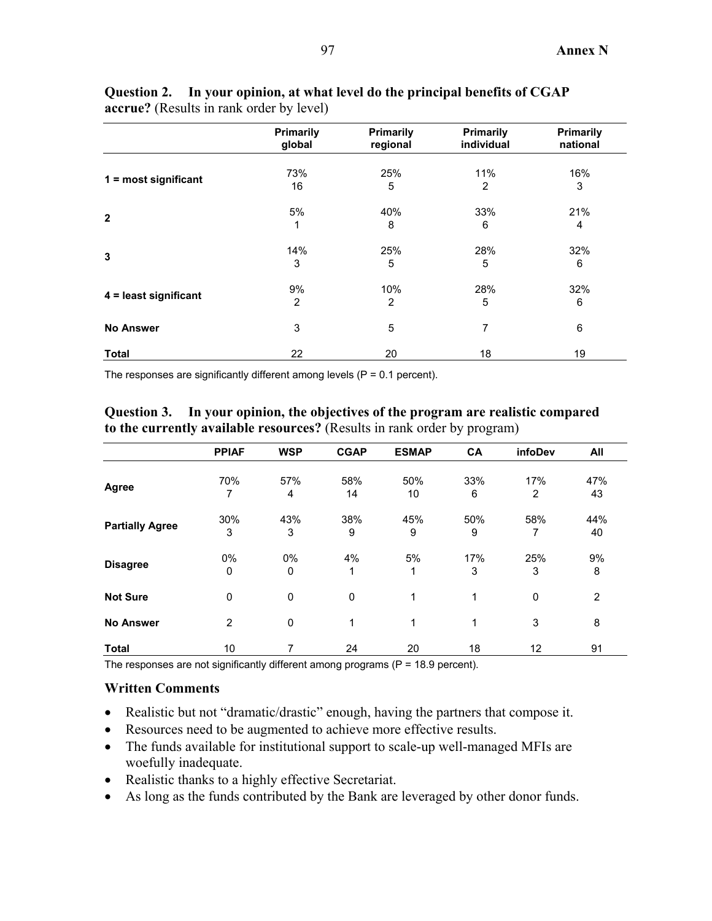**Question 2. In your opinion, at what level do the principal benefits of CGAP accrue?** (Results in rank order by level)

| | Primarily global | Primarily regional | Primarily individual | Primarily national |
|---|---|---|---|---|
| 1 = most significant | 73%<br>16 | 25%<br>5 | 11%<br>2 | 16%<br>3 |
| 2 | 5%<br>1 | 40%<br>8 | 33%<br>6 | 21%<br>4 |
| 3 | 14%<br>3 | 25%<br>5 | 28%<br>5 | 32%<br>6 |
| 4 = least significant | 9%<br>2 | 10%<br>2 | 28%<br>5 | 32%<br>6 |
| No Answer | 3 | 5 | 7 | 6 |
| Total | 22 | 20 | 18 | 19 |

The responses are significantly different among levels (P = 0.1 percent).

**Question 3. In your opinion, the objectives of the program are realistic compared to the currently available resources?** (Results in rank order by program)

| | PPIAF | WSP | CGAP | ESMAP | CA | infoDev | All |
|---|---|---|---|---|---|---|---|
| Agree | 70%<br>7 | 57%<br>4 | 58%<br>14 | 50%<br>10 | 33%<br>6 | 17%<br>2 | 47%<br>43 |
| Partially Agree | 30%<br>3 | 43%<br>3 | 38%<br>9 | 45%<br>9 | 50%<br>9 | 58%<br>7 | 44%<br>40 |
| Disagree | 0%<br>0 | 0%<br>0 | 4%<br>1 | 5%<br>1 | 17%<br>3 | 25%<br>3 | 9%<br>8 |
| Not Sure | 0 | 0 | 0 | 1 | 1 | 0 | 2 |
| No Answer | 2 | 0 | 1 | 1 | 1 | 3 | 8 |
| Total | 10 | 7 | 24 | 20 | 18 | 12 | 91 |

The responses are not significantly different among programs (P = 18.9 percent).

### Written Comments

- Realistic but not "dramatic/drastic" enough, having the partners that compose it.
- Resources need to be augmented to achieve more effective results.
- The funds available for institutional support to scale-up well-managed MFIs are woefully inadequate.
- Realistic thanks to a highly effective Secretariat.
- As long as the funds contributed by the Bank are leveraged by other donor funds.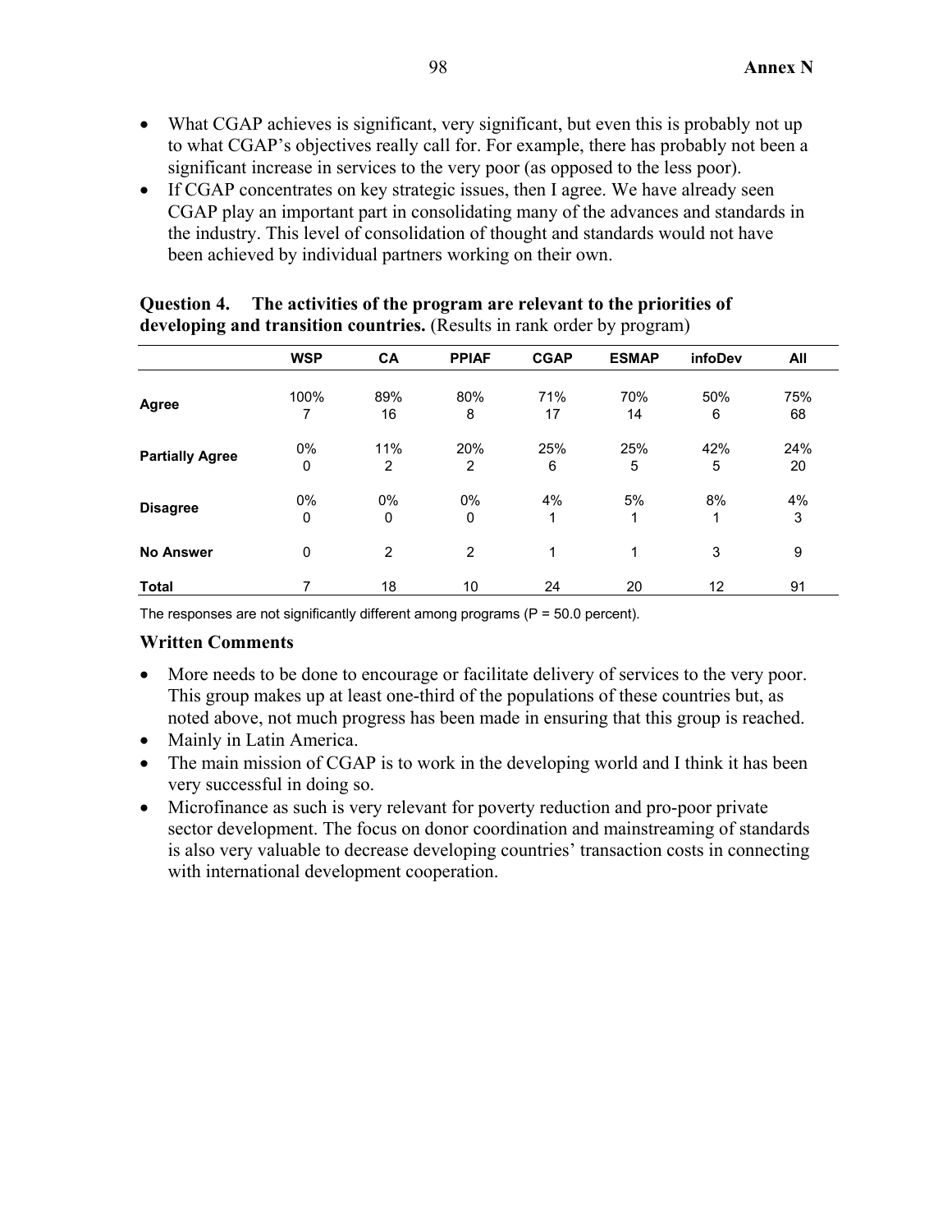- What CGAP achieves is significant, very significant, but even this is probably not up to what CGAP's objectives really call for. For example, there has probably not been a significant increase in services to the very poor (as opposed to the less poor).
- If CGAP concentrates on key strategic issues, then I agree. We have already seen CGAP play an important part in consolidating many of the advances and standards in the industry. This level of consolidation of thought and standards would not have been achieved by individual partners working on their own.

**Question 4. The activities of the program are relevant to the priorities of developing and transition countries.** (Results in rank order by program)

| | WSP | CA | PPIAF | CGAP | ESMAP | infoDev | All |
|---|---|---|---|---|---|---|---|
| **Agree** | 100%<br>7 | 89%<br>16 | 80%<br>8 | 71%<br>17 | 70%<br>14 | 50%<br>6 | 75%<br>68 |
| **Partially Agree** | 0%<br>0 | 11%<br>2 | 20%<br>2 | 25%<br>6 | 25%<br>5 | 42%<br>5 | 24%<br>20 |
| **Disagree** | 0%<br>0 | 0%<br>0 | 0%<br>0 | 4%<br>1 | 5%<br>1 | 8%<br>1 | 4%<br>3 |
| **No Answer** | 0 | 2 | 2 | 1 | 1 | 3 | 9 |
| **Total** | 7 | 18 | 10 | 24 | 20 | 12 | 91 |

The responses are not significantly different among programs (P = 50.0 percent).

### Written Comments

- More needs to be done to encourage or facilitate delivery of services to the very poor. This group makes up at least one-third of the populations of these countries but, as noted above, not much progress has been made in ensuring that this group is reached.
- Mainly in Latin America.
- The main mission of CGAP is to work in the developing world and I think it has been very successful in doing so.
- Microfinance as such is very relevant for poverty reduction and pro-poor private sector development. The focus on donor coordination and mainstreaming of standards is also very valuable to decrease developing countries' transaction costs in connecting with international development cooperation.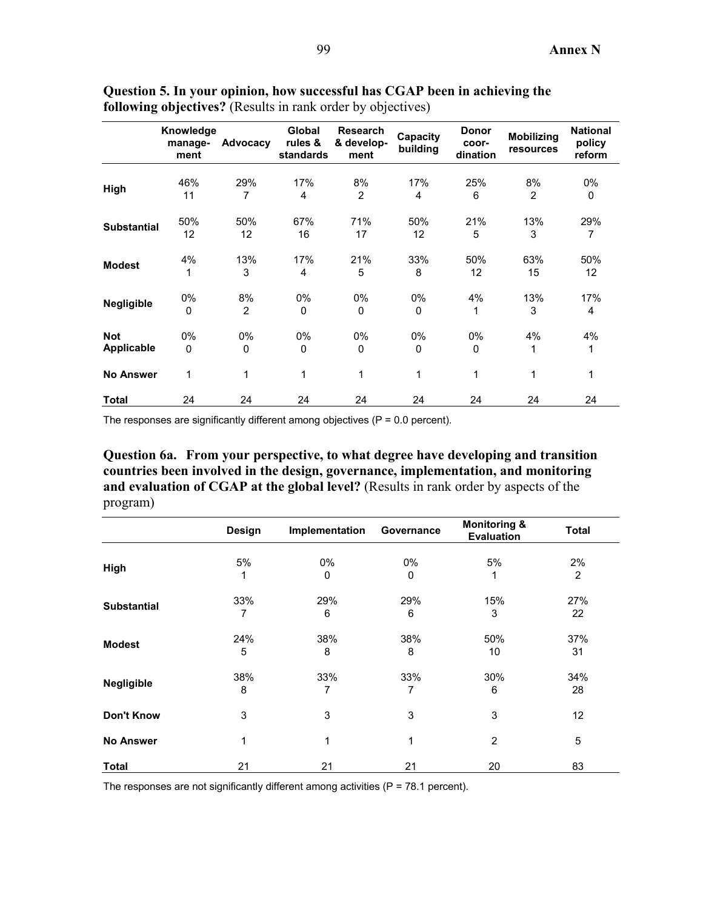**Question 5. In your opinion, how successful has CGAP been in achieving the following objectives?** (Results in rank order by objectives)

| | Knowledge manage-ment | Advocacy | Global rules & standards | Research & develop-ment | Capacity building | Donor coor-dination | Mobilizing resources | National policy reform |
|---|---|---|---|---|---|---|---|---|
| **High** | 46%<br>11 | 29%<br>7 | 17%<br>4 | 8%<br>2 | 17%<br>4 | 25%<br>6 | 8%<br>2 | 0%<br>0 |
| **Substantial** | 50%<br>12 | 50%<br>12 | 67%<br>16 | 71%<br>17 | 50%<br>12 | 21%<br>5 | 13%<br>3 | 29%<br>7 |
| **Modest** | 4%<br>1 | 13%<br>3 | 17%<br>4 | 21%<br>5 | 33%<br>8 | 50%<br>12 | 63%<br>15 | 50%<br>12 |
| **Negligible** | 0%<br>0 | 8%<br>2 | 0%<br>0 | 0%<br>0 | 0%<br>0 | 4%<br>1 | 13%<br>3 | 17%<br>4 |
| **Not Applicable** | 0%<br>0 | 0%<br>0 | 0%<br>0 | 0%<br>0 | 0%<br>0 | 0%<br>0 | 4%<br>1 | 4%<br>1 |
| **No Answer** | 1 | 1 | 1 | 1 | 1 | 1 | 1 | 1 |
| **Total** | 24 | 24 | 24 | 24 | 24 | 24 | 24 | 24 |

The responses are significantly different among objectives (P = 0.0 percent).

**Question 6a. From your perspective, to what degree have developing and transition countries been involved in the design, governance, implementation, and monitoring and evaluation of CGAP at the global level?** (Results in rank order by aspects of the program)

| | Design | Implementation | Governance | Monitoring & Evaluation | Total |
|---|---|---|---|---|---|
| **High** | 5%<br>1 | 0%<br>0 | 0%<br>0 | 5%<br>1 | 2%<br>2 |
| **Substantial** | 33%<br>7 | 29%<br>6 | 29%<br>6 | 15%<br>3 | 27%<br>22 |
| **Modest** | 24%<br>5 | 38%<br>8 | 38%<br>8 | 50%<br>10 | 37%<br>31 |
| **Negligible** | 38%<br>8 | 33%<br>7 | 33%<br>7 | 30%<br>6 | 34%<br>28 |
| **Don't Know** | 3 | 3 | 3 | 3 | 12 |
| **No Answer** | 1 | 1 | 1 | 2 | 5 |
| **Total** | 21 | 21 | 21 | 20 | 83 |

The responses are not significantly different among activities (P = 78.1 percent).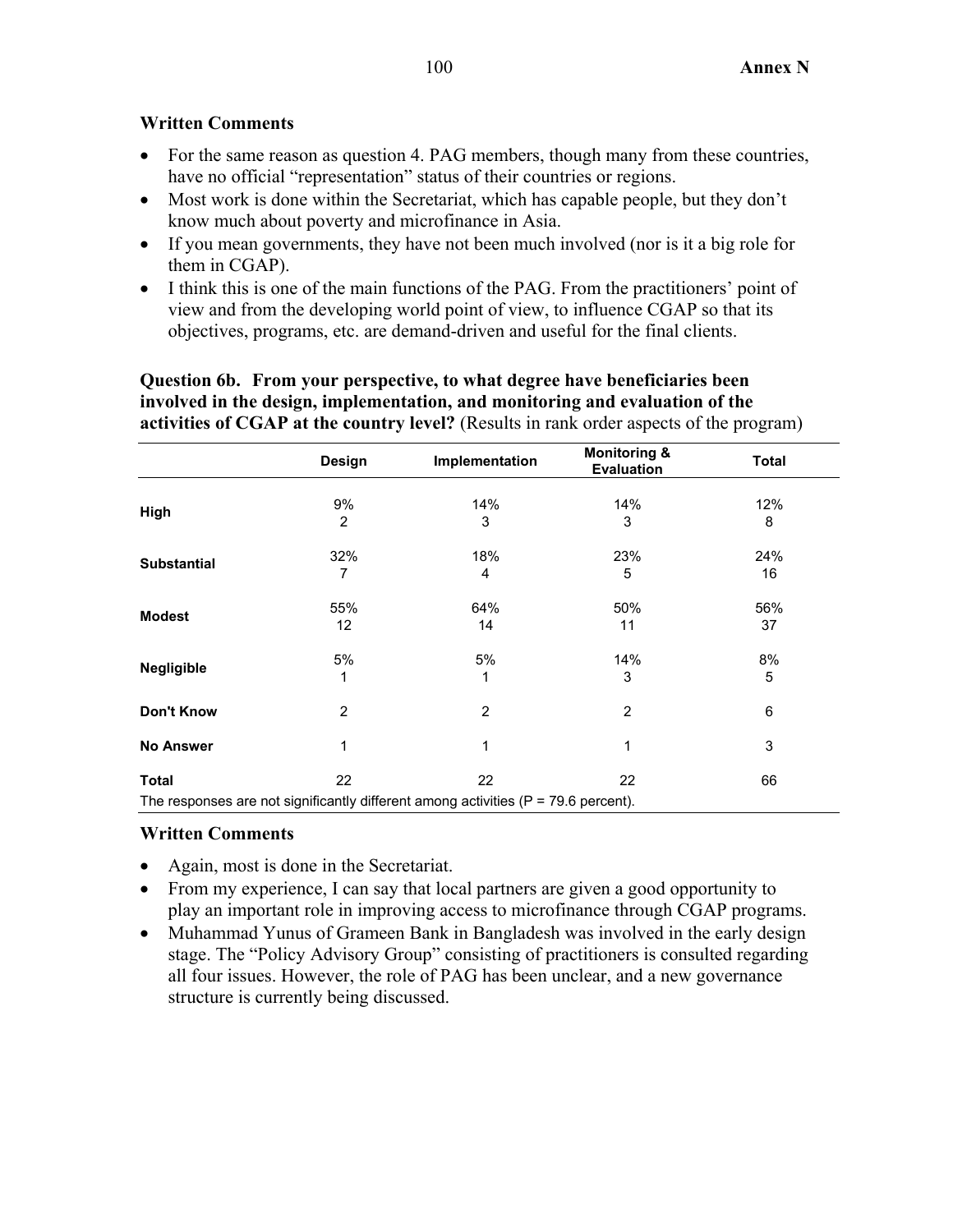### Written Comments

- For the same reason as question 4. PAG members, though many from these countries, have no official "representation" status of their countries or regions.
- Most work is done within the Secretariat, which has capable people, but they don't know much about poverty and microfinance in Asia.
- If you mean governments, they have not been much involved (nor is it a big role for them in CGAP).
- I think this is one of the main functions of the PAG. From the practitioners' point of view and from the developing world point of view, to influence CGAP so that its objectives, programs, etc. are demand-driven and useful for the final clients.

**Question 6b. From your perspective, to what degree have beneficiaries been involved in the design, implementation, and monitoring and evaluation of the activities of CGAP at the country level?** (Results in rank order aspects of the program)

| | Design | Implementation | Monitoring & Evaluation | Total |
|---|---|---|---|---|
| **High** | 9%<br>2 | 14%<br>3 | 14%<br>3 | 12%<br>8 |
| **Substantial** | 32%<br>7 | 18%<br>4 | 23%<br>5 | 24%<br>16 |
| **Modest** | 55%<br>12 | 64%<br>14 | 50%<br>11 | 56%<br>37 |
| **Negligible** | 5%<br>1 | 5%<br>1 | 14%<br>3 | 8%<br>5 |
| **Don't Know** | 2 | 2 | 2 | 6 |
| **No Answer** | 1 | 1 | 1 | 3 |
| **Total** | 22 | 22 | 22 | 66 |

The responses are not significantly different among activities (P = 79.6 percent).

### Written Comments

- Again, most is done in the Secretariat.
- From my experience, I can say that local partners are given a good opportunity to play an important role in improving access to microfinance through CGAP programs.
- Muhammad Yunus of Grameen Bank in Bangladesh was involved in the early design stage. The "Policy Advisory Group" consisting of practitioners is consulted regarding all four issues. However, the role of PAG has been unclear, and a new governance structure is currently being discussed.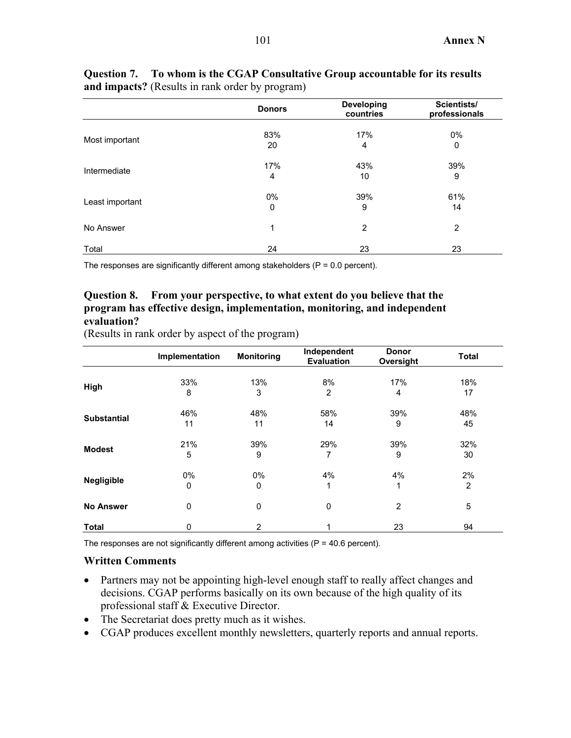**Question 7. To whom is the CGAP Consultative Group accountable for its results and impacts?** (Results in rank order by program)

| | Donors | Developing countries | Scientists/ professionals |
|---|---|---|---|
| Most important | 83%<br>20 | 17%<br>4 | 0%<br>0 |
| Intermediate | 17%<br>4 | 43%<br>10 | 39%<br>9 |
| Least important | 0%<br>0 | 39%<br>9 | 61%<br>14 |
| No Answer | 1 | 2 | 2 |
| Total | 24 | 23 | 23 |

The responses are significantly different among stakeholders (P = 0.0 percent).

**Question 8. From your perspective, to what extent do you believe that the program has effective design, implementation, monitoring, and independent evaluation?**

(Results in rank order by aspect of the program)

| | Implementation | Monitoring | Independent Evaluation | Donor Oversight | Total |
|---|---|---|---|---|---|
| **High** | 33%<br>8 | 13%<br>3 | 8%<br>2 | 17%<br>4 | 18%<br>17 |
| **Substantial** | 46%<br>11 | 48%<br>11 | 58%<br>14 | 39%<br>9 | 48%<br>45 |
| **Modest** | 21%<br>5 | 39%<br>9 | 29%<br>7 | 39%<br>9 | 32%<br>30 |
| **Negligible** | 0%<br>0 | 0%<br>0 | 4%<br>1 | 4%<br>1 | 2%<br>2 |
| **No Answer** | 0 | 0 | 0 | 2 | 5 |
| **Total** | 0 | 2 | 1 | 23 | 94 |

The responses are not significantly different among activities (P = 40.6 percent).

### Written Comments

- Partners may not be appointing high-level enough staff to really affect changes and decisions. CGAP performs basically on its own because of the high quality of its professional staff & Executive Director.
- The Secretariat does pretty much as it wishes.
- CGAP produces excellent monthly newsletters, quarterly reports and annual reports.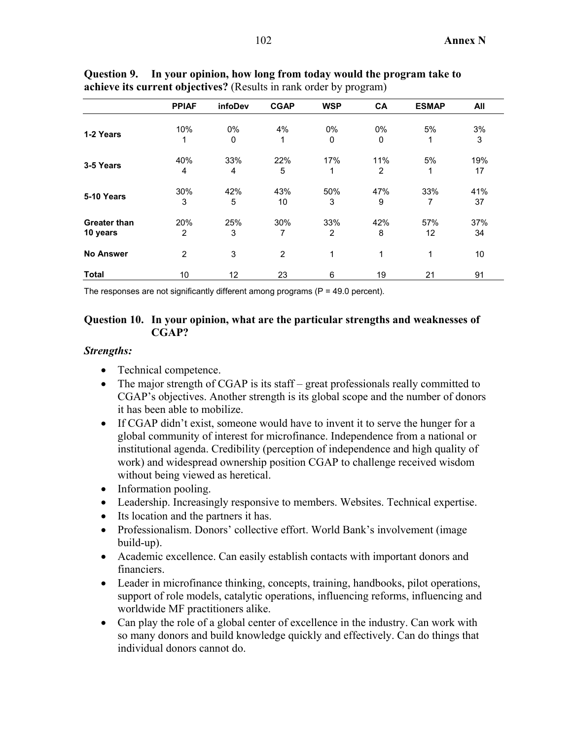**Question 9. In your opinion, how long from today would the program take to achieve its current objectives?** (Results in rank order by program)

| | PPIAF | infoDev | CGAP | WSP | CA | ESMAP | All |
|---|---|---|---|---|---|---|---|
| **1-2 Years** | 10%<br>1 | 0%<br>0 | 4%<br>1 | 0%<br>0 | 0%<br>0 | 5%<br>1 | 3%<br>3 |
| **3-5 Years** | 40%<br>4 | 33%<br>4 | 22%<br>5 | 17%<br>1 | 11%<br>2 | 5%<br>1 | 19%<br>17 |
| **5-10 Years** | 30%<br>3 | 42%<br>5 | 43%<br>10 | 50%<br>3 | 47%<br>9 | 33%<br>7 | 41%<br>37 |
| **Greater than 10 years** | 20%<br>2 | 25%<br>3 | 30%<br>7 | 33%<br>2 | 42%<br>8 | 57%<br>12 | 37%<br>34 |
| **No Answer** | 2 | 3 | 2 | 1 | 1 | 1 | 10 |
| **Total** | 10 | 12 | 23 | 6 | 19 | 21 | 91 |

The responses are not significantly different among programs (P = 49.0 percent).

## Question 10. In your opinion, what are the particular strengths and weaknesses of CGAP?

### *Strengths:*

- Technical competence.
- The major strength of CGAP is its staff – great professionals really committed to CGAP's objectives. Another strength is its global scope and the number of donors it has been able to mobilize.
- If CGAP didn't exist, someone would have to invent it to serve the hunger for a global community of interest for microfinance. Independence from a national or institutional agenda. Credibility (perception of independence and high quality of work) and widespread ownership position CGAP to challenge received wisdom without being viewed as heretical.
- Information pooling.
- Leadership. Increasingly responsive to members. Websites. Technical expertise.
- Its location and the partners it has.
- Professionalism. Donors' collective effort. World Bank's involvement (image build-up).
- Academic excellence. Can easily establish contacts with important donors and financiers.
- Leader in microfinance thinking, concepts, training, handbooks, pilot operations, support of role models, catalytic operations, influencing reforms, influencing and worldwide MF practitioners alike.
- Can play the role of a global center of excellence in the industry. Can work with so many donors and build knowledge quickly and effectively. Can do things that individual donors cannot do.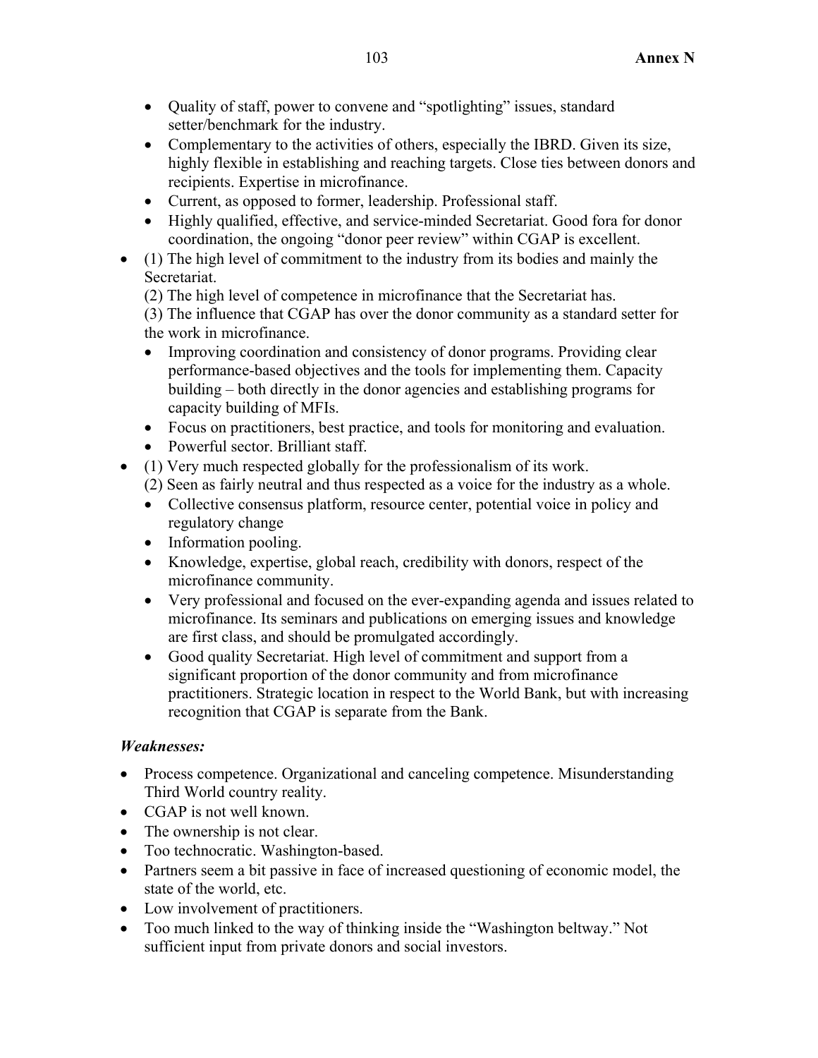- Quality of staff, power to convene and "spotlighting" issues, standard setter/benchmark for the industry.
  - Complementary to the activities of others, especially the IBRD. Given its size, highly flexible in establishing and reaching targets. Close ties between donors and recipients. Expertise in microfinance.
  - Current, as opposed to former, leadership. Professional staff.
  - Highly qualified, effective, and service-minded Secretariat. Good fora for donor coordination, the ongoing "donor peer review" within CGAP is excellent.
- (1) The high level of commitment to the industry from its bodies and mainly the Secretariat.
  (2) The high level of competence in microfinance that the Secretariat has.
  (3) The influence that CGAP has over the donor community as a standard setter for the work in microfinance.
  - Improving coordination and consistency of donor programs. Providing clear performance-based objectives and the tools for implementing them. Capacity building – both directly in the donor agencies and establishing programs for capacity building of MFIs.
  - Focus on practitioners, best practice, and tools for monitoring and evaluation.
  - Powerful sector. Brilliant staff.
- (1) Very much respected globally for the professionalism of its work.
  (2) Seen as fairly neutral and thus respected as a voice for the industry as a whole.
  - Collective consensus platform, resource center, potential voice in policy and regulatory change
  - Information pooling.
  - Knowledge, expertise, global reach, credibility with donors, respect of the microfinance community.
  - Very professional and focused on the ever-expanding agenda and issues related to microfinance. Its seminars and publications on emerging issues and knowledge are first class, and should be promulgated accordingly.
  - Good quality Secretariat. High level of commitment and support from a significant proportion of the donor community and from microfinance practitioners. Strategic location in respect to the World Bank, but with increasing recognition that CGAP is separate from the Bank.

***Weaknesses:***

- Process competence. Organizational and canceling competence. Misunderstanding Third World country reality.
- CGAP is not well known.
- The ownership is not clear.
- Too technocratic. Washington-based.
- Partners seem a bit passive in face of increased questioning of economic model, the state of the world, etc.
- Low involvement of practitioners.
- Too much linked to the way of thinking inside the "Washington beltway." Not sufficient input from private donors and social investors.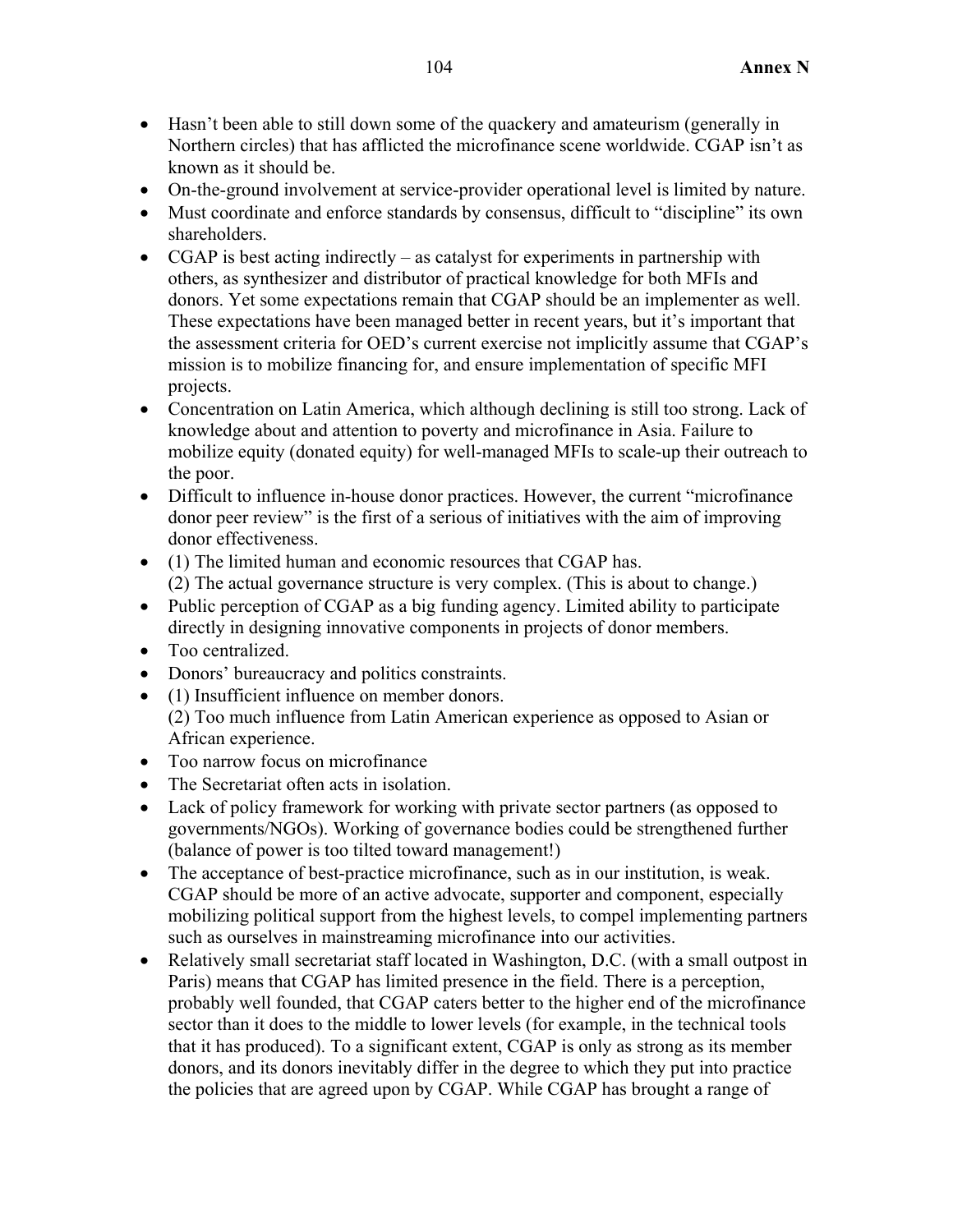- Hasn't been able to still down some of the quackery and amateurism (generally in Northern circles) that has afflicted the microfinance scene worldwide. CGAP isn't as known as it should be.
- On-the-ground involvement at service-provider operational level is limited by nature.
- Must coordinate and enforce standards by consensus, difficult to "discipline" its own shareholders.
- CGAP is best acting indirectly – as catalyst for experiments in partnership with others, as synthesizer and distributor of practical knowledge for both MFIs and donors. Yet some expectations remain that CGAP should be an implementer as well. These expectations have been managed better in recent years, but it's important that the assessment criteria for OED's current exercise not implicitly assume that CGAP's mission is to mobilize financing for, and ensure implementation of specific MFI projects.
- Concentration on Latin America, which although declining is still too strong. Lack of knowledge about and attention to poverty and microfinance in Asia. Failure to mobilize equity (donated equity) for well-managed MFIs to scale-up their outreach to the poor.
- Difficult to influence in-house donor practices. However, the current "microfinance donor peer review" is the first of a serious of initiatives with the aim of improving donor effectiveness.
- (1) The limited human and economic resources that CGAP has.
  (2) The actual governance structure is very complex. (This is about to change.)
- Public perception of CGAP as a big funding agency. Limited ability to participate directly in designing innovative components in projects of donor members.
- Too centralized.
- Donors' bureaucracy and politics constraints.
- (1) Insufficient influence on member donors.
  (2) Too much influence from Latin American experience as opposed to Asian or African experience.
- Too narrow focus on microfinance
- The Secretariat often acts in isolation.
- Lack of policy framework for working with private sector partners (as opposed to governments/NGOs). Working of governance bodies could be strengthened further (balance of power is too tilted toward management!)
- The acceptance of best-practice microfinance, such as in our institution, is weak. CGAP should be more of an active advocate, supporter and component, especially mobilizing political support from the highest levels, to compel implementing partners such as ourselves in mainstreaming microfinance into our activities.
- Relatively small secretariat staff located in Washington, D.C. (with a small outpost in Paris) means that CGAP has limited presence in the field. There is a perception, probably well founded, that CGAP caters better to the higher end of the microfinance sector than it does to the middle to lower levels (for example, in the technical tools that it has produced). To a significant extent, CGAP is only as strong as its member donors, and its donors inevitably differ in the degree to which they put into practice the policies that are agreed upon by CGAP. While CGAP has brought a range of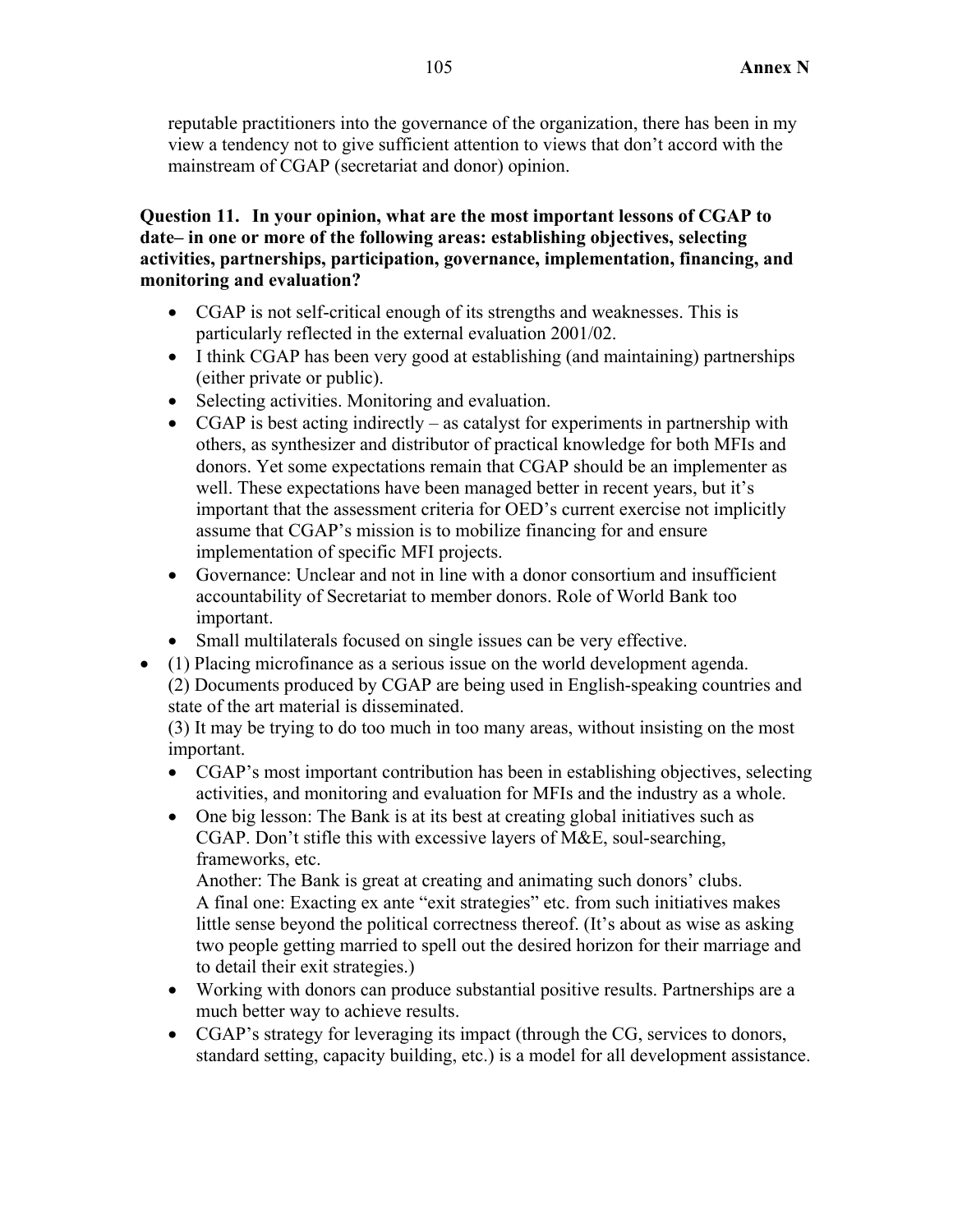reputable practitioners into the governance of the organization, there has been in my view a tendency not to give sufficient attention to views that don't accord with the mainstream of CGAP (secretariat and donor) opinion.

**Question 11. In your opinion, what are the most important lessons of CGAP to date– in one or more of the following areas: establishing objectives, selecting activities, partnerships, participation, governance, implementation, financing, and monitoring and evaluation?**

- CGAP is not self-critical enough of its strengths and weaknesses. This is particularly reflected in the external evaluation 2001/02.
- I think CGAP has been very good at establishing (and maintaining) partnerships (either private or public).
- Selecting activities. Monitoring and evaluation.
- CGAP is best acting indirectly – as catalyst for experiments in partnership with others, as synthesizer and distributor of practical knowledge for both MFIs and donors. Yet some expectations remain that CGAP should be an implementer as well. These expectations have been managed better in recent years, but it's important that the assessment criteria for OED's current exercise not implicitly assume that CGAP's mission is to mobilize financing for and ensure implementation of specific MFI projects.
- Governance: Unclear and not in line with a donor consortium and insufficient accountability of Secretariat to member donors. Role of World Bank too important.
- Small multilaterals focused on single issues can be very effective.

- (1) Placing microfinance as a serious issue on the world development agenda.
  (2) Documents produced by CGAP are being used in English-speaking countries and state of the art material is disseminated.
  (3) It may be trying to do too much in too many areas, without insisting on the most important.
  - CGAP's most important contribution has been in establishing objectives, selecting activities, and monitoring and evaluation for MFIs and the industry as a whole.
  - One big lesson: The Bank is at its best at creating global initiatives such as CGAP. Don't stifle this with excessive layers of M&E, soul-searching, frameworks, etc.
    Another: The Bank is great at creating and animating such donors' clubs.
    A final one: Exacting ex ante "exit strategies" etc. from such initiatives makes little sense beyond the political correctness thereof. (It's about as wise as asking two people getting married to spell out the desired horizon for their marriage and to detail their exit strategies.)
  - Working with donors can produce substantial positive results. Partnerships are a much better way to achieve results.
  - CGAP's strategy for leveraging its impact (through the CG, services to donors, standard setting, capacity building, etc.) is a model for all development assistance.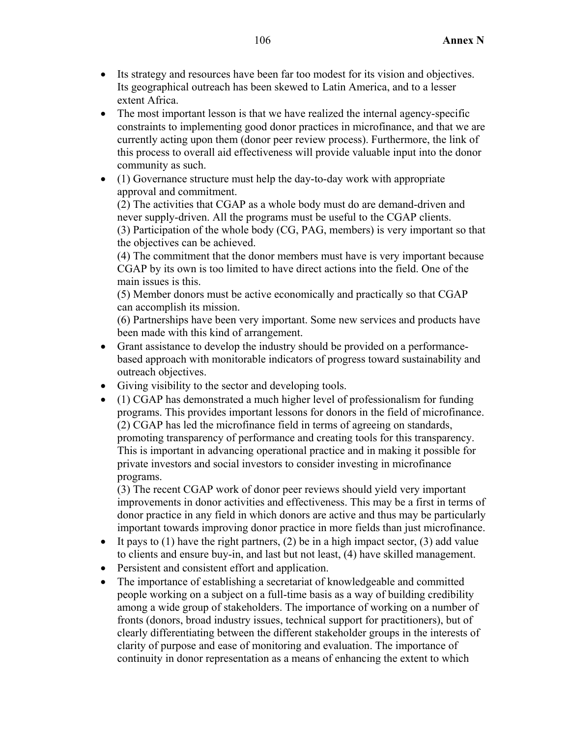- Its strategy and resources have been far too modest for its vision and objectives. Its geographical outreach has been skewed to Latin America, and to a lesser extent Africa.
- The most important lesson is that we have realized the internal agency-specific constraints to implementing good donor practices in microfinance, and that we are currently acting upon them (donor peer review process). Furthermore, the link of this process to overall aid effectiveness will provide valuable input into the donor community as such.
- (1) Governance structure must help the day-to-day work with appropriate approval and commitment.
  (2) The activities that CGAP as a whole body must do are demand-driven and never supply-driven. All the programs must be useful to the CGAP clients.
  (3) Participation of the whole body (CG, PAG, members) is very important so that the objectives can be achieved.
  (4) The commitment that the donor members must have is very important because CGAP by its own is too limited to have direct actions into the field. One of the main issues is this.
  (5) Member donors must be active economically and practically so that CGAP can accomplish its mission.
  (6) Partnerships have been very important. Some new services and products have been made with this kind of arrangement.
- Grant assistance to develop the industry should be provided on a performance-based approach with monitorable indicators of progress toward sustainability and outreach objectives.
- Giving visibility to the sector and developing tools.
- (1) CGAP has demonstrated a much higher level of professionalism for funding programs. This provides important lessons for donors in the field of microfinance.
  (2) CGAP has led the microfinance field in terms of agreeing on standards, promoting transparency of performance and creating tools for this transparency. This is important in advancing operational practice and in making it possible for private investors and social investors to consider investing in microfinance programs.
  (3) The recent CGAP work of donor peer reviews should yield very important improvements in donor activities and effectiveness. This may be a first in terms of donor practice in any field in which donors are active and thus may be particularly important towards improving donor practice in more fields than just microfinance.
- It pays to (1) have the right partners, (2) be in a high impact sector, (3) add value to clients and ensure buy-in, and last but not least, (4) have skilled management.
- Persistent and consistent effort and application.
- The importance of establishing a secretariat of knowledgeable and committed people working on a subject on a full-time basis as a way of building credibility among a wide group of stakeholders. The importance of working on a number of fronts (donors, broad industry issues, technical support for practitioners), but of clearly differentiating between the different stakeholder groups in the interests of clarity of purpose and ease of monitoring and evaluation. The importance of continuity in donor representation as a means of enhancing the extent to which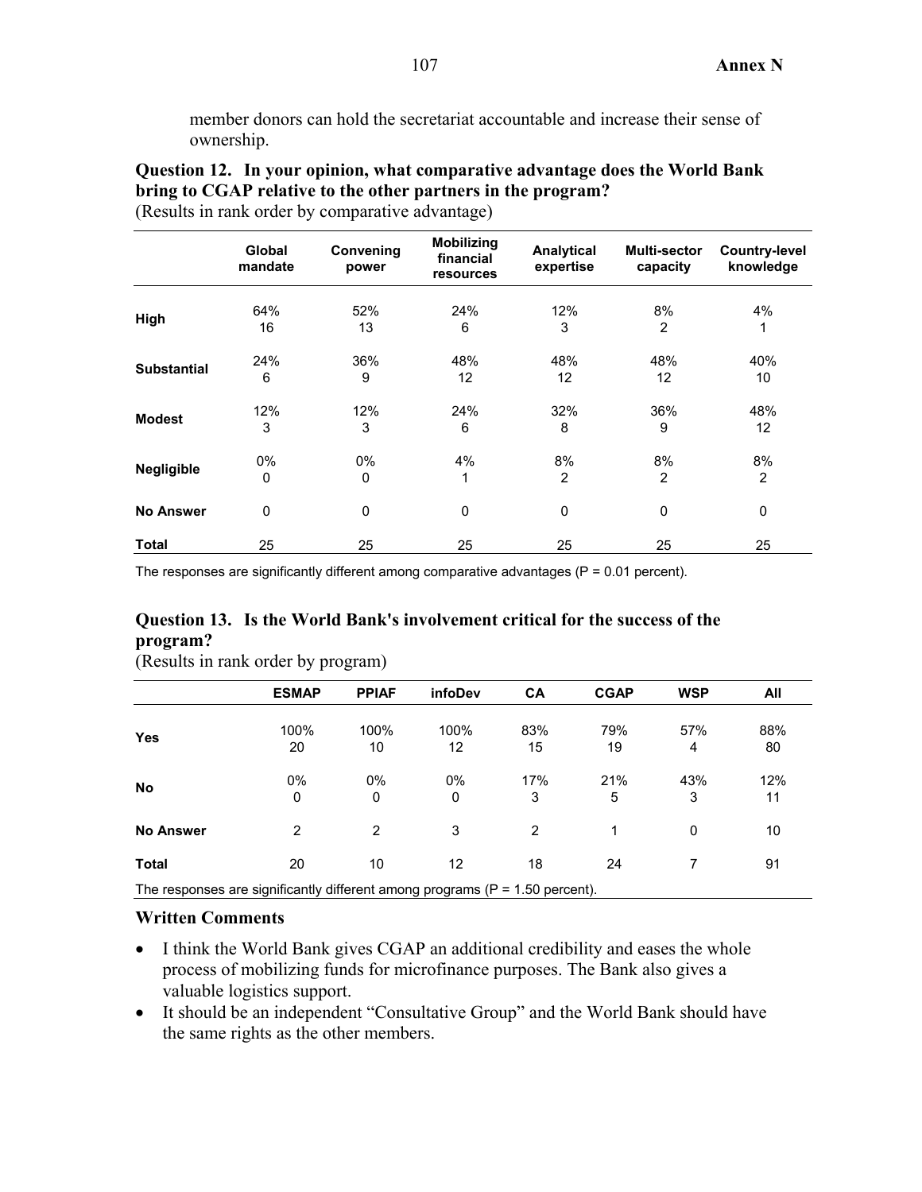member donors can hold the secretariat accountable and increase their sense of ownership.

**Question 12. In your opinion, what comparative advantage does the World Bank bring to CGAP relative to the other partners in the program?**
(Results in rank order by comparative advantage)

| | Global mandate | Convening power | Mobilizing financial resources | Analytical expertise | Multi-sector capacity | Country-level knowledge |
|---|---|---|---|---|---|---|
| **High** | 64%<br>16 | 52%<br>13 | 24%<br>6 | 12%<br>3 | 8%<br>2 | 4%<br>1 |
| **Substantial** | 24%<br>6 | 36%<br>9 | 48%<br>12 | 48%<br>12 | 48%<br>12 | 40%<br>10 |
| **Modest** | 12%<br>3 | 12%<br>3 | 24%<br>6 | 32%<br>8 | 36%<br>9 | 48%<br>12 |
| **Negligible** | 0%<br>0 | 0%<br>0 | 4%<br>1 | 8%<br>2 | 8%<br>2 | 8%<br>2 |
| **No Answer** | 0 | 0 | 0 | 0 | 0 | 0 |
| **Total** | 25 | 25 | 25 | 25 | 25 | 25 |

The responses are significantly different among comparative advantages (P = 0.01 percent).

**Question 13. Is the World Bank's involvement critical for the success of the program?**
(Results in rank order by program)

| | ESMAP | PPIAF | infoDev | CA | CGAP | WSP | All |
|---|---|---|---|---|---|---|---|
| **Yes** | 100%<br>20 | 100%<br>10 | 100%<br>12 | 83%<br>15 | 79%<br>19 | 57%<br>4 | 88%<br>80 |
| **No** | 0%<br>0 | 0%<br>0 | 0%<br>0 | 17%<br>3 | 21%<br>5 | 43%<br>3 | 12%<br>11 |
| **No Answer** | 2 | 2 | 3 | 2 | 1 | 0 | 10 |
| **Total** | 20 | 10 | 12 | 18 | 24 | 7 | 91 |

The responses are significantly different among programs (P = 1.50 percent).

### Written Comments

- I think the World Bank gives CGAP an additional credibility and eases the whole process of mobilizing funds for microfinance purposes. The Bank also gives a valuable logistics support.
- It should be an independent "Consultative Group" and the World Bank should have the same rights as the other members.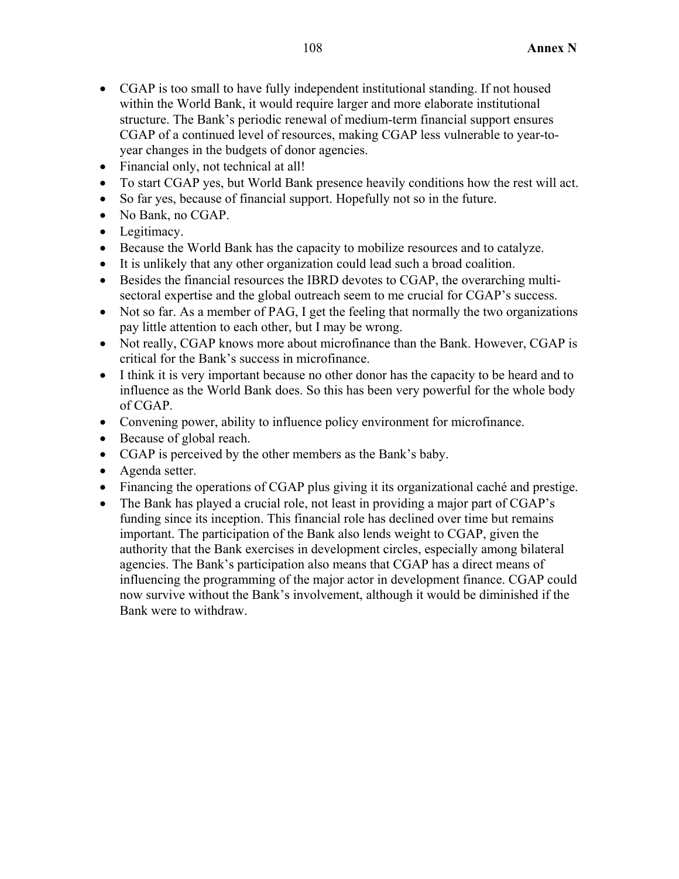- CGAP is too small to have fully independent institutional standing. If not housed within the World Bank, it would require larger and more elaborate institutional structure. The Bank's periodic renewal of medium-term financial support ensures CGAP of a continued level of resources, making CGAP less vulnerable to year-to-year changes in the budgets of donor agencies.
- Financial only, not technical at all!
- To start CGAP yes, but World Bank presence heavily conditions how the rest will act.
- So far yes, because of financial support. Hopefully not so in the future.
- No Bank, no CGAP.
- Legitimacy.
- Because the World Bank has the capacity to mobilize resources and to catalyze.
- It is unlikely that any other organization could lead such a broad coalition.
- Besides the financial resources the IBRD devotes to CGAP, the overarching multi-sectoral expertise and the global outreach seem to me crucial for CGAP's success.
- Not so far. As a member of PAG, I get the feeling that normally the two organizations pay little attention to each other, but I may be wrong.
- Not really, CGAP knows more about microfinance than the Bank. However, CGAP is critical for the Bank's success in microfinance.
- I think it is very important because no other donor has the capacity to be heard and to influence as the World Bank does. So this has been very powerful for the whole body of CGAP.
- Convening power, ability to influence policy environment for microfinance.
- Because of global reach.
- CGAP is perceived by the other members as the Bank's baby.
- Agenda setter.
- Financing the operations of CGAP plus giving it its organizational caché and prestige.
- The Bank has played a crucial role, not least in providing a major part of CGAP's funding since its inception. This financial role has declined over time but remains important. The participation of the Bank also lends weight to CGAP, given the authority that the Bank exercises in development circles, especially among bilateral agencies. The Bank's participation also means that CGAP has a direct means of influencing the programming of the major actor in development finance. CGAP could now survive without the Bank's involvement, although it would be diminished if the Bank were to withdraw.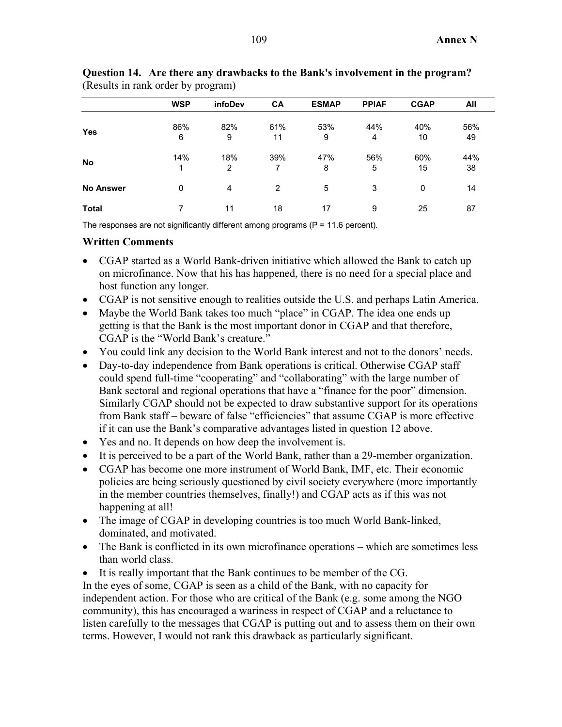**Question 14. Are there any drawbacks to the Bank's involvement in the program?**
(Results in rank order by program)

| | WSP | infoDev | CA | ESMAP | PPIAF | CGAP | All |
|---|---|---|---|---|---|---|---|
| Yes | 86%<br>6 | 82%<br>9 | 61%<br>11 | 53%<br>9 | 44%<br>4 | 40%<br>10 | 56%<br>49 |
| No | 14%<br>1 | 18%<br>2 | 39%<br>7 | 47%<br>8 | 56%<br>5 | 60%<br>15 | 44%<br>38 |
| No Answer | 0 | 4 | 2 | 5 | 3 | 0 | 14 |
| Total | 7 | 11 | 18 | 17 | 9 | 25 | 87 |

The responses are not significantly different among programs (P = 11.6 percent).

### Written Comments

- CGAP started as a World Bank-driven initiative which allowed the Bank to catch up on microfinance. Now that his has happened, there is no need for a special place and host function any longer.
- CGAP is not sensitive enough to realities outside the U.S. and perhaps Latin America.
- Maybe the World Bank takes too much "place" in CGAP. The idea one ends up getting is that the Bank is the most important donor in CGAP and that therefore, CGAP is the "World Bank's creature."
- You could link any decision to the World Bank interest and not to the donors' needs.
- Day-to-day independence from Bank operations is critical. Otherwise CGAP staff could spend full-time "cooperating" and "collaborating" with the large number of Bank sectoral and regional operations that have a "finance for the poor" dimension. Similarly CGAP should not be expected to draw substantive support for its operations from Bank staff – beware of false "efficiencies" that assume CGAP is more effective if it can use the Bank's comparative advantages listed in question 12 above.
- Yes and no. It depends on how deep the involvement is.
- It is perceived to be a part of the World Bank, rather than a 29-member organization.
- CGAP has become one more instrument of World Bank, IMF, etc. Their economic policies are being seriously questioned by civil society everywhere (more importantly in the member countries themselves, finally!) and CGAP acts as if this was not happening at all!
- The image of CGAP in developing countries is too much World Bank-linked, dominated, and motivated.
- The Bank is conflicted in its own microfinance operations – which are sometimes less than world class.
- It is really important that the Bank continues to be member of the CG.

In the eyes of some, CGAP is seen as a child of the Bank, with no capacity for independent action. For those who are critical of the Bank (e.g. some among the NGO community), this has encouraged a wariness in respect of CGAP and a reluctance to listen carefully to the messages that CGAP is putting out and to assess them on their own terms. However, I would not rank this drawback as particularly significant.